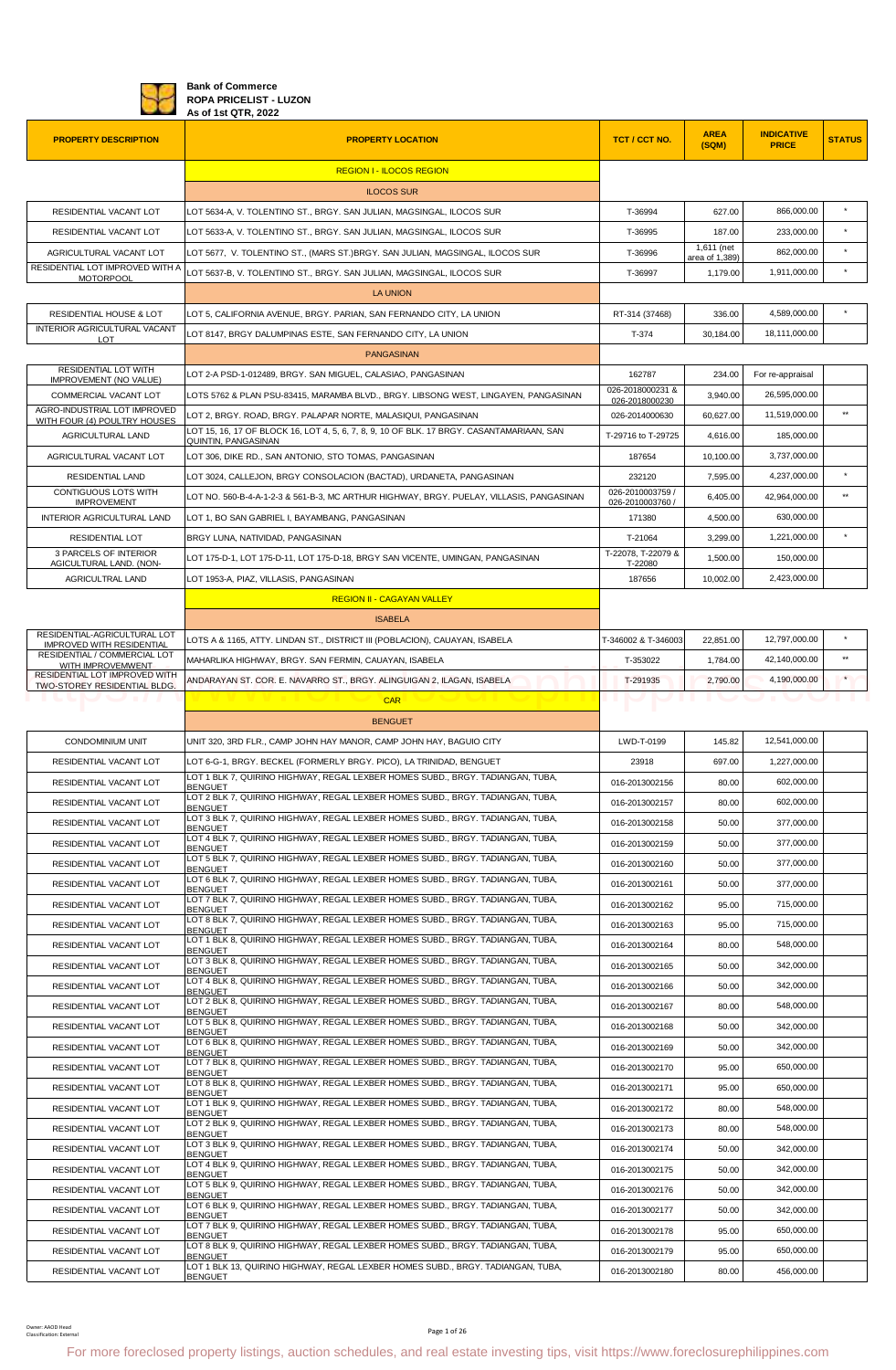**Bank of Commerce**
**ROPA PRICELIST - LUZON**
**As of 1st QTR, 2022**

| PROPERTY DESCRIPTION | PROPERTY LOCATION | TCT / CCT NO. | AREA (SQM) | INDICATIVE PRICE | STATUS |
|---|---|---|---|---|---|
| | REGION I - ILOCOS REGION | | | | |
| | ILOCOS SUR | | | | |
| RESIDENTIAL VACANT LOT | LOT 5634-A, V. TOLENTINO ST., BRGY. SAN JULIAN, MAGSINGAL, ILOCOS SUR | T-36994 | 627.00 | 866,000.00 | * |
| RESIDENTIAL VACANT LOT | LOT 5633-A, V. TOLENTINO ST., BRGY. SAN JULIAN, MAGSINGAL, ILOCOS SUR | T-36995 | 187.00 | 233,000.00 | * |
| AGRICULTURAL VACANT LOT | LOT 5677, V. TOLENTINO ST., (MARS ST.)BRGY. SAN JULIAN, MAGSINGAL, ILOCOS SUR | T-36996 | 1,611 (net area of 1,389) | 862,000.00 | * |
| RESIDENTIAL LOT IMPROVED WITH A MOTORPOOL | LOT 5637-B, V. TOLENTINO ST., BRGY. SAN JULIAN, MAGSINGAL, ILOCOS SUR | T-36997 | 1,179.00 | 1,911,000.00 | * |
| | LA UNION | | | | |
| RESIDENTIAL HOUSE & LOT | LOT 5, CALIFORNIA AVENUE, BRGY. PARIAN, SAN FERNANDO CITY, LA UNION | RT-314 (37468) | 336.00 | 4,589,000.00 | * |
| INTERIOR AGRICULTURAL VACANT LOT | LOT 8147, BRGY DALUMPINAS ESTE, SAN FERNANDO CITY, LA UNION | T-374 | 30,184.00 | 18,111,000.00 | |
| | PANGASINAN | | | | |
| RESIDENTIAL LOT WITH IMPROVEMENT (NO VALUE) | LOT 2-A PSD-1-012489, BRGY. SAN MIGUEL, CALASIAO, PANGASINAN | 162787 | 234.00 | For re-appraisal | |
| COMMERCIAL VACANT LOT | LOTS 5762 & PLAN PSU-83415, MARAMBA BLVD., BRGY. LIBSONG WEST, LINGAYEN, PANGASINAN | 026-2018000231 & 026-2018000230 | 3,940.00 | 26,595,000.00 | |
| AGRO-INDUSTRIAL LOT IMPROVED WITH FOUR (4) POULTRY HOUSES | LOT 2, BRGY. ROAD, BRGY. PALAPAR NORTE, MALASIQUI, PANGASINAN | 026-2014000630 | 60,627.00 | 11,519,000.00 | ** |
| AGRICULTURAL LAND | LOT 15, 16, 17 OF BLOCK 16, LOT 4, 5, 6, 7, 8, 9, 10 OF BLK. 17 BRGY. CASANTAMARIAAN, SAN QUINTIN, PANGASINAN | T-29716 to T-29725 | 4,616.00 | 185,000.00 | |
| AGRICULTURAL VACANT LOT | LOT 306, DIKE RD., BRGY. SAN ANTONIO, STO TOMAS, PANGASINAN | 187654 | 10,100.00 | 3,737,000.00 | |
| RESIDENTIAL LAND | LOT 3024, CALLEJON, BRGY CONSOLACION (BACTAD), URDANETA, PANGASINAN | 232120 | 7,595.00 | 4,237,000.00 | * |
| CONTIGUOUS LOTS WITH IMPROVEMENT | LOT NO. 560-B-4-A-1-2-3 & 561-B-3, MC ARTHUR HIGHWAY, BRGY. PUELAY, VILLASIS, PANGASINAN | 026-2010003759 / 026-2010003760 / | 6,405.00 | 42,964,000.00 | ** |
| INTERIOR AGRICULTURAL LAND | LOT 1, BO SAN GABRIEL I, BAYAMBANG, PANGASINAN | 171380 | 4,500.00 | 630,000.00 | |
| RESIDENTIAL LOT | BRGY LUNA, NATIVIDAD, PANGASINAN | T-21064 | 3,299.00 | 1,221,000.00 | * |
| 3 PARCELS OF INTERIOR AGICULTURAL LAND. (NON- | LOT 175-D-1, LOT 175-D-11, LOT 175-D-18, BRGY SAN VICENTE, UMINGAN, PANGASINAN | T-22078, T-22079 & T-22080 | 1,500.00 | 150,000.00 | |
| AGRICULTRAL LAND | LOT 1953-A, PIAZ, VILLASIS, PANGASINAN | 187656 | 10,002.00 | 2,423,000.00 | |
| | REGION II - CAGAYAN VALLEY | | | | |
| | ISABELA | | | | |
| RESIDENTIAL-AGRICULTURAL LOT IMPROVED WITH RESIDENTIAL | LOTS A & 1165, ATTY. LINDAN ST., DISTRICT III (POBLACION), CAUAYAN, ISABELA | T-346002 & T-346003 | 22,851.00 | 12,797,000.00 | * |
| RESIDENTIAL / COMMERCIAL LOT WITH IMPROVEMWENT | MAHARLIKA HIGHWAY, BRGY. SAN FERMIN, CAUAYAN, ISABELA | T-353022 | 1,784.00 | 42,140,000.00 | ** |
| RESIDENTIAL LOT IMPROVED WITH TWO-STOREY RESIDENTIAL BLDG. | ANDARAYAN ST. COR. E. NAVARRO ST., BRGY. ALINGUIGAN 2, ILAGAN, ISABELA | T-291935 | 2,790.00 | 4,190,000.00 | * |
| | CAR | | | | |
| | BENGUET | | | | |
| CONDOMINIUM UNIT | UNIT 320, 3RD FLR., CAMP JOHN HAY MANOR, CAMP JOHN HAY, BAGUIO CITY | LWD-T-0199 | 145.82 | 12,541,000.00 | |
| RESIDENTIAL VACANT LOT | LOT 6-G-1, BRGY. BECKEL (FORMERLY BRGY. PICO), LA TRINIDAD, BENGUET | 23918 | 697.00 | 1,227,000.00 | |
| RESIDENTIAL VACANT LOT | LOT 1 BLK 7, QUIRINO HIGHWAY, REGAL LEXBER HOMES SUBD., BRGY. TADIANGAN, TUBA, BENGUET | 016-2013002156 | 80.00 | 602,000.00 | |
| RESIDENTIAL VACANT LOT | LOT 2 BLK 7, QUIRINO HIGHWAY, REGAL LEXBER HOMES SUBD., BRGY. TADIANGAN, TUBA, BENGUET | 016-2013002157 | 80.00 | 602,000.00 | |
| RESIDENTIAL VACANT LOT | LOT 3 BLK 7, QUIRINO HIGHWAY, REGAL LEXBER HOMES SUBD., BRGY. TADIANGAN, TUBA, BENGUET | 016-2013002158 | 50.00 | 377,000.00 | |
| RESIDENTIAL VACANT LOT | LOT 4 BLK 7, QUIRINO HIGHWAY, REGAL LEXBER HOMES SUBD., BRGY. TADIANGAN, TUBA, BENGUET | 016-2013002159 | 50.00 | 377,000.00 | |
| RESIDENTIAL VACANT LOT | LOT 5 BLK 7, QUIRINO HIGHWAY, REGAL LEXBER HOMES SUBD., BRGY. TADIANGAN, TUBA, BENGUET | 016-2013002160 | 50.00 | 377,000.00 | |
| RESIDENTIAL VACANT LOT | LOT 6 BLK 7, QUIRINO HIGHWAY, REGAL LEXBER HOMES SUBD., BRGY. TADIANGAN, TUBA, BENGUET | 016-2013002161 | 50.00 | 377,000.00 | |
| RESIDENTIAL VACANT LOT | LOT 7 BLK 7, QUIRINO HIGHWAY, REGAL LEXBER HOMES SUBD., BRGY. TADIANGAN, TUBA, BENGUET | 016-2013002162 | 95.00 | 715,000.00 | |
| RESIDENTIAL VACANT LOT | LOT 8 BLK 7, QUIRINO HIGHWAY, REGAL LEXBER HOMES SUBD., BRGY. TADIANGAN, TUBA, BENGUET | 016-2013002163 | 95.00 | 715,000.00 | |
| RESIDENTIAL VACANT LOT | LOT 1 BLK 8, QUIRINO HIGHWAY, REGAL LEXBER HOMES SUBD., BRGY. TADIANGAN, TUBA, BENGUET | 016-2013002164 | 80.00 | 548,000.00 | |
| RESIDENTIAL VACANT LOT | LOT 3 BLK 8, QUIRINO HIGHWAY, REGAL LEXBER HOMES SUBD., BRGY. TADIANGAN, TUBA, BENGUET | 016-2013002165 | 50.00 | 342,000.00 | |
| RESIDENTIAL VACANT LOT | LOT 4 BLK 8, QUIRINO HIGHWAY, REGAL LEXBER HOMES SUBD., BRGY. TADIANGAN, TUBA, BENGUET | 016-2013002166 | 50.00 | 342,000.00 | |
| RESIDENTIAL VACANT LOT | LOT 2 BLK 8, QUIRINO HIGHWAY, REGAL LEXBER HOMES SUBD., BRGY. TADIANGAN, TUBA, BENGUET | 016-2013002167 | 80.00 | 548,000.00 | |
| RESIDENTIAL VACANT LOT | LOT 5 BLK 8, QUIRINO HIGHWAY, REGAL LEXBER HOMES SUBD., BRGY. TADIANGAN, TUBA, BENGUET | 016-2013002168 | 50.00 | 342,000.00 | |
| RESIDENTIAL VACANT LOT | LOT 6 BLK 8, QUIRINO HIGHWAY, REGAL LEXBER HOMES SUBD., BRGY. TADIANGAN, TUBA, BENGUET | 016-2013002169 | 50.00 | 342,000.00 | |
| RESIDENTIAL VACANT LOT | LOT 7 BLK 8, QUIRINO HIGHWAY, REGAL LEXBER HOMES SUBD., BRGY. TADIANGAN, TUBA, BENGUET | 016-2013002170 | 95.00 | 650,000.00 | |
| RESIDENTIAL VACANT LOT | LOT 8 BLK 8, QUIRINO HIGHWAY, REGAL LEXBER HOMES SUBD., BRGY. TADIANGAN, TUBA, BENGUET | 016-2013002171 | 95.00 | 650,000.00 | |
| RESIDENTIAL VACANT LOT | LOT 1 BLK 9, QUIRINO HIGHWAY, REGAL LEXBER HOMES SUBD., BRGY. TADIANGAN, TUBA, BENGUET | 016-2013002172 | 80.00 | 548,000.00 | |
| RESIDENTIAL VACANT LOT | LOT 2 BLK 9, QUIRINO HIGHWAY, REGAL LEXBER HOMES SUBD., BRGY. TADIANGAN, TUBA, BENGUET | 016-2013002173 | 80.00 | 548,000.00 | |
| RESIDENTIAL VACANT LOT | LOT 3 BLK 9, QUIRINO HIGHWAY, REGAL LEXBER HOMES SUBD., BRGY. TADIANGAN, TUBA, BENGUET | 016-2013002174 | 50.00 | 342,000.00 | |
| RESIDENTIAL VACANT LOT | LOT 4 BLK 9, QUIRINO HIGHWAY, REGAL LEXBER HOMES SUBD., BRGY. TADIANGAN, TUBA, BENGUET | 016-2013002175 | 50.00 | 342,000.00 | |
| RESIDENTIAL VACANT LOT | LOT 5 BLK 9, QUIRINO HIGHWAY, REGAL LEXBER HOMES SUBD., BRGY. TADIANGAN, TUBA, BENGUET | 016-2013002176 | 50.00 | 342,000.00 | |
| RESIDENTIAL VACANT LOT | LOT 6 BLK 9, QUIRINO HIGHWAY, REGAL LEXBER HOMES SUBD., BRGY. TADIANGAN, TUBA, BENGUET | 016-2013002177 | 50.00 | 342,000.00 | |
| RESIDENTIAL VACANT LOT | LOT 7 BLK 9, QUIRINO HIGHWAY, REGAL LEXBER HOMES SUBD., BRGY. TADIANGAN, TUBA, BENGUET | 016-2013002178 | 95.00 | 650,000.00 | |
| RESIDENTIAL VACANT LOT | LOT 8 BLK 9, QUIRINO HIGHWAY, REGAL LEXBER HOMES SUBD., BRGY. TADIANGAN, TUBA, BENGUET | 016-2013002179 | 95.00 | 650,000.00 | |
| RESIDENTIAL VACANT LOT | LOT 1 BLK 13, QUIRINO HIGHWAY, REGAL LEXBER HOMES SUBD., BRGY. TADIANGAN, TUBA, BENGUET | 016-2013002180 | 80.00 | 456,000.00 | |

Owner: AAOD Head
Classification: External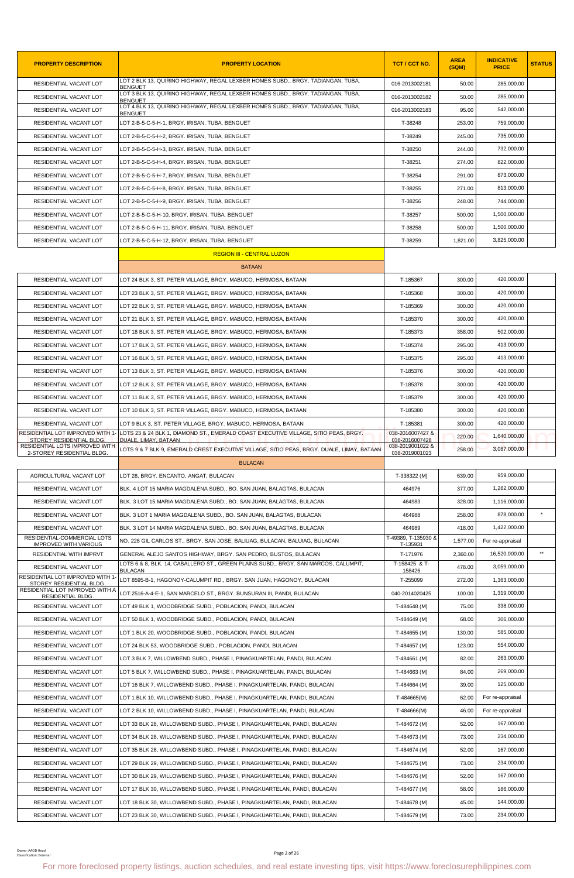| PROPERTY DESCRIPTION | PROPERTY LOCATION | TCT / CCT NO. | AREA (SQM) | INDICATIVE PRICE | STATUS |
|---|---|---|---|---|---|
| RESIDENTIAL VACANT LOT | LOT 2 BLK 13, QUIRINO HIGHWAY, REGAL LEXBER HOMES SUBD., BRGY. TADIANGAN, TUBA, BENGUET | 016-2013002181 | 50.00 | 285,000.00 | |
| RESIDENTIAL VACANT LOT | LOT 3 BLK 13, QUIRINO HIGHWAY, REGAL LEXBER HOMES SUBD., BRGY. TADIANGAN, TUBA, BENGUET | 016-2013002182 | 50.00 | 285,000.00 | |
| RESIDENTIAL VACANT LOT | LOT 4 BLK 13, QUIRINO HIGHWAY, REGAL LEXBER HOMES SUBD., BRGY. TADIANGAN, TUBA, BENGUET | 016-2013002183 | 95.00 | 542,000.00 | |
| RESIDENTIAL VACANT LOT | LOT 2-B-5-C-5-H-1, BRGY. IRISAN, TUBA, BENGUET | T-38248 | 253.00 | 759,000.00 | |
| RESIDENTIAL VACANT LOT | LOT 2-B-5-C-5-H-2, BRGY. IRISAN, TUBA, BENGUET | T-38249 | 245.00 | 735,000.00 | |
| RESIDENTIAL VACANT LOT | LOT 2-B-5-C-5-H-3, BRGY. IRISAN, TUBA, BENGUET | T-38250 | 244.00 | 732,000.00 | |
| RESIDENTIAL VACANT LOT | LOT 2-B-5-C-5-H-4, BRGY. IRISAN, TUBA, BENGUET | T-38251 | 274.00 | 822,000.00 | |
| RESIDENTIAL VACANT LOT | LOT 2-B-5-C-5-H-7, BRGY. IRISAN, TUBA, BENGUET | T-38254 | 291.00 | 873,000.00 | |
| RESIDENTIAL VACANT LOT | LOT 2-B-5-C-5-H-8, BRGY. IRISAN, TUBA, BENGUET | T-38255 | 271.00 | 813,000.00 | |
| RESIDENTIAL VACANT LOT | LOT 2-B-5-C-5-H-9, BRGY. IRISAN, TUBA, BENGUET | T-38256 | 248.00 | 744,000.00 | |
| RESIDENTIAL VACANT LOT | LOT 2-B-5-C-5-H-10, BRGY. IRISAN, TUBA, BENGUET | T-38257 | 500.00 | 1,500,000.00 | |
| RESIDENTIAL VACANT LOT | LOT 2-B-5-C-5-H-11, BRGY. IRISAN, TUBA, BENGUET | T-38258 | 500.00 | 1,500,000.00 | |
| RESIDENTIAL VACANT LOT | LOT 2-B-5-C-5-H-12, BRGY. IRISAN, TUBA, BENGUET | T-38259 | 1,821.00 | 3,825,000.00 | |
| | REGION III - CENTRAL LUZON | | | | |
| | BATAAN | | | | |
| RESIDENTIAL VACANT LOT | LOT 24 BLK 3, ST. PETER VILLAGE, BRGY. MABUCO, HERMOSA, BATAAN | T-185367 | 300.00 | 420,000.00 | |
| RESIDENTIAL VACANT LOT | LOT 23 BLK 3, ST. PETER VILLAGE, BRGY. MABUCO, HERMOSA, BATAAN | T-185368 | 300.00 | 420,000.00 | |
| RESIDENTIAL VACANT LOT | LOT 22 BLK 3, ST. PETER VILLAGE, BRGY. MABUCO, HERMOSA, BATAAN | T-185369 | 300.00 | 420,000.00 | |
| RESIDENTIAL VACANT LOT | LOT 21 BLK 3, ST. PETER VILLAGE, BRGY. MABUCO, HERMOSA, BATAAN | T-185370 | 300.00 | 420,000.00 | |
| RESIDENTIAL VACANT LOT | LOT 18 BLK 3, ST. PETER VILLAGE, BRGY. MABUCO, HERMOSA, BATAAN | T-185373 | 358.00 | 502,000.00 | |
| RESIDENTIAL VACANT LOT | LOT 17 BLK 3, ST. PETER VILLAGE, BRGY. MABUCO, HERMOSA, BATAAN | T-185374 | 295.00 | 413,000.00 | |
| RESIDENTIAL VACANT LOT | LOT 16 BLK 3, ST. PETER VILLAGE, BRGY. MABUCO, HERMOSA, BATAAN | T-185375 | 295.00 | 413,000.00 | |
| RESIDENTIAL VACANT LOT | LOT 13 BLK 3, ST. PETER VILLAGE, BRGY. MABUCO, HERMOSA, BATAAN | T-185376 | 300.00 | 420,000.00 | |
| RESIDENTIAL VACANT LOT | LOT 12 BLK 3, ST. PETER VILLAGE, BRGY. MABUCO, HERMOSA, BATAAN | T-185378 | 300.00 | 420,000.00 | |
| RESIDENTIAL VACANT LOT | LOT 11 BLK 3, ST. PETER VILLAGE, BRGY. MABUCO, HERMOSA, BATAAN | T-185379 | 300.00 | 420,000.00 | |
| RESIDENTIAL VACANT LOT | LOT 10 BLK 3, ST. PETER VILLAGE, BRGY. MABUCO, HERMOSA, BATAAN | T-185380 | 300.00 | 420,000.00 | |
| RESIDENTIAL VACANT LOT | LOT 9 BLK 3, ST. PETER VILLAGE, BRGY. MABUCO, HERMOSA, BATAAN | T-185381 | 300.00 | 420,000.00 | |
| RESIDENTIAL LOT IMPROVED WITH 1-STOREY RESIDENTIAL BLDG. | LOTS 23 & 24 BLK 1, DIAMOND ST., EMERALD COAST EXECUTIVE VILLAGE, SITIO PEAS, BRGY. DUALE, LIMAY, BATAAN | 038-2016007427 & 038-2016007428 | 220.00 | 1,640,000.00 | |
| RESIDENTIAL LOTS IMPROVED WITH 2-STOREY RESIDENTIAL BLDG. | LOTS 9 & 7 BLK 9, EMERALD CREST EXECUTIVE VILLAGE, SITIO PEAS, BRGY. DUALE, LIMAY, BATAAN | 038-2019001022 & 038-2019001023 | 258.00 | 3,087,000.00 | |
| | BULACAN | | | | |
| AGRICULTURAL VACANT LOT | LOT 28, BRGY. ENCANTO, ANGAT, BULACAN | T-338322 (M) | 639.00 | 959,000.00 | |
| RESIDENTIAL VACANT LOT | BLK. 4 LOT 15 MARIA MAGDALENA SUBD., BO. SAN JUAN, BALAGTAS, BULACAN | 464976 | 377.00 | 1,282,000.00 | |
| RESIDENTIAL VACANT LOT | BLK. 3 LOT 15 MARIA MAGDALENA SUBD., BO. SAN JUAN, BALAGTAS, BULACAN | 464983 | 328.00 | 1,116,000.00 | |
| RESIDENTIAL VACANT LOT | BLK. 3 LOT 1 MARIA MAGDALENA SUBD., BO. SAN JUAN, BALAGTAS, BULACAN | 464988 | 258.00 | 878,000.00 | * |
| RESIDENTIAL VACANT LOT | BLK. 3 LOT 14 MARIA MAGDALENA SUBD., BO. SAN JUAN, BALAGTAS, BULACAN | 464989 | 418.00 | 1,422,000.00 | |
| RESIDENTIAL-COMMERCIAL LOTS IMPROVED WITH VARIOUS | NO. 228 GIL CARLOS ST., BRGY. SAN JOSE, BALIUAG, BULACAN, BALUIAG, BULACAN | T-49389, T-135930 & T-135931 | 1,577.00 | For re-appraisal | |
| RESIDENTIAL WITH IMPRVT | GENERAL ALEJO SANTOS HIGHWAY, BRGY. SAN PEDRO, BUSTOS, BULACAN | T-171976 | 2,360.00 | 16,520,000.00 | ** |
| RESIDENTIAL VACANT LOT | LOTS 6 & 8, BLK. 14, CABALLERO ST., GREEN PLAINS SUBD., BRGY. SAN MARCOS, CALUMPIT, BULACAN | T-158425 & T-158426 | 478.00 | 3,059,000.00 | |
| RESIDENTIAL LOT IMPROVED WITH 1-STOREY RESIDENTIAL BLDG. | LOT 8595-B-1, HAGONOY-CALUMPIT RD., BRGY. SAN JUAN, HAGONOY, BULACAN | T-255099 | 272.00 | 1,363,000.00 | |
| RESIDENTIAL LOT IMPROVED WITH A RESIDENTIAL BLDG. | LOT 2516-A-4-E-1, SAN MARCELO ST., BRGY. BUNSURAN III, PANDI, BULACAN | 040-2014020425 | 100.00 | 1,319,000.00 | |
| RESIDENTIAL VACANT LOT | LOT 49 BLK 1, WOODBRIDGE SUBD., POBLACION, PANDI, BULACAN | T-484648 (M) | 75.00 | 338,000.00 | |
| RESIDENTIAL VACANT LOT | LOT 50 BLK 1, WOODBRIDGE SUBD., POBLACION, PANDI, BULACAN | T-484649 (M) | 68.00 | 306,000.00 | |
| RESIDENTIAL VACANT LOT | LOT 1 BLK 20, WOODBRIDGE SUBD., POBLACION, PANDI, BULACAN | T-484655 (M) | 130.00 | 585,000.00 | |
| RESIDENTIAL VACANT LOT | LOT 24 BLK 53, WOODBRIDGE SUBD., POBLACION, PANDI, BULACAN | T-484657 (M) | 123.00 | 554,000.00 | |
| RESIDENTIAL VACANT LOT | LOT 3 BLK 7, WILLOWBEND SUBD., PHASE I, PINAGKUARTELAN, PANDI, BULACAN | T-484661 (M) | 82.00 | 263,000.00 | |
| RESIDENTIAL VACANT LOT | LOT 5 BLK 7, WILLOWBEND SUBD., PHASE I, PINAGKUARTELAN, PANDI, BULACAN | T-484663 (M) | 84.00 | 269,000.00 | |
| RESIDENTIAL VACANT LOT | LOT 16 BLK 7, WILLOWBEND SUBD., PHASE I, PINAGKUARTELAN, PANDI, BULACAN | T-484664 (M) | 39.00 | 125,000.00 | |
| RESIDENTIAL VACANT LOT | LOT 1 BLK 10, WILLOWBEND SUBD., PHASE I, PINAGKUARTELAN, PANDI, BULACAN | T-484665(M) | 62.00 | For re-appraisal | |
| RESIDENTIAL VACANT LOT | LOT 2 BLK 10, WILLOWBEND SUBD., PHASE I, PINAGKUARTELAN, PANDI, BULACAN | T-484666(M) | 46.00 | For re-appraisal | |
| RESIDENTIAL VACANT LOT | LOT 33 BLK 28, WILLOWBEND SUBD., PHASE I, PINAGKUARTELAN, PANDI, BULACAN | T-484672 (M) | 52.00 | 167,000.00 | |
| RESIDENTIAL VACANT LOT | LOT 34 BLK 28, WILLOWBEND SUBD., PHASE I, PINAGKUARTELAN, PANDI, BULACAN | T-484673 (M) | 73.00 | 234,000.00 | |
| RESIDENTIAL VACANT LOT | LOT 35 BLK 28, WILLOWBEND SUBD., PHASE I, PINAGKUARTELAN, PANDI, BULACAN | T-484674 (M) | 52.00 | 167,000.00 | |
| RESIDENTIAL VACANT LOT | LOT 29 BLK 29, WILLOWBEND SUBD., PHASE I, PINAGKUARTELAN, PANDI, BULACAN | T-484675 (M) | 73.00 | 234,000.00 | |
| RESIDENTIAL VACANT LOT | LOT 30 BLK 29, WILLOWBEND SUBD., PHASE I, PINAGKUARTELAN, PANDI, BULACAN | T-484676 (M) | 52.00 | 167,000.00 | |
| RESIDENTIAL VACANT LOT | LOT 17 BLK 30, WILLOWBEND SUBD., PHASE I, PINAGKUARTELAN, PANDI, BULACAN | T-484677 (M) | 58.00 | 186,000.00 | |
| RESIDENTIAL VACANT LOT | LOT 18 BLK 30, WILLOWBEND SUBD., PHASE I, PINAGKUARTELAN, PANDI, BULACAN | T-484678 (M) | 45.00 | 144,000.00 | |
| RESIDENTIAL VACANT LOT | LOT 23 BLK 30, WILLOWBEND SUBD., PHASE I, PINAGKUARTELAN, PANDI, BULACAN | T-484679 (M) | 73.00 | 234,000.00 | |

For more foreclosed property listings, auction schedules, and real estate investing tips, visit https://www.foreclosurephilippines.com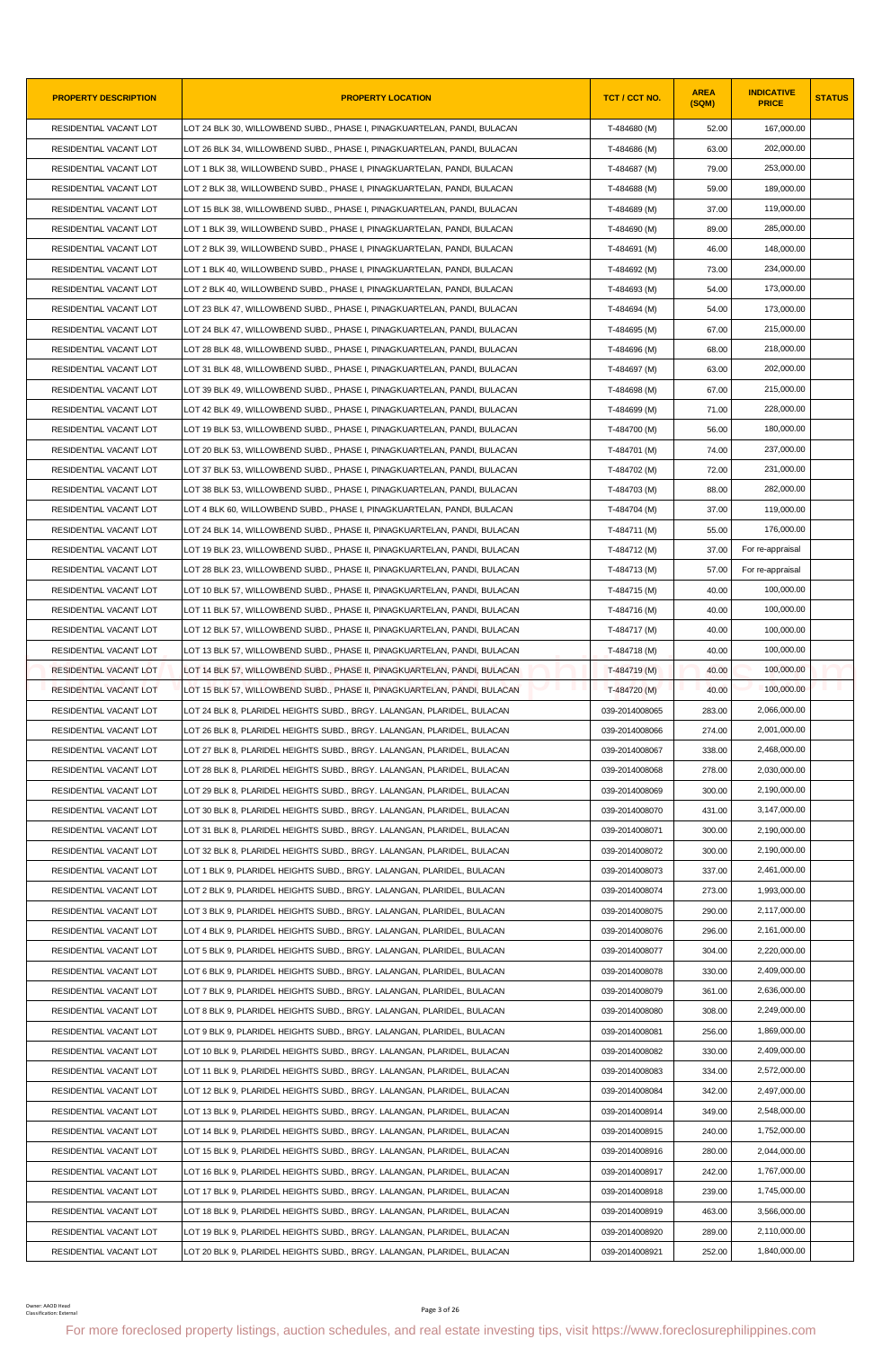| PROPERTY DESCRIPTION | PROPERTY LOCATION | TCT / CCT NO. | AREA (SQM) | INDICATIVE PRICE | STATUS |
|---|---|---|---|---|---|
| RESIDENTIAL VACANT LOT | LOT 24 BLK 30, WILLOWBEND SUBD., PHASE I, PINAGKUARTELAN, PANDI, BULACAN | T-484680 (M) | 52.00 | 167,000.00 | |
| RESIDENTIAL VACANT LOT | LOT 26 BLK 34, WILLOWBEND SUBD., PHASE I, PINAGKUARTELAN, PANDI, BULACAN | T-484686 (M) | 63.00 | 202,000.00 | |
| RESIDENTIAL VACANT LOT | LOT 1 BLK 38, WILLOWBEND SUBD., PHASE I, PINAGKUARTELAN, PANDI, BULACAN | T-484687 (M) | 79.00 | 253,000.00 | |
| RESIDENTIAL VACANT LOT | LOT 2 BLK 38, WILLOWBEND SUBD., PHASE I, PINAGKUARTELAN, PANDI, BULACAN | T-484688 (M) | 59.00 | 189,000.00 | |
| RESIDENTIAL VACANT LOT | LOT 15 BLK 38, WILLOWBEND SUBD., PHASE I, PINAGKUARTELAN, PANDI, BULACAN | T-484689 (M) | 37.00 | 119,000.00 | |
| RESIDENTIAL VACANT LOT | LOT 1 BLK 39, WILLOWBEND SUBD., PHASE I, PINAGKUARTELAN, PANDI, BULACAN | T-484690 (M) | 89.00 | 285,000.00 | |
| RESIDENTIAL VACANT LOT | LOT 2 BLK 39, WILLOWBEND SUBD., PHASE I, PINAGKUARTELAN, PANDI, BULACAN | T-484691 (M) | 46.00 | 148,000.00 | |
| RESIDENTIAL VACANT LOT | LOT 1 BLK 40, WILLOWBEND SUBD., PHASE I, PINAGKUARTELAN, PANDI, BULACAN | T-484692 (M) | 73.00 | 234,000.00 | |
| RESIDENTIAL VACANT LOT | LOT 2 BLK 40, WILLOWBEND SUBD., PHASE I, PINAGKUARTELAN, PANDI, BULACAN | T-484693 (M) | 54.00 | 173,000.00 | |
| RESIDENTIAL VACANT LOT | LOT 23 BLK 47, WILLOWBEND SUBD., PHASE I, PINAGKUARTELAN, PANDI, BULACAN | T-484694 (M) | 54.00 | 173,000.00 | |
| RESIDENTIAL VACANT LOT | LOT 24 BLK 47, WILLOWBEND SUBD., PHASE I, PINAGKUARTELAN, PANDI, BULACAN | T-484695 (M) | 67.00 | 215,000.00 | |
| RESIDENTIAL VACANT LOT | LOT 28 BLK 48, WILLOWBEND SUBD., PHASE I, PINAGKUARTELAN, PANDI, BULACAN | T-484696 (M) | 68.00 | 218,000.00 | |
| RESIDENTIAL VACANT LOT | LOT 31 BLK 48, WILLOWBEND SUBD., PHASE I, PINAGKUARTELAN, PANDI, BULACAN | T-484697 (M) | 63.00 | 202,000.00 | |
| RESIDENTIAL VACANT LOT | LOT 39 BLK 49, WILLOWBEND SUBD., PHASE I, PINAGKUARTELAN, PANDI, BULACAN | T-484698 (M) | 67.00 | 215,000.00 | |
| RESIDENTIAL VACANT LOT | LOT 42 BLK 49, WILLOWBEND SUBD., PHASE I, PINAGKUARTELAN, PANDI, BULACAN | T-484699 (M) | 71.00 | 228,000.00 | |
| RESIDENTIAL VACANT LOT | LOT 19 BLK 53, WILLOWBEND SUBD., PHASE I, PINAGKUARTELAN, PANDI, BULACAN | T-484700 (M) | 56.00 | 180,000.00 | |
| RESIDENTIAL VACANT LOT | LOT 20 BLK 53, WILLOWBEND SUBD., PHASE I, PINAGKUARTELAN, PANDI, BULACAN | T-484701 (M) | 74.00 | 237,000.00 | |
| RESIDENTIAL VACANT LOT | LOT 37 BLK 53, WILLOWBEND SUBD., PHASE I, PINAGKUARTELAN, PANDI, BULACAN | T-484702 (M) | 72.00 | 231,000.00 | |
| RESIDENTIAL VACANT LOT | LOT 38 BLK 53, WILLOWBEND SUBD., PHASE I, PINAGKUARTELAN, PANDI, BULACAN | T-484703 (M) | 88.00 | 282,000.00 | |
| RESIDENTIAL VACANT LOT | LOT 4 BLK 60, WILLOWBEND SUBD., PHASE I, PINAGKUARTELAN, PANDI, BULACAN | T-484704 (M) | 37.00 | 119,000.00 | |
| RESIDENTIAL VACANT LOT | LOT 24 BLK 14, WILLOWBEND SUBD., PHASE II, PINAGKUARTELAN, PANDI, BULACAN | T-484711 (M) | 55.00 | 176,000.00 | |
| RESIDENTIAL VACANT LOT | LOT 19 BLK 23, WILLOWBEND SUBD., PHASE II, PINAGKUARTELAN, PANDI, BULACAN | T-484712 (M) | 37.00 | For re-appraisal | |
| RESIDENTIAL VACANT LOT | LOT 28 BLK 23, WILLOWBEND SUBD., PHASE II, PINAGKUARTELAN, PANDI, BULACAN | T-484713 (M) | 57.00 | For re-appraisal | |
| RESIDENTIAL VACANT LOT | LOT 10 BLK 57, WILLOWBEND SUBD., PHASE II, PINAGKUARTELAN, PANDI, BULACAN | T-484715 (M) | 40.00 | 100,000.00 | |
| RESIDENTIAL VACANT LOT | LOT 11 BLK 57, WILLOWBEND SUBD., PHASE II, PINAGKUARTELAN, PANDI, BULACAN | T-484716 (M) | 40.00 | 100,000.00 | |
| RESIDENTIAL VACANT LOT | LOT 12 BLK 57, WILLOWBEND SUBD., PHASE II, PINAGKUARTELAN, PANDI, BULACAN | T-484717 (M) | 40.00 | 100,000.00 | |
| RESIDENTIAL VACANT LOT | LOT 13 BLK 57, WILLOWBEND SUBD., PHASE II, PINAGKUARTELAN, PANDI, BULACAN | T-484718 (M) | 40.00 | 100,000.00 | |
| RESIDENTIAL VACANT LOT | LOT 14 BLK 57, WILLOWBEND SUBD., PHASE II, PINAGKUARTELAN, PANDI, BULACAN | T-484719 (M) | 40.00 | 100,000.00 | |
| RESIDENTIAL VACANT LOT | LOT 15 BLK 57, WILLOWBEND SUBD., PHASE II, PINAGKUARTELAN, PANDI, BULACAN | T-484720 (M) | 40.00 | 100,000.00 | |
| RESIDENTIAL VACANT LOT | LOT 24 BLK 8, PLARIDEL HEIGHTS SUBD., BRGY. LALANGAN, PLARIDEL, BULACAN | 039-2014008065 | 283.00 | 2,066,000.00 | |
| RESIDENTIAL VACANT LOT | LOT 26 BLK 8, PLARIDEL HEIGHTS SUBD., BRGY. LALANGAN, PLARIDEL, BULACAN | 039-2014008066 | 274.00 | 2,001,000.00 | |
| RESIDENTIAL VACANT LOT | LOT 27 BLK 8, PLARIDEL HEIGHTS SUBD., BRGY. LALANGAN, PLARIDEL, BULACAN | 039-2014008067 | 338.00 | 2,468,000.00 | |
| RESIDENTIAL VACANT LOT | LOT 28 BLK 8, PLARIDEL HEIGHTS SUBD., BRGY. LALANGAN, PLARIDEL, BULACAN | 039-2014008068 | 278.00 | 2,030,000.00 | |
| RESIDENTIAL VACANT LOT | LOT 29 BLK 8, PLARIDEL HEIGHTS SUBD., BRGY. LALANGAN, PLARIDEL, BULACAN | 039-2014008069 | 300.00 | 2,190,000.00 | |
| RESIDENTIAL VACANT LOT | LOT 30 BLK 8, PLARIDEL HEIGHTS SUBD., BRGY. LALANGAN, PLARIDEL, BULACAN | 039-2014008070 | 431.00 | 3,147,000.00 | |
| RESIDENTIAL VACANT LOT | LOT 31 BLK 8, PLARIDEL HEIGHTS SUBD., BRGY. LALANGAN, PLARIDEL, BULACAN | 039-2014008071 | 300.00 | 2,190,000.00 | |
| RESIDENTIAL VACANT LOT | LOT 32 BLK 8, PLARIDEL HEIGHTS SUBD., BRGY. LALANGAN, PLARIDEL, BULACAN | 039-2014008072 | 300.00 | 2,190,000.00 | |
| RESIDENTIAL VACANT LOT | LOT 1 BLK 9, PLARIDEL HEIGHTS SUBD., BRGY. LALANGAN, PLARIDEL, BULACAN | 039-2014008073 | 337.00 | 2,461,000.00 | |
| RESIDENTIAL VACANT LOT | LOT 2 BLK 9, PLARIDEL HEIGHTS SUBD., BRGY. LALANGAN, PLARIDEL, BULACAN | 039-2014008074 | 273.00 | 1,993,000.00 | |
| RESIDENTIAL VACANT LOT | LOT 3 BLK 9, PLARIDEL HEIGHTS SUBD., BRGY. LALANGAN, PLARIDEL, BULACAN | 039-2014008075 | 290.00 | 2,117,000.00 | |
| RESIDENTIAL VACANT LOT | LOT 4 BLK 9, PLARIDEL HEIGHTS SUBD., BRGY. LALANGAN, PLARIDEL, BULACAN | 039-2014008076 | 296.00 | 2,161,000.00 | |
| RESIDENTIAL VACANT LOT | LOT 5 BLK 9, PLARIDEL HEIGHTS SUBD., BRGY. LALANGAN, PLARIDEL, BULACAN | 039-2014008077 | 304.00 | 2,220,000.00 | |
| RESIDENTIAL VACANT LOT | LOT 6 BLK 9, PLARIDEL HEIGHTS SUBD., BRGY. LALANGAN, PLARIDEL, BULACAN | 039-2014008078 | 330.00 | 2,409,000.00 | |
| RESIDENTIAL VACANT LOT | LOT 7 BLK 9, PLARIDEL HEIGHTS SUBD., BRGY. LALANGAN, PLARIDEL, BULACAN | 039-2014008079 | 361.00 | 2,636,000.00 | |
| RESIDENTIAL VACANT LOT | LOT 8 BLK 9, PLARIDEL HEIGHTS SUBD., BRGY. LALANGAN, PLARIDEL, BULACAN | 039-2014008080 | 308.00 | 2,249,000.00 | |
| RESIDENTIAL VACANT LOT | LOT 9 BLK 9, PLARIDEL HEIGHTS SUBD., BRGY. LALANGAN, PLARIDEL, BULACAN | 039-2014008081 | 256.00 | 1,869,000.00 | |
| RESIDENTIAL VACANT LOT | LOT 10 BLK 9, PLARIDEL HEIGHTS SUBD., BRGY. LALANGAN, PLARIDEL, BULACAN | 039-2014008082 | 330.00 | 2,409,000.00 | |
| RESIDENTIAL VACANT LOT | LOT 11 BLK 9, PLARIDEL HEIGHTS SUBD., BRGY. LALANGAN, PLARIDEL, BULACAN | 039-2014008083 | 334.00 | 2,572,000.00 | |
| RESIDENTIAL VACANT LOT | LOT 12 BLK 9, PLARIDEL HEIGHTS SUBD., BRGY. LALANGAN, PLARIDEL, BULACAN | 039-2014008084 | 342.00 | 2,497,000.00 | |
| RESIDENTIAL VACANT LOT | LOT 13 BLK 9, PLARIDEL HEIGHTS SUBD., BRGY. LALANGAN, PLARIDEL, BULACAN | 039-2014008914 | 349.00 | 2,548,000.00 | |
| RESIDENTIAL VACANT LOT | LOT 14 BLK 9, PLARIDEL HEIGHTS SUBD., BRGY. LALANGAN, PLARIDEL, BULACAN | 039-2014008915 | 240.00 | 1,752,000.00 | |
| RESIDENTIAL VACANT LOT | LOT 15 BLK 9, PLARIDEL HEIGHTS SUBD., BRGY. LALANGAN, PLARIDEL, BULACAN | 039-2014008916 | 280.00 | 2,044,000.00 | |
| RESIDENTIAL VACANT LOT | LOT 16 BLK 9, PLARIDEL HEIGHTS SUBD., BRGY. LALANGAN, PLARIDEL, BULACAN | 039-2014008917 | 242.00 | 1,767,000.00 | |
| RESIDENTIAL VACANT LOT | LOT 17 BLK 9, PLARIDEL HEIGHTS SUBD., BRGY. LALANGAN, PLARIDEL, BULACAN | 039-2014008918 | 239.00 | 1,745,000.00 | |
| RESIDENTIAL VACANT LOT | LOT 18 BLK 9, PLARIDEL HEIGHTS SUBD., BRGY. LALANGAN, PLARIDEL, BULACAN | 039-2014008919 | 463.00 | 3,566,000.00 | |
| RESIDENTIAL VACANT LOT | LOT 19 BLK 9, PLARIDEL HEIGHTS SUBD., BRGY. LALANGAN, PLARIDEL, BULACAN | 039-2014008920 | 289.00 | 2,110,000.00 | |
| RESIDENTIAL VACANT LOT | LOT 20 BLK 9, PLARIDEL HEIGHTS SUBD., BRGY. LALANGAN, PLARIDEL, BULACAN | 039-2014008921 | 252.00 | 1,840,000.00 | |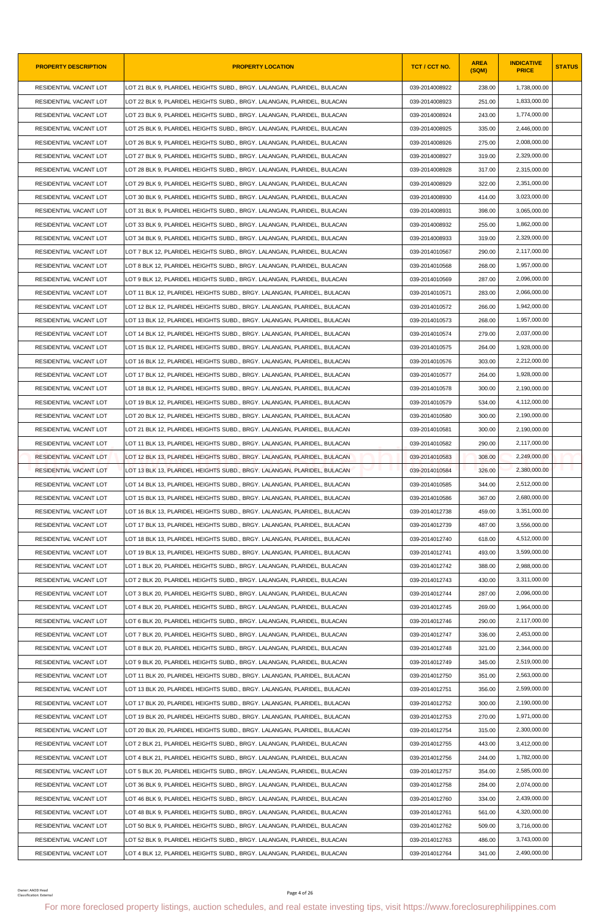| PROPERTY DESCRIPTION | PROPERTY LOCATION | TCT / CCT NO. | AREA (SQM) | INDICATIVE PRICE | STATUS |
|---|---|---|---|---|---|
| RESIDENTIAL VACANT LOT | LOT 21 BLK 9, PLARIDEL HEIGHTS SUBD., BRGY. LALANGAN, PLARIDEL, BULACAN | 039-2014008922 | 238.00 | 1,738,000.00 | |
| RESIDENTIAL VACANT LOT | LOT 22 BLK 9, PLARIDEL HEIGHTS SUBD., BRGY. LALANGAN, PLARIDEL, BULACAN | 039-2014008923 | 251.00 | 1,833,000.00 | |
| RESIDENTIAL VACANT LOT | LOT 23 BLK 9, PLARIDEL HEIGHTS SUBD., BRGY. LALANGAN, PLARIDEL, BULACAN | 039-2014008924 | 243.00 | 1,774,000.00 | |
| RESIDENTIAL VACANT LOT | LOT 25 BLK 9, PLARIDEL HEIGHTS SUBD., BRGY. LALANGAN, PLARIDEL, BULACAN | 039-2014008925 | 335.00 | 2,446,000.00 | |
| RESIDENTIAL VACANT LOT | LOT 26 BLK 9, PLARIDEL HEIGHTS SUBD., BRGY. LALANGAN, PLARIDEL, BULACAN | 039-2014008926 | 275.00 | 2,008,000.00 | |
| RESIDENTIAL VACANT LOT | LOT 27 BLK 9, PLARIDEL HEIGHTS SUBD., BRGY. LALANGAN, PLARIDEL, BULACAN | 039-2014008927 | 319.00 | 2,329,000.00 | |
| RESIDENTIAL VACANT LOT | LOT 28 BLK 9, PLARIDEL HEIGHTS SUBD., BRGY. LALANGAN, PLARIDEL, BULACAN | 039-2014008928 | 317.00 | 2,315,000.00 | |
| RESIDENTIAL VACANT LOT | LOT 29 BLK 9, PLARIDEL HEIGHTS SUBD., BRGY. LALANGAN, PLARIDEL, BULACAN | 039-2014008929 | 322.00 | 2,351,000.00 | |
| RESIDENTIAL VACANT LOT | LOT 30 BLK 9, PLARIDEL HEIGHTS SUBD., BRGY. LALANGAN, PLARIDEL, BULACAN | 039-2014008930 | 414.00 | 3,023,000.00 | |
| RESIDENTIAL VACANT LOT | LOT 31 BLK 9, PLARIDEL HEIGHTS SUBD., BRGY. LALANGAN, PLARIDEL, BULACAN | 039-2014008931 | 398.00 | 3,065,000.00 | |
| RESIDENTIAL VACANT LOT | LOT 33 BLK 9, PLARIDEL HEIGHTS SUBD., BRGY. LALANGAN, PLARIDEL, BULACAN | 039-2014008932 | 255.00 | 1,862,000.00 | |
| RESIDENTIAL VACANT LOT | LOT 34 BLK 9, PLARIDEL HEIGHTS SUBD., BRGY. LALANGAN, PLARIDEL, BULACAN | 039-2014008933 | 319.00 | 2,329,000.00 | |
| RESIDENTIAL VACANT LOT | LOT 7 BLK 12, PLARIDEL HEIGHTS SUBD., BRGY. LALANGAN, PLARIDEL, BULACAN | 039-2014010567 | 290.00 | 2,117,000.00 | |
| RESIDENTIAL VACANT LOT | LOT 8 BLK 12, PLARIDEL HEIGHTS SUBD., BRGY. LALANGAN, PLARIDEL, BULACAN | 039-2014010568 | 268.00 | 1,957,000.00 | |
| RESIDENTIAL VACANT LOT | LOT 9 BLK 12, PLARIDEL HEIGHTS SUBD., BRGY. LALANGAN, PLARIDEL, BULACAN | 039-2014010569 | 287.00 | 2,096,000.00 | |
| RESIDENTIAL VACANT LOT | LOT 11 BLK 12, PLARIDEL HEIGHTS SUBD., BRGY. LALANGAN, PLARIDEL, BULACAN | 039-2014010571 | 283.00 | 2,066,000.00 | |
| RESIDENTIAL VACANT LOT | LOT 12 BLK 12, PLARIDEL HEIGHTS SUBD., BRGY. LALANGAN, PLARIDEL, BULACAN | 039-2014010572 | 266.00 | 1,942,000.00 | |
| RESIDENTIAL VACANT LOT | LOT 13 BLK 12, PLARIDEL HEIGHTS SUBD., BRGY. LALANGAN, PLARIDEL, BULACAN | 039-2014010573 | 268.00 | 1,957,000.00 | |
| RESIDENTIAL VACANT LOT | LOT 14 BLK 12, PLARIDEL HEIGHTS SUBD., BRGY. LALANGAN, PLARIDEL, BULACAN | 039-2014010574 | 279.00 | 2,037,000.00 | |
| RESIDENTIAL VACANT LOT | LOT 15 BLK 12, PLARIDEL HEIGHTS SUBD., BRGY. LALANGAN, PLARIDEL, BULACAN | 039-2014010575 | 264.00 | 1,928,000.00 | |
| RESIDENTIAL VACANT LOT | LOT 16 BLK 12, PLARIDEL HEIGHTS SUBD., BRGY. LALANGAN, PLARIDEL, BULACAN | 039-2014010576 | 303.00 | 2,212,000.00 | |
| RESIDENTIAL VACANT LOT | LOT 17 BLK 12, PLARIDEL HEIGHTS SUBD., BRGY. LALANGAN, PLARIDEL, BULACAN | 039-2014010577 | 264.00 | 1,928,000.00 | |
| RESIDENTIAL VACANT LOT | LOT 18 BLK 12, PLARIDEL HEIGHTS SUBD., BRGY. LALANGAN, PLARIDEL, BULACAN | 039-2014010578 | 300.00 | 2,190,000.00 | |
| RESIDENTIAL VACANT LOT | LOT 19 BLK 12, PLARIDEL HEIGHTS SUBD., BRGY. LALANGAN, PLARIDEL, BULACAN | 039-2014010579 | 534.00 | 4,112,000.00 | |
| RESIDENTIAL VACANT LOT | LOT 20 BLK 12, PLARIDEL HEIGHTS SUBD., BRGY. LALANGAN, PLARIDEL, BULACAN | 039-2014010580 | 300.00 | 2,190,000.00 | |
| RESIDENTIAL VACANT LOT | LOT 21 BLK 12, PLARIDEL HEIGHTS SUBD., BRGY. LALANGAN, PLARIDEL, BULACAN | 039-2014010581 | 300.00 | 2,190,000.00 | |
| RESIDENTIAL VACANT LOT | LOT 11 BLK 13, PLARIDEL HEIGHTS SUBD., BRGY. LALANGAN, PLARIDEL, BULACAN | 039-2014010582 | 290.00 | 2,117,000.00 | |
| RESIDENTIAL VACANT LOT | LOT 12 BLK 13, PLARIDEL HEIGHTS SUBD., BRGY. LALANGAN, PLARIDEL, BULACAN | 039-2014010583 | 308.00 | 2,249,000.00 | |
| RESIDENTIAL VACANT LOT | LOT 13 BLK 13, PLARIDEL HEIGHTS SUBD., BRGY. LALANGAN, PLARIDEL, BULACAN | 039-2014010584 | 326.00 | 2,380,000.00 | |
| RESIDENTIAL VACANT LOT | LOT 14 BLK 13, PLARIDEL HEIGHTS SUBD., BRGY. LALANGAN, PLARIDEL, BULACAN | 039-2014010585 | 344.00 | 2,512,000.00 | |
| RESIDENTIAL VACANT LOT | LOT 15 BLK 13, PLARIDEL HEIGHTS SUBD., BRGY. LALANGAN, PLARIDEL, BULACAN | 039-2014010586 | 367.00 | 2,680,000.00 | |
| RESIDENTIAL VACANT LOT | LOT 16 BLK 13, PLARIDEL HEIGHTS SUBD., BRGY. LALANGAN, PLARIDEL, BULACAN | 039-2014012738 | 459.00 | 3,351,000.00 | |
| RESIDENTIAL VACANT LOT | LOT 17 BLK 13, PLARIDEL HEIGHTS SUBD., BRGY. LALANGAN, PLARIDEL, BULACAN | 039-2014012739 | 487.00 | 3,556,000.00 | |
| RESIDENTIAL VACANT LOT | LOT 18 BLK 13, PLARIDEL HEIGHTS SUBD., BRGY. LALANGAN, PLARIDEL, BULACAN | 039-2014012740 | 618.00 | 4,512,000.00 | |
| RESIDENTIAL VACANT LOT | LOT 19 BLK 13, PLARIDEL HEIGHTS SUBD., BRGY. LALANGAN, PLARIDEL, BULACAN | 039-2014012741 | 493.00 | 3,599,000.00 | |
| RESIDENTIAL VACANT LOT | LOT 1 BLK 20, PLARIDEL HEIGHTS SUBD., BRGY. LALANGAN, PLARIDEL, BULACAN | 039-2014012742 | 388.00 | 2,988,000.00 | |
| RESIDENTIAL VACANT LOT | LOT 2 BLK 20, PLARIDEL HEIGHTS SUBD., BRGY. LALANGAN, PLARIDEL, BULACAN | 039-2014012743 | 430.00 | 3,311,000.00 | |
| RESIDENTIAL VACANT LOT | LOT 3 BLK 20, PLARIDEL HEIGHTS SUBD., BRGY. LALANGAN, PLARIDEL, BULACAN | 039-2014012744 | 287.00 | 2,096,000.00 | |
| RESIDENTIAL VACANT LOT | LOT 4 BLK 20, PLARIDEL HEIGHTS SUBD., BRGY. LALANGAN, PLARIDEL, BULACAN | 039-2014012745 | 269.00 | 1,964,000.00 | |
| RESIDENTIAL VACANT LOT | LOT 6 BLK 20, PLARIDEL HEIGHTS SUBD., BRGY. LALANGAN, PLARIDEL, BULACAN | 039-2014012746 | 290.00 | 2,117,000.00 | |
| RESIDENTIAL VACANT LOT | LOT 7 BLK 20, PLARIDEL HEIGHTS SUBD., BRGY. LALANGAN, PLARIDEL, BULACAN | 039-2014012747 | 336.00 | 2,453,000.00 | |
| RESIDENTIAL VACANT LOT | LOT 8 BLK 20, PLARIDEL HEIGHTS SUBD., BRGY. LALANGAN, PLARIDEL, BULACAN | 039-2014012748 | 321.00 | 2,344,000.00 | |
| RESIDENTIAL VACANT LOT | LOT 9 BLK 20, PLARIDEL HEIGHTS SUBD., BRGY. LALANGAN, PLARIDEL, BULACAN | 039-2014012749 | 345.00 | 2,519,000.00 | |
| RESIDENTIAL VACANT LOT | LOT 11 BLK 20, PLARIDEL HEIGHTS SUBD., BRGY. LALANGAN, PLARIDEL, BULACAN | 039-2014012750 | 351.00 | 2,563,000.00 | |
| RESIDENTIAL VACANT LOT | LOT 13 BLK 20, PLARIDEL HEIGHTS SUBD., BRGY. LALANGAN, PLARIDEL, BULACAN | 039-2014012751 | 356.00 | 2,599,000.00 | |
| RESIDENTIAL VACANT LOT | LOT 17 BLK 20, PLARIDEL HEIGHTS SUBD., BRGY. LALANGAN, PLARIDEL, BULACAN | 039-2014012752 | 300.00 | 2,190,000.00 | |
| RESIDENTIAL VACANT LOT | LOT 19 BLK 20, PLARIDEL HEIGHTS SUBD., BRGY. LALANGAN, PLARIDEL, BULACAN | 039-2014012753 | 270.00 | 1,971,000.00 | |
| RESIDENTIAL VACANT LOT | LOT 20 BLK 20, PLARIDEL HEIGHTS SUBD., BRGY. LALANGAN, PLARIDEL, BULACAN | 039-2014012754 | 315.00 | 2,300,000.00 | |
| RESIDENTIAL VACANT LOT | LOT 2 BLK 21, PLARIDEL HEIGHTS SUBD., BRGY. LALANGAN, PLARIDEL, BULACAN | 039-2014012755 | 443.00 | 3,412,000.00 | |
| RESIDENTIAL VACANT LOT | LOT 4 BLK 21, PLARIDEL HEIGHTS SUBD., BRGY. LALANGAN, PLARIDEL, BULACAN | 039-2014012756 | 244.00 | 1,782,000.00 | |
| RESIDENTIAL VACANT LOT | LOT 5 BLK 20, PLARIDEL HEIGHTS SUBD., BRGY. LALANGAN, PLARIDEL, BULACAN | 039-2014012757 | 354.00 | 2,585,000.00 | |
| RESIDENTIAL VACANT LOT | LOT 36 BLK 9, PLARIDEL HEIGHTS SUBD., BRGY. LALANGAN, PLARIDEL, BULACAN | 039-2014012758 | 284.00 | 2,074,000.00 | |
| RESIDENTIAL VACANT LOT | LOT 46 BLK 9, PLARIDEL HEIGHTS SUBD., BRGY. LALANGAN, PLARIDEL, BULACAN | 039-2014012760 | 334.00 | 2,439,000.00 | |
| RESIDENTIAL VACANT LOT | LOT 48 BLK 9, PLARIDEL HEIGHTS SUBD., BRGY. LALANGAN, PLARIDEL, BULACAN | 039-2014012761 | 561.00 | 4,320,000.00 | |
| RESIDENTIAL VACANT LOT | LOT 50 BLK 9, PLARIDEL HEIGHTS SUBD., BRGY. LALANGAN, PLARIDEL, BULACAN | 039-2014012762 | 509.00 | 3,716,000.00 | |
| RESIDENTIAL VACANT LOT | LOT 52 BLK 9, PLARIDEL HEIGHTS SUBD., BRGY. LALANGAN, PLARIDEL, BULACAN | 039-2014012763 | 486.00 | 3,743,000.00 | |
| RESIDENTIAL VACANT LOT | LOT 4 BLK 12, PLARIDEL HEIGHTS SUBD., BRGY. LALANGAN, PLARIDEL, BULACAN | 039-2014012764 | 341.00 | 2,490,000.00 | |

Owner: AAOD Head
Classification: External

For more foreclosed property listings, auction schedules, and real estate investing tips, visit https://www.foreclosurephilippines.com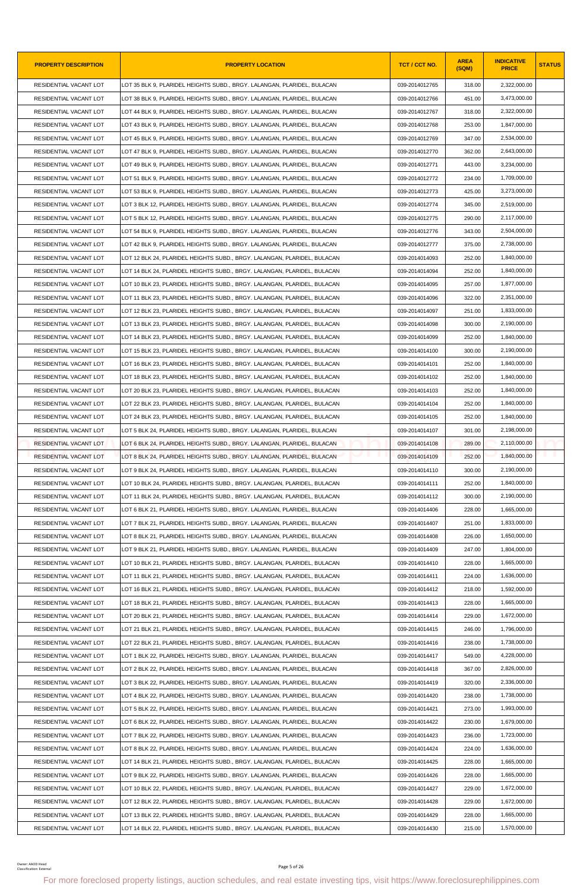| PROPERTY DESCRIPTION | PROPERTY LOCATION | TCT / CCT NO. | AREA (SQM) | INDICATIVE PRICE | STATUS |
|---|---|---|---|---|---|
| RESIDENTIAL VACANT LOT | LOT 35 BLK 9, PLARIDEL HEIGHTS SUBD., BRGY. LALANGAN, PLARIDEL, BULACAN | 039-2014012765 | 318.00 | 2,322,000.00 | |
| RESIDENTIAL VACANT LOT | LOT 38 BLK 9, PLARIDEL HEIGHTS SUBD., BRGY. LALANGAN, PLARIDEL, BULACAN | 039-2014012766 | 451.00 | 3,473,000.00 | |
| RESIDENTIAL VACANT LOT | LOT 44 BLK 9, PLARIDEL HEIGHTS SUBD., BRGY. LALANGAN, PLARIDEL, BULACAN | 039-2014012767 | 318.00 | 2,322,000.00 | |
| RESIDENTIAL VACANT LOT | LOT 43 BLK 9, PLARIDEL HEIGHTS SUBD., BRGY. LALANGAN, PLARIDEL, BULACAN | 039-2014012768 | 253.00 | 1,847,000.00 | |
| RESIDENTIAL VACANT LOT | LOT 45 BLK 9, PLARIDEL HEIGHTS SUBD., BRGY. LALANGAN, PLARIDEL, BULACAN | 039-2014012769 | 347.00 | 2,534,000.00 | |
| RESIDENTIAL VACANT LOT | LOT 47 BLK 9, PLARIDEL HEIGHTS SUBD., BRGY. LALANGAN, PLARIDEL, BULACAN | 039-2014012770 | 362.00 | 2,643,000.00 | |
| RESIDENTIAL VACANT LOT | LOT 49 BLK 9, PLARIDEL HEIGHTS SUBD., BRGY. LALANGAN, PLARIDEL, BULACAN | 039-2014012771 | 443.00 | 3,234,000.00 | |
| RESIDENTIAL VACANT LOT | LOT 51 BLK 9, PLARIDEL HEIGHTS SUBD., BRGY. LALANGAN, PLARIDEL, BULACAN | 039-2014012772 | 234.00 | 1,709,000.00 | |
| RESIDENTIAL VACANT LOT | LOT 53 BLK 9, PLARIDEL HEIGHTS SUBD., BRGY. LALANGAN, PLARIDEL, BULACAN | 039-2014012773 | 425.00 | 3,273,000.00 | |
| RESIDENTIAL VACANT LOT | LOT 3 BLK 12, PLARIDEL HEIGHTS SUBD., BRGY. LALANGAN, PLARIDEL, BULACAN | 039-2014012774 | 345.00 | 2,519,000.00 | |
| RESIDENTIAL VACANT LOT | LOT 5 BLK 12, PLARIDEL HEIGHTS SUBD., BRGY. LALANGAN, PLARIDEL, BULACAN | 039-2014012775 | 290.00 | 2,117,000.00 | |
| RESIDENTIAL VACANT LOT | LOT 54 BLK 9, PLARIDEL HEIGHTS SUBD., BRGY. LALANGAN, PLARIDEL, BULACAN | 039-2014012776 | 343.00 | 2,504,000.00 | |
| RESIDENTIAL VACANT LOT | LOT 42 BLK 9, PLARIDEL HEIGHTS SUBD., BRGY. LALANGAN, PLARIDEL, BULACAN | 039-2014012777 | 375.00 | 2,738,000.00 | |
| RESIDENTIAL VACANT LOT | LOT 12 BLK 24, PLARIDEL HEIGHTS SUBD., BRGY. LALANGAN, PLARIDEL, BULACAN | 039-2014014093 | 252.00 | 1,840,000.00 | |
| RESIDENTIAL VACANT LOT | LOT 14 BLK 24, PLARIDEL HEIGHTS SUBD., BRGY. LALANGAN, PLARIDEL, BULACAN | 039-2014014094 | 252.00 | 1,840,000.00 | |
| RESIDENTIAL VACANT LOT | LOT 10 BLK 23, PLARIDEL HEIGHTS SUBD., BRGY. LALANGAN, PLARIDEL, BULACAN | 039-2014014095 | 257.00 | 1,877,000.00 | |
| RESIDENTIAL VACANT LOT | LOT 11 BLK 23, PLARIDEL HEIGHTS SUBD., BRGY. LALANGAN, PLARIDEL, BULACAN | 039-2014014096 | 322.00 | 2,351,000.00 | |
| RESIDENTIAL VACANT LOT | LOT 12 BLK 23, PLARIDEL HEIGHTS SUBD., BRGY. LALANGAN, PLARIDEL, BULACAN | 039-2014014097 | 251.00 | 1,833,000.00 | |
| RESIDENTIAL VACANT LOT | LOT 13 BLK 23, PLARIDEL HEIGHTS SUBD., BRGY. LALANGAN, PLARIDEL, BULACAN | 039-2014014098 | 300.00 | 2,190,000.00 | |
| RESIDENTIAL VACANT LOT | LOT 14 BLK 23, PLARIDEL HEIGHTS SUBD., BRGY. LALANGAN, PLARIDEL, BULACAN | 039-2014014099 | 252.00 | 1,840,000.00 | |
| RESIDENTIAL VACANT LOT | LOT 15 BLK 23, PLARIDEL HEIGHTS SUBD., BRGY. LALANGAN, PLARIDEL, BULACAN | 039-2014014100 | 300.00 | 2,190,000.00 | |
| RESIDENTIAL VACANT LOT | LOT 16 BLK 23, PLARIDEL HEIGHTS SUBD., BRGY. LALANGAN, PLARIDEL, BULACAN | 039-2014014101 | 252.00 | 1,840,000.00 | |
| RESIDENTIAL VACANT LOT | LOT 18 BLK 23, PLARIDEL HEIGHTS SUBD., BRGY. LALANGAN, PLARIDEL, BULACAN | 039-2014014102 | 252.00 | 1,840,000.00 | |
| RESIDENTIAL VACANT LOT | LOT 20 BLK 23, PLARIDEL HEIGHTS SUBD., BRGY. LALANGAN, PLARIDEL, BULACAN | 039-2014014103 | 252.00 | 1,840,000.00 | |
| RESIDENTIAL VACANT LOT | LOT 22 BLK 23, PLARIDEL HEIGHTS SUBD., BRGY. LALANGAN, PLARIDEL, BULACAN | 039-2014014104 | 252.00 | 1,840,000.00 | |
| RESIDENTIAL VACANT LOT | LOT 24 BLK 23, PLARIDEL HEIGHTS SUBD., BRGY. LALANGAN, PLARIDEL, BULACAN | 039-2014014105 | 252.00 | 1,840,000.00 | |
| RESIDENTIAL VACANT LOT | LOT 5 BLK 24, PLARIDEL HEIGHTS SUBD., BRGY. LALANGAN, PLARIDEL, BULACAN | 039-2014014107 | 301.00 | 2,198,000.00 | |
| RESIDENTIAL VACANT LOT | LOT 6 BLK 24, PLARIDEL HEIGHTS SUBD., BRGY. LALANGAN, PLARIDEL, BULACAN | 039-2014014108 | 289.00 | 2,110,000.00 | |
| RESIDENTIAL VACANT LOT | LOT 8 BLK 24, PLARIDEL HEIGHTS SUBD., BRGY. LALANGAN, PLARIDEL, BULACAN | 039-2014014109 | 252.00 | 1,840,000.00 | |
| RESIDENTIAL VACANT LOT | LOT 9 BLK 24, PLARIDEL HEIGHTS SUBD., BRGY. LALANGAN, PLARIDEL, BULACAN | 039-2014014110 | 300.00 | 2,190,000.00 | |
| RESIDENTIAL VACANT LOT | LOT 10 BLK 24, PLARIDEL HEIGHTS SUBD., BRGY. LALANGAN, PLARIDEL, BULACAN | 039-2014014111 | 252.00 | 1,840,000.00 | |
| RESIDENTIAL VACANT LOT | LOT 11 BLK 24, PLARIDEL HEIGHTS SUBD., BRGY. LALANGAN, PLARIDEL, BULACAN | 039-2014014112 | 300.00 | 2,190,000.00 | |
| RESIDENTIAL VACANT LOT | LOT 6 BLK 21, PLARIDEL HEIGHTS SUBD., BRGY. LALANGAN, PLARIDEL, BULACAN | 039-2014014406 | 228.00 | 1,665,000.00 | |
| RESIDENTIAL VACANT LOT | LOT 7 BLK 21, PLARIDEL HEIGHTS SUBD., BRGY. LALANGAN, PLARIDEL, BULACAN | 039-2014014407 | 251.00 | 1,833,000.00 | |
| RESIDENTIAL VACANT LOT | LOT 8 BLK 21, PLARIDEL HEIGHTS SUBD., BRGY. LALANGAN, PLARIDEL, BULACAN | 039-2014014408 | 226.00 | 1,650,000.00 | |
| RESIDENTIAL VACANT LOT | LOT 9 BLK 21, PLARIDEL HEIGHTS SUBD., BRGY. LALANGAN, PLARIDEL, BULACAN | 039-2014014409 | 247.00 | 1,804,000.00 | |
| RESIDENTIAL VACANT LOT | LOT 10 BLK 21, PLARIDEL HEIGHTS SUBD., BRGY. LALANGAN, PLARIDEL, BULACAN | 039-2014014410 | 228.00 | 1,665,000.00 | |
| RESIDENTIAL VACANT LOT | LOT 11 BLK 21, PLARIDEL HEIGHTS SUBD., BRGY. LALANGAN, PLARIDEL, BULACAN | 039-2014014411 | 224.00 | 1,636,000.00 | |
| RESIDENTIAL VACANT LOT | LOT 16 BLK 21, PLARIDEL HEIGHTS SUBD., BRGY. LALANGAN, PLARIDEL, BULACAN | 039-2014014412 | 218.00 | 1,592,000.00 | |
| RESIDENTIAL VACANT LOT | LOT 18 BLK 21, PLARIDEL HEIGHTS SUBD., BRGY. LALANGAN, PLARIDEL, BULACAN | 039-2014014413 | 228.00 | 1,665,000.00 | |
| RESIDENTIAL VACANT LOT | LOT 20 BLK 21, PLARIDEL HEIGHTS SUBD., BRGY. LALANGAN, PLARIDEL, BULACAN | 039-2014014414 | 229.00 | 1,672,000.00 | |
| RESIDENTIAL VACANT LOT | LOT 21 BLK 21, PLARIDEL HEIGHTS SUBD., BRGY. LALANGAN, PLARIDEL, BULACAN | 039-2014014415 | 246.00 | 1,796,000.00 | |
| RESIDENTIAL VACANT LOT | LOT 22 BLK 21, PLARIDEL HEIGHTS SUBD., BRGY. LALANGAN, PLARIDEL, BULACAN | 039-2014014416 | 238.00 | 1,738,000.00 | |
| RESIDENTIAL VACANT LOT | LOT 1 BLK 22, PLARIDEL HEIGHTS SUBD., BRGY. LALANGAN, PLARIDEL, BULACAN | 039-2014014417 | 549.00 | 4,228,000.00 | |
| RESIDENTIAL VACANT LOT | LOT 2 BLK 22, PLARIDEL HEIGHTS SUBD., BRGY. LALANGAN, PLARIDEL, BULACAN | 039-2014014418 | 367.00 | 2,826,000.00 | |
| RESIDENTIAL VACANT LOT | LOT 3 BLK 22, PLARIDEL HEIGHTS SUBD., BRGY. LALANGAN, PLARIDEL, BULACAN | 039-2014014419 | 320.00 | 2,336,000.00 | |
| RESIDENTIAL VACANT LOT | LOT 4 BLK 22, PLARIDEL HEIGHTS SUBD., BRGY. LALANGAN, PLARIDEL, BULACAN | 039-2014014420 | 238.00 | 1,738,000.00 | |
| RESIDENTIAL VACANT LOT | LOT 5 BLK 22, PLARIDEL HEIGHTS SUBD., BRGY. LALANGAN, PLARIDEL, BULACAN | 039-2014014421 | 273.00 | 1,993,000.00 | |
| RESIDENTIAL VACANT LOT | LOT 6 BLK 22, PLARIDEL HEIGHTS SUBD., BRGY. LALANGAN, PLARIDEL, BULACAN | 039-2014014422 | 230.00 | 1,679,000.00 | |
| RESIDENTIAL VACANT LOT | LOT 7 BLK 22, PLARIDEL HEIGHTS SUBD., BRGY. LALANGAN, PLARIDEL, BULACAN | 039-2014014423 | 236.00 | 1,723,000.00 | |
| RESIDENTIAL VACANT LOT | LOT 8 BLK 22, PLARIDEL HEIGHTS SUBD., BRGY. LALANGAN, PLARIDEL, BULACAN | 039-2014014424 | 224.00 | 1,636,000.00 | |
| RESIDENTIAL VACANT LOT | LOT 14 BLK 21, PLARIDEL HEIGHTS SUBD., BRGY. LALANGAN, PLARIDEL, BULACAN | 039-2014014425 | 228.00 | 1,665,000.00 | |
| RESIDENTIAL VACANT LOT | LOT 9 BLK 22, PLARIDEL HEIGHTS SUBD., BRGY. LALANGAN, PLARIDEL, BULACAN | 039-2014014426 | 228.00 | 1,665,000.00 | |
| RESIDENTIAL VACANT LOT | LOT 10 BLK 22, PLARIDEL HEIGHTS SUBD., BRGY. LALANGAN, PLARIDEL, BULACAN | 039-2014014427 | 229.00 | 1,672,000.00 | |
| RESIDENTIAL VACANT LOT | LOT 12 BLK 22, PLARIDEL HEIGHTS SUBD., BRGY. LALANGAN, PLARIDEL, BULACAN | 039-2014014428 | 229.00 | 1,672,000.00 | |
| RESIDENTIAL VACANT LOT | LOT 13 BLK 22, PLARIDEL HEIGHTS SUBD., BRGY. LALANGAN, PLARIDEL, BULACAN | 039-2014014429 | 228.00 | 1,665,000.00 | |
| RESIDENTIAL VACANT LOT | LOT 14 BLK 22, PLARIDEL HEIGHTS SUBD., BRGY. LALANGAN, PLARIDEL, BULACAN | 039-2014014430 | 215.00 | 1,570,000.00 | |

Owner: AAOD Head
Classification: External

For more foreclosed property listings, auction schedules, and real estate investing tips, visit https://www.foreclosurephilippines.com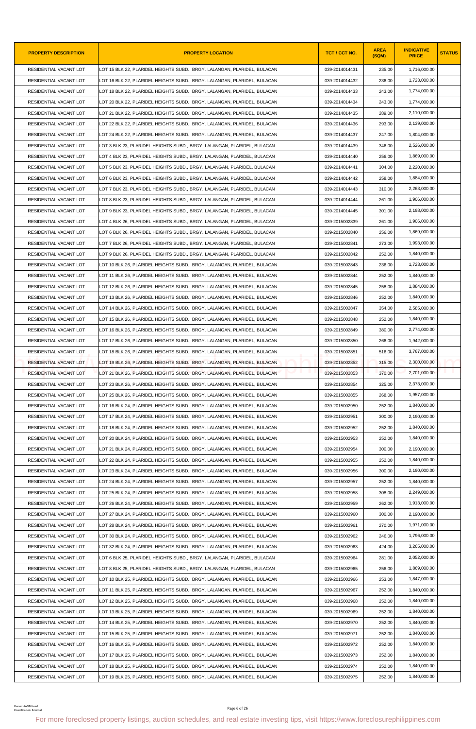| PROPERTY DESCRIPTION | PROPERTY LOCATION | TCT / CCT NO. | AREA (SQM) | INDICATIVE PRICE | STATUS |
|---|---|---|---|---|---|
| RESIDENTIAL VACANT LOT | LOT 15 BLK 22, PLARIDEL HEIGHTS SUBD., BRGY. LALANGAN, PLARIDEL, BULACAN | 039-2014014431 | 235.00 | 1,716,000.00 | |
| RESIDENTIAL VACANT LOT | LOT 16 BLK 22, PLARIDEL HEIGHTS SUBD., BRGY. LALANGAN, PLARIDEL, BULACAN | 039-2014014432 | 236.00 | 1,723,000.00 | |
| RESIDENTIAL VACANT LOT | LOT 18 BLK 22, PLARIDEL HEIGHTS SUBD., BRGY. LALANGAN, PLARIDEL, BULACAN | 039-2014014433 | 243.00 | 1,774,000.00 | |
| RESIDENTIAL VACANT LOT | LOT 20 BLK 22, PLARIDEL HEIGHTS SUBD., BRGY. LALANGAN, PLARIDEL, BULACAN | 039-2014014434 | 243.00 | 1,774,000.00 | |
| RESIDENTIAL VACANT LOT | LOT 21 BLK 22, PLARIDEL HEIGHTS SUBD., BRGY. LALANGAN, PLARIDEL, BULACAN | 039-2014014435 | 289.00 | 2,110,000.00 | |
| RESIDENTIAL VACANT LOT | LOT 22 BLK 22, PLARIDEL HEIGHTS SUBD., BRGY. LALANGAN, PLARIDEL, BULACAN | 039-2014014436 | 293.00 | 2,139,000.00 | |
| RESIDENTIAL VACANT LOT | LOT 24 BLK 22, PLARIDEL HEIGHTS SUBD., BRGY. LALANGAN, PLARIDEL, BULACAN | 039-2014014437 | 247.00 | 1,804,000.00 | |
| RESIDENTIAL VACANT LOT | LOT 3 BLK 23, PLARIDEL HEIGHTS SUBD., BRGY. LALANGAN, PLARIDEL, BULACAN | 039-2014014439 | 346.00 | 2,526,000.00 | |
| RESIDENTIAL VACANT LOT | LOT 4 BLK 23, PLARIDEL HEIGHTS SUBD., BRGY. LALANGAN, PLARIDEL, BULACAN | 039-2014014440 | 256.00 | 1,869,000.00 | |
| RESIDENTIAL VACANT LOT | LOT 5 BLK 23, PLARIDEL HEIGHTS SUBD., BRGY. LALANGAN, PLARIDEL, BULACAN | 039-2014014441 | 304.00 | 2,220,000.00 | |
| RESIDENTIAL VACANT LOT | LOT 6 BLK 23, PLARIDEL HEIGHTS SUBD., BRGY. LALANGAN, PLARIDEL, BULACAN | 039-2014014442 | 258.00 | 1,884,000.00 | |
| RESIDENTIAL VACANT LOT | LOT 7 BLK 23, PLARIDEL HEIGHTS SUBD., BRGY. LALANGAN, PLARIDEL, BULACAN | 039-2014014443 | 310.00 | 2,263,000.00 | |
| RESIDENTIAL VACANT LOT | LOT 8 BLK 23, PLARIDEL HEIGHTS SUBD., BRGY. LALANGAN, PLARIDEL, BULACAN | 039-2014014444 | 261.00 | 1,906,000.00 | |
| RESIDENTIAL VACANT LOT | LOT 9 BLK 23, PLARIDEL HEIGHTS SUBD., BRGY. LALANGAN, PLARIDEL, BULACAN | 039-2014014445 | 301.00 | 2,198,000.00 | |
| RESIDENTIAL VACANT LOT | LOT 4 BLK 26, PLARIDEL HEIGHTS SUBD., BRGY. LALANGAN, PLARIDEL, BULACAN | 039-2015002839 | 261.00 | 1,906,000.00 | |
| RESIDENTIAL VACANT LOT | LOT 6 BLK 26, PLARIDEL HEIGHTS SUBD., BRGY. LALANGAN, PLARIDEL, BULACAN | 039-2015002840 | 256.00 | 1,869,000.00 | |
| RESIDENTIAL VACANT LOT | LOT 7 BLK 26, PLARIDEL HEIGHTS SUBD., BRGY. LALANGAN, PLARIDEL, BULACAN | 039-2015002841 | 273.00 | 1,993,000.00 | |
| RESIDENTIAL VACANT LOT | LOT 9 BLK 26, PLARIDEL HEIGHTS SUBD., BRGY. LALANGAN, PLARIDEL, BULACAN | 039-2015002842 | 252.00 | 1,840,000.00 | |
| RESIDENTIAL VACANT LOT | LOT 10 BLK 26, PLARIDEL HEIGHTS SUBD., BRGY. LALANGAN, PLARIDEL, BULACAN | 039-2015002843 | 236.00 | 1,723,000.00 | |
| RESIDENTIAL VACANT LOT | LOT 11 BLK 26, PLARIDEL HEIGHTS SUBD., BRGY. LALANGAN, PLARIDEL, BULACAN | 039-2015002844 | 252.00 | 1,840,000.00 | |
| RESIDENTIAL VACANT LOT | LOT 12 BLK 26, PLARIDEL HEIGHTS SUBD., BRGY. LALANGAN, PLARIDEL, BULACAN | 039-2015002845 | 258.00 | 1,884,000.00 | |
| RESIDENTIAL VACANT LOT | LOT 13 BLK 26, PLARIDEL HEIGHTS SUBD., BRGY. LALANGAN, PLARIDEL, BULACAN | 039-2015002846 | 252.00 | 1,840,000.00 | |
| RESIDENTIAL VACANT LOT | LOT 14 BLK 26, PLARIDEL HEIGHTS SUBD., BRGY. LALANGAN, PLARIDEL, BULACAN | 039-2015002847 | 354.00 | 2,585,000.00 | |
| RESIDENTIAL VACANT LOT | LOT 15 BLK 26, PLARIDEL HEIGHTS SUBD., BRGY. LALANGAN, PLARIDEL, BULACAN | 039-2015002848 | 252.00 | 1,840,000.00 | |
| RESIDENTIAL VACANT LOT | LOT 16 BLK 26, PLARIDEL HEIGHTS SUBD., BRGY. LALANGAN, PLARIDEL, BULACAN | 039-2015002849 | 380.00 | 2,774,000.00 | |
| RESIDENTIAL VACANT LOT | LOT 17 BLK 26, PLARIDEL HEIGHTS SUBD., BRGY. LALANGAN, PLARIDEL, BULACAN | 039-2015002850 | 266.00 | 1,942,000.00 | |
| RESIDENTIAL VACANT LOT | LOT 18 BLK 26, PLARIDEL HEIGHTS SUBD., BRGY. LALANGAN, PLARIDEL, BULACAN | 039-2015002851 | 516.00 | 3,767,000.00 | |
| RESIDENTIAL VACANT LOT | LOT 19 BLK 26, PLARIDEL HEIGHTS SUBD., BRGY. LALANGAN, PLARIDEL, BULACAN | 039-2015002852 | 315.00 | 2,300,000.00 | |
| RESIDENTIAL VACANT LOT | LOT 21 BLK 26, PLARIDEL HEIGHTS SUBD., BRGY. LALANGAN, PLARIDEL, BULACAN | 039-2015002853 | 370.00 | 2,701,000.00 | |
| RESIDENTIAL VACANT LOT | LOT 23 BLK 26, PLARIDEL HEIGHTS SUBD., BRGY. LALANGAN, PLARIDEL, BULACAN | 039-2015002854 | 325.00 | 2,373,000.00 | |
| RESIDENTIAL VACANT LOT | LOT 25 BLK 26, PLARIDEL HEIGHTS SUBD., BRGY. LALANGAN, PLARIDEL, BULACAN | 039-2015002855 | 268.00 | 1,957,000.00 | |
| RESIDENTIAL VACANT LOT | LOT 16 BLK 24, PLARIDEL HEIGHTS SUBD., BRGY. LALANGAN, PLARIDEL, BULACAN | 039-2015002950 | 252.00 | 1,840,000.00 | |
| RESIDENTIAL VACANT LOT | LOT 17 BLK 24, PLARIDEL HEIGHTS SUBD., BRGY. LALANGAN, PLARIDEL, BULACAN | 039-2015002951 | 300.00 | 2,190,000.00 | |
| RESIDENTIAL VACANT LOT | LOT 18 BLK 24, PLARIDEL HEIGHTS SUBD., BRGY. LALANGAN, PLARIDEL, BULACAN | 039-2015002952 | 252.00 | 1,840,000.00 | |
| RESIDENTIAL VACANT LOT | LOT 20 BLK 24, PLARIDEL HEIGHTS SUBD., BRGY. LALANGAN, PLARIDEL, BULACAN | 039-2015002953 | 252.00 | 1,840,000.00 | |
| RESIDENTIAL VACANT LOT | LOT 21 BLK 24, PLARIDEL HEIGHTS SUBD., BRGY. LALANGAN, PLARIDEL, BULACAN | 039-2015002954 | 300.00 | 2,190,000.00 | |
| RESIDENTIAL VACANT LOT | LOT 22 BLK 24, PLARIDEL HEIGHTS SUBD., BRGY. LALANGAN, PLARIDEL, BULACAN | 039-2015002955 | 252.00 | 1,840,000.00 | |
| RESIDENTIAL VACANT LOT | LOT 23 BLK 24, PLARIDEL HEIGHTS SUBD., BRGY. LALANGAN, PLARIDEL, BULACAN | 039-2015002956 | 300.00 | 2,190,000.00 | |
| RESIDENTIAL VACANT LOT | LOT 24 BLK 24, PLARIDEL HEIGHTS SUBD., BRGY. LALANGAN, PLARIDEL, BULACAN | 039-2015002957 | 252.00 | 1,840,000.00 | |
| RESIDENTIAL VACANT LOT | LOT 25 BLK 24, PLARIDEL HEIGHTS SUBD., BRGY. LALANGAN, PLARIDEL, BULACAN | 039-2015002958 | 308.00 | 2,249,000.00 | |
| RESIDENTIAL VACANT LOT | LOT 26 BLK 24, PLARIDEL HEIGHTS SUBD., BRGY. LALANGAN, PLARIDEL, BULACAN | 039-2015002959 | 262.00 | 1,913,000.00 | |
| RESIDENTIAL VACANT LOT | LOT 27 BLK 24, PLARIDEL HEIGHTS SUBD., BRGY. LALANGAN, PLARIDEL, BULACAN | 039-2015002960 | 300.00 | 2,190,000.00 | |
| RESIDENTIAL VACANT LOT | LOT 28 BLK 24, PLARIDEL HEIGHTS SUBD., BRGY. LALANGAN, PLARIDEL, BULACAN | 039-2015002961 | 270.00 | 1,971,000.00 | |
| RESIDENTIAL VACANT LOT | LOT 30 BLK 24, PLARIDEL HEIGHTS SUBD., BRGY. LALANGAN, PLARIDEL, BULACAN | 039-2015002962 | 246.00 | 1,796,000.00 | |
| RESIDENTIAL VACANT LOT | LOT 32 BLK 24, PLARIDEL HEIGHTS SUBD., BRGY. LALANGAN, PLARIDEL, BULACAN | 039-2015002963 | 424.00 | 3,265,000.00 | |
| RESIDENTIAL VACANT LOT | LOT 6 BLK 25, PLARIDEL HEIGHTS SUBD., BRGY. LALANGAN, PLARIDEL, BULACAN | 039-2015002964 | 281.00 | 2,052,000.00 | |
| RESIDENTIAL VACANT LOT | LOT 8 BLK 25, PLARIDEL HEIGHTS SUBD., BRGY. LALANGAN, PLARIDEL, BULACAN | 039-2015002965 | 256.00 | 1,869,000.00 | |
| RESIDENTIAL VACANT LOT | LOT 10 BLK 25, PLARIDEL HEIGHTS SUBD., BRGY. LALANGAN, PLARIDEL, BULACAN | 039-2015002966 | 253.00 | 1,847,000.00 | |
| RESIDENTIAL VACANT LOT | LOT 11 BLK 25, PLARIDEL HEIGHTS SUBD., BRGY. LALANGAN, PLARIDEL, BULACAN | 039-2015002967 | 252.00 | 1,840,000.00 | |
| RESIDENTIAL VACANT LOT | LOT 12 BLK 25, PLARIDEL HEIGHTS SUBD., BRGY. LALANGAN, PLARIDEL, BULACAN | 039-2015002968 | 252.00 | 1,840,000.00 | |
| RESIDENTIAL VACANT LOT | LOT 13 BLK 25, PLARIDEL HEIGHTS SUBD., BRGY. LALANGAN, PLARIDEL, BULACAN | 039-2015002969 | 252.00 | 1,840,000.00 | |
| RESIDENTIAL VACANT LOT | LOT 14 BLK 25, PLARIDEL HEIGHTS SUBD., BRGY. LALANGAN, PLARIDEL, BULACAN | 039-2015002970 | 252.00 | 1,840,000.00 | |
| RESIDENTIAL VACANT LOT | LOT 15 BLK 25, PLARIDEL HEIGHTS SUBD., BRGY. LALANGAN, PLARIDEL, BULACAN | 039-2015002971 | 252.00 | 1,840,000.00 | |
| RESIDENTIAL VACANT LOT | LOT 16 BLK 25, PLARIDEL HEIGHTS SUBD., BRGY. LALANGAN, PLARIDEL, BULACAN | 039-2015002972 | 252.00 | 1,840,000.00 | |
| RESIDENTIAL VACANT LOT | LOT 17 BLK 25, PLARIDEL HEIGHTS SUBD., BRGY. LALANGAN, PLARIDEL, BULACAN | 039-2015002973 | 252.00 | 1,840,000.00 | |
| RESIDENTIAL VACANT LOT | LOT 18 BLK 25, PLARIDEL HEIGHTS SUBD., BRGY. LALANGAN, PLARIDEL, BULACAN | 039-2015002974 | 252.00 | 1,840,000.00 | |
| RESIDENTIAL VACANT LOT | LOT 19 BLK 25, PLARIDEL HEIGHTS SUBD., BRGY. LALANGAN, PLARIDEL, BULACAN | 039-2015002975 | 252.00 | 1,840,000.00 | |

Owner: AAOD Head
Classification: External

For more foreclosed property listings, auction schedules, and real estate investing tips, visit https://www.foreclosurephilippines.com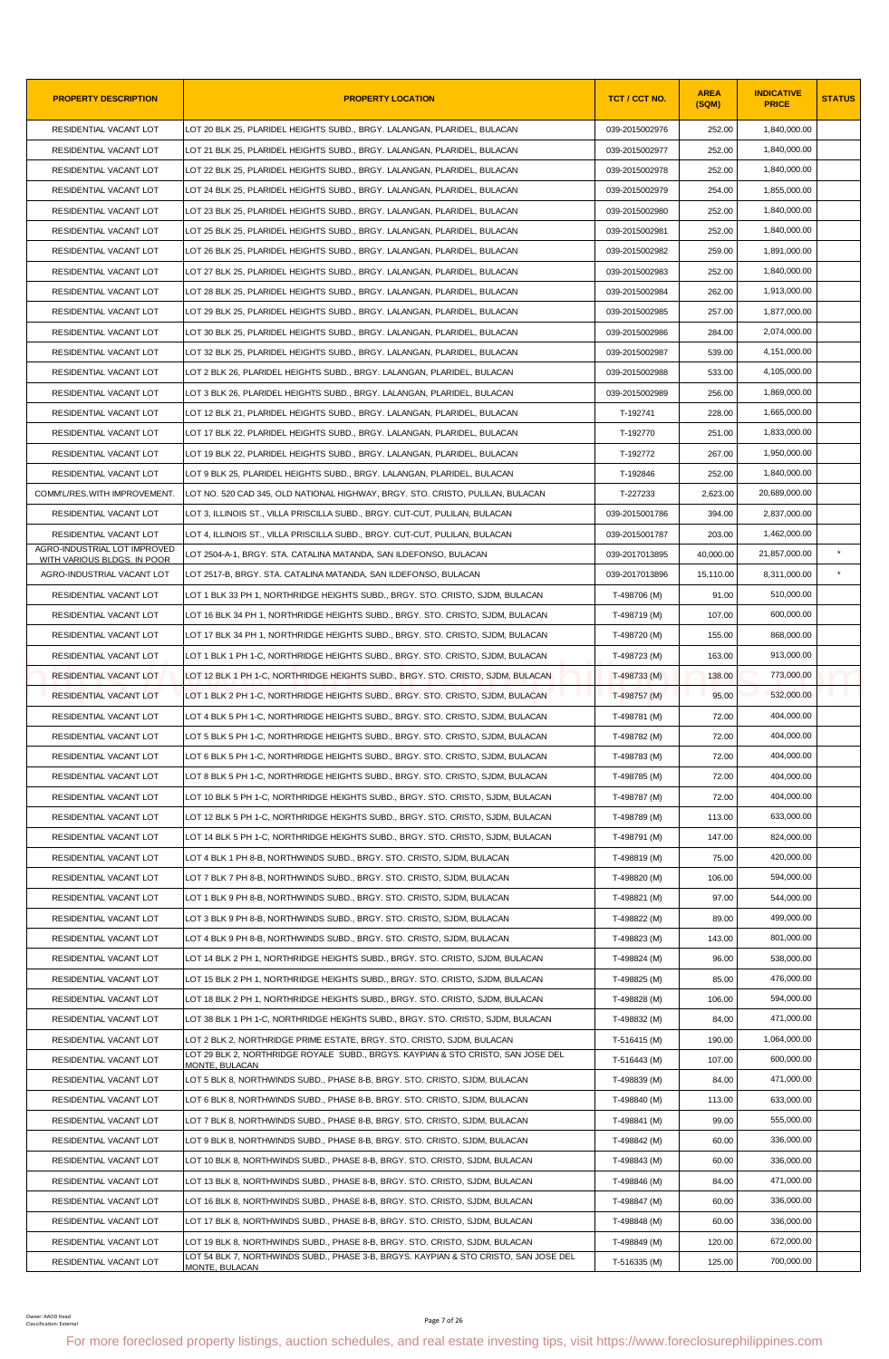| PROPERTY DESCRIPTION | PROPERTY LOCATION | TCT / CCT NO. | AREA (SQM) | INDICATIVE PRICE | STATUS |
|---|---|---|---|---|---|
| RESIDENTIAL VACANT LOT | LOT 20 BLK 25, PLARIDEL HEIGHTS SUBD., BRGY. LALANGAN, PLARIDEL, BULACAN | 039-2015002976 | 252.00 | 1,840,000.00 | |
| RESIDENTIAL VACANT LOT | LOT 21 BLK 25, PLARIDEL HEIGHTS SUBD., BRGY. LALANGAN, PLARIDEL, BULACAN | 039-2015002977 | 252.00 | 1,840,000.00 | |
| RESIDENTIAL VACANT LOT | LOT 22 BLK 25, PLARIDEL HEIGHTS SUBD., BRGY. LALANGAN, PLARIDEL, BULACAN | 039-2015002978 | 252.00 | 1,840,000.00 | |
| RESIDENTIAL VACANT LOT | LOT 24 BLK 25, PLARIDEL HEIGHTS SUBD., BRGY. LALANGAN, PLARIDEL, BULACAN | 039-2015002979 | 254.00 | 1,855,000.00 | |
| RESIDENTIAL VACANT LOT | LOT 23 BLK 25, PLARIDEL HEIGHTS SUBD., BRGY. LALANGAN, PLARIDEL, BULACAN | 039-2015002980 | 252.00 | 1,840,000.00 | |
| RESIDENTIAL VACANT LOT | LOT 25 BLK 25, PLARIDEL HEIGHTS SUBD., BRGY. LALANGAN, PLARIDEL, BULACAN | 039-2015002981 | 252.00 | 1,840,000.00 | |
| RESIDENTIAL VACANT LOT | LOT 26 BLK 25, PLARIDEL HEIGHTS SUBD., BRGY. LALANGAN, PLARIDEL, BULACAN | 039-2015002982 | 259.00 | 1,891,000.00 | |
| RESIDENTIAL VACANT LOT | LOT 27 BLK 25, PLARIDEL HEIGHTS SUBD., BRGY. LALANGAN, PLARIDEL, BULACAN | 039-2015002983 | 252.00 | 1,840,000.00 | |
| RESIDENTIAL VACANT LOT | LOT 28 BLK 25, PLARIDEL HEIGHTS SUBD., BRGY. LALANGAN, PLARIDEL, BULACAN | 039-2015002984 | 262.00 | 1,913,000.00 | |
| RESIDENTIAL VACANT LOT | LOT 29 BLK 25, PLARIDEL HEIGHTS SUBD., BRGY. LALANGAN, PLARIDEL, BULACAN | 039-2015002985 | 257.00 | 1,877,000.00 | |
| RESIDENTIAL VACANT LOT | LOT 30 BLK 25, PLARIDEL HEIGHTS SUBD., BRGY. LALANGAN, PLARIDEL, BULACAN | 039-2015002986 | 284.00 | 2,074,000.00 | |
| RESIDENTIAL VACANT LOT | LOT 32 BLK 25, PLARIDEL HEIGHTS SUBD., BRGY. LALANGAN, PLARIDEL, BULACAN | 039-2015002987 | 539.00 | 4,151,000.00 | |
| RESIDENTIAL VACANT LOT | LOT 2 BLK 26, PLARIDEL HEIGHTS SUBD., BRGY. LALANGAN, PLARIDEL, BULACAN | 039-2015002988 | 533.00 | 4,105,000.00 | |
| RESIDENTIAL VACANT LOT | LOT 3 BLK 26, PLARIDEL HEIGHTS SUBD., BRGY. LALANGAN, PLARIDEL, BULACAN | 039-2015002989 | 256.00 | 1,869,000.00 | |
| RESIDENTIAL VACANT LOT | LOT 12 BLK 21, PLARIDEL HEIGHTS SUBD., BRGY. LALANGAN, PLARIDEL, BULACAN | T-192741 | 228.00 | 1,665,000.00 | |
| RESIDENTIAL VACANT LOT | LOT 17 BLK 22, PLARIDEL HEIGHTS SUBD., BRGY. LALANGAN, PLARIDEL, BULACAN | T-192770 | 251.00 | 1,833,000.00 | |
| RESIDENTIAL VACANT LOT | LOT 19 BLK 22, PLARIDEL HEIGHTS SUBD., BRGY. LALANGAN, PLARIDEL, BULACAN | T-192772 | 267.00 | 1,950,000.00 | |
| RESIDENTIAL VACANT LOT | LOT 9 BLK 25, PLARIDEL HEIGHTS SUBD., BRGY. LALANGAN, PLARIDEL, BULACAN | T-192846 | 252.00 | 1,840,000.00 | |
| COMM'L/RES.WITH IMPROVEMENT. | LOT NO. 520 CAD 345, OLD NATIONAL HIGHWAY, BRGY. STO. CRISTO, PULILAN, BULACAN | T-227233 | 2,623.00 | 20,689,000.00 | |
| RESIDENTIAL VACANT LOT | LOT 3, ILLINOIS ST., VILLA PRISCILLA SUBD., BRGY. CUT-CUT, PULILAN, BULACAN | 039-2015001786 | 394.00 | 2,837,000.00 | |
| RESIDENTIAL VACANT LOT | LOT 4, ILLINOIS ST., VILLA PRISCILLA SUBD., BRGY. CUT-CUT, PULILAN, BULACAN | 039-2015001787 | 203.00 | 1,462,000.00 | |
| AGRO-INDUSTRIAL LOT IMPROVED WITH VARIOUS BLDGS. IN POOR | LOT 2504-A-1, BRGY. STA. CATALINA MATANDA, SAN ILDEFONSO, BULACAN | 039-2017013895 | 40,000.00 | 21,857,000.00 | * |
| AGRO-INDUSTRIAL VACANT LOT | LOT 2517-B, BRGY. STA. CATALINA MATANDA, SAN ILDEFONSO, BULACAN | 039-2017013896 | 15,110.00 | 8,311,000.00 | * |
| RESIDENTIAL VACANT LOT | LOT 1 BLK 33 PH 1, NORTHRIDGE HEIGHTS SUBD., BRGY. STO. CRISTO, SJDM, BULACAN | T-498706 (M) | 91.00 | 510,000.00 | |
| RESIDENTIAL VACANT LOT | LOT 16 BLK 34 PH 1, NORTHRIDGE HEIGHTS SUBD., BRGY. STO. CRISTO, SJDM, BULACAN | T-498719 (M) | 107.00 | 600,000.00 | |
| RESIDENTIAL VACANT LOT | LOT 17 BLK 34 PH 1, NORTHRIDGE HEIGHTS SUBD., BRGY. STO. CRISTO, SJDM, BULACAN | T-498720 (M) | 155.00 | 868,000.00 | |
| RESIDENTIAL VACANT LOT | LOT 1 BLK 1 PH 1-C, NORTHRIDGE HEIGHTS SUBD., BRGY. STO. CRISTO, SJDM, BULACAN | T-498723 (M) | 163.00 | 913,000.00 | |
| RESIDENTIAL VACANT LOT | LOT 12 BLK 1 PH 1-C, NORTHRIDGE HEIGHTS SUBD., BRGY. STO. CRISTO, SJDM, BULACAN | T-498733 (M) | 138.00 | 773,000.00 | |
| RESIDENTIAL VACANT LOT | LOT 1 BLK 2 PH 1-C, NORTHRIDGE HEIGHTS SUBD., BRGY. STO. CRISTO, SJDM, BULACAN | T-498757 (M) | 95.00 | 532,000.00 | |
| RESIDENTIAL VACANT LOT | LOT 4 BLK 5 PH 1-C, NORTHRIDGE HEIGHTS SUBD., BRGY. STO. CRISTO, SJDM, BULACAN | T-498781 (M) | 72.00 | 404,000.00 | |
| RESIDENTIAL VACANT LOT | LOT 5 BLK 5 PH 1-C, NORTHRIDGE HEIGHTS SUBD., BRGY. STO. CRISTO, SJDM, BULACAN | T-498782 (M) | 72.00 | 404,000.00 | |
| RESIDENTIAL VACANT LOT | LOT 6 BLK 5 PH 1-C, NORTHRIDGE HEIGHTS SUBD., BRGY. STO. CRISTO, SJDM, BULACAN | T-498783 (M) | 72.00 | 404,000.00 | |
| RESIDENTIAL VACANT LOT | LOT 8 BLK 5 PH 1-C, NORTHRIDGE HEIGHTS SUBD., BRGY. STO. CRISTO, SJDM, BULACAN | T-498785 (M) | 72.00 | 404,000.00 | |
| RESIDENTIAL VACANT LOT | LOT 10 BLK 5 PH 1-C, NORTHRIDGE HEIGHTS SUBD., BRGY. STO. CRISTO, SJDM, BULACAN | T-498787 (M) | 72.00 | 404,000.00 | |
| RESIDENTIAL VACANT LOT | LOT 12 BLK 5 PH 1-C, NORTHRIDGE HEIGHTS SUBD., BRGY. STO. CRISTO, SJDM, BULACAN | T-498789 (M) | 113.00 | 633,000.00 | |
| RESIDENTIAL VACANT LOT | LOT 14 BLK 5 PH 1-C, NORTHRIDGE HEIGHTS SUBD., BRGY. STO. CRISTO, SJDM, BULACAN | T-498791 (M) | 147.00 | 824,000.00 | |
| RESIDENTIAL VACANT LOT | LOT 4 BLK 1 PH 8-B, NORTHWINDS SUBD., BRGY. STO. CRISTO, SJDM, BULACAN | T-498819 (M) | 75.00 | 420,000.00 | |
| RESIDENTIAL VACANT LOT | LOT 7 BLK 7 PH 8-B, NORTHWINDS SUBD., BRGY. STO. CRISTO, SJDM, BULACAN | T-498820 (M) | 106.00 | 594,000.00 | |
| RESIDENTIAL VACANT LOT | LOT 1 BLK 9 PH 8-B, NORTHWINDS SUBD., BRGY. STO. CRISTO, SJDM, BULACAN | T-498821 (M) | 97.00 | 544,000.00 | |
| RESIDENTIAL VACANT LOT | LOT 3 BLK 9 PH 8-B, NORTHWINDS SUBD., BRGY. STO. CRISTO, SJDM, BULACAN | T-498822 (M) | 89.00 | 499,000.00 | |
| RESIDENTIAL VACANT LOT | LOT 4 BLK 9 PH 8-B, NORTHWINDS SUBD., BRGY. STO. CRISTO, SJDM, BULACAN | T-498823 (M) | 143.00 | 801,000.00 | |
| RESIDENTIAL VACANT LOT | LOT 14 BLK 2 PH 1, NORTHRIDGE HEIGHTS SUBD., BRGY. STO. CRISTO, SJDM, BULACAN | T-498824 (M) | 96.00 | 538,000.00 | |
| RESIDENTIAL VACANT LOT | LOT 15 BLK 2 PH 1, NORTHRIDGE HEIGHTS SUBD., BRGY. STO. CRISTO, SJDM, BULACAN | T-498825 (M) | 85.00 | 476,000.00 | |
| RESIDENTIAL VACANT LOT | LOT 18 BLK 2 PH 1, NORTHRIDGE HEIGHTS SUBD., BRGY. STO. CRISTO, SJDM, BULACAN | T-498828 (M) | 106.00 | 594,000.00 | |
| RESIDENTIAL VACANT LOT | LOT 38 BLK 1 PH 1-C, NORTHRIDGE HEIGHTS SUBD., BRGY. STO. CRISTO, SJDM, BULACAN | T-498832 (M) | 84.00 | 471,000.00 | |
| RESIDENTIAL VACANT LOT | LOT 2 BLK 2, NORTHRIDGE PRIME ESTATE, BRGY. STO. CRISTO, SJDM, BULACAN | T-516415 (M) | 190.00 | 1,064,000.00 | |
| RESIDENTIAL VACANT LOT | LOT 29 BLK 2, NORTHRIDGE ROYALE SUBD., BRGYS. KAYPIAN & STO CRISTO, SAN JOSE DEL MONTE, BULACAN | T-516443 (M) | 107.00 | 600,000.00 | |
| RESIDENTIAL VACANT LOT | LOT 5 BLK 8, NORTHWINDS SUBD., PHASE 8-B, BRGY. STO. CRISTO, SJDM, BULACAN | T-498839 (M) | 84.00 | 471,000.00 | |
| RESIDENTIAL VACANT LOT | LOT 6 BLK 8, NORTHWINDS SUBD., PHASE 8-B, BRGY. STO. CRISTO, SJDM, BULACAN | T-498840 (M) | 113.00 | 633,000.00 | |
| RESIDENTIAL VACANT LOT | LOT 7 BLK 8, NORTHWINDS SUBD., PHASE 8-B, BRGY. STO. CRISTO, SJDM, BULACAN | T-498841 (M) | 99.00 | 555,000.00 | |
| RESIDENTIAL VACANT LOT | LOT 9 BLK 8, NORTHWINDS SUBD., PHASE 8-B, BRGY. STO. CRISTO, SJDM, BULACAN | T-498842 (M) | 60.00 | 336,000.00 | |
| RESIDENTIAL VACANT LOT | LOT 10 BLK 8, NORTHWINDS SUBD., PHASE 8-B, BRGY. STO. CRISTO, SJDM, BULACAN | T-498843 (M) | 60.00 | 336,000.00 | |
| RESIDENTIAL VACANT LOT | LOT 13 BLK 8, NORTHWINDS SUBD., PHASE 8-B, BRGY. STO. CRISTO, SJDM, BULACAN | T-498846 (M) | 84.00 | 471,000.00 | |
| RESIDENTIAL VACANT LOT | LOT 16 BLK 8, NORTHWINDS SUBD., PHASE 8-B, BRGY. STO. CRISTO, SJDM, BULACAN | T-498847 (M) | 60.00 | 336,000.00 | |
| RESIDENTIAL VACANT LOT | LOT 17 BLK 8, NORTHWINDS SUBD., PHASE 8-B, BRGY. STO. CRISTO, SJDM, BULACAN | T-498848 (M) | 60.00 | 336,000.00 | |
| RESIDENTIAL VACANT LOT | LOT 19 BLK 8, NORTHWINDS SUBD., PHASE 8-B, BRGY. STO. CRISTO, SJDM, BULACAN | T-498849 (M) | 120.00 | 672,000.00 | |
| RESIDENTIAL VACANT LOT | LOT 54 BLK 7, NORTHWINDS SUBD., PHASE 3-B, BRGYS. KAYPIAN & STO CRISTO, SAN JOSE DEL MONTE, BULACAN | T-516335 (M) | 125.00 | 700,000.00 | |

Owner: AAOD Head
Classification: External

For more foreclosed property listings, auction schedules, and real estate investing tips, visit https://www.foreclosurephilippines.com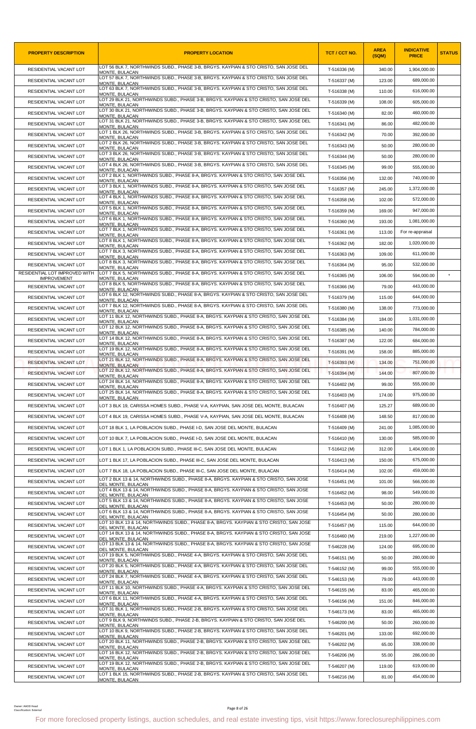| PROPERTY DESCRIPTION | PROPERTY LOCATION | TCT / CCT NO. | AREA (SQM) | INDICATIVE PRICE | STATUS |
|---|---|---|---|---|---|
| RESIDENTIAL VACANT LOT | LOT 56 BLK 7, NORTHWINDS SUBD., PHASE 3-B, BRGYS. KAYPIAN & STO CRISTO, SAN JOSE DEL MONTE, BULACAN | T-516336 (M) | 340.00 | 1,904,000.00 | |
| RESIDENTIAL VACANT LOT | LOT 57 BLK 7, NORTHWINDS SUBD., PHASE 3-B, BRGYS. KAYPIAN & STO CRISTO, SAN JOSE DEL MONTE, BULACAN | T-516337 (M) | 123.00 | 689,000.00 | |
| RESIDENTIAL VACANT LOT | LOT 63 BLK 7, NORTHWINDS SUBD., PHASE 3-B, BRGYS. KAYPIAN & STO CRISTO, SAN JOSE DEL MONTE, BULACAN | T-516338 (M) | 110.00 | 616,000.00 | |
| RESIDENTIAL VACANT LOT | LOT 29 BLK 21, NORTHWINDS SUBD., PHASE 3-B, BRGYS. KAYPIAN & STO CRISTO, SAN JOSE DEL MONTE, BULACAN | T-516339 (M) | 108.00 | 605,000.00 | |
| RESIDENTIAL VACANT LOT | LOT 30 BLK 21, NORTHWINDS SUBD., PHASE 3-B, BRGYS. KAYPIAN & STO CRISTO, SAN JOSE DEL MONTE, BULACAN | T-516340 (M) | 82.00 | 460,000.00 | |
| RESIDENTIAL VACANT LOT | LOT 31 BLK 21, NORTHWINDS SUBD., PHASE 3-B, BRGYS. KAYPIAN & STO CRISTO, SAN JOSE DEL MONTE, BULACAN | T-516341 (M) | 86.00 | 482,000.00 | |
| RESIDENTIAL VACANT LOT | LOT 1 BLK 26, NORTHWINDS SUBD., PHASE 3-B, BRGYS. KAYPIAN & STO CRISTO, SAN JOSE DEL MONTE, BULACAN | T-516342 (M) | 70.00 | 392,000.00 | |
| RESIDENTIAL VACANT LOT | LOT 2 BLK 26, NORTHWINDS SUBD., PHASE 3-B, BRGYS. KAYPIAN & STO CRISTO, SAN JOSE DEL MONTE, BULACAN | T-516343 (M) | 50.00 | 280,000.00 | |
| RESIDENTIAL VACANT LOT | LOT 3 BLK 26, NORTHWINDS SUBD., PHASE 3-B, BRGYS. KAYPIAN & STO CRISTO, SAN JOSE DEL MONTE, BULACAN | T-516344 (M) | 50.00 | 280,000.00 | |
| RESIDENTIAL VACANT LOT | LOT 4 BLK 26, NORTHWINDS SUBD., PHASE 3-B, BRGYS. KAYPIAN & STO CRISTO, SAN JOSE DEL MONTE, BULACAN | T-516345 (M) | 99.00 | 555,000.00 | |
| RESIDENTIAL VACANT LOT | LOT 2 BLK 1, NORTHWINDS SUBD., PHASE 8-A, BRGYS. KAYPIAN & STO CRISTO, SAN JOSE DEL MONTE, BULACAN | T-516356 (M) | 132.00 | 740,000.00 | |
| RESIDENTIAL VACANT LOT | LOT 3 BLK 1, NORTHWINDS SUBD., PHASE 8-A, BRGYS. KAYPIAN & STO CRISTO, SAN JOSE DEL MONTE, BULACAN | T-516357 (M) | 245.00 | 1,372,000.00 | |
| RESIDENTIAL VACANT LOT | LOT 4 BLK 1, NORTHWINDS SUBD., PHASE 8-A, BRGYS. KAYPIAN & STO CRISTO, SAN JOSE DEL MONTE, BULACAN | T-516358 (M) | 102.00 | 572,000.00 | |
| RESIDENTIAL VACANT LOT | LOT 5 BLK 1, NORTHWINDS SUBD., PHASE 8-A, BRGYS. KAYPIAN & STO CRISTO, SAN JOSE DEL MONTE, BULACAN | T-516359 (M) | 169.00 | 947,000.00 | |
| RESIDENTIAL VACANT LOT | LOT 6 BLK 1, NORTHWINDS SUBD., PHASE 8-A, BRGYS. KAYPIAN & STO CRISTO, SAN JOSE DEL MONTE, BULACAN | T-516360 (M) | 193.00 | 1,081,000.00 | |
| RESIDENTIAL VACANT LOT | LOT 7 BLK 1, NORTHWINDS SUBD., PHASE 8-A, BRGYS. KAYPIAN & STO CRISTO, SAN JOSE DEL MONTE, BULACAN | T-516361 (M) | 113.00 | For re-appraisal | |
| RESIDENTIAL VACANT LOT | LOT 8 BLK 1, NORTHWINDS SUBD., PHASE 8-A, BRGYS. KAYPIAN & STO CRISTO, SAN JOSE DEL MONTE, BULACAN | T-516362 (M) | 182.00 | 1,020,000.00 | |
| RESIDENTIAL VACANT LOT | LOT 7 BLK 3, NORTHWINDS SUBD., PHASE 8-A, BRGYS. KAYPIAN & STO CRISTO, SAN JOSE DEL MONTE, BULACAN | T-516363 (M) | 109.00 | 611,000.00 | |
| RESIDENTIAL VACANT LOT | LOT 8 BLK 3, NORTHWINDS SUBD., PHASE 8-A, BRGYS. KAYPIAN & STO CRISTO, SAN JOSE DEL MONTE, BULACAN | T-516364 (M) | 95.00 | 532,000.00 | |
| RESIDENTIAL LOT IMPROVED WITH IMPROVEMENT | LOT 7 BLK 5, NORTHWINDS SUBD., PHASE 8-A, BRGYS. KAYPIAN & STO CRISTO, SAN JOSE DEL MONTE, BULACAN | T-516365 (M) | 106.00 | 594,000.00 | * |
| RESIDENTIAL VACANT LOT | LOT 8 BLK 5, NORTHWINDS SUBD., PHASE 8-A, BRGYS. KAYPIAN & STO CRISTO, SAN JOSE DEL MONTE, BULACAN | T-516366 (M) | 79.00 | 443,000.00 | |
| RESIDENTIAL VACANT LOT | LOT 6 BLK 12, NORTHWINDS SUBD., PHASE 8-A, BRGYS. KAYPIAN & STO CRISTO, SAN JOSE DEL MONTE, BULACAN | T-516379 (M) | 115.00 | 644,000.00 | |
| RESIDENTIAL VACANT LOT | LOT 7 BLK 12, NORTHWINDS SUBD., PHASE 8-A, BRGYS. KAYPIAN & STO CRISTO, SAN JOSE DEL MONTE, BULACAN | T-516380 (M) | 138.00 | 773,000.00 | |
| RESIDENTIAL VACANT LOT | LOT 11 BLK 12, NORTHWINDS SUBD., PHASE 8-A, BRGYS. KAYPIAN & STO CRISTO, SAN JOSE DEL MONTE, BULACAN | T-516384 (M) | 184.00 | 1,031,000.00 | |
| RESIDENTIAL VACANT LOT | LOT 12 BLK 12, NORTHWINDS SUBD., PHASE 8-A, BRGYS. KAYPIAN & STO CRISTO, SAN JOSE DEL MONTE, BULACAN | T-516385 (M) | 140.00 | 784,000.00 | |
| RESIDENTIAL VACANT LOT | LOT 14 BLK 12, NORTHWINDS SUBD., PHASE 8-A, BRGYS. KAYPIAN & STO CRISTO, SAN JOSE DEL MONTE, BULACAN | T-516387 (M) | 122.00 | 684,000.00 | |
| RESIDENTIAL VACANT LOT | LOT 19 BLK 12, NORTHWINDS SUBD., PHASE 8-A, BRGYS. KAYPIAN & STO CRISTO, SAN JOSE DEL MONTE, BULACAN | T-516391 (M) | 158.00 | 885,000.00 | |
| RESIDENTIAL VACANT LOT | LOT 21 BLK 12, NORTHWINDS SUBD., PHASE 8-A, BRGYS. KAYPIAN & STO CRISTO, SAN JOSE DEL MONTE, BULACAN | T-516393 (M) | 134.00 | 751,000.00 | |
| RESIDENTIAL VACANT LOT | LOT 22 BLK 12, NORTHWINDS SUBD., PHASE 8-A, BRGYS. KAYPIAN & STO CRISTO, SAN JOSE DEL MONTE, BULACAN | T-516394 (M) | 144.00 | 807,000.00 | |
| RESIDENTIAL VACANT LOT | LOT 24 BLK 14, NORTHWINDS SUBD., PHASE 8-A, BRGYS. KAYPIAN & STO CRISTO, SAN JOSE DEL MONTE, BULACAN | T-516402 (M) | 99.00 | 555,000.00 | |
| RESIDENTIAL VACANT LOT | LOT 25 BLK 14, NORTHWINDS SUBD., PHASE 8-A, BRGYS. KAYPIAN & STO CRISTO, SAN JOSE DEL MONTE, BULACAN | T-516403 (M) | 174.00 | 975,000.00 | |
| RESIDENTIAL VACANT LOT | LOT 3 BLK 19, CARISSA HOMES SUBD., PHASE V-A, KAYPIAN, SAN JOSE DEL MONTE, BULACAN | T-516407 (M) | 125.27 | 689,000.00 | |
| RESIDENTIAL VACANT LOT | LOT 4 BLK 19, CARISSA HOMES SUBD., PHASE V-A, KAYPIAN, SAN JOSE DEL MONTE, BULACAN | T-516408 (M) | 148.50 | 817,000.00 | |
| RESIDENTIAL VACANT LOT | LOT 18 BLK 1, LA POBLACION SUBD., PHASE I-D, SAN JOSE DEL MONTE, BULACAN | T-516409 (M) | 241.00 | 1,085,000.00 | |
| RESIDENTIAL VACANT LOT | LOT 10 BLK 7, LA POBLACION SUBD., PHASE I-D, SAN JOSE DEL MONTE, BULACAN | T-516410 (M) | 130.00 | 585,000.00 | |
| RESIDENTIAL VACANT LOT | LOT 1 BLK 1, LA POBLACION SUBD., PHASE III-C, SAN JOSE DEL MONTE, BULACAN | T-516412 (M) | 312.00 | 1,404,000.00 | |
| RESIDENTIAL VACANT LOT | LOT 1 BLK 17, LA POBLACION SUBD., PHASE III-C, SAN JOSE DEL MONTE, BULACAN | T-516413 (M) | 150.00 | 675,000.00 | |
| RESIDENTIAL VACANT LOT | LOT 7 BLK 18, LA POBLACION SUBD., PHASE III-C, SAN JOSE DEL MONTE, BULACAN | T-516414 (M) | 102.00 | 459,000.00 | |
| RESIDENTIAL VACANT LOT | LOT 2 BLK 13 & 14, NORTHWINDS SUBD., PHASE 8-A, BRGYS. KAYPIAN & STO CRISTO, SAN JOSE DEL MONTE, BULACAN | T-516451 (M) | 101.00 | 566,000.00 | |
| RESIDENTIAL VACANT LOT | LOT 4 BLK 13 & 14, NORTHWINDS SUBD., PHASE 8-A, BRGYS. KAYPIAN & STO CRISTO, SAN JOSE DEL MONTE, BULACAN | T-516452 (M) | 98.00 | 549,000.00 | |
| RESIDENTIAL VACANT LOT | LOT 5 BLK 13 & 14, NORTHWINDS SUBD., PHASE 8-A, BRGYS. KAYPIAN & STO CRISTO, SAN JOSE DEL MONTE, BULACAN | T-516453 (M) | 50.00 | 280,000.00 | |
| RESIDENTIAL VACANT LOT | LOT 6 BLK 13 & 14, NORTHWINDS SUBD., PHASE 8-A, BRGYS. KAYPIAN & STO CRISTO, SAN JOSE DEL MONTE, BULACAN | T-516454 (M) | 50.00 | 280,000.00 | |
| RESIDENTIAL VACANT LOT | LOT 10 BLK 13 & 14, NORTHWINDS SUBD., PHASE 8-A, BRGYS. KAYPIAN & STO CRISTO, SAN JOSE DEL MONTE, BULACAN | T-516457 (M) | 115.00 | 644,000.00 | |
| RESIDENTIAL VACANT LOT | LOT 14 BLK 13 & 14, NORTHWINDS SUBD., PHASE 8-A, BRGYS. KAYPIAN & STO CRISTO, SAN JOSE DEL MONTE, BULACAN | T-516460 (M) | 219.00 | 1,227,000.00 | |
| RESIDENTIAL VACANT LOT | LOT 13 BLK 13 & 14, NORTHWINDS SUBD., PHASE 8-A, BRGYS. KAYPIAN & STO CRISTO, SAN JOSE DEL MONTE, BULACAN | T-546228 (M) | 124.00 | 695,000.00 | |
| RESIDENTIAL VACANT LOT | LOT 19 BLK 5, NORTHWINDS SUBD., PHASE 4-A, BRGYS. KAYPIAN & STO CRISTO, SAN JOSE DEL MONTE, BULACAN | T-546151 (M) | 50.00 | 280,000.00 | |
| RESIDENTIAL VACANT LOT | LOT 20 BLK 5, NORTHWINDS SUBD., PHASE 4-A, BRGYS. KAYPIAN & STO CRISTO, SAN JOSE DEL MONTE, BULACAN | T-546152 (M) | 99.00 | 555,000.00 | |
| RESIDENTIAL VACANT LOT | LOT 24 BLK 7, NORTHWINDS SUBD., PHASE 4-A, BRGYS. KAYPIAN & STO CRISTO, SAN JOSE DEL MONTE, BULACAN | T-546153 (M) | 79.00 | 443,000.00 | |
| RESIDENTIAL VACANT LOT | LOT 11 BLK 10, NORTHWINDS SUBD., PHASE 4-A, BRGYS. KAYPIAN & STO CRISTO, SAN JOSE DEL MONTE, BULACAN | T-546155 (M) | 83.00 | 465,000.00 | |
| RESIDENTIAL VACANT LOT | LOT 6 BLK 11, NORTHWINDS SUBD., PHASE 4-A, BRGYS. KAYPIAN & STO CRISTO, SAN JOSE DEL MONTE, BULACAN | T-546156 (M) | 151.00 | 846,000.00 | |
| RESIDENTIAL VACANT LOT | LOT 31 BLK 1, NORTHWINDS SUBD., PHASE 2-B, BRGYS. KAYPIAN & STO CRISTO, SAN JOSE DEL MONTE, BULACAN | T-546173 (M) | 83.00 | 465,000.00 | |
| RESIDENTIAL VACANT LOT | LOT 9 BLK 9, NORTHWINDS SUBD., PHASE 2-B, BRGYS. KAYPIAN & STO CRISTO, SAN JOSE DEL MONTE, BULACAN | T-546200 (M) | 50.00 | 260,000.00 | |
| RESIDENTIAL VACANT LOT | LOT 10 BLK 9, NORTHWINDS SUBD., PHASE 2-B, BRGYS. KAYPIAN & STO CRISTO, SAN JOSE DEL MONTE, BULACAN | T-546201 (M) | 133.00 | 692,000.00 | |
| RESIDENTIAL VACANT LOT | LOT 20 BLK 11, NORTHWINDS SUBD., PHASE 2-B, BRGYS. KAYPIAN & STO CRISTO, SAN JOSE DEL MONTE, BULACAN | T-546202 (M) | 65.00 | 338,000.00 | |
| RESIDENTIAL VACANT LOT | LOT 16 BLK 12, NORTHWINDS SUBD., PHASE 2-B, BRGYS. KAYPIAN & STO CRISTO, SAN JOSE DEL MONTE, BULACAN | T-546206 (M) | 55.00 | 286,000.00 | |
| RESIDENTIAL VACANT LOT | LOT 19 BLK 12, NORTHWINDS SUBD., PHASE 2-B, BRGYS. KAYPIAN & STO CRISTO, SAN JOSE DEL MONTE, BULACAN | T-546207 (M) | 119.00 | 619,000.00 | |
| RESIDENTIAL VACANT LOT | LOT 1 BLK 15, NORTHWINDS SUBD., PHASE 2-B, BRGYS. KAYPIAN & STO CRISTO, SAN JOSE DEL MONTE, BULACAN | T-546216 (M) | 81.00 | 454,000.00 | |

Owner: AAOD Head
Classification: External

For more foreclosed property listings, auction schedules, and real estate investing tips, visit https://www.foreclosurephilippines.com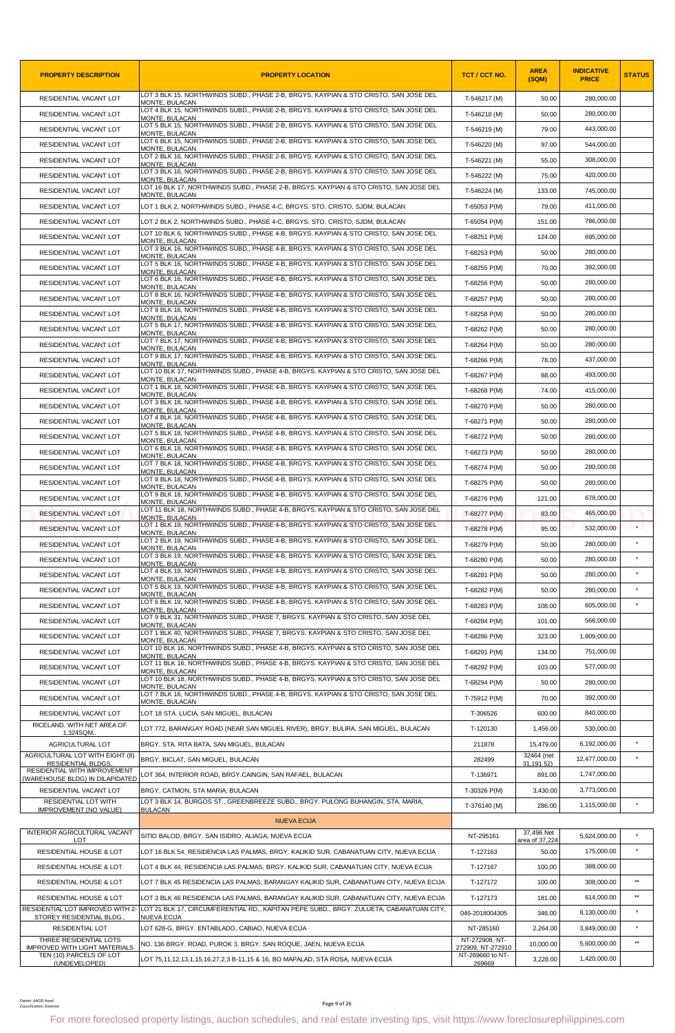| PROPERTY DESCRIPTION | PROPERTY LOCATION | TCT / CCT NO. | AREA (SQM) | INDICATIVE PRICE | STATUS |
|---|---|---|---|---|---|
| RESIDENTIAL VACANT LOT | LOT 3 BLK 15, NORTHWINDS SUBD., PHASE 2-B, BRGYS. KAYPIAN & STO CRISTO, SAN JOSE DEL MONTE, BULACAN | T-546217 (M) | 50.00 | 280,000.00 | |
| RESIDENTIAL VACANT LOT | LOT 4 BLK 15, NORTHWINDS SUBD., PHASE 2-B, BRGYS. KAYPIAN & STO CRISTO, SAN JOSE DEL MONTE, BULACAN | T-546218 (M) | 50.00 | 280,000.00 | |
| RESIDENTIAL VACANT LOT | LOT 5 BLK 15, NORTHWINDS SUBD., PHASE 2-B, BRGYS. KAYPIAN & STO CRISTO, SAN JOSE DEL MONTE, BULACAN | T-546219 (M) | 79.00 | 443,000.00 | |
| RESIDENTIAL VACANT LOT | LOT 6 BLK 15, NORTHWINDS SUBD., PHASE 2-B, BRGYS. KAYPIAN & STO CRISTO, SAN JOSE DEL MONTE, BULACAN | T-546220 (M) | 97.00 | 544,000.00 | |
| RESIDENTIAL VACANT LOT | LOT 2 BLK 16, NORTHWINDS SUBD., PHASE 2-B, BRGYS. KAYPIAN & STO CRISTO, SAN JOSE DEL MONTE, BULACAN | T-546221 (M) | 55.00 | 308,000.00 | |
| RESIDENTIAL VACANT LOT | LOT 3 BLK 16, NORTHWINDS SUBD., PHASE 2-B, BRGYS. KAYPIAN & STO CRISTO, SAN JOSE DEL MONTE, BULACAN | T-546222 (M) | 75.00 | 420,000.00 | |
| RESIDENTIAL VACANT LOT | LOT 16 BLK 17, NORTHWINDS SUBD., PHASE 2-B, BRGYS. KAYPIAN & STO CRISTO, SAN JOSE DEL MONTE, BULACAN | T-546224 (M) | 133.00 | 745,000.00 | |
| RESIDENTIAL VACANT LOT | LOT 1 BLK 2, NORTHWINDS SUBD., PHASE 4-C, BRGYS. STO. CRISTO, SJDM, BULACAN | T-65053 P(M) | 79.00 | 411,000.00 | |
| RESIDENTIAL VACANT LOT | LOT 2 BLK 2, NORTHWINDS SUBD., PHASE 4-C, BRGYS. STO. CRISTO, SJDM, BULACAN | T-65054 P(M) | 151.00 | 786,000.00 | |
| RESIDENTIAL VACANT LOT | LOT 10 BLK 6, NORTHWINDS SUBD., PHASE 4-B, BRGYS. KAYPIAN & STO CRISTO, SAN JOSE DEL MONTE, BULACAN | T-68251 P(M) | 124.00 | 695,000.00 | |
| RESIDENTIAL VACANT LOT | LOT 3 BLK 16, NORTHWINDS SUBD., PHASE 4-B, BRGYS. KAYPIAN & STO CRISTO, SAN JOSE DEL MONTE, BULACAN | T-68253 P(M) | 50.00 | 280,000.00 | |
| RESIDENTIAL VACANT LOT | LOT 5 BLK 16, NORTHWINDS SUBD., PHASE 4-B, BRGYS. KAYPIAN & STO CRISTO, SAN JOSE DEL MONTE, BULACAN | T-68255 P(M) | 70.00 | 392,000.00 | |
| RESIDENTIAL VACANT LOT | LOT 6 BLK 16, NORTHWINDS SUBD., PHASE 4-B, BRGYS. KAYPIAN & STO CRISTO, SAN JOSE DEL MONTE, BULACAN | T-68256 P(M) | 50.00 | 280,000.00 | |
| RESIDENTIAL VACANT LOT | LOT 8 BLK 16, NORTHWINDS SUBD., PHASE 4-B, BRGYS. KAYPIAN & STO CRISTO, SAN JOSE DEL MONTE, BULACAN | T-68257 P(M) | 50.00 | 280,000.00 | |
| RESIDENTIAL VACANT LOT | LOT 9 BLK 16, NORTHWINDS SUBD., PHASE 4-B, BRGYS. KAYPIAN & STO CRISTO, SAN JOSE DEL MONTE, BULACAN | T-68258 P(M) | 50.00 | 280,000.00 | |
| RESIDENTIAL VACANT LOT | LOT 5 BLK 17, NORTHWINDS SUBD., PHASE 4-B, BRGYS. KAYPIAN & STO CRISTO, SAN JOSE DEL MONTE, BULACAN | T-68262 P(M) | 50.00 | 280,000.00 | |
| RESIDENTIAL VACANT LOT | LOT 7 BLK 17, NORTHWINDS SUBD., PHASE 4-B, BRGYS. KAYPIAN & STO CRISTO, SAN JOSE DEL MONTE, BULACAN | T-68264 P(M) | 50.00 | 280,000.00 | |
| RESIDENTIAL VACANT LOT | LOT 9 BLK 17, NORTHWINDS SUBD., PHASE 4-B, BRGYS. KAYPIAN & STO CRISTO, SAN JOSE DEL MONTE, BULACAN | T-68266 P(M) | 78.00 | 437,000.00 | |
| RESIDENTIAL VACANT LOT | LOT 10 BLK 17, NORTHWINDS SUBD., PHASE 4-B, BRGYS. KAYPIAN & STO CRISTO, SAN JOSE DEL MONTE, BULACAN | T-68267 P(M) | 88.00 | 493,000.00 | |
| RESIDENTIAL VACANT LOT | LOT 1 BLK 18, NORTHWINDS SUBD., PHASE 4-B, BRGYS. KAYPIAN & STO CRISTO, SAN JOSE DEL MONTE, BULACAN | T-68268 P(M) | 74.00 | 415,000.00 | |
| RESIDENTIAL VACANT LOT | LOT 3 BLK 18, NORTHWINDS SUBD., PHASE 4-B, BRGYS. KAYPIAN & STO CRISTO, SAN JOSE DEL MONTE, BULACAN | T-68270 P(M) | 50.00 | 280,000.00 | |
| RESIDENTIAL VACANT LOT | LOT 4 BLK 18, NORTHWINDS SUBD., PHASE 4-B, BRGYS. KAYPIAN & STO CRISTO, SAN JOSE DEL MONTE, BULACAN | T-68271 P(M) | 50.00 | 280,000.00 | |
| RESIDENTIAL VACANT LOT | LOT 5 BLK 18, NORTHWINDS SUBD., PHASE 4-B, BRGYS. KAYPIAN & STO CRISTO, SAN JOSE DEL MONTE, BULACAN | T-68272 P(M) | 50.00 | 280,000.00 | |
| RESIDENTIAL VACANT LOT | LOT 6 BLK 18, NORTHWINDS SUBD., PHASE 4-B, BRGYS. KAYPIAN & STO CRISTO, SAN JOSE DEL MONTE, BULACAN | T-68273 P(M) | 50.00 | 280,000.00 | |
| RESIDENTIAL VACANT LOT | LOT 7 BLK 18, NORTHWINDS SUBD., PHASE 4-B, BRGYS. KAYPIAN & STO CRISTO, SAN JOSE DEL MONTE, BULACAN | T-68274 P(M) | 50.00 | 280,000.00 | |
| RESIDENTIAL VACANT LOT | LOT 8 BLK 18, NORTHWINDS SUBD., PHASE 4-B, BRGYS. KAYPIAN & STO CRISTO, SAN JOSE DEL MONTE, BULACAN | T-68275 P(M) | 50.00 | 280,000.00 | |
| RESIDENTIAL VACANT LOT | LOT 9 BLK 18, NORTHWINDS SUBD., PHASE 4-B, BRGYS. KAYPIAN & STO CRISTO, SAN JOSE DEL MONTE, BULACAN | T-68276 P(M) | 121.00 | 678,000.00 | |
| RESIDENTIAL VACANT LOT | LOT 11 BLK 18, NORTHWINDS SUBD., PHASE 4-B, BRGYS. KAYPIAN & STO CRISTO, SAN JOSE DEL MONTE, BULACAN | T-68277 P(M) | 83.00 | 465,000.00 | |
| RESIDENTIAL VACANT LOT | LOT 1 BLK 19, NORTHWINDS SUBD., PHASE 4-B, BRGYS. KAYPIAN & STO CRISTO, SAN JOSE DEL MONTE, BULACAN | T-68278 P(M) | 95.00 | 532,000.00 | * |
| RESIDENTIAL VACANT LOT | LOT 2 BLK 19, NORTHWINDS SUBD., PHASE 4-B, BRGYS. KAYPIAN & STO CRISTO, SAN JOSE DEL MONTE, BULACAN | T-68279 P(M) | 50.00 | 280,000.00 | * |
| RESIDENTIAL VACANT LOT | LOT 3 BLK 19, NORTHWINDS SUBD., PHASE 4-B, BRGYS. KAYPIAN & STO CRISTO, SAN JOSE DEL MONTE, BULACAN | T-68280 P(M) | 50.00 | 280,000.00 | * |
| RESIDENTIAL VACANT LOT | LOT 4 BLK 19, NORTHWINDS SUBD., PHASE 4-B, BRGYS. KAYPIAN & STO CRISTO, SAN JOSE DEL MONTE, BULACAN | T-68281 P(M) | 50.00 | 280,000.00 | * |
| RESIDENTIAL VACANT LOT | LOT 5 BLK 19, NORTHWINDS SUBD., PHASE 4-B, BRGYS. KAYPIAN & STO CRISTO, SAN JOSE DEL MONTE, BULACAN | T-68282 P(M) | 50.00 | 280,000.00 | * |
| RESIDENTIAL VACANT LOT | LOT 6 BLK 19, NORTHWINDS SUBD., PHASE 4-B, BRGYS. KAYPIAN & STO CRISTO, SAN JOSE DEL MONTE, BULACAN | T-68283 P(M) | 108.00 | 605,000.00 | * |
| RESIDENTIAL VACANT LOT | LOT 9 BLK 31, NORTHWINDS SUBD., PHASE 7, BRGYS. KAYPIAN & STO CRISTO, SAN JOSE DEL MONTE, BULACAN | T-68284 P(M) | 101.00 | 566,000.00 | |
| RESIDENTIAL VACANT LOT | LOT 1 BLK 40, NORTHWINDS SUBD., PHASE 7, BRGYS. KAYPIAN & STO CRISTO, SAN JOSE DEL MONTE, BULACAN | T-68286 P(M) | 323.00 | 1,809,000.00 | |
| RESIDENTIAL VACANT LOT | LOT 10 BLK 16, NORTHWINDS SUBD., PHASE 4-B, BRGYS. KAYPIAN & STO CRISTO, SAN JOSE DEL MONTE, BULACAN | T-68291 P(M) | 134.00 | 751,000.00 | |
| RESIDENTIAL VACANT LOT | LOT 11 BLK 16, NORTHWINDS SUBD., PHASE 4-B, BRGYS. KAYPIAN & STO CRISTO, SAN JOSE DEL MONTE, BULACAN | T-68292 P(M) | 103.00 | 577,000.00 | |
| RESIDENTIAL VACANT LOT | LOT 10 BLK 18, NORTHWINDS SUBD., PHASE 4-B, BRGYS. KAYPIAN & STO CRISTO, SAN JOSE DEL MONTE, BULACAN | T-68294 P(M) | 50.00 | 280,000.00 | |
| RESIDENTIAL VACANT LOT | LOT 7 BLK 16, NORTHWINDS SUBD., PHASE 4-B, BRGYS. KAYPIAN & STO CRISTO, SAN JOSE DEL MONTE, BULACAN | T-75912 P(M) | 70.00 | 392,000.00 | |
| RESIDENTIAL VACANT LOT | LOT 18 STA. LUCIA, SAN MIGUEL, BULACAN | T-306526 | 600.00 | 840,000.00 | |
| RICELAND. WITH NET AREA OF 1,324SQM.. | LOT 772, BARANGAY ROAD (NEAR SAN MIGUEL RIVER), BRGY. BULIRA, SAN MIGUEL, BULACAN | T-120130 | 1,456.00 | 530,000.00 | |
| AGRICULTURAL LOT | BRGY. STA. RITA BATA, SAN MIGUEL, BULACAN | 211878 | 15,479.00 | 6,192,000.00 | * |
| AGRICULTURAL LOT WITH EIGHT (8) RESIDENTIAL BLDGS. | BRGY. BICLAT, SAN MIGUEL, BULACAN | 282499 | 32464 (net 31,191.52) | 12,477,000.00 | * |
| RESIDENTIAL WITH IMPROVEMENT (WAREHOUSE BLDG) IN DILAPIDATED | LOT 364, INTERIOR ROAD, BRGY.CAINGIN, SAN RAFAEL, BULACAN | T-136971 | 891.00 | 1,747,000.00 | |
| RESIDENTIAL VACANT LOT | BRGY. CATMON, STA MARIA, BULACAN | T-30326 P(M) | 3,430.00 | 3,773,000.00 | |
| RESIDENTIAL LOT WITH IMPROVEMENT (NO VALUE) | LOT 3 BLK 14, BURGOS ST., GREENBREEZE SUBD., BRGY. PULONG BUHANGIN, STA. MARIA, BULACAN | T-376140 (M) | 286.00 | 1,115,000.00 | * |
| | **NUEVA ECIJA** | | | | |
| INTERIOR AGRICULTURAL VACANT LOT | SITIO BALOD, BRGY. SAN ISIDRO, ALIAGA, NUEVA ECIJA | NT-295161 | 37,496 Net area of 37,224 | 5,624,000.00 | * |
| RESIDENTIAL HOUSE & LOT | LOT 16 BLK 54, RESIDENCIA LAS PALMAS, BRGY. KALIKID SUR, CABANATUAN CITY, NUEVA ECIJA | T-127163 | 50.00 | 175,000.00 | * |
| RESIDENTIAL HOUSE & LOT | LOT 4 BLK 44, RESIDENCIA LAS PALMAS, BRGY. KALIKID SUR, CABANATUAN CITY, NUEVA ECIJA | T-127167 | 100.00 | 388,000.00 | |
| RESIDENTIAL HOUSE & LOT | LOT 7 BLK 45 RESIDENCIA LAS PALMAS, BARANGAY KALIKID SUR, CABANATUAN CITY, NUEVA ECIJA | T-127172 | 100.00 | 308,000.00 | ** |
| RESIDENTIAL HOUSE & LOT | LOT 3 BLK 46 RESIDENCIA LAS PALMAS, BARANGAY KALIKID SUR, CABANATUAN CITY, NUEVA ECIJA | T-127173 | 181.00 | 614,000.00 | ** |
| RESIDENTIAL LOT IMPROVED WITH 2-STOREY RESIDENTIAL BLDG., | LOT 21 BLK 17, CIRCUMFERENTIAL RD., KAPITAN PEPE SUBD., BRGY. ZULUETA, CABANATUAN CITY, NUEVA ECIJA | 046-2018004305 | 346.00 | 8,130,000.00 | * |
| RESIDENTIAL LOT | LOT 628-G, BRGY. ENTABLADO, CABIAO, NUEVA ECIJA | NT-285160 | 2,264.00 | 3,849,000.00 | * |
| THREE RESIDENTIAL LOTS IMPROVED WITH LIGHT MATERIALS | NO. 136 BRGY. ROAD, PUROK 3, BRGY. SAN ROQUE, JAEN, NUEVA ECIJA | NT-272908, NT-272909, NT-272910 | 10,000.00 | 5,600,000.00 | ** |
| TEN (10) PARCELS OF LOT (UNDEVELOPED) | LOT 75,11,12,13,1,15,16,27,2,3 B-11,15 & 16, BO MAPALAD, STA ROSA, NUEVA ECIJA | NT-269660 to NT-269669 | 3,228.00 | 1,420,000.00 | |

For more foreclosed property listings, auction schedules, and real estate investing tips, visit https://www.foreclosurephilippines.com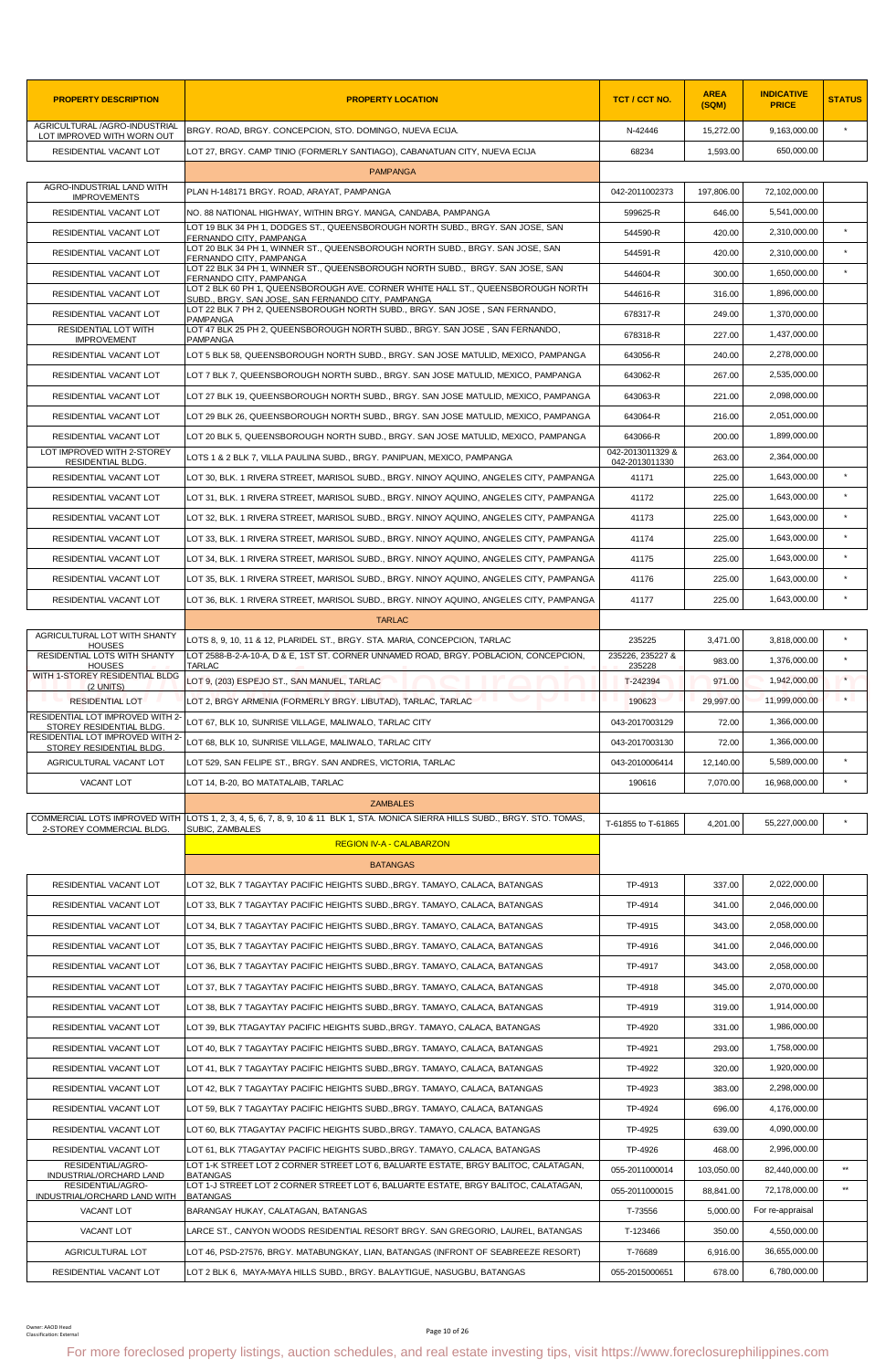| PROPERTY DESCRIPTION | PROPERTY LOCATION | TCT / CCT NO. | AREA (SQM) | INDICATIVE PRICE | STATUS |
|---|---|---|---|---|---|
| AGRICULTURAL /AGRO-INDUSTRIAL LOT IMPROVED WITH WORN OUT | BRGY. ROAD, BRGY. CONCEPCION, STO. DOMINGO, NUEVA ECIJA. | N-42446 | 15,272.00 | 9,163,000.00 | * |
| RESIDENTIAL VACANT LOT | LOT 27, BRGY. CAMP TINIO (FORMERLY SANTIAGO), CABANATUAN CITY, NUEVA ECIJA | 68234 | 1,593.00 | 650,000.00 | |
| | PAMPANGA | | | | |
| AGRO-INDUSTRIAL LAND WITH IMPROVEMENTS | PLAN H-148171 BRGY. ROAD, ARAYAT, PAMPANGA | 042-2011002373 | 197,806.00 | 72,102,000.00 | |
| RESIDENTIAL VACANT LOT | NO. 88 NATIONAL HIGHWAY, WITHIN BRGY. MANGA, CANDABA, PAMPANGA | 599625-R | 646.00 | 5,541,000.00 | |
| RESIDENTIAL VACANT LOT | LOT 19 BLK 34 PH 1, DODGES ST., QUEENSBOROUGH NORTH SUBD., BRGY. SAN JOSE, SAN FERNANDO CITY, PAMPANGA | 544590-R | 420.00 | 2,310,000.00 | * |
| RESIDENTIAL VACANT LOT | LOT 20 BLK 34 PH 1, WINNER ST., QUEENSBOROUGH NORTH SUBD., BRGY. SAN JOSE, SAN FERNANDO CITY, PAMPANGA | 544591-R | 420.00 | 2,310,000.00 | * |
| RESIDENTIAL VACANT LOT | LOT 22 BLK 34 PH 1, WINNER ST., QUEENSBOROUGH NORTH SUBD., BRGY. SAN JOSE, SAN FERNANDO CITY, PAMPANGA | 544604-R | 300.00 | 1,650,000.00 | * |
| RESIDENTIAL VACANT LOT | LOT 2 BLK 60 PH 1, QUEENSBOROUGH AVE. CORNER WHITE HALL ST., QUEENSBOROUGH NORTH SUBD., BRGY. SAN JOSE, SAN FERNANDO CITY, PAMPANGA | 544616-R | 316.00 | 1,896,000.00 | |
| RESIDENTIAL VACANT LOT | LOT 22 BLK 7 PH 2, QUEENSBOROUGH NORTH SUBD., BRGY. SAN JOSE , SAN FERNANDO, PAMPANGA | 678317-R | 249.00 | 1,370,000.00 | |
| RESIDENTIAL LOT WITH IMPROVEMENT | LOT 47 BLK 25 PH 2, QUEENSBOROUGH NORTH SUBD., BRGY. SAN JOSE , SAN FERNANDO, PAMPANGA | 678318-R | 227.00 | 1,437,000.00 | |
| RESIDENTIAL VACANT LOT | LOT 5 BLK 58, QUEENSBOROUGH NORTH SUBD., BRGY. SAN JOSE MATULID, MEXICO, PAMPANGA | 643056-R | 240.00 | 2,278,000.00 | |
| RESIDENTIAL VACANT LOT | LOT 7 BLK 7, QUEENSBOROUGH NORTH SUBD., BRGY. SAN JOSE MATULID, MEXICO, PAMPANGA | 643062-R | 267.00 | 2,535,000.00 | |
| RESIDENTIAL VACANT LOT | LOT 27 BLK 19, QUEENSBOROUGH NORTH SUBD., BRGY. SAN JOSE MATULID, MEXICO, PAMPANGA | 643063-R | 221.00 | 2,098,000.00 | |
| RESIDENTIAL VACANT LOT | LOT 29 BLK 26, QUEENSBOROUGH NORTH SUBD., BRGY. SAN JOSE MATULID, MEXICO, PAMPANGA | 643064-R | 216.00 | 2,051,000.00 | |
| RESIDENTIAL VACANT LOT | LOT 20 BLK 5, QUEENSBOROUGH NORTH SUBD., BRGY. SAN JOSE MATULID, MEXICO, PAMPANGA | 643066-R | 200.00 | 1,899,000.00 | |
| LOT IMPROVED WITH 2-STOREY RESIDENTIAL BLDG. | LOTS 1 & 2 BLK 7, VILLA PAULINA SUBD., BRGY. PANIPUAN, MEXICO, PAMPANGA | 042-2013011329 & 042-2013011330 | 263.00 | 2,364,000.00 | |
| RESIDENTIAL VACANT LOT | LOT 30, BLK. 1 RIVERA STREET, MARISOL SUBD., BRGY. NINOY AQUINO, ANGELES CITY, PAMPANGA | 41171 | 225.00 | 1,643,000.00 | * |
| RESIDENTIAL VACANT LOT | LOT 31, BLK. 1 RIVERA STREET, MARISOL SUBD., BRGY. NINOY AQUINO, ANGELES CITY, PAMPANGA | 41172 | 225.00 | 1,643,000.00 | * |
| RESIDENTIAL VACANT LOT | LOT 32, BLK. 1 RIVERA STREET, MARISOL SUBD., BRGY. NINOY AQUINO, ANGELES CITY, PAMPANGA | 41173 | 225.00 | 1,643,000.00 | * |
| RESIDENTIAL VACANT LOT | LOT 33, BLK. 1 RIVERA STREET, MARISOL SUBD., BRGY. NINOY AQUINO, ANGELES CITY, PAMPANGA | 41174 | 225.00 | 1,643,000.00 | * |
| RESIDENTIAL VACANT LOT | LOT 34, BLK. 1 RIVERA STREET, MARISOL SUBD., BRGY. NINOY AQUINO, ANGELES CITY, PAMPANGA | 41175 | 225.00 | 1,643,000.00 | * |
| RESIDENTIAL VACANT LOT | LOT 35, BLK. 1 RIVERA STREET, MARISOL SUBD., BRGY. NINOY AQUINO, ANGELES CITY, PAMPANGA | 41176 | 225.00 | 1,643,000.00 | * |
| RESIDENTIAL VACANT LOT | LOT 36, BLK. 1 RIVERA STREET, MARISOL SUBD., BRGY. NINOY AQUINO, ANGELES CITY, PAMPANGA | 41177 | 225.00 | 1,643,000.00 | * |
| | TARLAC | | | | |
| AGRICULTURAL LOT WITH SHANTY HOUSES | LOTS 8, 9, 10, 11 & 12, PLARIDEL ST., BRGY. STA. MARIA, CONCEPCION, TARLAC | 235225 | 3,471.00 | 3,818,000.00 | * |
| RESIDENTIAL LOTS WITH SHANTY HOUSES | LOT 2588-B-2-A-10-A, D & E, 1ST ST. CORNER UNNAMED ROAD, BRGY. POBLACION, CONCEPCION, TARLAC | 235226, 235227 & 235228 | 983.00 | 1,376,000.00 | * |
| WITH 1-STOREY RESIDENTIAL BLDG (2 UNITS) | LOT 9, (203) ESPEJO ST., SAN MANUEL, TARLAC | T-242394 | 971.00 | 1,942,000.00 | * |
| RESIDENTIAL LOT | LOT 2, BRGY ARMENIA (FORMERLY BRGY. LIBUTAD), TARLAC, TARLAC | 190623 | 29,997.00 | 11,999,000.00 | * |
| RESIDENTIAL LOT IMPROVED WITH 2-STOREY RESIDENTIAL BLDG. | LOT 67, BLK 10, SUNRISE VILLAGE, MALIWALO, TARLAC CITY | 043-2017003129 | 72.00 | 1,366,000.00 | |
| RESIDENTIAL LOT IMPROVED WITH 2-STOREY RESIDENTIAL BLDG. | LOT 68, BLK 10, SUNRISE VILLAGE, MALIWALO, TARLAC CITY | 043-2017003130 | 72.00 | 1,366,000.00 | |
| AGRICULTURAL VACANT LOT | LOT 529, SAN FELIPE ST., BRGY. SAN ANDRES, VICTORIA, TARLAC | 043-2010006414 | 12,140.00 | 5,589,000.00 | * |
| VACANT LOT | LOT 14, B-20, BO MATATALAIB, TARLAC | 190616 | 7,070.00 | 16,968,000.00 | * |
| | ZAMBALES | | | | |
| COMMERCIAL LOTS IMPROVED WITH 2-STOREY COMMERCIAL BLDG. | LOTS 1, 2, 3, 4, 5, 6, 7, 8, 9, 10 & 11 BLK 1, STA. MONICA SIERRA HILLS SUBD., BRGY. STO. TOMAS, SUBIC, ZAMBALES | T-61855 to T-61865 | 4,201.00 | 55,227,000.00 | * |
| | REGION IV-A - CALABARZON | | | | |
| | BATANGAS | | | | |
| RESIDENTIAL VACANT LOT | LOT 32, BLK 7 TAGAYTAY PACIFIC HEIGHTS SUBD.,BRGY. TAMAYO, CALACA, BATANGAS | TP-4913 | 337.00 | 2,022,000.00 | |
| RESIDENTIAL VACANT LOT | LOT 33, BLK 7 TAGAYTAY PACIFIC HEIGHTS SUBD.,BRGY. TAMAYO, CALACA, BATANGAS | TP-4914 | 341.00 | 2,046,000.00 | |
| RESIDENTIAL VACANT LOT | LOT 34, BLK 7 TAGAYTAY PACIFIC HEIGHTS SUBD.,BRGY. TAMAYO, CALACA, BATANGAS | TP-4915 | 343.00 | 2,058,000.00 | |
| RESIDENTIAL VACANT LOT | LOT 35, BLK 7 TAGAYTAY PACIFIC HEIGHTS SUBD.,BRGY. TAMAYO, CALACA, BATANGAS | TP-4916 | 341.00 | 2,046,000.00 | |
| RESIDENTIAL VACANT LOT | LOT 36, BLK 7 TAGAYTAY PACIFIC HEIGHTS SUBD.,BRGY. TAMAYO, CALACA, BATANGAS | TP-4917 | 343.00 | 2,058,000.00 | |
| RESIDENTIAL VACANT LOT | LOT 37, BLK 7 TAGAYTAY PACIFIC HEIGHTS SUBD.,BRGY. TAMAYO, CALACA, BATANGAS | TP-4918 | 345.00 | 2,070,000.00 | |
| RESIDENTIAL VACANT LOT | LOT 38, BLK 7 TAGAYTAY PACIFIC HEIGHTS SUBD.,BRGY. TAMAYO, CALACA, BATANGAS | TP-4919 | 319.00 | 1,914,000.00 | |
| RESIDENTIAL VACANT LOT | LOT 39, BLK 7TAGAYTAY PACIFIC HEIGHTS SUBD.,BRGY. TAMAYO, CALACA, BATANGAS | TP-4920 | 331.00 | 1,986,000.00 | |
| RESIDENTIAL VACANT LOT | LOT 40, BLK 7 TAGAYTAY PACIFIC HEIGHTS SUBD.,BRGY. TAMAYO, CALACA, BATANGAS | TP-4921 | 293.00 | 1,758,000.00 | |
| RESIDENTIAL VACANT LOT | LOT 41, BLK 7 TAGAYTAY PACIFIC HEIGHTS SUBD.,BRGY. TAMAYO, CALACA, BATANGAS | TP-4922 | 320.00 | 1,920,000.00 | |
| RESIDENTIAL VACANT LOT | LOT 42, BLK 7 TAGAYTAY PACIFIC HEIGHTS SUBD.,BRGY. TAMAYO, CALACA, BATANGAS | TP-4923 | 383.00 | 2,298,000.00 | |
| RESIDENTIAL VACANT LOT | LOT 59, BLK 7 TAGAYTAY PACIFIC HEIGHTS SUBD.,BRGY. TAMAYO, CALACA, BATANGAS | TP-4924 | 696.00 | 4,176,000.00 | |
| RESIDENTIAL VACANT LOT | LOT 60, BLK 7TAGAYTAY PACIFIC HEIGHTS SUBD.,BRGY. TAMAYO, CALACA, BATANGAS | TP-4925 | 639.00 | 4,090,000.00 | |
| RESIDENTIAL VACANT LOT | LOT 61, BLK 7TAGAYTAY PACIFIC HEIGHTS SUBD.,BRGY. TAMAYO, CALACA, BATANGAS | TP-4926 | 468.00 | 2,996,000.00 | |
| RESIDENTIAL/AGRO-INDUSTRIAL/ORCHARD LAND | LOT 1-K STREET LOT 2 CORNER STREET LOT 6, BALUARTE ESTATE, BRGY BALITOC, CALATAGAN, BATANGAS | 055-2011000014 | 103,050.00 | 82,440,000.00 | ** |
| RESIDENTIAL/AGRO-INDUSTRIAL/ORCHARD LAND WITH | LOT 1-J STREET LOT 2 CORNER STREET LOT 6, BALUARTE ESTATE, BRGY BALITOC, CALATAGAN, BATANGAS | 055-2011000015 | 88,841.00 | 72,178,000.00 | ** |
| VACANT LOT | BARANGAY HUKAY, CALATAGAN, BATANGAS | T-73556 | 5,000.00 | For re-appraisal | |
| VACANT LOT | LARCE ST., CANYON WOODS RESIDENTIAL RESORT BRGY. SAN GREGORIO, LAUREL, BATANGAS | T-123466 | 350.00 | 4,550,000.00 | |
| AGRICULTURAL LOT | LOT 46, PSD-27576, BRGY. MATABUNGKAY, LIAN, BATANGAS (INFRONT OF SEABREEZE RESORT) | T-76689 | 6,916.00 | 36,655,000.00 | |
| RESIDENTIAL VACANT LOT | LOT 2 BLK 6, MAYA-MAYA HILLS SUBD., BRGY. BALAYTIGUE, NASUGBU, BATANGAS | 055-2015000651 | 678.00 | 6,780,000.00 | |

Owner: AAOD Head
Classification: External

For more foreclosed property listings, auction schedules, and real estate investing tips, visit https://www.foreclosurephilippines.com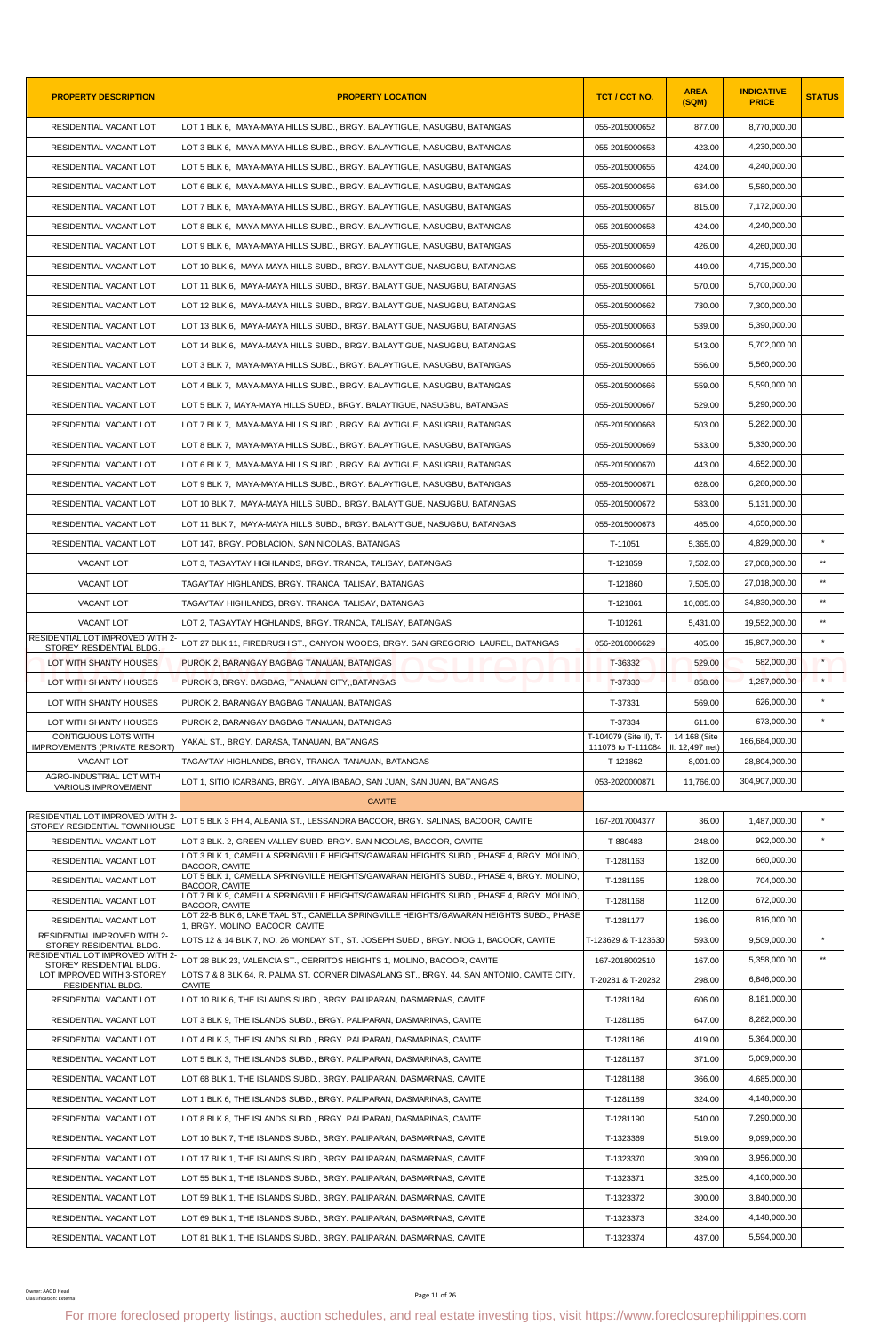| PROPERTY DESCRIPTION | PROPERTY LOCATION | TCT / CCT NO. | AREA (SQM) | INDICATIVE PRICE | STATUS |
|---|---|---|---|---|---|
| RESIDENTIAL VACANT LOT | LOT 1 BLK 6, MAYA-MAYA HILLS SUBD., BRGY. BALAYTIGUE, NASUGBU, BATANGAS | 055-2015000652 | 877.00 | 8,770,000.00 | |
| RESIDENTIAL VACANT LOT | LOT 3 BLK 6, MAYA-MAYA HILLS SUBD., BRGY. BALAYTIGUE, NASUGBU, BATANGAS | 055-2015000653 | 423.00 | 4,230,000.00 | |
| RESIDENTIAL VACANT LOT | LOT 5 BLK 6, MAYA-MAYA HILLS SUBD., BRGY. BALAYTIGUE, NASUGBU, BATANGAS | 055-2015000655 | 424.00 | 4,240,000.00 | |
| RESIDENTIAL VACANT LOT | LOT 6 BLK 6, MAYA-MAYA HILLS SUBD., BRGY. BALAYTIGUE, NASUGBU, BATANGAS | 055-2015000656 | 634.00 | 5,580,000.00 | |
| RESIDENTIAL VACANT LOT | LOT 7 BLK 6, MAYA-MAYA HILLS SUBD., BRGY. BALAYTIGUE, NASUGBU, BATANGAS | 055-2015000657 | 815.00 | 7,172,000.00 | |
| RESIDENTIAL VACANT LOT | LOT 8 BLK 6, MAYA-MAYA HILLS SUBD., BRGY. BALAYTIGUE, NASUGBU, BATANGAS | 055-2015000658 | 424.00 | 4,240,000.00 | |
| RESIDENTIAL VACANT LOT | LOT 9 BLK 6, MAYA-MAYA HILLS SUBD., BRGY. BALAYTIGUE, NASUGBU, BATANGAS | 055-2015000659 | 426.00 | 4,260,000.00 | |
| RESIDENTIAL VACANT LOT | LOT 10 BLK 6, MAYA-MAYA HILLS SUBD., BRGY. BALAYTIGUE, NASUGBU, BATANGAS | 055-2015000660 | 449.00 | 4,715,000.00 | |
| RESIDENTIAL VACANT LOT | LOT 11 BLK 6, MAYA-MAYA HILLS SUBD., BRGY. BALAYTIGUE, NASUGBU, BATANGAS | 055-2015000661 | 570.00 | 5,700,000.00 | |
| RESIDENTIAL VACANT LOT | LOT 12 BLK 6, MAYA-MAYA HILLS SUBD., BRGY. BALAYTIGUE, NASUGBU, BATANGAS | 055-2015000662 | 730.00 | 7,300,000.00 | |
| RESIDENTIAL VACANT LOT | LOT 13 BLK 6, MAYA-MAYA HILLS SUBD., BRGY. BALAYTIGUE, NASUGBU, BATANGAS | 055-2015000663 | 539.00 | 5,390,000.00 | |
| RESIDENTIAL VACANT LOT | LOT 14 BLK 6, MAYA-MAYA HILLS SUBD., BRGY. BALAYTIGUE, NASUGBU, BATANGAS | 055-2015000664 | 543.00 | 5,702,000.00 | |
| RESIDENTIAL VACANT LOT | LOT 3 BLK 7, MAYA-MAYA HILLS SUBD., BRGY. BALAYTIGUE, NASUGBU, BATANGAS | 055-2015000665 | 556.00 | 5,560,000.00 | |
| RESIDENTIAL VACANT LOT | LOT 4 BLK 7, MAYA-MAYA HILLS SUBD., BRGY. BALAYTIGUE, NASUGBU, BATANGAS | 055-2015000666 | 559.00 | 5,590,000.00 | |
| RESIDENTIAL VACANT LOT | LOT 5 BLK 7, MAYA-MAYA HILLS SUBD., BRGY. BALAYTIGUE, NASUGBU, BATANGAS | 055-2015000667 | 529.00 | 5,290,000.00 | |
| RESIDENTIAL VACANT LOT | LOT 7 BLK 7, MAYA-MAYA HILLS SUBD., BRGY. BALAYTIGUE, NASUGBU, BATANGAS | 055-2015000668 | 503.00 | 5,282,000.00 | |
| RESIDENTIAL VACANT LOT | LOT 8 BLK 7, MAYA-MAYA HILLS SUBD., BRGY. BALAYTIGUE, NASUGBU, BATANGAS | 055-2015000669 | 533.00 | 5,330,000.00 | |
| RESIDENTIAL VACANT LOT | LOT 6 BLK 7, MAYA-MAYA HILLS SUBD., BRGY. BALAYTIGUE, NASUGBU, BATANGAS | 055-2015000670 | 443.00 | 4,652,000.00 | |
| RESIDENTIAL VACANT LOT | LOT 9 BLK 7, MAYA-MAYA HILLS SUBD., BRGY. BALAYTIGUE, NASUGBU, BATANGAS | 055-2015000671 | 628.00 | 6,280,000.00 | |
| RESIDENTIAL VACANT LOT | LOT 10 BLK 7, MAYA-MAYA HILLS SUBD., BRGY. BALAYTIGUE, NASUGBU, BATANGAS | 055-2015000672 | 583.00 | 5,131,000.00 | |
| RESIDENTIAL VACANT LOT | LOT 11 BLK 7, MAYA-MAYA HILLS SUBD., BRGY. BALAYTIGUE, NASUGBU, BATANGAS | 055-2015000673 | 465.00 | 4,650,000.00 | |
| RESIDENTIAL VACANT LOT | LOT 147, BRGY. POBLACION, SAN NICOLAS, BATANGAS | T-11051 | 5,365.00 | 4,829,000.00 | * |
| VACANT LOT | LOT 3, TAGAYTAY HIGHLANDS, BRGY. TRANCA, TALISAY, BATANGAS | T-121859 | 7,502.00 | 27,008,000.00 | ** |
| VACANT LOT | TAGAYTAY HIGHLANDS, BRGY. TRANCA, TALISAY, BATANGAS | T-121860 | 7,505.00 | 27,018,000.00 | ** |
| VACANT LOT | TAGAYTAY HIGHLANDS, BRGY. TRANCA, TALISAY, BATANGAS | T-121861 | 10,085.00 | 34,830,000.00 | ** |
| VACANT LOT | LOT 2, TAGAYTAY HIGHLANDS, BRGY. TRANCA, TALISAY, BATANGAS | T-101261 | 5,431.00 | 19,552,000.00 | ** |
| RESIDENTIAL LOT IMPROVED WITH 2-STOREY RESIDENTIAL BLDG. | LOT 27 BLK 11, FIREBRUSH ST., CANYON WOODS, BRGY. SAN GREGORIO, LAUREL, BATANGAS | 056-2016006629 | 405.00 | 15,807,000.00 | * |
| LOT WITH SHANTY HOUSES | PUROK 2, BARANGAY BAGBAG TANAUAN, BATANGAS | T-36332 | 529.00 | 582,000.00 | * |
| LOT WITH SHANTY HOUSES | PUROK 3, BRGY. BAGBAG, TANAUAN CITY,,BATANGAS | T-37330 | 858.00 | 1,287,000.00 | * |
| LOT WITH SHANTY HOUSES | PUROK 2, BARANGAY BAGBAG TANAUAN, BATANGAS | T-37331 | 569.00 | 626,000.00 | * |
| LOT WITH SHANTY HOUSES | PUROK 2, BARANGAY BAGBAG TANAUAN, BATANGAS | T-37334 | 611.00 | 673,000.00 | * |
| CONTIGUOUS LOTS WITH IMPROVEMENTS (PRIVATE RESORT) | YAKAL ST., BRGY. DARASA, TANAUAN, BATANGAS | T-104079 (Site II), T-111076 to T-111084 | 14,168 (Site II: 12,497 net) | 166,684,000.00 | |
| VACANT LOT | TAGAYTAY HIGHLANDS, BRGY. TRANCA, TANAUAN, BATANGAS | T-121862 | 8,001.00 | 28,804,000.00 | |
| AGRO-INDUSTRIAL LOT WITH VARIOUS IMPROVEMENT | LOT 1, SITIO ICARBANG, BRGY. LAIYA IBABAO, SAN JUAN, SAN JUAN, BATANGAS | 053-2020000871 | 11,766.00 | 304,907,000.00 | |
| | **CAVITE** | | | | |
| RESIDENTIAL LOT IMPROVED WITH 2-STOREY RESIDENTIAL TOWNHOUSE | LOT 5 BLK 3 PH 4, ALBANIA ST., LESSANDRA BACOOR, BRGY. SALINAS, BACOOR, CAVITE | 167-2017004377 | 36.00 | 1,487,000.00 | * |
| RESIDENTIAL VACANT LOT | LOT 3 BLK. 2, GREEN VALLEY SUBD. BRGY. SAN NICOLAS, BACOOR, CAVITE | T-880483 | 248.00 | 992,000.00 | * |
| RESIDENTIAL VACANT LOT | LOT 3 BLK 1, CAMELLA SPRINGVILLE HEIGHTS/GAWARAN HEIGHTS SUBD., PHASE 4, BRGY. MOLINO, BACOOR, CAVITE | T-1281163 | 132.00 | 660,000.00 | |
| RESIDENTIAL VACANT LOT | LOT 5 BLK 1, CAMELLA SPRINGVILLE HEIGHTS/GAWARAN HEIGHTS SUBD., PHASE 4, BRGY. MOLINO, BACOOR, CAVITE | T-1281165 | 128.00 | 704,000.00 | |
| RESIDENTIAL VACANT LOT | LOT 7 BLK 9, CAMELLA SPRINGVILLE HEIGHTS/GAWARAN HEIGHTS SUBD., PHASE 4, BRGY. MOLINO, BACOOR, CAVITE | T-1281168 | 112.00 | 672,000.00 | |
| RESIDENTIAL VACANT LOT | LOT 22-B BLK 6, LAKE TAAL ST., CAMELLA SPRINGVILLE HEIGHTS/GAWARAN HEIGHTS SUBD., PHASE 1, BRGY. MOLINO, BACOOR, CAVITE | T-1281177 | 136.00 | 816,000.00 | |
| RESIDENTIAL IMPROVED WITH 2-STOREY RESIDENTIAL BLDG. | LOTS 12 & 14 BLK 7, NO. 26 MONDAY ST., ST. JOSEPH SUBD., BRGY. NIOG 1, BACOOR, CAVITE | T-123629 & T-123630 | 593.00 | 9,509,000.00 | * |
| RESIDENTIAL LOT IMPROVED WITH 2-STOREY RESIDENTIAL BLDG. | LOT 28 BLK 23, VALENCIA ST., CERRITOS HEIGHTS 1, MOLINO, BACOOR, CAVITE | 167-2018002510 | 167.00 | 5,358,000.00 | ** |
| LOT IMPROVED WITH 3-STOREY RESIDENTIAL BLDG. | LOTS 7 & 8 BLK 64, R. PALMA ST. CORNER DIMASALANG ST., BRGY. 44, SAN ANTONIO, CAVITE CITY, CAVITE | T-20281 & T-20282 | 298.00 | 6,846,000.00 | |
| RESIDENTIAL VACANT LOT | LOT 10 BLK 6, THE ISLANDS SUBD., BRGY. PALIPARAN, DASMARINAS, CAVITE | T-1281184 | 606.00 | 8,181,000.00 | |
| RESIDENTIAL VACANT LOT | LOT 3 BLK 9, THE ISLANDS SUBD., BRGY. PALIPARAN, DASMARINAS, CAVITE | T-1281185 | 647.00 | 8,282,000.00 | |
| RESIDENTIAL VACANT LOT | LOT 4 BLK 3, THE ISLANDS SUBD., BRGY. PALIPARAN, DASMARINAS, CAVITE | T-1281186 | 419.00 | 5,364,000.00 | |
| RESIDENTIAL VACANT LOT | LOT 5 BLK 3, THE ISLANDS SUBD., BRGY. PALIPARAN, DASMARINAS, CAVITE | T-1281187 | 371.00 | 5,009,000.00 | |
| RESIDENTIAL VACANT LOT | LOT 68 BLK 1, THE ISLANDS SUBD., BRGY. PALIPARAN, DASMARINAS, CAVITE | T-1281188 | 366.00 | 4,685,000.00 | |
| RESIDENTIAL VACANT LOT | LOT 1 BLK 6, THE ISLANDS SUBD., BRGY. PALIPARAN, DASMARINAS, CAVITE | T-1281189 | 324.00 | 4,148,000.00 | |
| RESIDENTIAL VACANT LOT | LOT 8 BLK 8, THE ISLANDS SUBD., BRGY. PALIPARAN, DASMARINAS, CAVITE | T-1281190 | 540.00 | 7,290,000.00 | |
| RESIDENTIAL VACANT LOT | LOT 10 BLK 7, THE ISLANDS SUBD., BRGY. PALIPARAN, DASMARINAS, CAVITE | T-1323369 | 519.00 | 9,099,000.00 | |
| RESIDENTIAL VACANT LOT | LOT 17 BLK 1, THE ISLANDS SUBD., BRGY. PALIPARAN, DASMARINAS, CAVITE | T-1323370 | 309.00 | 3,956,000.00 | |
| RESIDENTIAL VACANT LOT | LOT 55 BLK 1, THE ISLANDS SUBD., BRGY. PALIPARAN, DASMARINAS, CAVITE | T-1323371 | 325.00 | 4,160,000.00 | |
| RESIDENTIAL VACANT LOT | LOT 59 BLK 1, THE ISLANDS SUBD., BRGY. PALIPARAN, DASMARINAS, CAVITE | T-1323372 | 300.00 | 3,840,000.00 | |
| RESIDENTIAL VACANT LOT | LOT 69 BLK 1, THE ISLANDS SUBD., BRGY. PALIPARAN, DASMARINAS, CAVITE | T-1323373 | 324.00 | 4,148,000.00 | |
| RESIDENTIAL VACANT LOT | LOT 81 BLK 1, THE ISLANDS SUBD., BRGY. PALIPARAN, DASMARINAS, CAVITE | T-1323374 | 437.00 | 5,594,000.00 | |

Owner: AAOD Head
Classification: External

For more foreclosed property listings, auction schedules, and real estate investing tips, visit https://www.foreclosurephilippines.com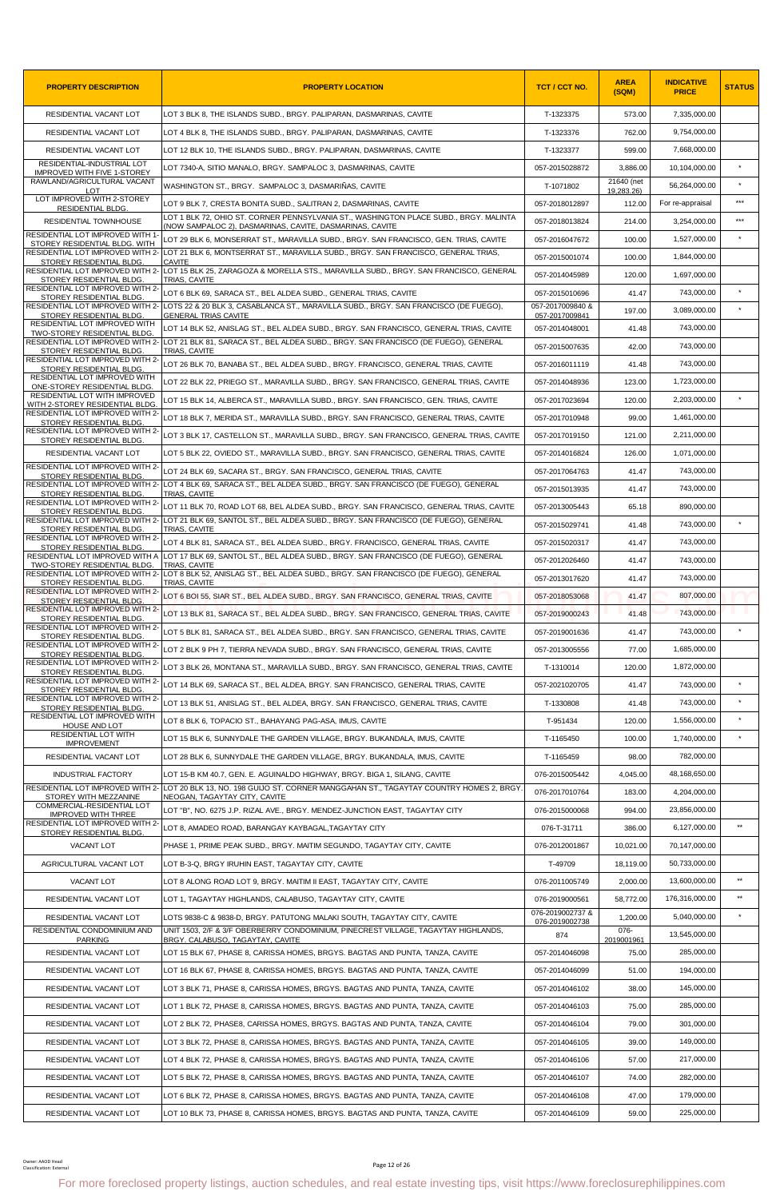| PROPERTY DESCRIPTION | PROPERTY LOCATION | TCT / CCT NO. | AREA (SQM) | INDICATIVE PRICE | STATUS |
|---|---|---|---|---|---|
| RESIDENTIAL VACANT LOT | LOT 3 BLK 8, THE ISLANDS SUBD., BRGY. PALIPARAN, DASMARINAS, CAVITE | T-1323375 | 573.00 | 7,335,000.00 | |
| RESIDENTIAL VACANT LOT | LOT 4 BLK 8, THE ISLANDS SUBD., BRGY. PALIPARAN, DASMARINAS, CAVITE | T-1323376 | 762.00 | 9,754,000.00 | |
| RESIDENTIAL VACANT LOT | LOT 12 BLK 10, THE ISLANDS SUBD., BRGY. PALIPARAN, DASMARINAS, CAVITE | T-1323377 | 599.00 | 7,668,000.00 | |
| RESIDENTIAL-INDUSTRIAL LOT IMPROVED WITH FIVE 1-STOREY | LOT 7340-A, SITIO MANALO, BRGY. SAMPALOC 3, DASMARINAS, CAVITE | 057-2015028872 | 3,886.00 | 10,104,000.00 | * |
| RAWLAND/AGRICULTURAL VACANT LOT | WASHINGTON ST., BRGY. SAMPALOC 3, DASMARIÑAS, CAVITE | T-1071802 | 21640 (net 19,283.26) | 56,264,000.00 | * |
| LOT IMPROVED WITH 2-STOREY RESIDENTIAL BLDG. | LOT 9 BLK 7, CRESTA BONITA SUBD., SALITRAN 2, DASMARINAS, CAVITE | 057-2018012897 | 112.00 | For re-appraisal | *** |
| RESIDENTIAL TOWNHOUSE | LOT 1 BLK 72, OHIO ST. CORNER PENNSYLVANIA ST., WASHINGTON PLACE SUBD., BRGY. MALINTA (NOW SAMPALOC 2), DASMARINAS, CAVITE, DASMARINAS, CAVITE | 057-2018013824 | 214.00 | 3,254,000.00 | *** |
| RESIDENTIAL LOT IMPROVED WITH 1-STOREY RESIDENTIAL BLDG. WITH | LOT 29 BLK 6, MONSERRAT ST., MARAVILLA SUBD., BRGY. SAN FRANCISCO, GEN. TRIAS, CAVITE | 057-2016047672 | 100.00 | 1,527,000.00 | * |
| RESIDENTIAL LOT IMPROVED WITH 2-STOREY RESIDENTIAL BLDG. | LOT 21 BLK 6, MONTSERRAT ST., MARAVILLA SUBD., BRGY. SAN FRANCISCO, GENERAL TRIAS, CAVITE | 057-2015001074 | 100.00 | 1,844,000.00 | |
| RESIDENTIAL LOT IMPROVED WITH 2-STOREY RESIDENTIAL BLDG. | LOT 15 BLK 25, ZARAGOZA & MORELLA STS., MARAVILLA SUBD., BRGY. SAN FRANCISCO, GENERAL TRIAS, CAVITE | 057-2014045989 | 120.00 | 1,697,000.00 | |
| RESIDENTIAL LOT IMPROVED WITH 2-STOREY RESIDENTIAL BLDG. | LOT 6 BLK 69, SARACA ST., BEL ALDEA SUBD., GENERAL TRIAS, CAVITE | 057-2015010696 | 41.47 | 743,000.00 | * |
| RESIDENTIAL LOT IMPROVED WITH 2-STOREY RESIDENTIAL BLDG. | LOTS 22 & 20 BLK 3, CASABLANCA ST., MARAVILLA SUBD., BRGY. SAN FRANCISCO (DE FUEGO), GENERAL TRIAS CAVITE | 057-2017009840 & 057-2017009841 | 197.00 | 3,089,000.00 | * |
| RESIDENTIAL LOT IMPROVED WITH TWO-STOREY RESIDENTIAL BLDG. | LOT 14 BLK 52, ANISLAG ST., BEL ALDEA SUBD., BRGY. SAN FRANCISCO, GENERAL TRIAS, CAVITE | 057-2014048001 | 41.48 | 743,000.00 | |
| RESIDENTIAL LOT IMPROVED WITH 2-STOREY RESIDENTIAL BLDG. | LOT 21 BLK 81, SARACA ST., BEL ALDEA SUBD., BRGY. SAN FRANCISCO (DE FUEGO), GENERAL TRIAS, CAVITE | 057-2015007635 | 42.00 | 743,000.00 | |
| RESIDENTIAL LOT IMPROVED WITH 2-STOREY RESIDENTIAL BLDG. | LOT 26 BLK 70, BANABA ST., BEL ALDEA SUBD., BRGY. FRANCISCO, GENERAL TRIAS, CAVITE | 057-2016011119 | 41.48 | 743,000.00 | |
| RESIDENTIAL LOT IMPROVED WITH ONE-STOREY RESIDENTIAL BLDG. | LOT 22 BLK 22, PRIEGO ST., MARAVILLA SUBD., BRGY. SAN FRANCISCO, GENERAL TRIAS, CAVITE | 057-2014048936 | 123.00 | 1,723,000.00 | |
| RESIDENTIAL LOT WITH IMPROVED WITH 2-STOREY RESIDENTIAL BLDG. | LOT 15 BLK 14, ALBERCA ST., MARAVILLA SUBD., BRGY. SAN FRANCISCO, GEN. TRIAS, CAVITE | 057-2017023694 | 120.00 | 2,203,000.00 | * |
| RESIDENTIAL LOT IMPROVED WITH 2-STOREY RESIDENTIAL BLDG. | LOT 18 BLK 7, MERIDA ST., MARAVILLA SUBD., BRGY. SAN FRANCISCO, GENERAL TRIAS, CAVITE | 057-2017010948 | 99.00 | 1,461,000.00 | |
| RESIDENTIAL LOT IMPROVED WITH 2-STOREY RESIDENTIAL BLDG. | LOT 3 BLK 17, CASTELLON ST., MARAVILLA SUBD., BRGY. SAN FRANCISCO, GENERAL TRIAS, CAVITE | 057-2017019150 | 121.00 | 2,211,000.00 | |
| RESIDENTIAL VACANT LOT | LOT 5 BLK 22, OVIEDO ST., MARAVILLA SUBD., BRGY. SAN FRANCISCO, GENERAL TRIAS, CAVITE | 057-2014016824 | 126.00 | 1,071,000.00 | |
| RESIDENTIAL LOT IMPROVED WITH 2-STOREY RESIDENTIAL BLDG. | LOT 24 BLK 69, SACARA ST., BRGY. SAN FRANCISCO, GENERAL TRIAS, CAVITE | 057-2017064763 | 41.47 | 743,000.00 | |
| RESIDENTIAL LOT IMPROVED WITH 2-STOREY RESIDENTIAL BLDG. | LOT 4 BLK 69, SARACA ST., BEL ALDEA SUBD., BRGY. SAN FRANCISCO (DE FUEGO), GENERAL TRIAS, CAVITE | 057-2015013935 | 41.47 | 743,000.00 | |
| RESIDENTIAL LOT IMPROVED WITH 2-STOREY RESIDENTIAL BLDG. | LOT 11 BLK 70, ROAD LOT 68, BEL ALDEA SUBD., BRGY. SAN FRANCISCO, GENERAL TRIAS, CAVITE | 057-2013005443 | 65.18 | 890,000.00 | |
| RESIDENTIAL LOT IMPROVED WITH 2-STOREY RESIDENTIAL BLDG. | LOT 21 BLK 69, SANTOL ST., BEL ALDEA SUBD., BRGY. SAN FRANCISCO (DE FUEGO), GENERAL TRIAS, CAVITE | 057-2015029741 | 41.48 | 743,000.00 | * |
| RESIDENTIAL LOT IMPROVED WITH 2-STOREY RESIDENTIAL BLDG. | LOT 4 BLK 81, SARACA ST., BEL ALDEA SUBD., BRGY. FRANCISCO, GENERAL TRIAS, CAVITE | 057-2015020317 | 41.47 | 743,000.00 | |
| RESIDENTIAL LOT IMPROVED WITH A TWO-STOREY RESIDENTIAL BLDG. | LOT 17 BLK 69, SANTOL ST., BEL ALDEA SUBD., BRGY. SAN FRANCISCO (DE FUEGO), GENERAL TRIAS, CAVITE | 057-2012026460 | 41.47 | 743,000.00 | |
| RESIDENTIAL LOT IMPROVED WITH 2-STOREY RESIDENTIAL BLDG. | LOT 8 BLK 52, ANISLAG ST., BEL ALDEA SUBD., BRGY. SAN FRANCISCO (DE FUEGO), GENERAL TRIAS, CAVITE | 057-2013017620 | 41.47 | 743,000.00 | |
| RESIDENTIAL LOT IMPROVED WITH 2-STOREY RESIDENTIAL BLDG. | LOT 6 BOI 55, SIAR ST., BEL ALDEA SUBD., BRGY. SAN FRANCISCO, GENERAL TRIAS, CAVITE | 057-2018053068 | 41.47 | 807,000.00 | |
| RESIDENTIAL LOT IMPROVED WITH 2-STOREY RESIDENTIAL BLDG. | LOT 13 BLK 81, SARACA ST., BEL ALDEA SUBD., BRGY. SAN FRANCISCO, GENERAL TRIAS, CAVITE | 057-2019000243 | 41.48 | 743,000.00 | |
| RESIDENTIAL LOT IMPROVED WITH 2-STOREY RESIDENTIAL BLDG. | LOT 5 BLK 81, SARACA ST., BEL ALDEA SUBD., BRGY. SAN FRANCISCO, GENERAL TRIAS, CAVITE | 057-2019001636 | 41.47 | 743,000.00 | * |
| RESIDENTIAL LOT IMPROVED WITH 2-STOREY RESIDENTIAL BLDG. | LOT 2 BLK 9 PH 7, TIERRA NEVADA SUBD., BRGY. SAN FRANCISCO, GENERAL TRIAS, CAVITE | 057-2013005556 | 77.00 | 1,685,000.00 | |
| RESIDENTIAL LOT IMPROVED WITH 2-STOREY RESIDENTIAL BLDG. | LOT 3 BLK 26, MONTANA ST., MARAVILLA SUBD., BRGY. SAN FRANCISCO, GENERAL TRIAS, CAVITE | T-1310014 | 120.00 | 1,872,000.00 | |
| RESIDENTIAL LOT IMPROVED WITH 2-STOREY RESIDENTIAL BLDG. | LOT 14 BLK 69, SARACA ST., BEL ALDEA, BRGY. SAN FRANCISCO, GENERAL TRIAS, CAVITE | 057-2021020705 | 41.47 | 743,000.00 | * |
| RESIDENTIAL LOT IMPROVED WITH 2-STOREY RESIDENTIAL BLDG. | LOT 13 BLK 51, ANISLAG ST., BEL ALDEA, BRGY. SAN FRANCISCO, GENERAL TRIAS, CAVITE | T-1330808 | 41.48 | 743,000.00 | * |
| RESIDENTIAL LOT IMPROVED WITH HOUSE AND LOT | LOT 8 BLK 6, TOPACIO ST., BAHAYANG PAG-ASA, IMUS, CAVITE | T-951434 | 120.00 | 1,556,000.00 | * |
| RESIDENTIAL LOT WITH IMPROVEMENT | LOT 15 BLK 6, SUNNYDALE THE GARDEN VILLAGE, BRGY. BUKANDALA, IMUS, CAVITE | T-1165450 | 100.00 | 1,740,000.00 | * |
| RESIDENTIAL VACANT LOT | LOT 28 BLK 6, SUNNYDALE THE GARDEN VILLAGE, BRGY. BUKANDALA, IMUS, CAVITE | T-1165459 | 98.00 | 782,000.00 | |
| INDUSTRIAL FACTORY | LOT 15-B KM 40.7, GEN. E. AGUINALDO HIGHWAY, BRGY. BIGA 1, SILANG, CAVITE | 076-2015005442 | 4,045.00 | 48,168,650.00 | |
| RESIDENTIAL LOT IMPROVED WITH 2-STOREY WITH MEZZANINE | LOT 20 BLK 13, NO. 198 GUIJO ST. CORNER MANGGAHAN ST., TAGAYTAY COUNTRY HOMES 2, BRGY. NEOGAN, TAGAYTAY CITY, CAVITE | 076-2017010764 | 183.00 | 4,204,000.00 | |
| COMMERCIAL-RESIDENTIAL LOT IMPROVED WITH THREE | LOT "B", NO. 6275 J.P. RIZAL AVE., BRGY. MENDEZ-JUNCTION EAST, TAGAYTAY CITY | 076-2015000068 | 994.00 | 23,856,000.00 | |
| RESIDENTIAL LOT IMPROVED WITH 2-STOREY RESIDENTIAL BLDG. | LOT 8, AMADEO ROAD, BARANGAY KAYBAGAL,TAGAYTAY CITY | 076-T-31711 | 386.00 | 6,127,000.00 | ** |
| VACANT LOT | PHASE 1, PRIME PEAK SUBD., BRGY. MAITIM SEGUNDO, TAGAYTAY CITY, CAVITE | 076-2012001867 | 10,021.00 | 70,147,000.00 | |
| AGRICULTURAL VACANT LOT | LOT B-3-Q, BRGY IRUHIN EAST, TAGAYTAY CITY, CAVITE | T-49709 | 18,119.00 | 50,733,000.00 | |
| VACANT LOT | LOT 8 ALONG ROAD LOT 9, BRGY. MAITIM II EAST, TAGAYTAY CITY, CAVITE | 076-2011005749 | 2,000.00 | 13,600,000.00 | ** |
| RESIDENTIAL VACANT LOT | LOT 1, TAGAYTAY HIGHLANDS, CALABUSO, TAGAYTAY CITY, CAVITE | 076-2019000561 | 58,772.00 | 176,316,000.00 | ** |
| RESIDENTIAL VACANT LOT | LOTS 9838-C & 9838-D, BRGY. PATUTONG MALAKI SOUTH, TAGAYTAY CITY, CAVITE | 076-2019002737 & 076-2019002738 | 1,200.00 | 5,040,000.00 | * |
| RESIDENTIAL CONDOMINIUM AND PARKING | UNIT 1503, 2/F & 3/F OBERBERRY CONDOMINIUM, PINECREST VILLAGE, TAGAYTAY HIGHLANDS, BRGY. CALABUSO, TAGAYTAY, CAVITE | 874 | 076-2019001961 | 13,545,000.00 | |
| RESIDENTIAL VACANT LOT | LOT 15 BLK 67, PHASE 8, CARISSA HOMES, BRGYS. BAGTAS AND PUNTA, TANZA, CAVITE | 057-2014046098 | 75.00 | 285,000.00 | |
| RESIDENTIAL VACANT LOT | LOT 16 BLK 67, PHASE 8, CARISSA HOMES, BRGYS. BAGTAS AND PUNTA, TANZA, CAVITE | 057-2014046099 | 51.00 | 194,000.00 | |
| RESIDENTIAL VACANT LOT | LOT 3 BLK 71, PHASE 8, CARISSA HOMES, BRGYS. BAGTAS AND PUNTA, TANZA, CAVITE | 057-2014046102 | 38.00 | 145,000.00 | |
| RESIDENTIAL VACANT LOT | LOT 1 BLK 72, PHASE 8, CARISSA HOMES, BRGYS. BAGTAS AND PUNTA, TANZA, CAVITE | 057-2014046103 | 75.00 | 285,000.00 | |
| RESIDENTIAL VACANT LOT | LOT 2 BLK 72, PHASE8, CARISSA HOMES, BRGYS. BAGTAS AND PUNTA, TANZA, CAVITE | 057-2014046104 | 79.00 | 301,000.00 | |
| RESIDENTIAL VACANT LOT | LOT 3 BLK 72, PHASE 8, CARISSA HOMES, BRGYS. BAGTAS AND PUNTA, TANZA, CAVITE | 057-2014046105 | 39.00 | 149,000.00 | |
| RESIDENTIAL VACANT LOT | LOT 4 BLK 72, PHASE 8, CARISSA HOMES, BRGYS. BAGTAS AND PUNTA, TANZA, CAVITE | 057-2014046106 | 57.00 | 217,000.00 | |
| RESIDENTIAL VACANT LOT | LOT 5 BLK 72, PHASE 8, CARISSA HOMES, BRGYS. BAGTAS AND PUNTA, TANZA, CAVITE | 057-2014046107 | 74.00 | 282,000.00 | |
| RESIDENTIAL VACANT LOT | LOT 6 BLK 72, PHASE 8, CARISSA HOMES, BRGYS. BAGTAS AND PUNTA, TANZA, CAVITE | 057-2014046108 | 47.00 | 179,000.00 | |
| RESIDENTIAL VACANT LOT | LOT 10 BLK 73, PHASE 8, CARISSA HOMES, BRGYS. BAGTAS AND PUNTA, TANZA, CAVITE | 057-2014046109 | 59.00 | 225,000.00 | |

Owner: AAOD Head
Classification: External

For more foreclosed property listings, auction schedules, and real estate investing tips, visit https://www.foreclosurephilippines.com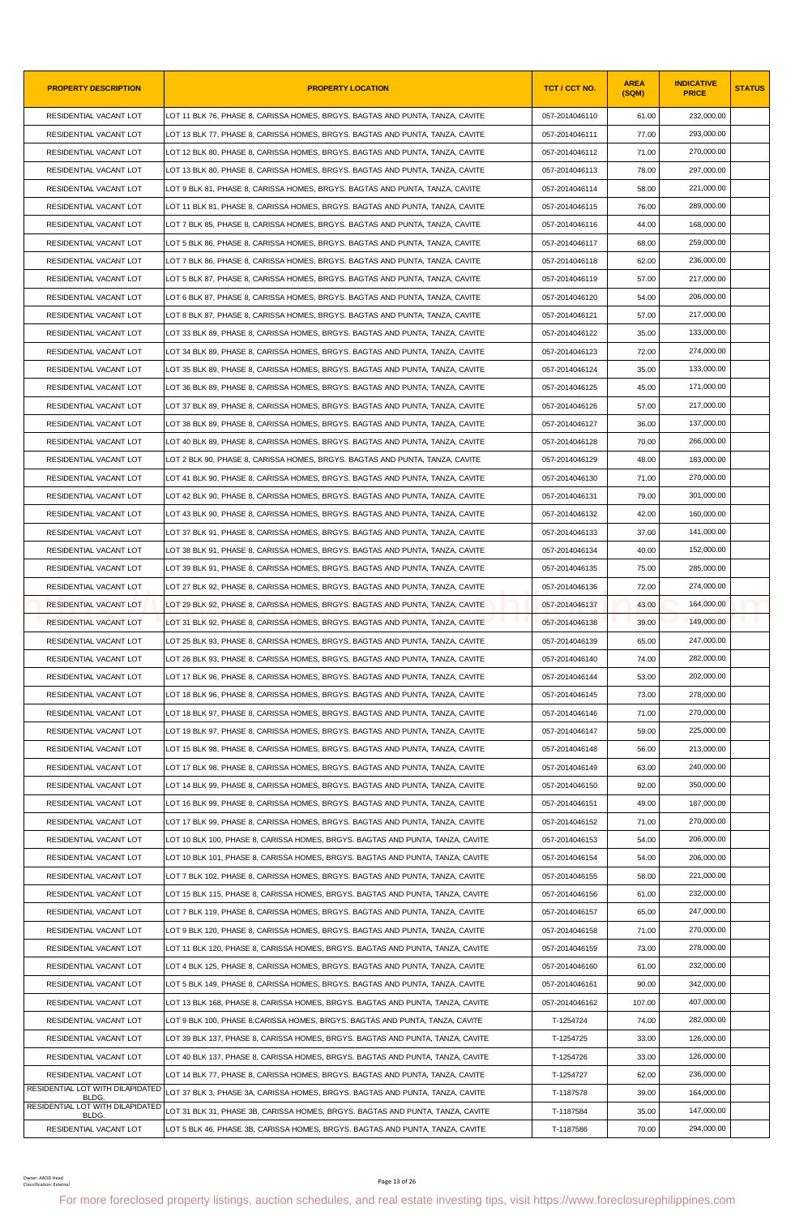| PROPERTY DESCRIPTION | PROPERTY LOCATION | TCT / CCT NO. | AREA (SQM) | INDICATIVE PRICE | STATUS |
|---|---|---|---|---|---|
| RESIDENTIAL VACANT LOT | LOT 11 BLK 76, PHASE 8, CARISSA HOMES, BRGYS. BAGTAS AND PUNTA, TANZA, CAVITE | 057-2014046110 | 61.00 | 232,000.00 | |
| RESIDENTIAL VACANT LOT | LOT 13 BLK 77, PHASE 8, CARISSA HOMES, BRGYS. BAGTAS AND PUNTA, TANZA, CAVITE | 057-2014046111 | 77.00 | 293,000.00 | |
| RESIDENTIAL VACANT LOT | LOT 12 BLK 80, PHASE 8, CARISSA HOMES, BRGYS. BAGTAS AND PUNTA, TANZA, CAVITE | 057-2014046112 | 71.00 | 270,000.00 | |
| RESIDENTIAL VACANT LOT | LOT 13 BLK 80, PHASE 8, CARISSA HOMES, BRGYS. BAGTAS AND PUNTA, TANZA, CAVITE | 057-2014046113 | 78.00 | 297,000.00 | |
| RESIDENTIAL VACANT LOT | LOT 9 BLK 81, PHASE 8, CARISSA HOMES, BRGYS. BAGTAS AND PUNTA, TANZA, CAVITE | 057-2014046114 | 58.00 | 221,000.00 | |
| RESIDENTIAL VACANT LOT | LOT 11 BLK 81, PHASE 8, CARISSA HOMES, BRGYS. BAGTAS AND PUNTA, TANZA, CAVITE | 057-2014046115 | 76.00 | 289,000.00 | |
| RESIDENTIAL VACANT LOT | LOT 7 BLK 85, PHASE 8, CARISSA HOMES, BRGYS. BAGTAS AND PUNTA, TANZA, CAVITE | 057-2014046116 | 44.00 | 168,000.00 | |
| RESIDENTIAL VACANT LOT | LOT 5 BLK 86, PHASE 8, CARISSA HOMES, BRGYS. BAGTAS AND PUNTA, TANZA, CAVITE | 057-2014046117 | 68.00 | 259,000.00 | |
| RESIDENTIAL VACANT LOT | LOT 7 BLK 86, PHASE 8, CARISSA HOMES, BRGYS. BAGTAS AND PUNTA, TANZA, CAVITE | 057-2014046118 | 62.00 | 236,000.00 | |
| RESIDENTIAL VACANT LOT | LOT 5 BLK 87, PHASE 8, CARISSA HOMES, BRGYS. BAGTAS AND PUNTA, TANZA, CAVITE | 057-2014046119 | 57.00 | 217,000.00 | |
| RESIDENTIAL VACANT LOT | LOT 6 BLK 87, PHASE 8, CARISSA HOMES, BRGYS. BAGTAS AND PUNTA, TANZA, CAVITE | 057-2014046120 | 54.00 | 206,000.00 | |
| RESIDENTIAL VACANT LOT | LOT 8 BLK 87, PHASE 8, CARISSA HOMES, BRGYS. BAGTAS AND PUNTA, TANZA, CAVITE | 057-2014046121 | 57.00 | 217,000.00 | |
| RESIDENTIAL VACANT LOT | LOT 33 BLK 89, PHASE 8, CARISSA HOMES, BRGYS. BAGTAS AND PUNTA, TANZA, CAVITE | 057-2014046122 | 35.00 | 133,000.00 | |
| RESIDENTIAL VACANT LOT | LOT 34 BLK 89, PHASE 8, CARISSA HOMES, BRGYS. BAGTAS AND PUNTA, TANZA, CAVITE | 057-2014046123 | 72.00 | 274,000.00 | |
| RESIDENTIAL VACANT LOT | LOT 35 BLK 89, PHASE 8, CARISSA HOMES, BRGYS. BAGTAS AND PUNTA, TANZA, CAVITE | 057-2014046124 | 35.00 | 133,000.00 | |
| RESIDENTIAL VACANT LOT | LOT 36 BLK 89, PHASE 8, CARISSA HOMES, BRGYS. BAGTAS AND PUNTA, TANZA, CAVITE | 057-2014046125 | 45.00 | 171,000.00 | |
| RESIDENTIAL VACANT LOT | LOT 37 BLK 89, PHASE 8, CARISSA HOMES, BRGYS. BAGTAS AND PUNTA, TANZA, CAVITE | 057-2014046126 | 57.00 | 217,000.00 | |
| RESIDENTIAL VACANT LOT | LOT 38 BLK 89, PHASE 8, CARISSA HOMES, BRGYS. BAGTAS AND PUNTA, TANZA, CAVITE | 057-2014046127 | 36.00 | 137,000.00 | |
| RESIDENTIAL VACANT LOT | LOT 40 BLK 89, PHASE 8, CARISSA HOMES, BRGYS. BAGTAS AND PUNTA, TANZA, CAVITE | 057-2014046128 | 70.00 | 266,000.00 | |
| RESIDENTIAL VACANT LOT | LOT 2 BLK 90, PHASE 8, CARISSA HOMES, BRGYS. BAGTAS AND PUNTA, TANZA, CAVITE | 057-2014046129 | 48.00 | 183,000.00 | |
| RESIDENTIAL VACANT LOT | LOT 41 BLK 90, PHASE 8, CARISSA HOMES, BRGYS. BAGTAS AND PUNTA, TANZA, CAVITE | 057-2014046130 | 71.00 | 270,000.00 | |
| RESIDENTIAL VACANT LOT | LOT 42 BLK 90, PHASE 8, CARISSA HOMES, BRGYS. BAGTAS AND PUNTA, TANZA, CAVITE | 057-2014046131 | 79.00 | 301,000.00 | |
| RESIDENTIAL VACANT LOT | LOT 43 BLK 90, PHASE 8, CARISSA HOMES, BRGYS. BAGTAS AND PUNTA, TANZA, CAVITE | 057-2014046132 | 42.00 | 160,000.00 | |
| RESIDENTIAL VACANT LOT | LOT 37 BLK 91, PHASE 8, CARISSA HOMES, BRGYS. BAGTAS AND PUNTA, TANZA, CAVITE | 057-2014046133 | 37.00 | 141,000.00 | |
| RESIDENTIAL VACANT LOT | LOT 38 BLK 91, PHASE 8, CARISSA HOMES, BRGYS. BAGTAS AND PUNTA, TANZA, CAVITE | 057-2014046134 | 40.00 | 152,000.00 | |
| RESIDENTIAL VACANT LOT | LOT 39 BLK 91, PHASE 8, CARISSA HOMES, BRGYS. BAGTAS AND PUNTA, TANZA, CAVITE | 057-2014046135 | 75.00 | 285,000.00 | |
| RESIDENTIAL VACANT LOT | LOT 27 BLK 92, PHASE 8, CARISSA HOMES, BRGYS. BAGTAS AND PUNTA, TANZA, CAVITE | 057-2014046136 | 72.00 | 274,000.00 | |
| RESIDENTIAL VACANT LOT | LOT 29 BLK 92, PHASE 8, CARISSA HOMES, BRGYS. BAGTAS AND PUNTA, TANZA, CAVITE | 057-2014046137 | 43.00 | 164,000.00 | |
| RESIDENTIAL VACANT LOT | LOT 31 BLK 92, PHASE 8, CARISSA HOMES, BRGYS. BAGTAS AND PUNTA, TANZA, CAVITE | 057-2014046138 | 39.00 | 149,000.00 | |
| RESIDENTIAL VACANT LOT | LOT 25 BLK 93, PHASE 8, CARISSA HOMES, BRGYS. BAGTAS AND PUNTA, TANZA, CAVITE | 057-2014046139 | 65.00 | 247,000.00 | |
| RESIDENTIAL VACANT LOT | LOT 26 BLK 93, PHASE 8, CARISSA HOMES, BRGYS. BAGTAS AND PUNTA, TANZA, CAVITE | 057-2014046140 | 74.00 | 282,000.00 | |
| RESIDENTIAL VACANT LOT | LOT 17 BLK 96, PHASE 8, CARISSA HOMES, BRGYS. BAGTAS AND PUNTA, TANZA, CAVITE | 057-2014046144 | 53.00 | 202,000.00 | |
| RESIDENTIAL VACANT LOT | LOT 18 BLK 96, PHASE 8, CARISSA HOMES, BRGYS. BAGTAS AND PUNTA, TANZA, CAVITE | 057-2014046145 | 73.00 | 278,000.00 | |
| RESIDENTIAL VACANT LOT | LOT 18 BLK 97, PHASE 8, CARISSA HOMES, BRGYS. BAGTAS AND PUNTA, TANZA, CAVITE | 057-2014046146 | 71.00 | 270,000.00 | |
| RESIDENTIAL VACANT LOT | LOT 19 BLK 97, PHASE 8, CARISSA HOMES, BRGYS. BAGTAS AND PUNTA, TANZA, CAVITE | 057-2014046147 | 59.00 | 225,000.00 | |
| RESIDENTIAL VACANT LOT | LOT 15 BLK 98, PHASE 8, CARISSA HOMES, BRGYS. BAGTAS AND PUNTA, TANZA, CAVITE | 057-2014046148 | 56.00 | 213,000.00 | |
| RESIDENTIAL VACANT LOT | LOT 17 BLK 98, PHASE 8, CARISSA HOMES, BRGYS. BAGTAS AND PUNTA, TANZA, CAVITE | 057-2014046149 | 63.00 | 240,000.00 | |
| RESIDENTIAL VACANT LOT | LOT 14 BLK 99, PHASE 8, CARISSA HOMES, BRGYS. BAGTAS AND PUNTA, TANZA, CAVITE | 057-2014046150 | 92.00 | 350,000.00 | |
| RESIDENTIAL VACANT LOT | LOT 16 BLK 99, PHASE 8, CARISSA HOMES, BRGYS. BAGTAS AND PUNTA, TANZA, CAVITE | 057-2014046151 | 49.00 | 187,000.00 | |
| RESIDENTIAL VACANT LOT | LOT 17 BLK 99, PHASE 8, CARISSA HOMES, BRGYS. BAGTAS AND PUNTA, TANZA, CAVITE | 057-2014046152 | 71.00 | 270,000.00 | |
| RESIDENTIAL VACANT LOT | LOT 10 BLK 100, PHASE 8, CARISSA HOMES, BRGYS. BAGTAS AND PUNTA, TANZA, CAVITE | 057-2014046153 | 54.00 | 206,000.00 | |
| RESIDENTIAL VACANT LOT | LOT 10 BLK 101, PHASE 8, CARISSA HOMES, BRGYS. BAGTAS AND PUNTA, TANZA, CAVITE | 057-2014046154 | 54.00 | 206,000.00 | |
| RESIDENTIAL VACANT LOT | LOT 7 BLK 102, PHASE 8, CARISSA HOMES, BRGYS. BAGTAS AND PUNTA, TANZA, CAVITE | 057-2014046155 | 58.00 | 221,000.00 | |
| RESIDENTIAL VACANT LOT | LOT 15 BLK 115, PHASE 8, CARISSA HOMES, BRGYS. BAGTAS AND PUNTA, TANZA, CAVITE | 057-2014046156 | 61.00 | 232,000.00 | |
| RESIDENTIAL VACANT LOT | LOT 7 BLK 119, PHASE 8, CARISSA HOMES, BRGYS. BAGTAS AND PUNTA, TANZA, CAVITE | 057-2014046157 | 65.00 | 247,000.00 | |
| RESIDENTIAL VACANT LOT | LOT 9 BLK 120, PHASE 8, CARISSA HOMES, BRGYS. BAGTAS AND PUNTA, TANZA, CAVITE | 057-2014046158 | 71.00 | 270,000.00 | |
| RESIDENTIAL VACANT LOT | LOT 11 BLK 120, PHASE 8, CARISSA HOMES, BRGYS. BAGTAS AND PUNTA, TANZA, CAVITE | 057-2014046159 | 73.00 | 278,000.00 | |
| RESIDENTIAL VACANT LOT | LOT 4 BLK 125, PHASE 8, CARISSA HOMES, BRGYS. BAGTAS AND PUNTA, TANZA, CAVITE | 057-2014046160 | 61.00 | 232,000.00 | |
| RESIDENTIAL VACANT LOT | LOT 5 BLK 149, PHASE 8, CARISSA HOMES, BRGYS. BAGTAS AND PUNTA, TANZA, CAVITE | 057-2014046161 | 90.00 | 342,000.00 | |
| RESIDENTIAL VACANT LOT | LOT 13 BLK 168, PHASE 8, CARISSA HOMES, BRGYS. BAGTAS AND PUNTA, TANZA, CAVITE | 057-2014046162 | 107.00 | 407,000.00 | |
| RESIDENTIAL VACANT LOT | LOT 9 BLK 100, PHASE 8,CARISSA HOMES, BRGYS. BAGTAS AND PUNTA, TANZA, CAVITE | T-1254724 | 74.00 | 282,000.00 | |
| RESIDENTIAL VACANT LOT | LOT 39 BLK 137, PHASE 8, CARISSA HOMES, BRGYS. BAGTAS AND PUNTA, TANZA, CAVITE | T-1254725 | 33.00 | 126,000.00 | |
| RESIDENTIAL VACANT LOT | LOT 40 BLK 137, PHASE 8, CARISSA HOMES, BRGYS. BAGTAS AND PUNTA, TANZA, CAVITE | T-1254726 | 33.00 | 126,000.00 | |
| RESIDENTIAL VACANT LOT | LOT 14 BLK 77, PHASE 8, CARISSA HOMES, BRGYS. BAGTAS AND PUNTA, TANZA, CAVITE | T-1254727 | 62.00 | 236,000.00 | |
| RESIDENTIAL LOT WITH DILAPIDATED BLDG. | LOT 37 BLK 3, PHASE 3A, CARISSA HOMES, BRGYS. BAGTAS AND PUNTA, TANZA, CAVITE | T-1187578 | 39.00 | 164,000.00 | |
| RESIDENTIAL LOT WITH DILAPIDATED BLDG. | LOT 31 BLK 31, PHASE 3B, CARISSA HOMES, BRGYS. BAGTAS AND PUNTA, TANZA, CAVITE | T-1187584 | 35.00 | 147,000.00 | |
| RESIDENTIAL VACANT LOT | LOT 5 BLK 46, PHASE 3B, CARISSA HOMES, BRGYS. BAGTAS AND PUNTA, TANZA, CAVITE | T-1187586 | 70.00 | 294,000.00 | |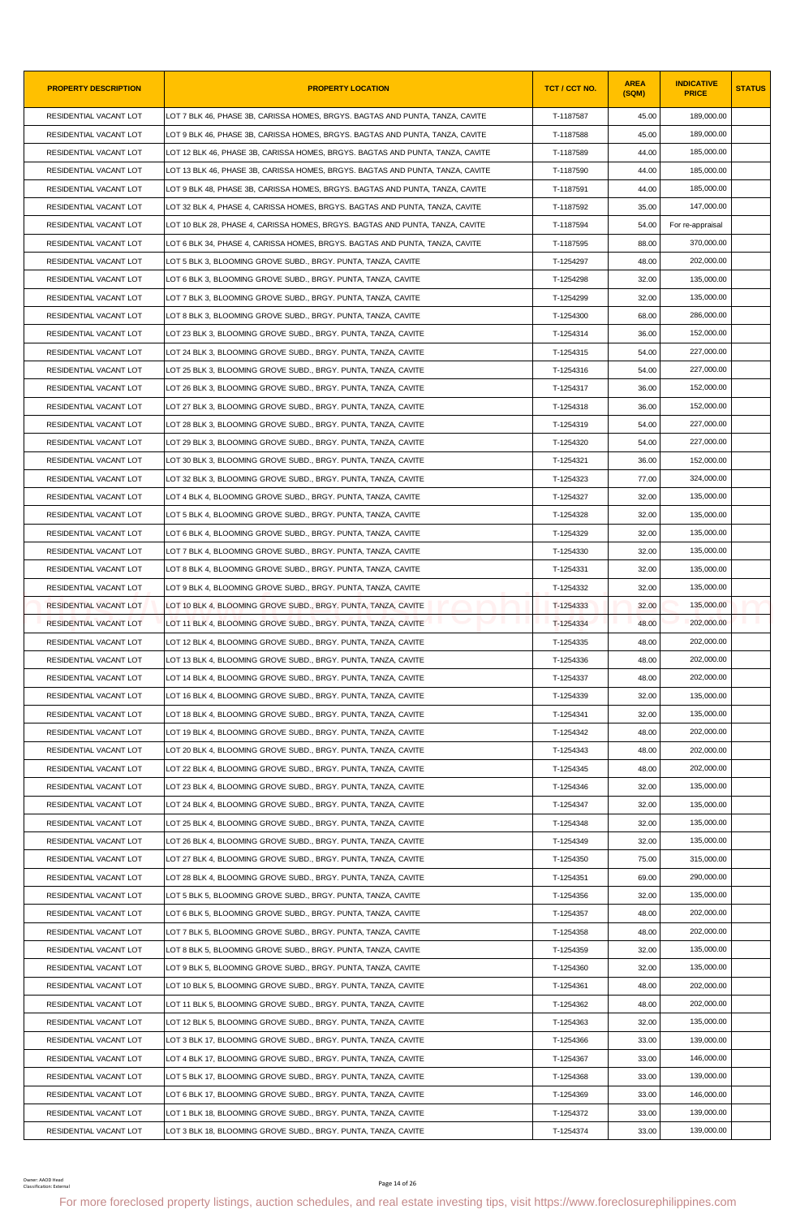| PROPERTY DESCRIPTION | PROPERTY LOCATION | TCT / CCT NO. | AREA (SQM) | INDICATIVE PRICE | STATUS |
|---|---|---|---|---|---|
| RESIDENTIAL VACANT LOT | LOT 7 BLK 46, PHASE 3B, CARISSA HOMES, BRGYS. BAGTAS AND PUNTA, TANZA, CAVITE | T-1187587 | 45.00 | 189,000.00 | |
| RESIDENTIAL VACANT LOT | LOT 9 BLK 46, PHASE 3B, CARISSA HOMES, BRGYS. BAGTAS AND PUNTA, TANZA, CAVITE | T-1187588 | 45.00 | 189,000.00 | |
| RESIDENTIAL VACANT LOT | LOT 12 BLK 46, PHASE 3B, CARISSA HOMES, BRGYS. BAGTAS AND PUNTA, TANZA, CAVITE | T-1187589 | 44.00 | 185,000.00 | |
| RESIDENTIAL VACANT LOT | LOT 13 BLK 46, PHASE 3B, CARISSA HOMES, BRGYS. BAGTAS AND PUNTA, TANZA, CAVITE | T-1187590 | 44.00 | 185,000.00 | |
| RESIDENTIAL VACANT LOT | LOT 9 BLK 48, PHASE 3B, CARISSA HOMES, BRGYS. BAGTAS AND PUNTA, TANZA, CAVITE | T-1187591 | 44.00 | 185,000.00 | |
| RESIDENTIAL VACANT LOT | LOT 32 BLK 4, PHASE 4, CARISSA HOMES, BRGYS. BAGTAS AND PUNTA, TANZA, CAVITE | T-1187592 | 35.00 | 147,000.00 | |
| RESIDENTIAL VACANT LOT | LOT 10 BLK 28, PHASE 4, CARISSA HOMES, BRGYS. BAGTAS AND PUNTA, TANZA, CAVITE | T-1187594 | 54.00 | For re-appraisal | |
| RESIDENTIAL VACANT LOT | LOT 6 BLK 34, PHASE 4, CARISSA HOMES, BRGYS. BAGTAS AND PUNTA, TANZA, CAVITE | T-1187595 | 88.00 | 370,000.00 | |
| RESIDENTIAL VACANT LOT | LOT 5 BLK 3, BLOOMING GROVE SUBD., BRGY. PUNTA, TANZA, CAVITE | T-1254297 | 48.00 | 202,000.00 | |
| RESIDENTIAL VACANT LOT | LOT 6 BLK 3, BLOOMING GROVE SUBD., BRGY. PUNTA, TANZA, CAVITE | T-1254298 | 32.00 | 135,000.00 | |
| RESIDENTIAL VACANT LOT | LOT 7 BLK 3, BLOOMING GROVE SUBD., BRGY. PUNTA, TANZA, CAVITE | T-1254299 | 32.00 | 135,000.00 | |
| RESIDENTIAL VACANT LOT | LOT 8 BLK 3, BLOOMING GROVE SUBD., BRGY. PUNTA, TANZA, CAVITE | T-1254300 | 68.00 | 286,000.00 | |
| RESIDENTIAL VACANT LOT | LOT 23 BLK 3, BLOOMING GROVE SUBD., BRGY. PUNTA, TANZA, CAVITE | T-1254314 | 36.00 | 152,000.00 | |
| RESIDENTIAL VACANT LOT | LOT 24 BLK 3, BLOOMING GROVE SUBD., BRGY. PUNTA, TANZA, CAVITE | T-1254315 | 54.00 | 227,000.00 | |
| RESIDENTIAL VACANT LOT | LOT 25 BLK 3, BLOOMING GROVE SUBD., BRGY. PUNTA, TANZA, CAVITE | T-1254316 | 54.00 | 227,000.00 | |
| RESIDENTIAL VACANT LOT | LOT 26 BLK 3, BLOOMING GROVE SUBD., BRGY. PUNTA, TANZA, CAVITE | T-1254317 | 36.00 | 152,000.00 | |
| RESIDENTIAL VACANT LOT | LOT 27 BLK 3, BLOOMING GROVE SUBD., BRGY. PUNTA, TANZA, CAVITE | T-1254318 | 36.00 | 152,000.00 | |
| RESIDENTIAL VACANT LOT | LOT 28 BLK 3, BLOOMING GROVE SUBD., BRGY. PUNTA, TANZA, CAVITE | T-1254319 | 54.00 | 227,000.00 | |
| RESIDENTIAL VACANT LOT | LOT 29 BLK 3, BLOOMING GROVE SUBD., BRGY. PUNTA, TANZA, CAVITE | T-1254320 | 54.00 | 227,000.00 | |
| RESIDENTIAL VACANT LOT | LOT 30 BLK 3, BLOOMING GROVE SUBD., BRGY. PUNTA, TANZA, CAVITE | T-1254321 | 36.00 | 152,000.00 | |
| RESIDENTIAL VACANT LOT | LOT 32 BLK 3, BLOOMING GROVE SUBD., BRGY. PUNTA, TANZA, CAVITE | T-1254323 | 77.00 | 324,000.00 | |
| RESIDENTIAL VACANT LOT | LOT 4 BLK 4, BLOOMING GROVE SUBD., BRGY. PUNTA, TANZA, CAVITE | T-1254327 | 32.00 | 135,000.00 | |
| RESIDENTIAL VACANT LOT | LOT 5 BLK 4, BLOOMING GROVE SUBD., BRGY. PUNTA, TANZA, CAVITE | T-1254328 | 32.00 | 135,000.00 | |
| RESIDENTIAL VACANT LOT | LOT 6 BLK 4, BLOOMING GROVE SUBD., BRGY. PUNTA, TANZA, CAVITE | T-1254329 | 32.00 | 135,000.00 | |
| RESIDENTIAL VACANT LOT | LOT 7 BLK 4, BLOOMING GROVE SUBD., BRGY. PUNTA, TANZA, CAVITE | T-1254330 | 32.00 | 135,000.00 | |
| RESIDENTIAL VACANT LOT | LOT 8 BLK 4, BLOOMING GROVE SUBD., BRGY. PUNTA, TANZA, CAVITE | T-1254331 | 32.00 | 135,000.00 | |
| RESIDENTIAL VACANT LOT | LOT 9 BLK 4, BLOOMING GROVE SUBD., BRGY. PUNTA, TANZA, CAVITE | T-1254332 | 32.00 | 135,000.00 | |
| RESIDENTIAL VACANT LOT | LOT 10 BLK 4, BLOOMING GROVE SUBD., BRGY. PUNTA, TANZA, CAVITE | T-1254333 | 32.00 | 135,000.00 | |
| RESIDENTIAL VACANT LOT | LOT 11 BLK 4, BLOOMING GROVE SUBD., BRGY. PUNTA, TANZA, CAVITE | T-1254334 | 48.00 | 202,000.00 | |
| RESIDENTIAL VACANT LOT | LOT 12 BLK 4, BLOOMING GROVE SUBD., BRGY. PUNTA, TANZA, CAVITE | T-1254335 | 48.00 | 202,000.00 | |
| RESIDENTIAL VACANT LOT | LOT 13 BLK 4, BLOOMING GROVE SUBD., BRGY. PUNTA, TANZA, CAVITE | T-1254336 | 48.00 | 202,000.00 | |
| RESIDENTIAL VACANT LOT | LOT 14 BLK 4, BLOOMING GROVE SUBD., BRGY. PUNTA, TANZA, CAVITE | T-1254337 | 48.00 | 202,000.00 | |
| RESIDENTIAL VACANT LOT | LOT 16 BLK 4, BLOOMING GROVE SUBD., BRGY. PUNTA, TANZA, CAVITE | T-1254339 | 32.00 | 135,000.00 | |
| RESIDENTIAL VACANT LOT | LOT 18 BLK 4, BLOOMING GROVE SUBD., BRGY. PUNTA, TANZA, CAVITE | T-1254341 | 32.00 | 135,000.00 | |
| RESIDENTIAL VACANT LOT | LOT 19 BLK 4, BLOOMING GROVE SUBD., BRGY. PUNTA, TANZA, CAVITE | T-1254342 | 48.00 | 202,000.00 | |
| RESIDENTIAL VACANT LOT | LOT 20 BLK 4, BLOOMING GROVE SUBD., BRGY. PUNTA, TANZA, CAVITE | T-1254343 | 48.00 | 202,000.00 | |
| RESIDENTIAL VACANT LOT | LOT 22 BLK 4, BLOOMING GROVE SUBD., BRGY. PUNTA, TANZA, CAVITE | T-1254345 | 48.00 | 202,000.00 | |
| RESIDENTIAL VACANT LOT | LOT 23 BLK 4, BLOOMING GROVE SUBD., BRGY. PUNTA, TANZA, CAVITE | T-1254346 | 32.00 | 135,000.00 | |
| RESIDENTIAL VACANT LOT | LOT 24 BLK 4, BLOOMING GROVE SUBD., BRGY. PUNTA, TANZA, CAVITE | T-1254347 | 32.00 | 135,000.00 | |
| RESIDENTIAL VACANT LOT | LOT 25 BLK 4, BLOOMING GROVE SUBD., BRGY. PUNTA, TANZA, CAVITE | T-1254348 | 32.00 | 135,000.00 | |
| RESIDENTIAL VACANT LOT | LOT 26 BLK 4, BLOOMING GROVE SUBD., BRGY. PUNTA, TANZA, CAVITE | T-1254349 | 32.00 | 135,000.00 | |
| RESIDENTIAL VACANT LOT | LOT 27 BLK 4, BLOOMING GROVE SUBD., BRGY. PUNTA, TANZA, CAVITE | T-1254350 | 75.00 | 315,000.00 | |
| RESIDENTIAL VACANT LOT | LOT 28 BLK 4, BLOOMING GROVE SUBD., BRGY. PUNTA, TANZA, CAVITE | T-1254351 | 69.00 | 290,000.00 | |
| RESIDENTIAL VACANT LOT | LOT 5 BLK 5, BLOOMING GROVE SUBD., BRGY. PUNTA, TANZA, CAVITE | T-1254356 | 32.00 | 135,000.00 | |
| RESIDENTIAL VACANT LOT | LOT 6 BLK 5, BLOOMING GROVE SUBD., BRGY. PUNTA, TANZA, CAVITE | T-1254357 | 48.00 | 202,000.00 | |
| RESIDENTIAL VACANT LOT | LOT 7 BLK 5, BLOOMING GROVE SUBD., BRGY. PUNTA, TANZA, CAVITE | T-1254358 | 48.00 | 202,000.00 | |
| RESIDENTIAL VACANT LOT | LOT 8 BLK 5, BLOOMING GROVE SUBD., BRGY. PUNTA, TANZA, CAVITE | T-1254359 | 32.00 | 135,000.00 | |
| RESIDENTIAL VACANT LOT | LOT 9 BLK 5, BLOOMING GROVE SUBD., BRGY. PUNTA, TANZA, CAVITE | T-1254360 | 32.00 | 135,000.00 | |
| RESIDENTIAL VACANT LOT | LOT 10 BLK 5, BLOOMING GROVE SUBD., BRGY. PUNTA, TANZA, CAVITE | T-1254361 | 48.00 | 202,000.00 | |
| RESIDENTIAL VACANT LOT | LOT 11 BLK 5, BLOOMING GROVE SUBD., BRGY. PUNTA, TANZA, CAVITE | T-1254362 | 48.00 | 202,000.00 | |
| RESIDENTIAL VACANT LOT | LOT 12 BLK 5, BLOOMING GROVE SUBD., BRGY. PUNTA, TANZA, CAVITE | T-1254363 | 32.00 | 135,000.00 | |
| RESIDENTIAL VACANT LOT | LOT 3 BLK 17, BLOOMING GROVE SUBD., BRGY. PUNTA, TANZA, CAVITE | T-1254366 | 33.00 | 139,000.00 | |
| RESIDENTIAL VACANT LOT | LOT 4 BLK 17, BLOOMING GROVE SUBD., BRGY. PUNTA, TANZA, CAVITE | T-1254367 | 33.00 | 146,000.00 | |
| RESIDENTIAL VACANT LOT | LOT 5 BLK 17, BLOOMING GROVE SUBD., BRGY. PUNTA, TANZA, CAVITE | T-1254368 | 33.00 | 139,000.00 | |
| RESIDENTIAL VACANT LOT | LOT 6 BLK 17, BLOOMING GROVE SUBD., BRGY. PUNTA, TANZA, CAVITE | T-1254369 | 33.00 | 146,000.00 | |
| RESIDENTIAL VACANT LOT | LOT 1 BLK 18, BLOOMING GROVE SUBD., BRGY. PUNTA, TANZA, CAVITE | T-1254372 | 33.00 | 139,000.00 | |
| RESIDENTIAL VACANT LOT | LOT 3 BLK 18, BLOOMING GROVE SUBD., BRGY. PUNTA, TANZA, CAVITE | T-1254374 | 33.00 | 139,000.00 | |

For more foreclosed property listings, auction schedules, and real estate investing tips, visit https://www.foreclosurephilippines.com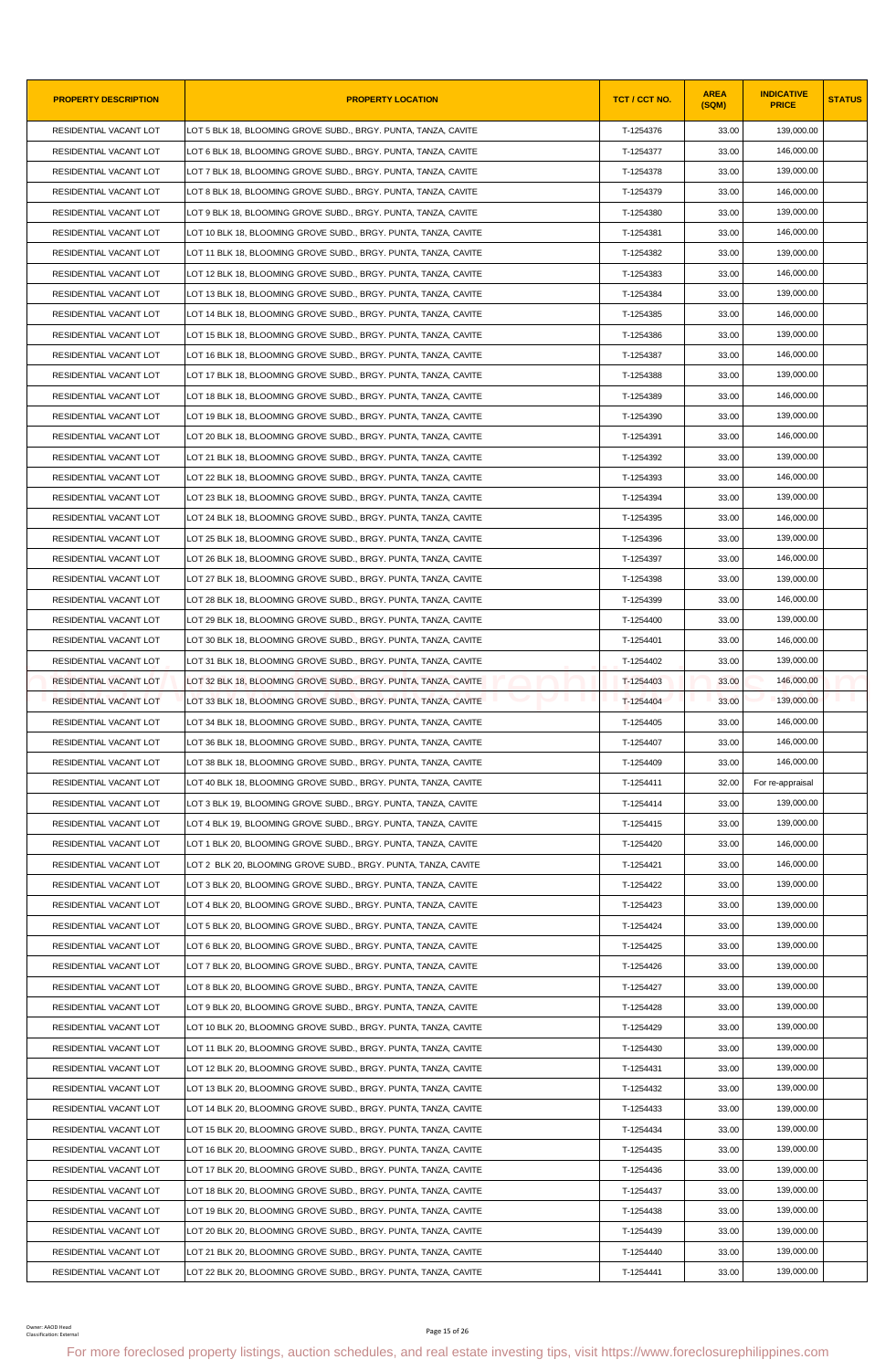| PROPERTY DESCRIPTION | PROPERTY LOCATION | TCT / CCT NO. | AREA (SQM) | INDICATIVE PRICE | STATUS |
|---|---|---|---|---|---|
| RESIDENTIAL VACANT LOT | LOT 5 BLK 18, BLOOMING GROVE SUBD., BRGY. PUNTA, TANZA, CAVITE | T-1254376 | 33.00 | 139,000.00 | |
| RESIDENTIAL VACANT LOT | LOT 6 BLK 18, BLOOMING GROVE SUBD., BRGY. PUNTA, TANZA, CAVITE | T-1254377 | 33.00 | 146,000.00 | |
| RESIDENTIAL VACANT LOT | LOT 7 BLK 18, BLOOMING GROVE SUBD., BRGY. PUNTA, TANZA, CAVITE | T-1254378 | 33.00 | 139,000.00 | |
| RESIDENTIAL VACANT LOT | LOT 8 BLK 18, BLOOMING GROVE SUBD., BRGY. PUNTA, TANZA, CAVITE | T-1254379 | 33.00 | 146,000.00 | |
| RESIDENTIAL VACANT LOT | LOT 9 BLK 18, BLOOMING GROVE SUBD., BRGY. PUNTA, TANZA, CAVITE | T-1254380 | 33.00 | 139,000.00 | |
| RESIDENTIAL VACANT LOT | LOT 10 BLK 18, BLOOMING GROVE SUBD., BRGY. PUNTA, TANZA, CAVITE | T-1254381 | 33.00 | 146,000.00 | |
| RESIDENTIAL VACANT LOT | LOT 11 BLK 18, BLOOMING GROVE SUBD., BRGY. PUNTA, TANZA, CAVITE | T-1254382 | 33.00 | 139,000.00 | |
| RESIDENTIAL VACANT LOT | LOT 12 BLK 18, BLOOMING GROVE SUBD., BRGY. PUNTA, TANZA, CAVITE | T-1254383 | 33.00 | 146,000.00 | |
| RESIDENTIAL VACANT LOT | LOT 13 BLK 18, BLOOMING GROVE SUBD., BRGY. PUNTA, TANZA, CAVITE | T-1254384 | 33.00 | 139,000.00 | |
| RESIDENTIAL VACANT LOT | LOT 14 BLK 18, BLOOMING GROVE SUBD., BRGY. PUNTA, TANZA, CAVITE | T-1254385 | 33.00 | 146,000.00 | |
| RESIDENTIAL VACANT LOT | LOT 15 BLK 18, BLOOMING GROVE SUBD., BRGY. PUNTA, TANZA, CAVITE | T-1254386 | 33.00 | 139,000.00 | |
| RESIDENTIAL VACANT LOT | LOT 16 BLK 18, BLOOMING GROVE SUBD., BRGY. PUNTA, TANZA, CAVITE | T-1254387 | 33.00 | 146,000.00 | |
| RESIDENTIAL VACANT LOT | LOT 17 BLK 18, BLOOMING GROVE SUBD., BRGY. PUNTA, TANZA, CAVITE | T-1254388 | 33.00 | 139,000.00 | |
| RESIDENTIAL VACANT LOT | LOT 18 BLK 18, BLOOMING GROVE SUBD., BRGY. PUNTA, TANZA, CAVITE | T-1254389 | 33.00 | 146,000.00 | |
| RESIDENTIAL VACANT LOT | LOT 19 BLK 18, BLOOMING GROVE SUBD., BRGY. PUNTA, TANZA, CAVITE | T-1254390 | 33.00 | 139,000.00 | |
| RESIDENTIAL VACANT LOT | LOT 20 BLK 18, BLOOMING GROVE SUBD., BRGY. PUNTA, TANZA, CAVITE | T-1254391 | 33.00 | 146,000.00 | |
| RESIDENTIAL VACANT LOT | LOT 21 BLK 18, BLOOMING GROVE SUBD., BRGY. PUNTA, TANZA, CAVITE | T-1254392 | 33.00 | 139,000.00 | |
| RESIDENTIAL VACANT LOT | LOT 22 BLK 18, BLOOMING GROVE SUBD., BRGY. PUNTA, TANZA, CAVITE | T-1254393 | 33.00 | 146,000.00 | |
| RESIDENTIAL VACANT LOT | LOT 23 BLK 18, BLOOMING GROVE SUBD., BRGY. PUNTA, TANZA, CAVITE | T-1254394 | 33.00 | 139,000.00 | |
| RESIDENTIAL VACANT LOT | LOT 24 BLK 18, BLOOMING GROVE SUBD., BRGY. PUNTA, TANZA, CAVITE | T-1254395 | 33.00 | 146,000.00 | |
| RESIDENTIAL VACANT LOT | LOT 25 BLK 18, BLOOMING GROVE SUBD., BRGY. PUNTA, TANZA, CAVITE | T-1254396 | 33.00 | 139,000.00 | |
| RESIDENTIAL VACANT LOT | LOT 26 BLK 18, BLOOMING GROVE SUBD., BRGY. PUNTA, TANZA, CAVITE | T-1254397 | 33.00 | 146,000.00 | |
| RESIDENTIAL VACANT LOT | LOT 27 BLK 18, BLOOMING GROVE SUBD., BRGY. PUNTA, TANZA, CAVITE | T-1254398 | 33.00 | 139,000.00 | |
| RESIDENTIAL VACANT LOT | LOT 28 BLK 18, BLOOMING GROVE SUBD., BRGY. PUNTA, TANZA, CAVITE | T-1254399 | 33.00 | 146,000.00 | |
| RESIDENTIAL VACANT LOT | LOT 29 BLK 18, BLOOMING GROVE SUBD., BRGY. PUNTA, TANZA, CAVITE | T-1254400 | 33.00 | 139,000.00 | |
| RESIDENTIAL VACANT LOT | LOT 30 BLK 18, BLOOMING GROVE SUBD., BRGY. PUNTA, TANZA, CAVITE | T-1254401 | 33.00 | 146,000.00 | |
| RESIDENTIAL VACANT LOT | LOT 31 BLK 18, BLOOMING GROVE SUBD., BRGY. PUNTA, TANZA, CAVITE | T-1254402 | 33.00 | 139,000.00 | |
| RESIDENTIAL VACANT LOT | LOT 32 BLK 18, BLOOMING GROVE SUBD., BRGY. PUNTA, TANZA, CAVITE | T-1254403 | 33.00 | 146,000.00 | |
| RESIDENTIAL VACANT LOT | LOT 33 BLK 18, BLOOMING GROVE SUBD., BRGY. PUNTA, TANZA, CAVITE | T-1254404 | 33.00 | 139,000.00 | |
| RESIDENTIAL VACANT LOT | LOT 34 BLK 18, BLOOMING GROVE SUBD., BRGY. PUNTA, TANZA, CAVITE | T-1254405 | 33.00 | 146,000.00 | |
| RESIDENTIAL VACANT LOT | LOT 36 BLK 18, BLOOMING GROVE SUBD., BRGY. PUNTA, TANZA, CAVITE | T-1254407 | 33.00 | 146,000.00 | |
| RESIDENTIAL VACANT LOT | LOT 38 BLK 18, BLOOMING GROVE SUBD., BRGY. PUNTA, TANZA, CAVITE | T-1254409 | 33.00 | 146,000.00 | |
| RESIDENTIAL VACANT LOT | LOT 40 BLK 18, BLOOMING GROVE SUBD., BRGY. PUNTA, TANZA, CAVITE | T-1254411 | 32.00 | For re-appraisal | |
| RESIDENTIAL VACANT LOT | LOT 3 BLK 19, BLOOMING GROVE SUBD., BRGY. PUNTA, TANZA, CAVITE | T-1254414 | 33.00 | 139,000.00 | |
| RESIDENTIAL VACANT LOT | LOT 4 BLK 19, BLOOMING GROVE SUBD., BRGY. PUNTA, TANZA, CAVITE | T-1254415 | 33.00 | 139,000.00 | |
| RESIDENTIAL VACANT LOT | LOT 1 BLK 20, BLOOMING GROVE SUBD., BRGY. PUNTA, TANZA, CAVITE | T-1254420 | 33.00 | 146,000.00 | |
| RESIDENTIAL VACANT LOT | LOT 2 BLK 20, BLOOMING GROVE SUBD., BRGY. PUNTA, TANZA, CAVITE | T-1254421 | 33.00 | 146,000.00 | |
| RESIDENTIAL VACANT LOT | LOT 3 BLK 20, BLOOMING GROVE SUBD., BRGY. PUNTA, TANZA, CAVITE | T-1254422 | 33.00 | 139,000.00 | |
| RESIDENTIAL VACANT LOT | LOT 4 BLK 20, BLOOMING GROVE SUBD., BRGY. PUNTA, TANZA, CAVITE | T-1254423 | 33.00 | 139,000.00 | |
| RESIDENTIAL VACANT LOT | LOT 5 BLK 20, BLOOMING GROVE SUBD., BRGY. PUNTA, TANZA, CAVITE | T-1254424 | 33.00 | 139,000.00 | |
| RESIDENTIAL VACANT LOT | LOT 6 BLK 20, BLOOMING GROVE SUBD., BRGY. PUNTA, TANZA, CAVITE | T-1254425 | 33.00 | 139,000.00 | |
| RESIDENTIAL VACANT LOT | LOT 7 BLK 20, BLOOMING GROVE SUBD., BRGY. PUNTA, TANZA, CAVITE | T-1254426 | 33.00 | 139,000.00 | |
| RESIDENTIAL VACANT LOT | LOT 8 BLK 20, BLOOMING GROVE SUBD., BRGY. PUNTA, TANZA, CAVITE | T-1254427 | 33.00 | 139,000.00 | |
| RESIDENTIAL VACANT LOT | LOT 9 BLK 20, BLOOMING GROVE SUBD., BRGY. PUNTA, TANZA, CAVITE | T-1254428 | 33.00 | 139,000.00 | |
| RESIDENTIAL VACANT LOT | LOT 10 BLK 20, BLOOMING GROVE SUBD., BRGY. PUNTA, TANZA, CAVITE | T-1254429 | 33.00 | 139,000.00 | |
| RESIDENTIAL VACANT LOT | LOT 11 BLK 20, BLOOMING GROVE SUBD., BRGY. PUNTA, TANZA, CAVITE | T-1254430 | 33.00 | 139,000.00 | |
| RESIDENTIAL VACANT LOT | LOT 12 BLK 20, BLOOMING GROVE SUBD., BRGY. PUNTA, TANZA, CAVITE | T-1254431 | 33.00 | 139,000.00 | |
| RESIDENTIAL VACANT LOT | LOT 13 BLK 20, BLOOMING GROVE SUBD., BRGY. PUNTA, TANZA, CAVITE | T-1254432 | 33.00 | 139,000.00 | |
| RESIDENTIAL VACANT LOT | LOT 14 BLK 20, BLOOMING GROVE SUBD., BRGY. PUNTA, TANZA, CAVITE | T-1254433 | 33.00 | 139,000.00 | |
| RESIDENTIAL VACANT LOT | LOT 15 BLK 20, BLOOMING GROVE SUBD., BRGY. PUNTA, TANZA, CAVITE | T-1254434 | 33.00 | 139,000.00 | |
| RESIDENTIAL VACANT LOT | LOT 16 BLK 20, BLOOMING GROVE SUBD., BRGY. PUNTA, TANZA, CAVITE | T-1254435 | 33.00 | 139,000.00 | |
| RESIDENTIAL VACANT LOT | LOT 17 BLK 20, BLOOMING GROVE SUBD., BRGY. PUNTA, TANZA, CAVITE | T-1254436 | 33.00 | 139,000.00 | |
| RESIDENTIAL VACANT LOT | LOT 18 BLK 20, BLOOMING GROVE SUBD., BRGY. PUNTA, TANZA, CAVITE | T-1254437 | 33.00 | 139,000.00 | |
| RESIDENTIAL VACANT LOT | LOT 19 BLK 20, BLOOMING GROVE SUBD., BRGY. PUNTA, TANZA, CAVITE | T-1254438 | 33.00 | 139,000.00 | |
| RESIDENTIAL VACANT LOT | LOT 20 BLK 20, BLOOMING GROVE SUBD., BRGY. PUNTA, TANZA, CAVITE | T-1254439 | 33.00 | 139,000.00 | |
| RESIDENTIAL VACANT LOT | LOT 21 BLK 20, BLOOMING GROVE SUBD., BRGY. PUNTA, TANZA, CAVITE | T-1254440 | 33.00 | 139,000.00 | |
| RESIDENTIAL VACANT LOT | LOT 22 BLK 20, BLOOMING GROVE SUBD., BRGY. PUNTA, TANZA, CAVITE | T-1254441 | 33.00 | 139,000.00 | |

Owner: AAOD Head
Classification: External

For more foreclosed property listings, auction schedules, and real estate investing tips, visit https://www.foreclosurephilippines.com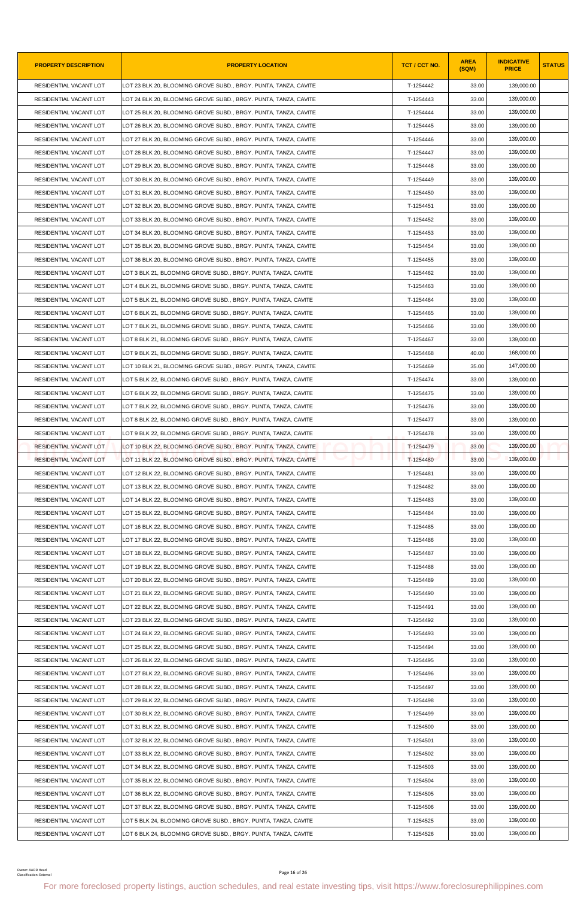| PROPERTY DESCRIPTION | PROPERTY LOCATION | TCT / CCT NO. | AREA (SQM) | INDICATIVE PRICE | STATUS |
|---|---|---|---|---|---|
| RESIDENTIAL VACANT LOT | LOT 23 BLK 20, BLOOMING GROVE SUBD., BRGY. PUNTA, TANZA, CAVITE | T-1254442 | 33.00 | 139,000.00 | |
| RESIDENTIAL VACANT LOT | LOT 24 BLK 20, BLOOMING GROVE SUBD., BRGY. PUNTA, TANZA, CAVITE | T-1254443 | 33.00 | 139,000.00 | |
| RESIDENTIAL VACANT LOT | LOT 25 BLK 20, BLOOMING GROVE SUBD., BRGY. PUNTA, TANZA, CAVITE | T-1254444 | 33.00 | 139,000.00 | |
| RESIDENTIAL VACANT LOT | LOT 26 BLK 20, BLOOMING GROVE SUBD., BRGY. PUNTA, TANZA, CAVITE | T-1254445 | 33.00 | 139,000.00 | |
| RESIDENTIAL VACANT LOT | LOT 27 BLK 20, BLOOMING GROVE SUBD., BRGY. PUNTA, TANZA, CAVITE | T-1254446 | 33.00 | 139,000.00 | |
| RESIDENTIAL VACANT LOT | LOT 28 BLK 20, BLOOMING GROVE SUBD., BRGY. PUNTA, TANZA, CAVITE | T-1254447 | 33.00 | 139,000.00 | |
| RESIDENTIAL VACANT LOT | LOT 29 BLK 20, BLOOMING GROVE SUBD., BRGY. PUNTA, TANZA, CAVITE | T-1254448 | 33.00 | 139,000.00 | |
| RESIDENTIAL VACANT LOT | LOT 30 BLK 20, BLOOMING GROVE SUBD., BRGY. PUNTA, TANZA, CAVITE | T-1254449 | 33.00 | 139,000.00 | |
| RESIDENTIAL VACANT LOT | LOT 31 BLK 20, BLOOMING GROVE SUBD., BRGY. PUNTA, TANZA, CAVITE | T-1254450 | 33.00 | 139,000.00 | |
| RESIDENTIAL VACANT LOT | LOT 32 BLK 20, BLOOMING GROVE SUBD., BRGY. PUNTA, TANZA, CAVITE | T-1254451 | 33.00 | 139,000.00 | |
| RESIDENTIAL VACANT LOT | LOT 33 BLK 20, BLOOMING GROVE SUBD., BRGY. PUNTA, TANZA, CAVITE | T-1254452 | 33.00 | 139,000.00 | |
| RESIDENTIAL VACANT LOT | LOT 34 BLK 20, BLOOMING GROVE SUBD., BRGY. PUNTA, TANZA, CAVITE | T-1254453 | 33.00 | 139,000.00 | |
| RESIDENTIAL VACANT LOT | LOT 35 BLK 20, BLOOMING GROVE SUBD., BRGY. PUNTA, TANZA, CAVITE | T-1254454 | 33.00 | 139,000.00 | |
| RESIDENTIAL VACANT LOT | LOT 36 BLK 20, BLOOMING GROVE SUBD., BRGY. PUNTA, TANZA, CAVITE | T-1254455 | 33.00 | 139,000.00 | |
| RESIDENTIAL VACANT LOT | LOT 3 BLK 21, BLOOMING GROVE SUBD., BRGY. PUNTA, TANZA, CAVITE | T-1254462 | 33.00 | 139,000.00 | |
| RESIDENTIAL VACANT LOT | LOT 4 BLK 21, BLOOMING GROVE SUBD., BRGY. PUNTA, TANZA, CAVITE | T-1254463 | 33.00 | 139,000.00 | |
| RESIDENTIAL VACANT LOT | LOT 5 BLK 21, BLOOMING GROVE SUBD., BRGY. PUNTA, TANZA, CAVITE | T-1254464 | 33.00 | 139,000.00 | |
| RESIDENTIAL VACANT LOT | LOT 6 BLK 21, BLOOMING GROVE SUBD., BRGY. PUNTA, TANZA, CAVITE | T-1254465 | 33.00 | 139,000.00 | |
| RESIDENTIAL VACANT LOT | LOT 7 BLK 21, BLOOMING GROVE SUBD., BRGY. PUNTA, TANZA, CAVITE | T-1254466 | 33.00 | 139,000.00 | |
| RESIDENTIAL VACANT LOT | LOT 8 BLK 21, BLOOMING GROVE SUBD., BRGY. PUNTA, TANZA, CAVITE | T-1254467 | 33.00 | 139,000.00 | |
| RESIDENTIAL VACANT LOT | LOT 9 BLK 21, BLOOMING GROVE SUBD., BRGY. PUNTA, TANZA, CAVITE | T-1254468 | 40.00 | 168,000.00 | |
| RESIDENTIAL VACANT LOT | LOT 10 BLK 21, BLOOMING GROVE SUBD., BRGY. PUNTA, TANZA, CAVITE | T-1254469 | 35.00 | 147,000.00 | |
| RESIDENTIAL VACANT LOT | LOT 5 BLK 22, BLOOMING GROVE SUBD., BRGY. PUNTA, TANZA, CAVITE | T-1254474 | 33.00 | 139,000.00 | |
| RESIDENTIAL VACANT LOT | LOT 6 BLK 22, BLOOMING GROVE SUBD., BRGY. PUNTA, TANZA, CAVITE | T-1254475 | 33.00 | 139,000.00 | |
| RESIDENTIAL VACANT LOT | LOT 7 BLK 22, BLOOMING GROVE SUBD., BRGY. PUNTA, TANZA, CAVITE | T-1254476 | 33.00 | 139,000.00 | |
| RESIDENTIAL VACANT LOT | LOT 8 BLK 22, BLOOMING GROVE SUBD., BRGY. PUNTA, TANZA, CAVITE | T-1254477 | 33.00 | 139,000.00 | |
| RESIDENTIAL VACANT LOT | LOT 9 BLK 22, BLOOMING GROVE SUBD., BRGY. PUNTA, TANZA, CAVITE | T-1254478 | 33.00 | 139,000.00 | |
| RESIDENTIAL VACANT LOT | LOT 10 BLK 22, BLOOMING GROVE SUBD., BRGY. PUNTA, TANZA, CAVITE | T-1254479 | 33.00 | 139,000.00 | |
| RESIDENTIAL VACANT LOT | LOT 11 BLK 22, BLOOMING GROVE SUBD., BRGY. PUNTA, TANZA, CAVITE | T-1254480 | 33.00 | 139,000.00 | |
| RESIDENTIAL VACANT LOT | LOT 12 BLK 22, BLOOMING GROVE SUBD., BRGY. PUNTA, TANZA, CAVITE | T-1254481 | 33.00 | 139,000.00 | |
| RESIDENTIAL VACANT LOT | LOT 13 BLK 22, BLOOMING GROVE SUBD., BRGY. PUNTA, TANZA, CAVITE | T-1254482 | 33.00 | 139,000.00 | |
| RESIDENTIAL VACANT LOT | LOT 14 BLK 22, BLOOMING GROVE SUBD., BRGY. PUNTA, TANZA, CAVITE | T-1254483 | 33.00 | 139,000.00 | |
| RESIDENTIAL VACANT LOT | LOT 15 BLK 22, BLOOMING GROVE SUBD., BRGY. PUNTA, TANZA, CAVITE | T-1254484 | 33.00 | 139,000.00 | |
| RESIDENTIAL VACANT LOT | LOT 16 BLK 22, BLOOMING GROVE SUBD., BRGY. PUNTA, TANZA, CAVITE | T-1254485 | 33.00 | 139,000.00 | |
| RESIDENTIAL VACANT LOT | LOT 17 BLK 22, BLOOMING GROVE SUBD., BRGY. PUNTA, TANZA, CAVITE | T-1254486 | 33.00 | 139,000.00 | |
| RESIDENTIAL VACANT LOT | LOT 18 BLK 22, BLOOMING GROVE SUBD., BRGY. PUNTA, TANZA, CAVITE | T-1254487 | 33.00 | 139,000.00 | |
| RESIDENTIAL VACANT LOT | LOT 19 BLK 22, BLOOMING GROVE SUBD., BRGY. PUNTA, TANZA, CAVITE | T-1254488 | 33.00 | 139,000.00 | |
| RESIDENTIAL VACANT LOT | LOT 20 BLK 22, BLOOMING GROVE SUBD., BRGY. PUNTA, TANZA, CAVITE | T-1254489 | 33.00 | 139,000.00 | |
| RESIDENTIAL VACANT LOT | LOT 21 BLK 22, BLOOMING GROVE SUBD., BRGY. PUNTA, TANZA, CAVITE | T-1254490 | 33.00 | 139,000.00 | |
| RESIDENTIAL VACANT LOT | LOT 22 BLK 22, BLOOMING GROVE SUBD., BRGY. PUNTA, TANZA, CAVITE | T-1254491 | 33.00 | 139,000.00 | |
| RESIDENTIAL VACANT LOT | LOT 23 BLK 22, BLOOMING GROVE SUBD., BRGY. PUNTA, TANZA, CAVITE | T-1254492 | 33.00 | 139,000.00 | |
| RESIDENTIAL VACANT LOT | LOT 24 BLK 22, BLOOMING GROVE SUBD., BRGY. PUNTA, TANZA, CAVITE | T-1254493 | 33.00 | 139,000.00 | |
| RESIDENTIAL VACANT LOT | LOT 25 BLK 22, BLOOMING GROVE SUBD., BRGY. PUNTA, TANZA, CAVITE | T-1254494 | 33.00 | 139,000.00 | |
| RESIDENTIAL VACANT LOT | LOT 26 BLK 22, BLOOMING GROVE SUBD., BRGY. PUNTA, TANZA, CAVITE | T-1254495 | 33.00 | 139,000.00 | |
| RESIDENTIAL VACANT LOT | LOT 27 BLK 22, BLOOMING GROVE SUBD., BRGY. PUNTA, TANZA, CAVITE | T-1254496 | 33.00 | 139,000.00 | |
| RESIDENTIAL VACANT LOT | LOT 28 BLK 22, BLOOMING GROVE SUBD., BRGY. PUNTA, TANZA, CAVITE | T-1254497 | 33.00 | 139,000.00 | |
| RESIDENTIAL VACANT LOT | LOT 29 BLK 22, BLOOMING GROVE SUBD., BRGY. PUNTA, TANZA, CAVITE | T-1254498 | 33.00 | 139,000.00 | |
| RESIDENTIAL VACANT LOT | LOT 30 BLK 22, BLOOMING GROVE SUBD., BRGY. PUNTA, TANZA, CAVITE | T-1254499 | 33.00 | 139,000.00 | |
| RESIDENTIAL VACANT LOT | LOT 31 BLK 22, BLOOMING GROVE SUBD., BRGY. PUNTA, TANZA, CAVITE | T-1254500 | 33.00 | 139,000.00 | |
| RESIDENTIAL VACANT LOT | LOT 32 BLK 22, BLOOMING GROVE SUBD., BRGY. PUNTA, TANZA, CAVITE | T-1254501 | 33.00 | 139,000.00 | |
| RESIDENTIAL VACANT LOT | LOT 33 BLK 22, BLOOMING GROVE SUBD., BRGY. PUNTA, TANZA, CAVITE | T-1254502 | 33.00 | 139,000.00 | |
| RESIDENTIAL VACANT LOT | LOT 34 BLK 22, BLOOMING GROVE SUBD., BRGY. PUNTA, TANZA, CAVITE | T-1254503 | 33.00 | 139,000.00 | |
| RESIDENTIAL VACANT LOT | LOT 35 BLK 22, BLOOMING GROVE SUBD., BRGY. PUNTA, TANZA, CAVITE | T-1254504 | 33.00 | 139,000.00 | |
| RESIDENTIAL VACANT LOT | LOT 36 BLK 22, BLOOMING GROVE SUBD., BRGY. PUNTA, TANZA, CAVITE | T-1254505 | 33.00 | 139,000.00 | |
| RESIDENTIAL VACANT LOT | LOT 37 BLK 22, BLOOMING GROVE SUBD., BRGY. PUNTA, TANZA, CAVITE | T-1254506 | 33.00 | 139,000.00 | |
| RESIDENTIAL VACANT LOT | LOT 5 BLK 24, BLOOMING GROVE SUBD., BRGY. PUNTA, TANZA, CAVITE | T-1254525 | 33.00 | 139,000.00 | |
| RESIDENTIAL VACANT LOT | LOT 6 BLK 24, BLOOMING GROVE SUBD., BRGY. PUNTA, TANZA, CAVITE | T-1254526 | 33.00 | 139,000.00 | |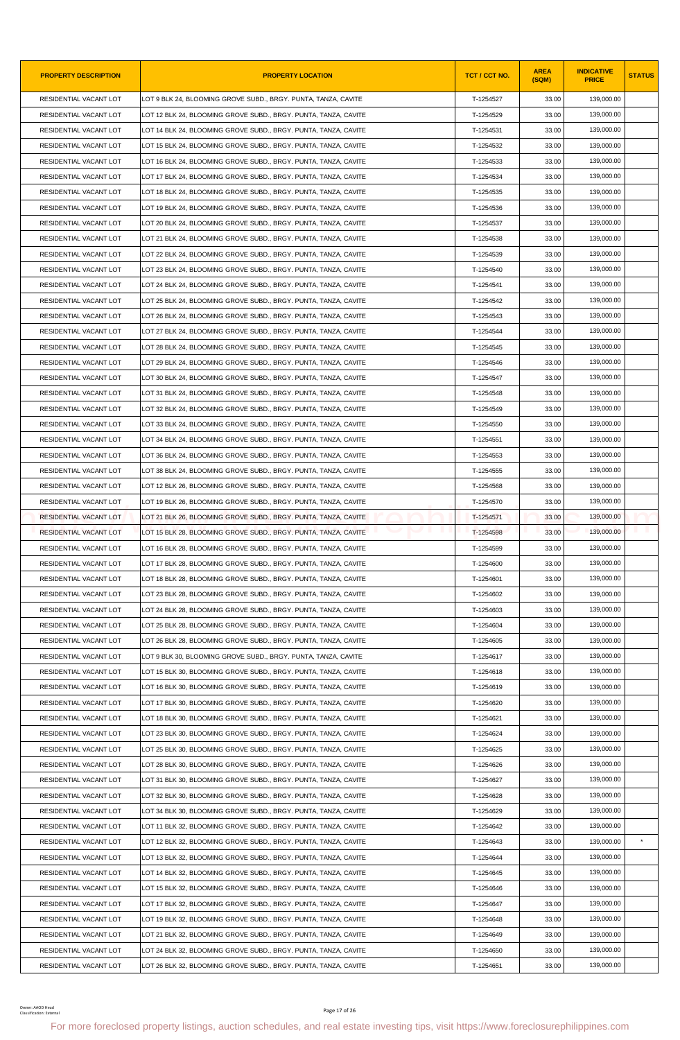| PROPERTY DESCRIPTION | PROPERTY LOCATION | TCT / CCT NO. | AREA (SQM) | INDICATIVE PRICE | STATUS |
|---|---|---|---|---|---|
| RESIDENTIAL VACANT LOT | LOT 9 BLK 24, BLOOMING GROVE SUBD., BRGY. PUNTA, TANZA, CAVITE | T-1254527 | 33.00 | 139,000.00 | |
| RESIDENTIAL VACANT LOT | LOT 12 BLK 24, BLOOMING GROVE SUBD., BRGY. PUNTA, TANZA, CAVITE | T-1254529 | 33.00 | 139,000.00 | |
| RESIDENTIAL VACANT LOT | LOT 14 BLK 24, BLOOMING GROVE SUBD., BRGY. PUNTA, TANZA, CAVITE | T-1254531 | 33.00 | 139,000.00 | |
| RESIDENTIAL VACANT LOT | LOT 15 BLK 24, BLOOMING GROVE SUBD., BRGY. PUNTA, TANZA, CAVITE | T-1254532 | 33.00 | 139,000.00 | |
| RESIDENTIAL VACANT LOT | LOT 16 BLK 24, BLOOMING GROVE SUBD., BRGY. PUNTA, TANZA, CAVITE | T-1254533 | 33.00 | 139,000.00 | |
| RESIDENTIAL VACANT LOT | LOT 17 BLK 24, BLOOMING GROVE SUBD., BRGY. PUNTA, TANZA, CAVITE | T-1254534 | 33.00 | 139,000.00 | |
| RESIDENTIAL VACANT LOT | LOT 18 BLK 24, BLOOMING GROVE SUBD., BRGY. PUNTA, TANZA, CAVITE | T-1254535 | 33.00 | 139,000.00 | |
| RESIDENTIAL VACANT LOT | LOT 19 BLK 24, BLOOMING GROVE SUBD., BRGY. PUNTA, TANZA, CAVITE | T-1254536 | 33.00 | 139,000.00 | |
| RESIDENTIAL VACANT LOT | LOT 20 BLK 24, BLOOMING GROVE SUBD., BRGY. PUNTA, TANZA, CAVITE | T-1254537 | 33.00 | 139,000.00 | |
| RESIDENTIAL VACANT LOT | LOT 21 BLK 24, BLOOMING GROVE SUBD., BRGY. PUNTA, TANZA, CAVITE | T-1254538 | 33.00 | 139,000.00 | |
| RESIDENTIAL VACANT LOT | LOT 22 BLK 24, BLOOMING GROVE SUBD., BRGY. PUNTA, TANZA, CAVITE | T-1254539 | 33.00 | 139,000.00 | |
| RESIDENTIAL VACANT LOT | LOT 23 BLK 24, BLOOMING GROVE SUBD., BRGY. PUNTA, TANZA, CAVITE | T-1254540 | 33.00 | 139,000.00 | |
| RESIDENTIAL VACANT LOT | LOT 24 BLK 24, BLOOMING GROVE SUBD., BRGY. PUNTA, TANZA, CAVITE | T-1254541 | 33.00 | 139,000.00 | |
| RESIDENTIAL VACANT LOT | LOT 25 BLK 24, BLOOMING GROVE SUBD., BRGY. PUNTA, TANZA, CAVITE | T-1254542 | 33.00 | 139,000.00 | |
| RESIDENTIAL VACANT LOT | LOT 26 BLK 24, BLOOMING GROVE SUBD., BRGY. PUNTA, TANZA, CAVITE | T-1254543 | 33.00 | 139,000.00 | |
| RESIDENTIAL VACANT LOT | LOT 27 BLK 24, BLOOMING GROVE SUBD., BRGY. PUNTA, TANZA, CAVITE | T-1254544 | 33.00 | 139,000.00 | |
| RESIDENTIAL VACANT LOT | LOT 28 BLK 24, BLOOMING GROVE SUBD., BRGY. PUNTA, TANZA, CAVITE | T-1254545 | 33.00 | 139,000.00 | |
| RESIDENTIAL VACANT LOT | LOT 29 BLK 24, BLOOMING GROVE SUBD., BRGY. PUNTA, TANZA, CAVITE | T-1254546 | 33.00 | 139,000.00 | |
| RESIDENTIAL VACANT LOT | LOT 30 BLK 24, BLOOMING GROVE SUBD., BRGY. PUNTA, TANZA, CAVITE | T-1254547 | 33.00 | 139,000.00 | |
| RESIDENTIAL VACANT LOT | LOT 31 BLK 24, BLOOMING GROVE SUBD., BRGY. PUNTA, TANZA, CAVITE | T-1254548 | 33.00 | 139,000.00 | |
| RESIDENTIAL VACANT LOT | LOT 32 BLK 24, BLOOMING GROVE SUBD., BRGY. PUNTA, TANZA, CAVITE | T-1254549 | 33.00 | 139,000.00 | |
| RESIDENTIAL VACANT LOT | LOT 33 BLK 24, BLOOMING GROVE SUBD., BRGY. PUNTA, TANZA, CAVITE | T-1254550 | 33.00 | 139,000.00 | |
| RESIDENTIAL VACANT LOT | LOT 34 BLK 24, BLOOMING GROVE SUBD., BRGY. PUNTA, TANZA, CAVITE | T-1254551 | 33.00 | 139,000.00 | |
| RESIDENTIAL VACANT LOT | LOT 36 BLK 24, BLOOMING GROVE SUBD., BRGY. PUNTA, TANZA, CAVITE | T-1254553 | 33.00 | 139,000.00 | |
| RESIDENTIAL VACANT LOT | LOT 38 BLK 24, BLOOMING GROVE SUBD., BRGY. PUNTA, TANZA, CAVITE | T-1254555 | 33.00 | 139,000.00 | |
| RESIDENTIAL VACANT LOT | LOT 12 BLK 26, BLOOMING GROVE SUBD., BRGY. PUNTA, TANZA, CAVITE | T-1254568 | 33.00 | 139,000.00 | |
| RESIDENTIAL VACANT LOT | LOT 19 BLK 26, BLOOMING GROVE SUBD., BRGY. PUNTA, TANZA, CAVITE | T-1254570 | 33.00 | 139,000.00 | |
| RESIDENTIAL VACANT LOT | LOT 21 BLK 26, BLOOMING GROVE SUBD., BRGY. PUNTA, TANZA, CAVITE | T-1254571 | 33.00 | 139,000.00 | |
| RESIDENTIAL VACANT LOT | LOT 15 BLK 28, BLOOMING GROVE SUBD., BRGY. PUNTA, TANZA, CAVITE | T-1254598 | 33.00 | 139,000.00 | |
| RESIDENTIAL VACANT LOT | LOT 16 BLK 28, BLOOMING GROVE SUBD., BRGY. PUNTA, TANZA, CAVITE | T-1254599 | 33.00 | 139,000.00 | |
| RESIDENTIAL VACANT LOT | LOT 17 BLK 28, BLOOMING GROVE SUBD., BRGY. PUNTA, TANZA, CAVITE | T-1254600 | 33.00 | 139,000.00 | |
| RESIDENTIAL VACANT LOT | LOT 18 BLK 28, BLOOMING GROVE SUBD., BRGY. PUNTA, TANZA, CAVITE | T-1254601 | 33.00 | 139,000.00 | |
| RESIDENTIAL VACANT LOT | LOT 23 BLK 28, BLOOMING GROVE SUBD., BRGY. PUNTA, TANZA, CAVITE | T-1254602 | 33.00 | 139,000.00 | |
| RESIDENTIAL VACANT LOT | LOT 24 BLK 28, BLOOMING GROVE SUBD., BRGY. PUNTA, TANZA, CAVITE | T-1254603 | 33.00 | 139,000.00 | |
| RESIDENTIAL VACANT LOT | LOT 25 BLK 28, BLOOMING GROVE SUBD., BRGY. PUNTA, TANZA, CAVITE | T-1254604 | 33.00 | 139,000.00 | |
| RESIDENTIAL VACANT LOT | LOT 26 BLK 28, BLOOMING GROVE SUBD., BRGY. PUNTA, TANZA, CAVITE | T-1254605 | 33.00 | 139,000.00 | |
| RESIDENTIAL VACANT LOT | LOT 9 BLK 30, BLOOMING GROVE SUBD., BRGY. PUNTA, TANZA, CAVITE | T-1254617 | 33.00 | 139,000.00 | |
| RESIDENTIAL VACANT LOT | LOT 15 BLK 30, BLOOMING GROVE SUBD., BRGY. PUNTA, TANZA, CAVITE | T-1254618 | 33.00 | 139,000.00 | |
| RESIDENTIAL VACANT LOT | LOT 16 BLK 30, BLOOMING GROVE SUBD., BRGY. PUNTA, TANZA, CAVITE | T-1254619 | 33.00 | 139,000.00 | |
| RESIDENTIAL VACANT LOT | LOT 17 BLK 30, BLOOMING GROVE SUBD., BRGY. PUNTA, TANZA, CAVITE | T-1254620 | 33.00 | 139,000.00 | |
| RESIDENTIAL VACANT LOT | LOT 18 BLK 30, BLOOMING GROVE SUBD., BRGY. PUNTA, TANZA, CAVITE | T-1254621 | 33.00 | 139,000.00 | |
| RESIDENTIAL VACANT LOT | LOT 23 BLK 30, BLOOMING GROVE SUBD., BRGY. PUNTA, TANZA, CAVITE | T-1254624 | 33.00 | 139,000.00 | |
| RESIDENTIAL VACANT LOT | LOT 25 BLK 30, BLOOMING GROVE SUBD., BRGY. PUNTA, TANZA, CAVITE | T-1254625 | 33.00 | 139,000.00 | |
| RESIDENTIAL VACANT LOT | LOT 28 BLK 30, BLOOMING GROVE SUBD., BRGY. PUNTA, TANZA, CAVITE | T-1254626 | 33.00 | 139,000.00 | |
| RESIDENTIAL VACANT LOT | LOT 31 BLK 30, BLOOMING GROVE SUBD., BRGY. PUNTA, TANZA, CAVITE | T-1254627 | 33.00 | 139,000.00 | |
| RESIDENTIAL VACANT LOT | LOT 32 BLK 30, BLOOMING GROVE SUBD., BRGY. PUNTA, TANZA, CAVITE | T-1254628 | 33.00 | 139,000.00 | |
| RESIDENTIAL VACANT LOT | LOT 34 BLK 30, BLOOMING GROVE SUBD., BRGY. PUNTA, TANZA, CAVITE | T-1254629 | 33.00 | 139,000.00 | |
| RESIDENTIAL VACANT LOT | LOT 11 BLK 32, BLOOMING GROVE SUBD., BRGY. PUNTA, TANZA, CAVITE | T-1254642 | 33.00 | 139,000.00 | |
| RESIDENTIAL VACANT LOT | LOT 12 BLK 32, BLOOMING GROVE SUBD., BRGY. PUNTA, TANZA, CAVITE | T-1254643 | 33.00 | 139,000.00 | * |
| RESIDENTIAL VACANT LOT | LOT 13 BLK 32, BLOOMING GROVE SUBD., BRGY. PUNTA, TANZA, CAVITE | T-1254644 | 33.00 | 139,000.00 | |
| RESIDENTIAL VACANT LOT | LOT 14 BLK 32, BLOOMING GROVE SUBD., BRGY. PUNTA, TANZA, CAVITE | T-1254645 | 33.00 | 139,000.00 | |
| RESIDENTIAL VACANT LOT | LOT 15 BLK 32, BLOOMING GROVE SUBD., BRGY. PUNTA, TANZA, CAVITE | T-1254646 | 33.00 | 139,000.00 | |
| RESIDENTIAL VACANT LOT | LOT 17 BLK 32, BLOOMING GROVE SUBD., BRGY. PUNTA, TANZA, CAVITE | T-1254647 | 33.00 | 139,000.00 | |
| RESIDENTIAL VACANT LOT | LOT 19 BLK 32, BLOOMING GROVE SUBD., BRGY. PUNTA, TANZA, CAVITE | T-1254648 | 33.00 | 139,000.00 | |
| RESIDENTIAL VACANT LOT | LOT 21 BLK 32, BLOOMING GROVE SUBD., BRGY. PUNTA, TANZA, CAVITE | T-1254649 | 33.00 | 139,000.00 | |
| RESIDENTIAL VACANT LOT | LOT 24 BLK 32, BLOOMING GROVE SUBD., BRGY. PUNTA, TANZA, CAVITE | T-1254650 | 33.00 | 139,000.00 | |
| RESIDENTIAL VACANT LOT | LOT 26 BLK 32, BLOOMING GROVE SUBD., BRGY. PUNTA, TANZA, CAVITE | T-1254651 | 33.00 | 139,000.00 | |

For more foreclosed property listings, auction schedules, and real estate investing tips, visit https://www.foreclosurephilippines.com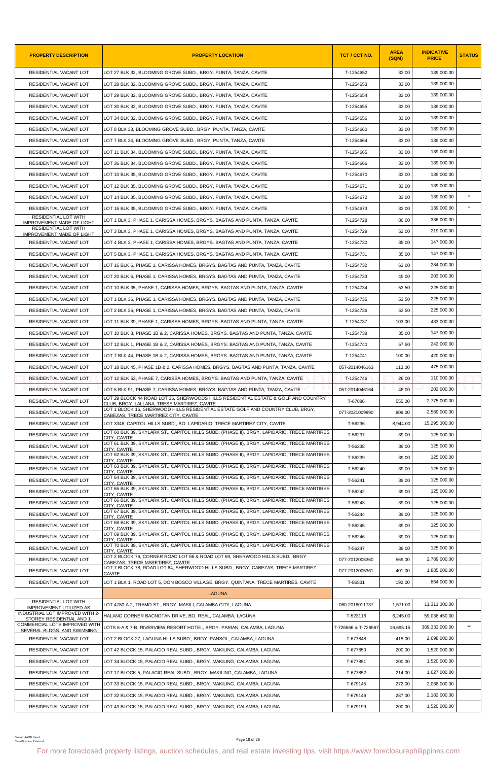| PROPERTY DESCRIPTION | PROPERTY LOCATION | TCT / CCT NO. | AREA (SQM) | INDICATIVE PRICE | STATUS |
|---|---|---|---|---|---|
| RESIDENTIAL VACANT LOT | LOT 27 BLK 32, BLOOMING GROVE SUBD., BRGY. PUNTA, TANZA, CAVITE | T-1254652 | 33.00 | 139,000.00 | |
| RESIDENTIAL VACANT LOT | LOT 28 BLK 32, BLOOMING GROVE SUBD., BRGY. PUNTA, TANZA, CAVITE | T-1254653 | 33.00 | 139,000.00 | |
| RESIDENTIAL VACANT LOT | LOT 29 BLK 32, BLOOMING GROVE SUBD., BRGY. PUNTA, TANZA, CAVITE | T-1254654 | 33.00 | 139,000.00 | |
| RESIDENTIAL VACANT LOT | LOT 30 BLK 32, BLOOMING GROVE SUBD., BRGY. PUNTA, TANZA, CAVITE | T-1254655 | 33.00 | 139,000.00 | |
| RESIDENTIAL VACANT LOT | LOT 34 BLK 32, BLOOMING GROVE SUBD., BRGY. PUNTA, TANZA, CAVITE | T-1254656 | 33.00 | 139,000.00 | |
| RESIDENTIAL VACANT LOT | LOT 8 BLK 33, BLOOMING GROVE SUBD., BRGY. PUNTA, TANZA, CAVITE | T-1254660 | 33.00 | 139,000.00 | |
| RESIDENTIAL VACANT LOT | LOT 7 BLK 34, BLOOMING GROVE SUBD., BRGY. PUNTA, TANZA, CAVITE | T-1254664 | 33.00 | 139,000.00 | |
| RESIDENTIAL VACANT LOT | LOT 11 BLK 34, BLOOMING GROVE SUBD., BRGY. PUNTA, TANZA, CAVITE | T-1254665 | 33.00 | 139,000.00 | |
| RESIDENTIAL VACANT LOT | LOT 36 BLK 34, BLOOMING GROVE SUBD., BRGY. PUNTA, TANZA, CAVITE | T-1254666 | 33.00 | 139,000.00 | |
| RESIDENTIAL VACANT LOT | LOT 10 BLK 35, BLOOMING GROVE SUBD., BRGY. PUNTA, TANZA, CAVITE | T-1254670 | 33.00 | 139,000.00 | |
| RESIDENTIAL VACANT LOT | LOT 12 BLK 35, BLOOMING GROVE SUBD., BRGY. PUNTA, TANZA, CAVITE | T-1254671 | 33.00 | 139,000.00 | |
| RESIDENTIAL VACANT LOT | LOT 14 BLK 35, BLOOMING GROVE SUBD., BRGY. PUNTA, TANZA, CAVITE | T-1254672 | 33.00 | 139,000.00 | * |
| RESIDENTIAL VACANT LOT | LOT 16 BLK 35, BLOOMING GROVE SUBD., BRGY. PUNTA, TANZA, CAVITE | T-1254673 | 33.00 | 139,000.00 | * |
| RESIDENTIAL LOT WITH IMPROVEMENT MADE OF LIGHT | LOT 1 BLK 3, PHASE 1, CARISSA HOMES, BRGYS. BAGTAS AND PUNTA, TANZA, CAVITE | T-1254728 | 80.00 | 336,000.00 | |
| RESIDENTIAL LOT WITH IMPROVEMENT MADE OF LIGHT | LOT 3 BLK 3, PHASE 1, CARISSA HOMES, BRGYS. BAGTAS AND PUNTA, TANZA, CAVITE | T-1254729 | 52.00 | 219,000.00 | |
| RESIDENTIAL VACANT LOT | LOT 4 BLK 3, PHASE 1, CARISSA HOMES, BRGYS. BAGTAS AND PUNTA, TANZA, CAVITE | T-1254730 | 35.00 | 147,000.00 | |
| RESIDENTIAL VACANT LOT | LOT 5 BLK 3, PHASE 1, CARISSA HOMES, BRGYS. BAGTAS AND PUNTA, TANZA, CAVITE | T-1254731 | 35.00 | 147,000.00 | |
| RESIDENTIAL VACANT LOT | LOT 16 BLK 6, PHASE 1, CARISSA HOMES, BRGYS. BAGTAS AND PUNTA, TANZA, CAVITE | T-1254732 | 63.00 | 284,000.00 | |
| RESIDENTIAL VACANT LOT | LOT 20 BLK 6, PHASE 1, CARISSA HOMES, BRGYS. BAGTAS AND PUNTA, TANZA, CAVITE | T-1254733 | 45.00 | 203,000.00 | |
| RESIDENTIAL VACANT LOT | LOT 10 BLK 35, PHASE 1, CARISSA HOMES, BRGYS. BAGTAS AND PUNTA, TANZA, CAVITE | T-1254734 | 53.50 | 225,000.00 | |
| RESIDENTIAL VACANT LOT | LOT 1 BLK 36, PHASE 1, CARISSA HOMES, BRGYS. BAGTAS AND PUNTA, TANZA, CAVITE | T-1254735 | 53.50 | 225,000.00 | |
| RESIDENTIAL VACANT LOT | LOT 2 BLK 36, PHASE 1, CARISSA HOMES, BRGYS. BAGTAS AND PUNTA, TANZA, CAVITE | T-1254736 | 53.50 | 225,000.00 | |
| RESIDENTIAL VACANT LOT | LOT 11 BLK 39, PHASE 1, CARISSA HOMES, BRGYS. BAGTAS AND PUNTA, TANZA, CAVITE | T-1254737 | 103.00 | 433,000.00 | |
| RESIDENTIAL VACANT LOT | LOT 10 BLK 8, PHASE 1B & 2, CARISSA HOMES, BRGYS. BAGTAS AND PUNTA, TANZA, CAVITE | T-1254738 | 35.00 | 147,000.00 | |
| RESIDENTIAL VACANT LOT | LOT 12 BLK 1, PHASE 1B & 2, CARISSA HOMES, BRGYS. BAGTAS AND PUNTA, TANZA, CAVITE | T-1254740 | 57.50 | 242,000.00 | |
| RESIDENTIAL VACANT LOT | LOT 7 BLK 44, PHASE 1B & 2, CARISSA HOMES, BRGYS. BAGTAS AND PUNTA, TANZA, CAVITE | T-1254741 | 100.00 | 420,000.00 | |
| RESIDENTIAL VACANT LOT | LOT 18 BLK 45, PHASE 1B & 2, CARISSA HOMES, BRGYS. BAGTAS AND PUNTA, TANZA, CAVITE | 057-2014046163 | 113.00 | 475,000.00 | |
| RESIDENTIAL VACANT LOT | LOT 12 BLK 53, PHASE 7, CARISSA HOMES, BRGYS. BAGTAS AND PUNTA, TANZA, CAVITE | T-1254746 | 26.00 | 110,000.00 | |
| RESIDENTIAL VACANT LOT | LOT 5 BLK 91, PHASE 7, CARISSA HOMES, BRGYS. BAGTAS AND PUNTA, TANZA, CAVITE | 057-2014046164 | 48.00 | 202,000.00 | |
| RESIDENTIAL VACANT LOT | LOT 29 BLOCK 44 ROAD LOT 35, SHERWOODS HILLS RESIDENTIAL ESTATE & GOLF AND COUNTRY CLUB, BRGY. LALLANA, TRESE MARTIREZ, CAVITE | T-67886 | 555.00 | 2,775,000.00 | |
| RESIDENTIAL VACANT LOT | LOT 1 BLOCK 16, SHERWOOD HILLS RESIDENTIAL ESTATE GOLF AND COUNTRY CLUB, BRGY. CABEZAS, TRECE MARTIREZ CITY, CAVITE | 077-2021009890 | 809.00 | 2,589,000.00 | |
| RESIDENTIAL VACANT LOT | LOT 3346, CAPITOL HILLS SUBD., BO. LAPIDARIO, TRECE MARTIREZ CITY, CAVITE | T-56236 | 8,944.00 | 15,295,000.00 | |
| RESIDENTIAL VACANT LOT | LOT 60 BLK 39, SKYLARK ST., CAPITOL HILLS SUBD. (PHASE II), BRGY. LAPIDARIO, TRECE MARTIRES CITY, CAVITE | T-56237 | 39.00 | 125,000.00 | |
| RESIDENTIAL VACANT LOT | LOT 61 BLK 39, SKYLARK ST., CAPITOL HILLS SUBD. (PHASE II), BRGY. LAPIDARIO, TRECE MARTIRES CITY, CAVITE | T-56238 | 39.00 | 125,000.00 | |
| RESIDENTIAL VACANT LOT | LOT 62 BLK 39, SKYLARK ST., CAPITOL HILLS SUBD. (PHASE II), BRGY. LAPIDARIO, TRECE MARTIRES CITY, CAVITE | T-56239 | 39.00 | 125,000.00 | |
| RESIDENTIAL VACANT LOT | LOT 63 BLK 39, SKYLARK ST., CAPITOL HILLS SUBD. (PHASE II), BRGY. LAPIDARIO, TRECE MARTIRES CITY, CAVITE | T-56240 | 39.00 | 125,000.00 | |
| RESIDENTIAL VACANT LOT | LOT 64 BLK 39, SKYLARK ST., CAPITOL HILLS SUBD. (PHASE II), BRGY. LAPIDARIO, TRECE MARTIRES CITY, CAVITE | T-56241 | 39.00 | 125,000.00 | |
| RESIDENTIAL VACANT LOT | LOT 65 BLK 39, SKYLARK ST., CAPITOL HILLS SUBD. (PHASE II), BRGY. LAPIDARIO, TRECE MARTIRES CITY, CAVITE | T-56242 | 39.00 | 125,000.00 | |
| RESIDENTIAL VACANT LOT | LOT 66 BLK 39, SKYLARK ST., CAPITOL HILLS SUBD. (PHASE II), BRGY. LAPIDARIO, TRECE MARTIRES CITY, CAVITE | T-56243 | 39.00 | 125,000.00 | |
| RESIDENTIAL VACANT LOT | LOT 67 BLK 39, SKYLARK ST., CAPITOL HILLS SUBD. (PHASE II), BRGY. LAPIDARIO, TRECE MARTIRES CITY, CAVITE | T-56244 | 39.00 | 125,000.00 | |
| RESIDENTIAL VACANT LOT | LOT 68 BLK 39, SKYLARK ST., CAPITOL HILLS SUBD. (PHASE II), BRGY. LAPIDARIO, TRECE MARTIRES CITY, CAVITE | T-56245 | 39.00 | 125,000.00 | |
| RESIDENTIAL VACANT LOT | LOT 69 BLK 39, SKYLARK ST., CAPITOL HILLS SUBD. (PHASE II), BRGY. LAPIDARIO, TRECE MARTIRES CITY, CAVITE | T-56246 | 39.00 | 125,000.00 | |
| RESIDENTIAL VACANT LOT | LOT 70 BLK 39, SKYLARK ST., CAPITOL HILLS SUBD. (PHASE II), BRGY. LAPIDARIO, TRECE MARTIRES CITY, CAVITE | T-56247 | 39.00 | 125,000.00 | |
| RESIDENTIAL VACANT LOT | LOT 2 BLOCK 76, CORNER ROAD LOT 66 & ROAD LOT 69, SHERWOOD HILLS SUBD., BRGY. CABEZAS, TRECE MARETIREZ, CAVITE | 077-2012005360 | 569.00 | 2,789,000.00 | |
| RESIDENTIAL VACANT LOT | LOT 7 BLOCK 78, ROAD LOT 64, SHERWOOD HILLS SUBD., BRGY. CABEZAS, TRECE MARTIREZ, CAVITE | 077-2012005361 | 401.00 | 1,885,000.00 | |
| RESIDENTIAL VACANT LOT | LOT 1 BLK 1, ROAD LOT 5, DON BOSCO VILLAGE, BRGY. QUINTANA, TRECE MARTIRES CITY, CAVITE | T-86531 | 192.00 | 864,000.00 | |
| | LAGUNA | | | | |
| RESIDENTIAL LOT WITH IMPROVEMENT UTILIZED AS | LOT 4780-A-2, TRAMO ST., BRGY. MASILI, CALAMBA CITY, LAGUNA | 060-2018011737 | 1,571.00 | 11,311,000.00 | |
| INDUSTRIAL LOT IMPROVED WITH 2-STOREY RESIDENTIAL AND 1- | HALANG CORNER BACNOTAN DRIVE, BO. REAL, CALAMBA, LAGUNA | T-523116 | 6,245.00 | 59,038,450.00 | |
| COMMERCIAL LOTS IMPROVED WITH SEVERAL BLDGS. AND SWIMMING | LOTS 6-A & 7-B, RIVERVIEW RESORT HOTEL, BRGY. PARIAN, CALAMBA, LAGUNA | T-726566 & T-726567 | 16,695.15 | 389,333,000.00 | ** |
| RESIDENTIAL VACANT LOT | LOT 2 BLOCK 27, LAGUNA HILLS SUBD., BRGY. PANSOL, CALAMBA, LAGUNA | T-677848 | 415.00 | 2,698,000.00 | |
| RESIDENTIAL VACANT LOT | LOT 42 BLOCK 15, PALACIO REAL SUBD., BRGY. MAKILING, CALAMBA, LAGUNA | T-677850 | 200.00 | 1,520,000.00 | |
| RESIDENTIAL VACANT LOT | LOT 34 BLOCK 15, PALACIO REAL SUBD., BRGY. MAKILING, CALAMBA, LAGUNA | T-677851 | 200.00 | 1,520,000.00 | |
| RESIDENTIAL VACANT LOT | LOT 17 BLOCK 5, PALACIO REAL SUBD., BRGY. MAKILING, CALAMBA, LAGUNA | T-677852 | 214.00 | 1,627,000.00 | |
| RESIDENTIAL VACANT LOT | LOT 33 BLOCK 15, PALACIO REAL SUBD., BRGY. MAKILING, CALAMBA, LAGUNA | T-679145 | 272.00 | 2,068,000.00 | |
| RESIDENTIAL VACANT LOT | LOT 32 BLOCK 15, PALACIO REAL SUBD., BRGY. MAKILING, CALAMBA, LAGUNA | T-679146 | 287.00 | 2,182,000.00 | |
| RESIDENTIAL VACANT LOT | LOT 43 BLOCK 15, PALACIO REAL SUBD., BRGY. MAKILING, CALAMBA, LAGUNA | T-679199 | 200.00 | 1,520,000.00 | |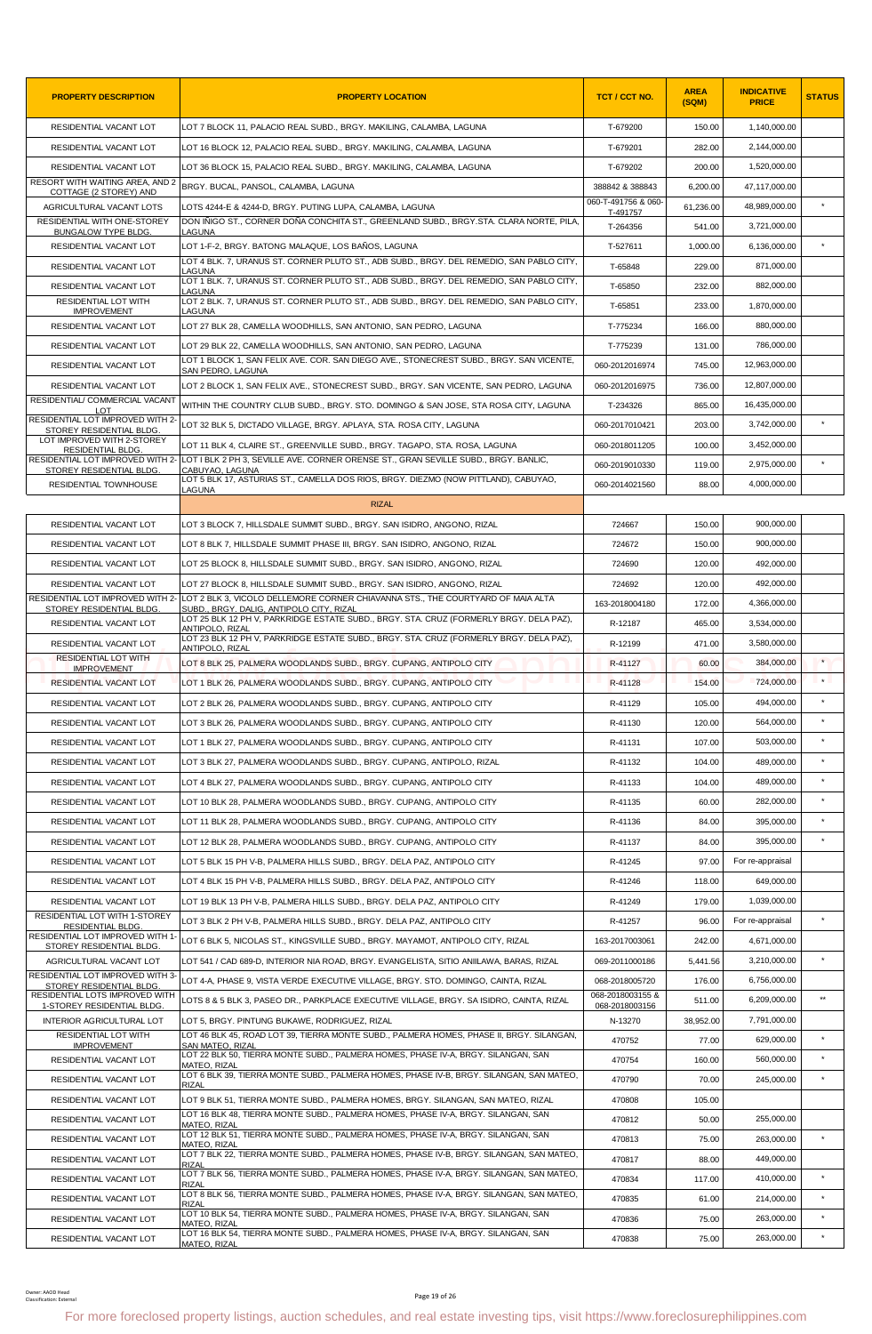| PROPERTY DESCRIPTION | PROPERTY LOCATION | TCT / CCT NO. | AREA (SQM) | INDICATIVE PRICE | STATUS |
|---|---|---|---|---|---|
| RESIDENTIAL VACANT LOT | LOT 7 BLOCK 11, PALACIO REAL SUBD., BRGY. MAKILING, CALAMBA, LAGUNA | T-679200 | 150.00 | 1,140,000.00 | |
| RESIDENTIAL VACANT LOT | LOT 16 BLOCK 12, PALACIO REAL SUBD., BRGY. MAKILING, CALAMBA, LAGUNA | T-679201 | 282.00 | 2,144,000.00 | |
| RESIDENTIAL VACANT LOT | LOT 36 BLOCK 15, PALACIO REAL SUBD., BRGY. MAKILING, CALAMBA, LAGUNA | T-679202 | 200.00 | 1,520,000.00 | |
| RESORT WITH WAITING AREA, AND 2 COTTAGE (2 STOREY) AND | BRGY. BUCAL, PANSOL, CALAMBA, LAGUNA | 388842 & 388843 | 6,200.00 | 47,117,000.00 | |
| AGRICULTURAL VACANT LOTS | LOTS 4244-E & 4244-D, BRGY. PUTING LUPA, CALAMBA, LAGUNA | 060-T-491756 & 060-T-491757 | 61,236.00 | 48,989,000.00 | * |
| RESIDENTIAL WITH ONE-STOREY BUNGALOW TYPE BLDG. | DON IÑIGO ST., CORNER DOÑA CONCHITA ST., GREENLAND SUBD., BRGY.STA. CLARA NORTE, PILA, LAGUNA | T-264356 | 541.00 | 3,721,000.00 | |
| RESIDENTIAL VACANT LOT | LOT 1-F-2, BRGY. BATONG MALAQUE, LOS BAÑOS, LAGUNA | T-527611 | 1,000.00 | 6,136,000.00 | * |
| RESIDENTIAL VACANT LOT | LOT 4 BLK. 7, URANUS ST. CORNER PLUTO ST., ADB SUBD., BRGY. DEL REMEDIO, SAN PABLO CITY, LAGUNA | T-65848 | 229.00 | 871,000.00 | |
| RESIDENTIAL VACANT LOT | LOT 1 BLK. 7, URANUS ST. CORNER PLUTO ST., ADB SUBD., BRGY. DEL REMEDIO, SAN PABLO CITY, LAGUNA | T-65850 | 232.00 | 882,000.00 | |
| RESIDENTIAL LOT WITH IMPROVEMENT | LOT 2 BLK. 7, URANUS ST. CORNER PLUTO ST., ADB SUBD., BRGY. DEL REMEDIO, SAN PABLO CITY, LAGUNA | T-65851 | 233.00 | 1,870,000.00 | |
| RESIDENTIAL VACANT LOT | LOT 27 BLK 28, CAMELLA WOODHILLS, SAN ANTONIO, SAN PEDRO, LAGUNA | T-775234 | 166.00 | 880,000.00 | |
| RESIDENTIAL VACANT LOT | LOT 29 BLK 22, CAMELLA WOODHILLS, SAN ANTONIO, SAN PEDRO, LAGUNA | T-775239 | 131.00 | 786,000.00 | |
| RESIDENTIAL VACANT LOT | LOT 1 BLOCK 1, SAN FELIX AVE. COR. SAN DIEGO AVE., STONECREST SUBD., BRGY. SAN VICENTE, SAN PEDRO, LAGUNA | 060-2012016974 | 745.00 | 12,963,000.00 | |
| RESIDENTIAL VACANT LOT | LOT 2 BLOCK 1, SAN FELIX AVE., STONECREST SUBD., BRGY. SAN VICENTE, SAN PEDRO, LAGUNA | 060-2012016975 | 736.00 | 12,807,000.00 | |
| RESIDENTIAL/ COMMERCIAL VACANT LOT | WITHIN THE COUNTRY CLUB SUBD., BRGY. STO. DOMINGO & SAN JOSE, STA ROSA CITY, LAGUNA | T-234326 | 865.00 | 16,435,000.00 | |
| RESIDENTIAL LOT IMPROVED WITH 2-STOREY RESIDENTIAL BLDG. | LOT 32 BLK 5, DICTADO VILLAGE, BRGY. APLAYA, STA. ROSA CITY, LAGUNA | 060-2017010421 | 203.00 | 3,742,000.00 | * |
| LOT IMPROVED WITH 2-STOREY RESIDENTIAL BLDG. | LOT 11 BLK 4, CLAIRE ST., GREENVILLE SUBD., BRGY. TAGAPO, STA. ROSA, LAGUNA | 060-2018011205 | 100.00 | 3,452,000.00 | |
| RESIDENTIAL LOT IMPROVED WITH 2-STOREY RESIDENTIAL BLDG. | LOT I BLK 2 PH 3, SEVILLE AVE. CORNER ORENSE ST., GRAN SEVILLE SUBD., BRGY. BANLIC, CABUYAO, LAGUNA | 060-2019010330 | 119.00 | 2,975,000.00 | * |
| RESIDENTIAL TOWNHOUSE | LOT 5 BLK 17, ASTURIAS ST., CAMELLA DOS RIOS, BRGY. DIEZMO (NOW PITTLAND), CABUYAO, LAGUNA | 060-2014021560 | 88.00 | 4,000,000.00 | |
| | RIZAL | | | | |
| RESIDENTIAL VACANT LOT | LOT 3 BLOCK 7, HILLSDALE SUMMIT SUBD., BRGY. SAN ISIDRO, ANGONO, RIZAL | 724667 | 150.00 | 900,000.00 | |
| RESIDENTIAL VACANT LOT | LOT 8 BLK 7, HILLSDALE SUMMIT PHASE III, BRGY. SAN ISIDRO, ANGONO, RIZAL | 724672 | 150.00 | 900,000.00 | |
| RESIDENTIAL VACANT LOT | LOT 25 BLOCK 8, HILLSDALE SUMMIT SUBD., BRGY. SAN ISIDRO, ANGONO, RIZAL | 724690 | 120.00 | 492,000.00 | |
| RESIDENTIAL VACANT LOT | LOT 27 BLOCK 8, HILLSDALE SUMMIT SUBD., BRGY. SAN ISIDRO, ANGONO, RIZAL | 724692 | 120.00 | 492,000.00 | |
| RESIDENTIAL LOT IMPROVED WITH 2-STOREY RESIDENTIAL BLDG. | LOT 2 BLK 3, VICOLO DELLEMORE CORNER CHIAVANNA STS., THE COURTYARD OF MAIA ALTA SUBD., BRGY. DALIG, ANTIPOLO CITY, RIZAL | 163-2018004180 | 172.00 | 4,366,000.00 | |
| RESIDENTIAL VACANT LOT | LOT 25 BLK 12 PH V, PARKRIDGE ESTATE SUBD., BRGY. STA. CRUZ (FORMERLY BRGY. DELA PAZ), ANTIPOLO, RIZAL | R-12187 | 465.00 | 3,534,000.00 | |
| RESIDENTIAL VACANT LOT | LOT 23 BLK 12 PH V, PARKRIDGE ESTATE SUBD., BRGY. STA. CRUZ (FORMERLY BRGY. DELA PAZ), ANTIPOLO, RIZAL | R-12199 | 471.00 | 3,580,000.00 | |
| RESIDENTIAL LOT WITH IMPROVEMENT | LOT 8 BLK 25, PALMERA WOODLANDS SUBD., BRGY. CUPANG, ANTIPOLO CITY | R-41127 | 60.00 | 384,000.00 | * |
| RESIDENTIAL VACANT LOT | LOT 1 BLK 26, PALMERA WOODLANDS SUBD., BRGY. CUPANG, ANTIPOLO CITY | R-41128 | 154.00 | 724,000.00 | * |
| RESIDENTIAL VACANT LOT | LOT 2 BLK 26, PALMERA WOODLANDS SUBD., BRGY. CUPANG, ANTIPOLO CITY | R-41129 | 105.00 | 494,000.00 | * |
| RESIDENTIAL VACANT LOT | LOT 3 BLK 26, PALMERA WOODLANDS SUBD., BRGY. CUPANG, ANTIPOLO CITY | R-41130 | 120.00 | 564,000.00 | * |
| RESIDENTIAL VACANT LOT | LOT 1 BLK 27, PALMERA WOODLANDS SUBD., BRGY. CUPANG, ANTIPOLO CITY | R-41131 | 107.00 | 503,000.00 | * |
| RESIDENTIAL VACANT LOT | LOT 3 BLK 27, PALMERA WOODLANDS SUBD., BRGY. CUPANG, ANTIPOLO, RIZAL | R-41132 | 104.00 | 489,000.00 | * |
| RESIDENTIAL VACANT LOT | LOT 4 BLK 27, PALMERA WOODLANDS SUBD., BRGY. CUPANG, ANTIPOLO CITY | R-41133 | 104.00 | 489,000.00 | * |
| RESIDENTIAL VACANT LOT | LOT 10 BLK 28, PALMERA WOODLANDS SUBD., BRGY. CUPANG, ANTIPOLO CITY | R-41135 | 60.00 | 282,000.00 | * |
| RESIDENTIAL VACANT LOT | LOT 11 BLK 28, PALMERA WOODLANDS SUBD., BRGY. CUPANG, ANTIPOLO CITY | R-41136 | 84.00 | 395,000.00 | * |
| RESIDENTIAL VACANT LOT | LOT 12 BLK 28, PALMERA WOODLANDS SUBD., BRGY. CUPANG, ANTIPOLO CITY | R-41137 | 84.00 | 395,000.00 | * |
| RESIDENTIAL VACANT LOT | LOT 5 BLK 15 PH V-B, PALMERA HILLS SUBD., BRGY. DELA PAZ, ANTIPOLO CITY | R-41245 | 97.00 | For re-appraisal | |
| RESIDENTIAL VACANT LOT | LOT 4 BLK 15 PH V-B, PALMERA HILLS SUBD., BRGY. DELA PAZ, ANTIPOLO CITY | R-41246 | 118.00 | 649,000.00 | |
| RESIDENTIAL VACANT LOT | LOT 19 BLK 13 PH V-B, PALMERA HILLS SUBD., BRGY. DELA PAZ, ANTIPOLO CITY | R-41249 | 179.00 | 1,039,000.00 | |
| RESIDENTIAL LOT WITH 1-STOREY RESIDENTIAL BLDG. | LOT 3 BLK 2 PH V-B, PALMERA HILLS SUBD., BRGY. DELA PAZ, ANTIPOLO CITY | R-41257 | 96.00 | For re-appraisal | * |
| RESIDENTIAL LOT IMPROVED WITH 1-STOREY RESIDENTIAL BLDG. | LOT 6 BLK 5, NICOLAS ST., KINGSVILLE SUBD., BRGY. MAYAMOT, ANTIPOLO CITY, RIZAL | 163-2017003061 | 242.00 | 4,671,000.00 | |
| AGRICULTURAL VACANT LOT | LOT 541 / CAD 689-D, INTERIOR NIA ROAD, BRGY. EVANGELISTA, SITIO ANIILAWA, BARAS, RIZAL | 069-2011000186 | 5,441.56 | 3,210,000.00 | * |
| RESIDENTIAL LOT IMPROVED WITH 3-STOREY RESIDENTIAL BLDG. | LOT 4-A, PHASE 9, VISTA VERDE EXECUTIVE VILLAGE, BRGY. STO. DOMINGO, CAINTA, RIZAL | 068-2018005720 | 176.00 | 6,756,000.00 | |
| RESIDENTIAL LOTS IMPROVED WITH 1-STOREY RESIDENTIAL BLDG. | LOTS 8 & 5 BLK 3, PASEO DR., PARKPLACE EXECUTIVE VILLAGE, BRGY. SA ISIDRO, CAINTA, RIZAL | 068-2018003155 & 068-2018003156 | 511.00 | 6,209,000.00 | ** |
| INTERIOR AGRICULTURAL LOT | LOT 5, BRGY. PINTUNG BUKAWE, RODRIGUEZ, RIZAL | N-13270 | 38,952.00 | 7,791,000.00 | |
| RESIDENTIAL LOT WITH IMPROVEMENT | LOT 46 BLK 45, ROAD LOT 39, TIERRA MONTE SUBD., PALMERA HOMES, PHASE II, BRGY. SILANGAN, SAN MATEO, RIZAL | 470752 | 77.00 | 629,000.00 | * |
| RESIDENTIAL VACANT LOT | LOT 22 BLK 50, TIERRA MONTE SUBD., PALMERA HOMES, PHASE IV-A, BRGY. SILANGAN, SAN MATEO, RIZAL | 470754 | 160.00 | 560,000.00 | * |
| RESIDENTIAL VACANT LOT | LOT 6 BLK 39, TIERRA MONTE SUBD., PALMERA HOMES, PHASE IV-B, BRGY. SILANGAN, SAN MATEO, RIZAL | 470790 | 70.00 | 245,000.00 | * |
| RESIDENTIAL VACANT LOT | LOT 9 BLK 51, TIERRA MONTE SUBD., PALMERA HOMES, BRGY. SILANGAN, SAN MATEO, RIZAL | 470808 | 105.00 | | |
| RESIDENTIAL VACANT LOT | LOT 16 BLK 48, TIERRA MONTE SUBD., PALMERA HOMES, PHASE IV-A, BRGY. SILANGAN, SAN MATEO, RIZAL | 470812 | 50.00 | 255,000.00 | |
| RESIDENTIAL VACANT LOT | LOT 12 BLK 51, TIERRA MONTE SUBD., PALMERA HOMES, PHASE IV-A, BRGY. SILANGAN, SAN MATEO, RIZAL | 470813 | 75.00 | 263,000.00 | * |
| RESIDENTIAL VACANT LOT | LOT 7 BLK 22, TIERRA MONTE SUBD., PALMERA HOMES, PHASE IV-B, BRGY. SILANGAN, SAN MATEO, RIZAL | 470817 | 88.00 | 449,000.00 | |
| RESIDENTIAL VACANT LOT | LOT 7 BLK 56, TIERRA MONTE SUBD., PALMERA HOMES, PHASE IV-A, BRGY. SILANGAN, SAN MATEO, RIZAL | 470834 | 117.00 | 410,000.00 | * |
| RESIDENTIAL VACANT LOT | LOT 8 BLK 56, TIERRA MONTE SUBD., PALMERA HOMES, PHASE IV-A, BRGY. SILANGAN, SAN MATEO, RIZAL | 470835 | 61.00 | 214,000.00 | * |
| RESIDENTIAL VACANT LOT | LOT 10 BLK 54, TIERRA MONTE SUBD., PALMERA HOMES, PHASE IV-A, BRGY. SILANGAN, SAN MATEO, RIZAL | 470836 | 75.00 | 263,000.00 | * |
| RESIDENTIAL VACANT LOT | LOT 16 BLK 54, TIERRA MONTE SUBD., PALMERA HOMES, PHASE IV-A, BRGY. SILANGAN, SAN MATEO, RIZAL | 470838 | 75.00 | 263,000.00 | * |

Owner: AAOD Head
Classification: External

For more foreclosed property listings, auction schedules, and real estate investing tips, visit https://www.foreclosurephilippines.com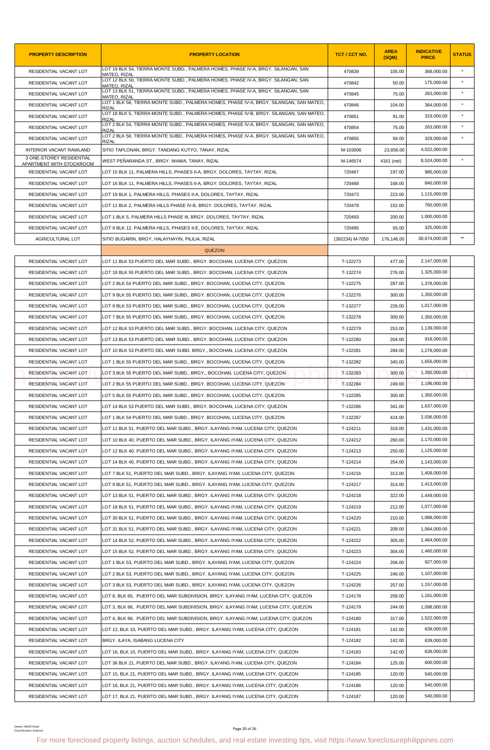| PROPERTY DESCRIPTION | PROPERTY LOCATION | TCT / CCT NO. | AREA (SQM) | INDICATIVE PRICE | STATUS |
|---|---|---|---|---|---|
| RESIDENTIAL VACANT LOT | LOT 19 BLK 54, TIERRA MONTE SUBD., PALMERA HOMES, PHASE IV-A, BRGY. SILANGAN, SAN MATEO, RIZAL | 470839 | 105.00 | 368,000.00 | * |
| RESIDENTIAL VACANT LOT | LOT 12 BLK 50, TIERRA MONTE SUBD., PALMERA HOMES, PHASE IV-A, BRGY. SILANGAN, SAN MATEO, RIZAL | 470842 | 50.00 | 175,000.00 | * |
| RESIDENTIAL VACANT LOT | LOT 13 BLK 51, TIERRA MONTE SUBD., PALMERA HOMES, PHASE IV-A, BRGY. SILANGAN, SAN MATEO, RIZAL | 470845 | 75.00 | 263,000.00 | * |
| RESIDENTIAL VACANT LOT | LOT 1 BLK 56, TIERRA MONTE SUBD., PALMERA HOMES, PHASE IV-A, BRGY. SILANGAN, SAN MATEO, RIZAL | 470846 | 104.00 | 364,000.00 | * |
| RESIDENTIAL VACANT LOT | LOT 18 BLK 5, TIERRA MONTE SUBD., PALMERA HOMES, PHASE IV-B, BRGY. SILANGAN, SAN MATEO, RIZAL | 470851 | 91.00 | 319,000.00 | * |
| RESIDENTIAL VACANT LOT | LOT 2 BLK 54, TIERRA MONTE SUBD., PALMERA HOMES, PHASE IV-A, BRGY. SILANGAN, SAN MATEO, RIZAL | 470854 | 75.00 | 263,000.00 | * |
| RESIDENTIAL VACANT LOT | LOT 2 BLK 56, TIERRA MONTE SUBD., PALMERA HOMES, PHASE IV-A, BRGY. SILANGAN, SAN MATEO, RIZAL | 470855 | 94.00 | 329,000.00 | * |
| INTERIOR VACANT RAWLAND | SITIO TAPLONAN, BRGY. TANDANG KUTYO, TANAY, RIZAL | M-103006 | 23,656.00 | 4,022,000.00 | |
| 3 ONE-STOREY RESIDENTIAL APARTMENT WITH STOCKROOM | WEST PEÑARANDA ST., BRGY. WAWA, TANAY, RIZAL | M-146574 | 4161 (net) | 8,524,000.00 | * |
| RESIDENTIAL VACANT LOT | LOT 15 BLK 11, PALMERA HILLS, PHASES II-A, BRGY. DOLORES, TAYTAY, RIZAL | 720467 | 197.00 | 985,000.00 | |
| RESIDENTIAL VACANT LOT | LOT 16 BLK 11, PALMERA HILLS, PHASES II-A, BRGY. DOLORES, TAYTAY, RIZAL | 720468 | 168.00 | 840,000.00 | |
| RESIDENTIAL VACANT LOT | LOT 19 BLK 1, PALMERA HILLS, PHASES II-A, DOLORES, TAYTAY, RIZAL | 720473 | 223.00 | 1,115,000.00 | |
| RESIDENTIAL VACANT LOT | LOT 11 BLK 2, PALMERA HILLS PHASE IV-B, BRGY. DOLORES, TAYTAY, RIZAL | 720479 | 152.00 | 760,000.00 | |
| RESIDENTIAL VACANT LOT | LOT 1 BLK 5, PALMERA HILLS PHASE III, BRGY. DOLORES, TAYTAY, RIZAL | 720493 | 200.00 | 1,000,000.00 | |
| RESIDENTIAL VACANT LOT | LOT 9 BLK 12, PALMERA HILLS, PHASES II-E, DOLORES, TAYTAY, RIZAL | 720495 | 65.00 | 325,000.00 | |
| AGRICULTURAL LOT | SITIO BUGARIN, BRGY. HALAYHAYIN, PILILIA, RIZAL | (392234) M-7050 | 176,146.00 | 30,674,000.00 | ** |
| | QUEZON | | | | |
| RESIDENTIAL VACANT LOT | LOT 11 BLK 53 PUERTO DEL MAR SUBD., BRGY. BOCOHAN, LUCENA CITY, QUEZON | T-132273 | 477.00 | 2,147,000.00 | |
| RESIDENTIAL VACANT LOT | LOT 18 BLK 55 PUERTO DEL MAR SUBD., BRGY. BOCOHAN, LUCENA CITY, QUEZON | T-132274 | 276.00 | 1,325,000.00 | |
| RESIDENTIAL VACANT LOT | LOT 2 BLK 54 PUERTO DEL MAR SUBD., BRGY. BOCOHAN, LUCENA CITY, QUEZON | T-132275 | 287.00 | 1,378,000.00 | |
| RESIDENTIAL VACANT LOT | LOT 9 BLK 55 PUERTO DEL MAR SUBD., BRGY. BOCOHAN, LUCENA CITY, QUEZON | T-132276 | 300.00 | 1,350,000.00 | |
| RESIDENTIAL VACANT LOT | LOT 9 BLK 53 PUERTO DEL MAR SUBD., BRGY. BOCOHAN, LUCENA CITY, QUEZON | T-132277 | 226.00 | 1,017,000.00 | |
| RESIDENTIAL VACANT LOT | LOT 7 BLK 55 PUERTO DEL MAR SUBD., BRGY. BOCOHAN, LUCENA CITY, QUEZON | T-132278 | 300.00 | 1,350,000.00 | |
| RESIDENTIAL VACANT LOT | LOT 12 BLK 53 PUERTO DEL MAR SUBD., BRGY. BOCOHAN, LUCENA CITY, QUEZON | T-132279 | 253.00 | 1,139,000.00 | |
| RESIDENTIAL VACANT LOT | LOT 13 BLK 53 PUERTO DEL MAR SUBD., BRGY. BOCOHAN, LUCENA CITY, QUEZON | T-132280 | 204.00 | 918,000.00 | |
| RESIDENTIAL VACANT LOT | LOT 10 BLK 53 PUERTO DEL MAR SUBD. BRGY., BOCOHAN, LUCENA CITY, QUEZON | T-132281 | 284.00 | 1,278,000.00 | |
| RESIDENTIAL VACANT LOT | LOT 1 BLK 55 PUERTO DEL MAR SUBD., BRGY. BOCOHAN, LUCENA CITY, QUEZON | T-132282 | 345.00 | 1,656,000.00 | |
| RESIDENTIAL VACANT LOT | LOT 3 BLK 55 PUERTO DEL MAR SUBD., BRGY., BOCOHAN, LUCENA CITY, QUEZON | T-132283 | 300.00 | 1,350,000.00 | |
| RESIDENTIAL VACANT LOT | LOT 2 BLK 55 PUERTO DEL MAR SUBD., BRGY. BOCOHAN, LUCENA CITY, QUEZON | T-132284 | 249.00 | 1,196,000.00 | |
| RESIDENTIAL VACANT LOT | LOT 5 BLK 55 PUERTO DEL MAR SUBD., BRGY. BOCOHAN, LUCENA CITY, QUEZON | T-132285 | 300.00 | 1,350,000.00 | |
| RESIDENTIAL VACANT LOT | LOT 14 BLK 53 PUERTO DEL MAR SUBD., BRGY. BOCOHAN, LUCENA CITY, QUEZON | T-132286 | 341.00 | 1,637,000.00 | |
| RESIDENTIAL VACANT LOT | LOT 1 BLK 54 PUERTO DEL MAR SUBD., BRGY. BOCOHAN, LUCENA CITY, QUEZON | T-132287 | 424.00 | 2,036,000.00 | |
| RESIDENTIAL VACANT LOT | LOT 11 BLK 51, PUERTO DEL MAR SUBD., BRGY. ILAYANG IYAM, LUCENA CITY, QUEZON | T-124211 | 318.00 | 1,431,000.00 | |
| RESIDENTIAL VACANT LOT | LOT 10 BLK 40, PUERTO DEL MAR SUBD., BRGY. ILAYANG IYAM, LUCENA CITY, QUEZON | T-124212 | 260.00 | 1,170,000.00 | |
| RESIDENTIAL VACANT LOT | LOT 12 BLK 40, PUERTO DEL MAR SUBD., BRGY. ILAYANG IYAM, LUCENA CITY, QUEZON | T-124213 | 250.00 | 1,125,000.00 | |
| RESIDENTIAL VACANT LOT | LOT 14 BLK 40, PUERTO DEL MAR SUBD., BRGY. ILAYANG IYAM, LUCENA CITY, QUEZON | T-124214 | 254.00 | 1,143,000.00 | |
| RESIDENTIAL VACANT LOT | LOT 7 BLK 51, PUERTO DEL MAR SUBD., BRGY. ILAYANG IYAM, LUCENA CITY, QUEZON | T-124216 | 313.00 | 1,409,000.00 | |
| RESIDENTIAL VACANT LOT | LOT 9 BLK 51, PUERTO DEL MAR SUBD., BRGY. ILAYANG IYAM, LUCENA CITY, QUEZON | T-124217 | 314.00 | 1,413,000.00 | |
| RESIDENTIAL VACANT LOT | LOT 13 BLK 51, PUERTO DEL MAR SUBD., BRGY. ILAYANG IYAM, LUCENA CITY, QUEZON | T-124218 | 322.00 | 1,449,000.00 | |
| RESIDENTIAL VACANT LOT | LOT 18 BLK 51, PUERTO DEL MAR SUBD., BRGY. ILAYANG IYAM, LUCENA CITY, QUEZON | T-124219 | 212.00 | 1,077,000.00 | |
| RESIDENTIAL VACANT LOT | LOT 30 BLK 51, PUERTO DEL MAR SUBD., BRGY. ILAYANG IYAM, LUCENA CITY, QUEZON | T-124220 | 210.00 | 1,088,000.00 | |
| RESIDENTIAL VACANT LOT | LOT 31 BLK 51, PUERTO DEL MAR SUBD., BRGY. ILAYANG IYAM, LUCENA CITY, QUEZON | T-124221 | 209.00 | 1,064,000.00 | |
| RESIDENTIAL VACANT LOT | LOT 14 BLK 52, PUERTO DEL MAR SUBD., BRGY. ILAYANG IYAM, LUCENA CITY, QUEZON | T-124222 | 305.00 | 1,464,000.00 | |
| RESIDENTIAL VACANT LOT | LOT 15 BLK 52, PUERTO DEL MAR SUBD., BRGY. ILAYANG IYAM, LUCENA CITY, QUEZON | T-124223 | 304.00 | 1,460,000.00 | |
| RESIDENTIAL VACANT LOT | LOT 1 BLK 53, PUERTO DEL MAR SUBD., BRGY. ILAYANG IYAM, LUCENA CITY, QUEZON | T-124224 | 206.00 | 927,000.00 | |
| RESIDENTIAL VACANT LOT | LOT 2 BLK 53, PUERTO DEL MAR SUBD., BRGY. ILAYANG IYAM, LUCENA CITY, QUEZON | T-124225 | 246.00 | 1,107,000.00 | |
| RESIDENTIAL VACANT LOT | LOT 3 BLK 53, PUERTO DEL MAR SUBD., BRGY. ILAYANG IYAM, LUCENA CITY, QUEZON | T-124226 | 257.00 | 1,157,000.00 | |
| RESIDENTIAL VACANT LOT | LOT 8, BLK 65, PUERTO DEL MAR SUBDIVISION, BRGY. ILAYANG IYAM, LUCENA CITY, QUEZON | T-124178 | 258.00 | 1,161,000.00 | |
| RESIDENTIAL VACANT LOT | LOT 3, BLK 66, PUERTO DEL MAR SUBDIVISION, BRGY. ILAYANG IYAM, LUCENA CITY, QUEZON | T-124179 | 244.00 | 1,098,000.00 | |
| RESIDENTIAL VACANT LOT | LOT 4, BLK 66, PUERTO DEL MAR SUBDIVISION, BRGY. ILAYANG IYAM, LUCENA CITY, QUEZON | T-124180 | 317.00 | 1,522,000.00 | |
| RESIDENTIAL VACANT LOT | LOT 12, BLK 10, PUERTO DEL MAR SUBD., BRGY. ILAYANG IYAM, LUCENA CITY, QUEZON | T-124181 | 142.00 | 639,000.00 | |
| RESIDENTIAL VACANT LOT | BRGY. ILAYA, ISABANG LUCENA CITY | T-124182 | 142.00 | 639,000.00 | |
| RESIDENTIAL VACANT LOT | LOT 16, BLK 10, PUERTO DEL MAR SUBD., BRGY. ILAYANG IYAM, LUCENA CITY, QUEZON | T-124183 | 142.00 | 639,000.00 | |
| RESIDENTIAL VACANT LOT | LOT 36 BLK 21, PUERTO DEL MAR SUBD., BRGY. ILAYANG IYAM, LUCENA CITY, QUEZON | T-124184 | 125.00 | 600,000.00 | |
| RESIDENTIAL VACANT LOT | LOT 15, BLK 21, PUERTO DEL MAR SUBD., BRGY. ILAYANG IYAM, LUCENA CITY, QUEZON | T-124185 | 120.00 | 540,000.00 | |
| RESIDENTIAL VACANT LOT | LOT 16, BLK 21, PUERTO DEL MAR SUBD., BRGY. ILAYANG IYAM, LUCENA CITY, QUEZON | T-124186 | 120.00 | 540,000.00 | |
| RESIDENTIAL VACANT LOT | LOT 17, BLK 21, PUERTO DEL MAR SUBD., BRGY. ILAYANG IYAM, LUCENA CITY, QUEZON | T-124187 | 120.00 | 540,000.00 | |

Owner: AAOD Head
Classification: External

For more foreclosed property listings, auction schedules, and real estate investing tips, visit https://www.foreclosurephilippines.com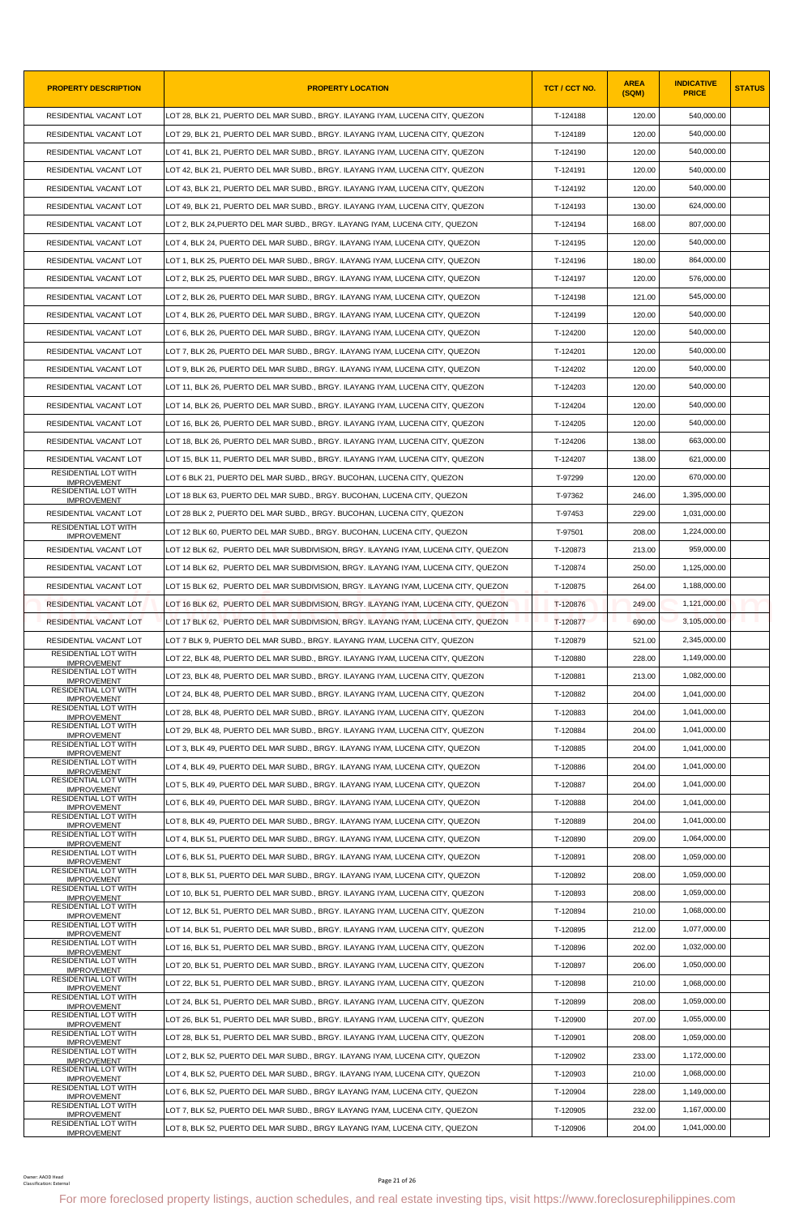| PROPERTY DESCRIPTION | PROPERTY LOCATION | TCT / CCT NO. | AREA (SQM) | INDICATIVE PRICE | STATUS |
|---|---|---|---|---|---|
| RESIDENTIAL VACANT LOT | LOT 28, BLK 21, PUERTO DEL MAR SUBD., BRGY. ILAYANG IYAM, LUCENA CITY, QUEZON | T-124188 | 120.00 | 540,000.00 | |
| RESIDENTIAL VACANT LOT | LOT 29, BLK 21, PUERTO DEL MAR SUBD., BRGY. ILAYANG IYAM, LUCENA CITY, QUEZON | T-124189 | 120.00 | 540,000.00 | |
| RESIDENTIAL VACANT LOT | LOT 41, BLK 21, PUERTO DEL MAR SUBD., BRGY. ILAYANG IYAM, LUCENA CITY, QUEZON | T-124190 | 120.00 | 540,000.00 | |
| RESIDENTIAL VACANT LOT | LOT 42, BLK 21, PUERTO DEL MAR SUBD., BRGY. ILAYANG IYAM, LUCENA CITY, QUEZON | T-124191 | 120.00 | 540,000.00 | |
| RESIDENTIAL VACANT LOT | LOT 43, BLK 21, PUERTO DEL MAR SUBD., BRGY. ILAYANG IYAM, LUCENA CITY, QUEZON | T-124192 | 120.00 | 540,000.00 | |
| RESIDENTIAL VACANT LOT | LOT 49, BLK 21, PUERTO DEL MAR SUBD., BRGY. ILAYANG IYAM, LUCENA CITY, QUEZON | T-124193 | 130.00 | 624,000.00 | |
| RESIDENTIAL VACANT LOT | LOT 2, BLK 24,PUERTO DEL MAR SUBD., BRGY. ILAYANG IYAM, LUCENA CITY, QUEZON | T-124194 | 168.00 | 807,000.00 | |
| RESIDENTIAL VACANT LOT | LOT 4, BLK 24, PUERTO DEL MAR SUBD., BRGY. ILAYANG IYAM, LUCENA CITY, QUEZON | T-124195 | 120.00 | 540,000.00 | |
| RESIDENTIAL VACANT LOT | LOT 1, BLK 25, PUERTO DEL MAR SUBD., BRGY. ILAYANG IYAM, LUCENA CITY, QUEZON | T-124196 | 180.00 | 864,000.00 | |
| RESIDENTIAL VACANT LOT | LOT 2, BLK 25, PUERTO DEL MAR SUBD., BRGY. ILAYANG IYAM, LUCENA CITY, QUEZON | T-124197 | 120.00 | 576,000.00 | |
| RESIDENTIAL VACANT LOT | LOT 2, BLK 26, PUERTO DEL MAR SUBD., BRGY. ILAYANG IYAM, LUCENA CITY, QUEZON | T-124198 | 121.00 | 545,000.00 | |
| RESIDENTIAL VACANT LOT | LOT 4, BLK 26, PUERTO DEL MAR SUBD., BRGY. ILAYANG IYAM, LUCENA CITY, QUEZON | T-124199 | 120.00 | 540,000.00 | |
| RESIDENTIAL VACANT LOT | LOT 6, BLK 26, PUERTO DEL MAR SUBD., BRGY. ILAYANG IYAM, LUCENA CITY, QUEZON | T-124200 | 120.00 | 540,000.00 | |
| RESIDENTIAL VACANT LOT | LOT 7, BLK 26, PUERTO DEL MAR SUBD., BRGY. ILAYANG IYAM, LUCENA CITY, QUEZON | T-124201 | 120.00 | 540,000.00 | |
| RESIDENTIAL VACANT LOT | LOT 9, BLK 26, PUERTO DEL MAR SUBD., BRGY. ILAYANG IYAM, LUCENA CITY, QUEZON | T-124202 | 120.00 | 540,000.00 | |
| RESIDENTIAL VACANT LOT | LOT 11, BLK 26, PUERTO DEL MAR SUBD., BRGY. ILAYANG IYAM, LUCENA CITY, QUEZON | T-124203 | 120.00 | 540,000.00 | |
| RESIDENTIAL VACANT LOT | LOT 14, BLK 26, PUERTO DEL MAR SUBD., BRGY. ILAYANG IYAM, LUCENA CITY, QUEZON | T-124204 | 120.00 | 540,000.00 | |
| RESIDENTIAL VACANT LOT | LOT 16, BLK 26, PUERTO DEL MAR SUBD., BRGY. ILAYANG IYAM, LUCENA CITY, QUEZON | T-124205 | 120.00 | 540,000.00 | |
| RESIDENTIAL VACANT LOT | LOT 18, BLK 26, PUERTO DEL MAR SUBD., BRGY. ILAYANG IYAM, LUCENA CITY, QUEZON | T-124206 | 138.00 | 663,000.00 | |
| RESIDENTIAL VACANT LOT | LOT 15, BLK 11, PUERTO DEL MAR SUBD., BRGY. ILAYANG IYAM, LUCENA CITY, QUEZON | T-124207 | 138.00 | 621,000.00 | |
| RESIDENTIAL LOT WITH IMPROVEMENT | LOT 6 BLK 21, PUERTO DEL MAR SUBD., BRGY. BUCOHAN, LUCENA CITY, QUEZON | T-97299 | 120.00 | 670,000.00 | |
| RESIDENTIAL LOT WITH IMPROVEMENT | LOT 18 BLK 63, PUERTO DEL MAR SUBD., BRGY. BUCOHAN, LUCENA CITY, QUEZON | T-97362 | 246.00 | 1,395,000.00 | |
| RESIDENTIAL VACANT LOT | LOT 28 BLK 2, PUERTO DEL MAR SUBD., BRGY. BUCOHAN, LUCENA CITY, QUEZON | T-97453 | 229.00 | 1,031,000.00 | |
| RESIDENTIAL LOT WITH IMPROVEMENT | LOT 12 BLK 60, PUERTO DEL MAR SUBD., BRGY. BUCOHAN, LUCENA CITY, QUEZON | T-97501 | 208.00 | 1,224,000.00 | |
| RESIDENTIAL VACANT LOT | LOT 12 BLK 62, PUERTO DEL MAR SUBDIVISION, BRGY. ILAYANG IYAM, LUCENA CITY, QUEZON | T-120873 | 213.00 | 959,000.00 | |
| RESIDENTIAL VACANT LOT | LOT 14 BLK 62, PUERTO DEL MAR SUBDIVISION, BRGY. ILAYANG IYAM, LUCENA CITY, QUEZON | T-120874 | 250.00 | 1,125,000.00 | |
| RESIDENTIAL VACANT LOT | LOT 15 BLK 62, PUERTO DEL MAR SUBDIVISION, BRGY. ILAYANG IYAM, LUCENA CITY, QUEZON | T-120875 | 264.00 | 1,188,000.00 | |
| RESIDENTIAL VACANT LOT | LOT 16 BLK 62, PUERTO DEL MAR SUBDIVISION, BRGY. ILAYANG IYAM, LUCENA CITY, QUEZON | T-120876 | 249.00 | 1,121,000.00 | |
| RESIDENTIAL VACANT LOT | LOT 17 BLK 62, PUERTO DEL MAR SUBDIVISION, BRGY. ILAYANG IYAM, LUCENA CITY, QUEZON | T-120877 | 690.00 | 3,105,000.00 | |
| RESIDENTIAL VACANT LOT | LOT 7 BLK 9, PUERTO DEL MAR SUBD., BRGY. ILAYANG IYAM, LUCENA CITY, QUEZON | T-120879 | 521.00 | 2,345,000.00 | |
| RESIDENTIAL LOT WITH IMPROVEMENT | LOT 22, BLK 48, PUERTO DEL MAR SUBD., BRGY. ILAYANG IYAM, LUCENA CITY, QUEZON | T-120880 | 228.00 | 1,149,000.00 | |
| RESIDENTIAL LOT WITH IMPROVEMENT | LOT 23, BLK 48, PUERTO DEL MAR SUBD., BRGY. ILAYANG IYAM, LUCENA CITY, QUEZON | T-120881 | 213.00 | 1,082,000.00 | |
| RESIDENTIAL LOT WITH IMPROVEMENT | LOT 24, BLK 48, PUERTO DEL MAR SUBD., BRGY. ILAYANG IYAM, LUCENA CITY, QUEZON | T-120882 | 204.00 | 1,041,000.00 | |
| RESIDENTIAL LOT WITH IMPROVEMENT | LOT 28, BLK 48, PUERTO DEL MAR SUBD., BRGY. ILAYANG IYAM, LUCENA CITY, QUEZON | T-120883 | 204.00 | 1,041,000.00 | |
| RESIDENTIAL LOT WITH IMPROVEMENT | LOT 29, BLK 48, PUERTO DEL MAR SUBD., BRGY. ILAYANG IYAM, LUCENA CITY, QUEZON | T-120884 | 204.00 | 1,041,000.00 | |
| RESIDENTIAL LOT WITH IMPROVEMENT | LOT 3, BLK 49, PUERTO DEL MAR SUBD., BRGY. ILAYANG IYAM, LUCENA CITY, QUEZON | T-120885 | 204.00 | 1,041,000.00 | |
| RESIDENTIAL LOT WITH IMPROVEMENT | LOT 4, BLK 49, PUERTO DEL MAR SUBD., BRGY. ILAYANG IYAM, LUCENA CITY, QUEZON | T-120886 | 204.00 | 1,041,000.00 | |
| RESIDENTIAL LOT WITH IMPROVEMENT | LOT 5, BLK 49, PUERTO DEL MAR SUBD., BRGY. ILAYANG IYAM, LUCENA CITY, QUEZON | T-120887 | 204.00 | 1,041,000.00 | |
| RESIDENTIAL LOT WITH IMPROVEMENT | LOT 6, BLK 49, PUERTO DEL MAR SUBD., BRGY. ILAYANG IYAM, LUCENA CITY, QUEZON | T-120888 | 204.00 | 1,041,000.00 | |
| RESIDENTIAL LOT WITH IMPROVEMENT | LOT 8, BLK 49, PUERTO DEL MAR SUBD., BRGY. ILAYANG IYAM, LUCENA CITY, QUEZON | T-120889 | 204.00 | 1,041,000.00 | |
| RESIDENTIAL LOT WITH IMPROVEMENT | LOT 4, BLK 51, PUERTO DEL MAR SUBD., BRGY. ILAYANG IYAM, LUCENA CITY, QUEZON | T-120890 | 209.00 | 1,064,000.00 | |
| RESIDENTIAL LOT WITH IMPROVEMENT | LOT 6, BLK 51, PUERTO DEL MAR SUBD., BRGY. ILAYANG IYAM, LUCENA CITY, QUEZON | T-120891 | 208.00 | 1,059,000.00 | |
| RESIDENTIAL LOT WITH IMPROVEMENT | LOT 8, BLK 51, PUERTO DEL MAR SUBD., BRGY. ILAYANG IYAM, LUCENA CITY, QUEZON | T-120892 | 208.00 | 1,059,000.00 | |
| RESIDENTIAL LOT WITH IMPROVEMENT | LOT 10, BLK 51, PUERTO DEL MAR SUBD., BRGY. ILAYANG IYAM, LUCENA CITY, QUEZON | T-120893 | 208.00 | 1,059,000.00 | |
| RESIDENTIAL LOT WITH IMPROVEMENT | LOT 12, BLK 51, PUERTO DEL MAR SUBD., BRGY. ILAYANG IYAM, LUCENA CITY, QUEZON | T-120894 | 210.00 | 1,068,000.00 | |
| RESIDENTIAL LOT WITH IMPROVEMENT | LOT 14, BLK 51, PUERTO DEL MAR SUBD., BRGY. ILAYANG IYAM, LUCENA CITY, QUEZON | T-120895 | 212.00 | 1,077,000.00 | |
| RESIDENTIAL LOT WITH IMPROVEMENT | LOT 16, BLK 51, PUERTO DEL MAR SUBD., BRGY. ILAYANG IYAM, LUCENA CITY, QUEZON | T-120896 | 202.00 | 1,032,000.00 | |
| RESIDENTIAL LOT WITH IMPROVEMENT | LOT 20, BLK 51, PUERTO DEL MAR SUBD., BRGY. ILAYANG IYAM, LUCENA CITY, QUEZON | T-120897 | 206.00 | 1,050,000.00 | |
| RESIDENTIAL LOT WITH IMPROVEMENT | LOT 22, BLK 51, PUERTO DEL MAR SUBD., BRGY. ILAYANG IYAM, LUCENA CITY, QUEZON | T-120898 | 210.00 | 1,068,000.00 | |
| RESIDENTIAL LOT WITH IMPROVEMENT | LOT 24, BLK 51, PUERTO DEL MAR SUBD., BRGY. ILAYANG IYAM, LUCENA CITY, QUEZON | T-120899 | 208.00 | 1,059,000.00 | |
| RESIDENTIAL LOT WITH IMPROVEMENT | LOT 26, BLK 51, PUERTO DEL MAR SUBD., BRGY. ILAYANG IYAM, LUCENA CITY, QUEZON | T-120900 | 207.00 | 1,055,000.00 | |
| RESIDENTIAL LOT WITH IMPROVEMENT | LOT 28, BLK 51, PUERTO DEL MAR SUBD., BRGY. ILAYANG IYAM, LUCENA CITY, QUEZON | T-120901 | 208.00 | 1,059,000.00 | |
| RESIDENTIAL LOT WITH IMPROVEMENT | LOT 2, BLK 52, PUERTO DEL MAR SUBD., BRGY. ILAYANG IYAM, LUCENA CITY, QUEZON | T-120902 | 233.00 | 1,172,000.00 | |
| RESIDENTIAL LOT WITH IMPROVEMENT | LOT 4, BLK 52, PUERTO DEL MAR SUBD., BRGY. ILAYANG IYAM, LUCENA CITY, QUEZON | T-120903 | 210.00 | 1,068,000.00 | |
| RESIDENTIAL LOT WITH IMPROVEMENT | LOT 6, BLK 52, PUERTO DEL MAR SUBD., BRGY ILAYANG IYAM, LUCENA CITY, QUEZON | T-120904 | 228.00 | 1,149,000.00 | |
| RESIDENTIAL LOT WITH IMPROVEMENT | LOT 7, BLK 52, PUERTO DEL MAR SUBD., BRGY. ILAYANG IYAM, LUCENA CITY, QUEZON | T-120905 | 232.00 | 1,167,000.00 | |
| RESIDENTIAL LOT WITH IMPROVEMENT | LOT 8, BLK 52, PUERTO DEL MAR SUBD., BRGY ILAYANG IYAM, LUCENA CITY, QUEZON | T-120906 | 204.00 | 1,041,000.00 | |

Owner: AAOD Head
Classification: External

For more foreclosed property listings, auction schedules, and real estate investing tips, visit https://www.foreclosurephilippines.com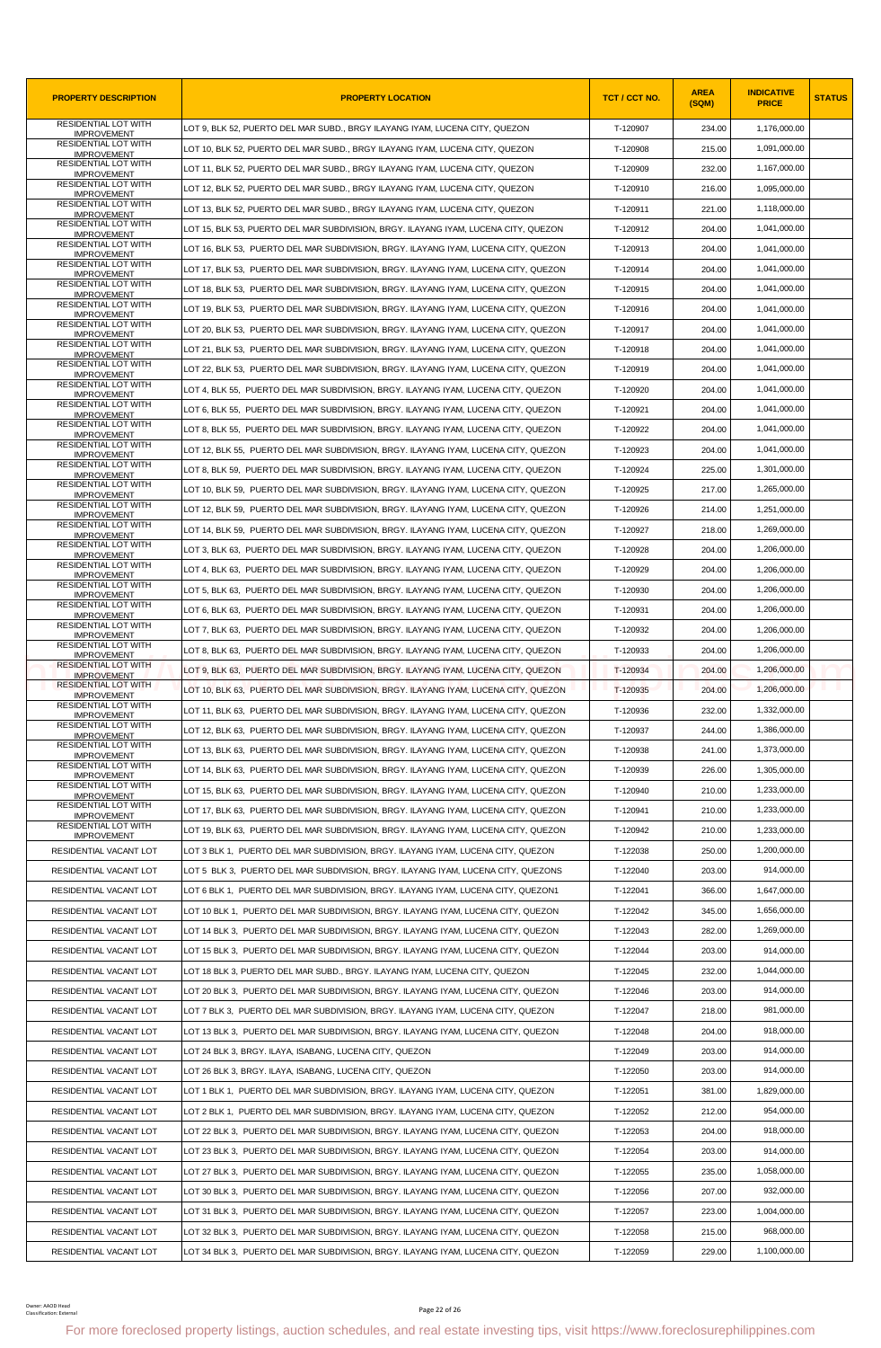| PROPERTY DESCRIPTION | PROPERTY LOCATION | TCT / CCT NO. | AREA (SQM) | INDICATIVE PRICE | STATUS |
|---|---|---|---|---|---|
| RESIDENTIAL LOT WITH IMPROVEMENT | LOT 9, BLK 52, PUERTO DEL MAR SUBD., BRGY ILAYANG IYAM, LUCENA CITY, QUEZON | T-120907 | 234.00 | 1,176,000.00 | |
| RESIDENTIAL LOT WITH IMPROVEMENT | LOT 10, BLK 52, PUERTO DEL MAR SUBD., BRGY ILAYANG IYAM, LUCENA CITY, QUEZON | T-120908 | 215.00 | 1,091,000.00 | |
| RESIDENTIAL LOT WITH IMPROVEMENT | LOT 11, BLK 52, PUERTO DEL MAR SUBD., BRGY ILAYANG IYAM, LUCENA CITY, QUEZON | T-120909 | 232.00 | 1,167,000.00 | |
| RESIDENTIAL LOT WITH IMPROVEMENT | LOT 12, BLK 52, PUERTO DEL MAR SUBD., BRGY ILAYANG IYAM, LUCENA CITY, QUEZON | T-120910 | 216.00 | 1,095,000.00 | |
| RESIDENTIAL LOT WITH IMPROVEMENT | LOT 13, BLK 52, PUERTO DEL MAR SUBD., BRGY ILAYANG IYAM, LUCENA CITY, QUEZON | T-120911 | 221.00 | 1,118,000.00 | |
| RESIDENTIAL LOT WITH IMPROVEMENT | LOT 15, BLK 53, PUERTO DEL MAR SUBDIVISION, BRGY. ILAYANG IYAM, LUCENA CITY, QUEZON | T-120912 | 204.00 | 1,041,000.00 | |
| RESIDENTIAL LOT WITH IMPROVEMENT | LOT 16, BLK 53, PUERTO DEL MAR SUBDIVISION, BRGY. ILAYANG IYAM, LUCENA CITY, QUEZON | T-120913 | 204.00 | 1,041,000.00 | |
| RESIDENTIAL LOT WITH IMPROVEMENT | LOT 17, BLK 53, PUERTO DEL MAR SUBDIVISION, BRGY. ILAYANG IYAM, LUCENA CITY, QUEZON | T-120914 | 204.00 | 1,041,000.00 | |
| RESIDENTIAL LOT WITH IMPROVEMENT | LOT 18, BLK 53, PUERTO DEL MAR SUBDIVISION, BRGY. ILAYANG IYAM, LUCENA CITY, QUEZON | T-120915 | 204.00 | 1,041,000.00 | |
| RESIDENTIAL LOT WITH IMPROVEMENT | LOT 19, BLK 53, PUERTO DEL MAR SUBDIVISION, BRGY. ILAYANG IYAM, LUCENA CITY, QUEZON | T-120916 | 204.00 | 1,041,000.00 | |
| RESIDENTIAL LOT WITH IMPROVEMENT | LOT 20, BLK 53, PUERTO DEL MAR SUBDIVISION, BRGY. ILAYANG IYAM, LUCENA CITY, QUEZON | T-120917 | 204.00 | 1,041,000.00 | |
| RESIDENTIAL LOT WITH IMPROVEMENT | LOT 21, BLK 53, PUERTO DEL MAR SUBDIVISION, BRGY. ILAYANG IYAM, LUCENA CITY, QUEZON | T-120918 | 204.00 | 1,041,000.00 | |
| RESIDENTIAL LOT WITH IMPROVEMENT | LOT 22, BLK 53, PUERTO DEL MAR SUBDIVISION, BRGY. ILAYANG IYAM, LUCENA CITY, QUEZON | T-120919 | 204.00 | 1,041,000.00 | |
| RESIDENTIAL LOT WITH IMPROVEMENT | LOT 4, BLK 55, PUERTO DEL MAR SUBDIVISION, BRGY. ILAYANG IYAM, LUCENA CITY, QUEZON | T-120920 | 204.00 | 1,041,000.00 | |
| RESIDENTIAL LOT WITH IMPROVEMENT | LOT 6, BLK 55, PUERTO DEL MAR SUBDIVISION, BRGY. ILAYANG IYAM, LUCENA CITY, QUEZON | T-120921 | 204.00 | 1,041,000.00 | |
| RESIDENTIAL LOT WITH IMPROVEMENT | LOT 8, BLK 55, PUERTO DEL MAR SUBDIVISION, BRGY. ILAYANG IYAM, LUCENA CITY, QUEZON | T-120922 | 204.00 | 1,041,000.00 | |
| RESIDENTIAL LOT WITH IMPROVEMENT | LOT 12, BLK 55, PUERTO DEL MAR SUBDIVISION, BRGY. ILAYANG IYAM, LUCENA CITY, QUEZON | T-120923 | 204.00 | 1,041,000.00 | |
| RESIDENTIAL LOT WITH IMPROVEMENT | LOT 8, BLK 59, PUERTO DEL MAR SUBDIVISION, BRGY. ILAYANG IYAM, LUCENA CITY, QUEZON | T-120924 | 225.00 | 1,301,000.00 | |
| RESIDENTIAL LOT WITH IMPROVEMENT | LOT 10, BLK 59, PUERTO DEL MAR SUBDIVISION, BRGY. ILAYANG IYAM, LUCENA CITY, QUEZON | T-120925 | 217.00 | 1,265,000.00 | |
| RESIDENTIAL LOT WITH IMPROVEMENT | LOT 12, BLK 59, PUERTO DEL MAR SUBDIVISION, BRGY. ILAYANG IYAM, LUCENA CITY, QUEZON | T-120926 | 214.00 | 1,251,000.00 | |
| RESIDENTIAL LOT WITH IMPROVEMENT | LOT 14, BLK 59, PUERTO DEL MAR SUBDIVISION, BRGY. ILAYANG IYAM, LUCENA CITY, QUEZON | T-120927 | 218.00 | 1,269,000.00 | |
| RESIDENTIAL LOT WITH IMPROVEMENT | LOT 3, BLK 63, PUERTO DEL MAR SUBDIVISION, BRGY. ILAYANG IYAM, LUCENA CITY, QUEZON | T-120928 | 204.00 | 1,206,000.00 | |
| RESIDENTIAL LOT WITH IMPROVEMENT | LOT 4, BLK 63, PUERTO DEL MAR SUBDIVISION, BRGY. ILAYANG IYAM, LUCENA CITY, QUEZON | T-120929 | 204.00 | 1,206,000.00 | |
| RESIDENTIAL LOT WITH IMPROVEMENT | LOT 5, BLK 63, PUERTO DEL MAR SUBDIVISION, BRGY. ILAYANG IYAM, LUCENA CITY, QUEZON | T-120930 | 204.00 | 1,206,000.00 | |
| RESIDENTIAL LOT WITH IMPROVEMENT | LOT 6, BLK 63, PUERTO DEL MAR SUBDIVISION, BRGY. ILAYANG IYAM, LUCENA CITY, QUEZON | T-120931 | 204.00 | 1,206,000.00 | |
| RESIDENTIAL LOT WITH IMPROVEMENT | LOT 7, BLK 63, PUERTO DEL MAR SUBDIVISION, BRGY. ILAYANG IYAM, LUCENA CITY, QUEZON | T-120932 | 204.00 | 1,206,000.00 | |
| RESIDENTIAL LOT WITH IMPROVEMENT | LOT 8, BLK 63, PUERTO DEL MAR SUBDIVISION, BRGY. ILAYANG IYAM, LUCENA CITY, QUEZON | T-120933 | 204.00 | 1,206,000.00 | |
| RESIDENTIAL LOT WITH IMPROVEMENT | LOT 9, BLK 63, PUERTO DEL MAR SUBDIVISION, BRGY. ILAYANG IYAM, LUCENA CITY, QUEZON | T-120934 | 204.00 | 1,206,000.00 | |
| RESIDENTIAL LOT WITH IMPROVEMENT | LOT 10, BLK 63, PUERTO DEL MAR SUBDIVISION, BRGY. ILAYANG IYAM, LUCENA CITY, QUEZON | T-120935 | 204.00 | 1,206,000.00 | |
| RESIDENTIAL LOT WITH IMPROVEMENT | LOT 11, BLK 63, PUERTO DEL MAR SUBDIVISION, BRGY. ILAYANG IYAM, LUCENA CITY, QUEZON | T-120936 | 232.00 | 1,332,000.00 | |
| RESIDENTIAL LOT WITH IMPROVEMENT | LOT 12, BLK 63, PUERTO DEL MAR SUBDIVISION, BRGY. ILAYANG IYAM, LUCENA CITY, QUEZON | T-120937 | 244.00 | 1,386,000.00 | |
| RESIDENTIAL LOT WITH IMPROVEMENT | LOT 13, BLK 63, PUERTO DEL MAR SUBDIVISION, BRGY. ILAYANG IYAM, LUCENA CITY, QUEZON | T-120938 | 241.00 | 1,373,000.00 | |
| RESIDENTIAL LOT WITH IMPROVEMENT | LOT 14, BLK 63, PUERTO DEL MAR SUBDIVISION, BRGY. ILAYANG IYAM, LUCENA CITY, QUEZON | T-120939 | 226.00 | 1,305,000.00 | |
| RESIDENTIAL LOT WITH IMPROVEMENT | LOT 15, BLK 63, PUERTO DEL MAR SUBDIVISION, BRGY. ILAYANG IYAM, LUCENA CITY, QUEZON | T-120940 | 210.00 | 1,233,000.00 | |
| RESIDENTIAL LOT WITH IMPROVEMENT | LOT 17, BLK 63, PUERTO DEL MAR SUBDIVISION, BRGY. ILAYANG IYAM, LUCENA CITY, QUEZON | T-120941 | 210.00 | 1,233,000.00 | |
| RESIDENTIAL LOT WITH IMPROVEMENT | LOT 19, BLK 63, PUERTO DEL MAR SUBDIVISION, BRGY. ILAYANG IYAM, LUCENA CITY, QUEZON | T-120942 | 210.00 | 1,233,000.00 | |
| RESIDENTIAL VACANT LOT | LOT 3 BLK 1, PUERTO DEL MAR SUBDIVISION, BRGY. ILAYANG IYAM, LUCENA CITY, QUEZON | T-122038 | 250.00 | 1,200,000.00 | |
| RESIDENTIAL VACANT LOT | LOT 5 BLK 3, PUERTO DEL MAR SUBDIVISION, BRGY. ILAYANG IYAM, LUCENA CITY, QUEZONS | T-122040 | 203.00 | 914,000.00 | |
| RESIDENTIAL VACANT LOT | LOT 6 BLK 1, PUERTO DEL MAR SUBDIVISION, BRGY. ILAYANG IYAM, LUCENA CITY, QUEZON1 | T-122041 | 366.00 | 1,647,000.00 | |
| RESIDENTIAL VACANT LOT | LOT 10 BLK 1, PUERTO DEL MAR SUBDIVISION, BRGY. ILAYANG IYAM, LUCENA CITY, QUEZON | T-122042 | 345.00 | 1,656,000.00 | |
| RESIDENTIAL VACANT LOT | LOT 14 BLK 3, PUERTO DEL MAR SUBDIVISION, BRGY. ILAYANG IYAM, LUCENA CITY, QUEZON | T-122043 | 282.00 | 1,269,000.00 | |
| RESIDENTIAL VACANT LOT | LOT 15 BLK 3, PUERTO DEL MAR SUBDIVISION, BRGY. ILAYANG IYAM, LUCENA CITY, QUEZON | T-122044 | 203.00 | 914,000.00 | |
| RESIDENTIAL VACANT LOT | LOT 18 BLK 3, PUERTO DEL MAR SUBD., BRGY. ILAYANG IYAM, LUCENA CITY, QUEZON | T-122045 | 232.00 | 1,044,000.00 | |
| RESIDENTIAL VACANT LOT | LOT 20 BLK 3, PUERTO DEL MAR SUBDIVISION, BRGY. ILAYANG IYAM, LUCENA CITY, QUEZON | T-122046 | 203.00 | 914,000.00 | |
| RESIDENTIAL VACANT LOT | LOT 7 BLK 3, PUERTO DEL MAR SUBDIVISION, BRGY. ILAYANG IYAM, LUCENA CITY, QUEZON | T-122047 | 218.00 | 981,000.00 | |
| RESIDENTIAL VACANT LOT | LOT 13 BLK 3, PUERTO DEL MAR SUBDIVISION, BRGY. ILAYANG IYAM, LUCENA CITY, QUEZON | T-122048 | 204.00 | 918,000.00 | |
| RESIDENTIAL VACANT LOT | LOT 24 BLK 3, BRGY. ILAYA, ISABANG, LUCENA CITY, QUEZON | T-122049 | 203.00 | 914,000.00 | |
| RESIDENTIAL VACANT LOT | LOT 26 BLK 3, BRGY. ILAYA, ISABANG, LUCENA CITY, QUEZON | T-122050 | 203.00 | 914,000.00 | |
| RESIDENTIAL VACANT LOT | LOT 1 BLK 1, PUERTO DEL MAR SUBDIVISION, BRGY. ILAYANG IYAM, LUCENA CITY, QUEZON | T-122051 | 381.00 | 1,829,000.00 | |
| RESIDENTIAL VACANT LOT | LOT 2 BLK 1, PUERTO DEL MAR SUBDIVISION, BRGY. ILAYANG IYAM, LUCENA CITY, QUEZON | T-122052 | 212.00 | 954,000.00 | |
| RESIDENTIAL VACANT LOT | LOT 22 BLK 3, PUERTO DEL MAR SUBDIVISION, BRGY. ILAYANG IYAM, LUCENA CITY, QUEZON | T-122053 | 204.00 | 918,000.00 | |
| RESIDENTIAL VACANT LOT | LOT 23 BLK 3, PUERTO DEL MAR SUBDIVISION, BRGY. ILAYANG IYAM, LUCENA CITY, QUEZON | T-122054 | 203.00 | 914,000.00 | |
| RESIDENTIAL VACANT LOT | LOT 27 BLK 3, PUERTO DEL MAR SUBDIVISION, BRGY. ILAYANG IYAM, LUCENA CITY, QUEZON | T-122055 | 235.00 | 1,058,000.00 | |
| RESIDENTIAL VACANT LOT | LOT 30 BLK 3, PUERTO DEL MAR SUBDIVISION, BRGY. ILAYANG IYAM, LUCENA CITY, QUEZON | T-122056 | 207.00 | 932,000.00 | |
| RESIDENTIAL VACANT LOT | LOT 31 BLK 3, PUERTO DEL MAR SUBDIVISION, BRGY. ILAYANG IYAM, LUCENA CITY, QUEZON | T-122057 | 223.00 | 1,004,000.00 | |
| RESIDENTIAL VACANT LOT | LOT 32 BLK 3, PUERTO DEL MAR SUBDIVISION, BRGY. ILAYANG IYAM, LUCENA CITY, QUEZON | T-122058 | 215.00 | 968,000.00 | |
| RESIDENTIAL VACANT LOT | LOT 34 BLK 3, PUERTO DEL MAR SUBDIVISION, BRGY. ILAYANG IYAM, LUCENA CITY, QUEZON | T-122059 | 229.00 | 1,100,000.00 | |

Owner: AAOD Head
Classification: External

For more foreclosed property listings, auction schedules, and real estate investing tips, visit https://www.foreclosurephilippines.com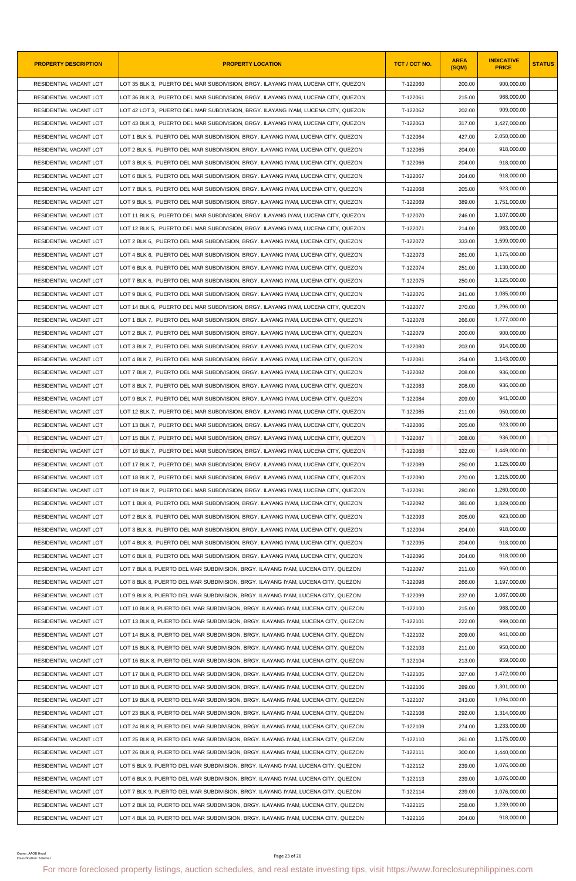| PROPERTY DESCRIPTION | PROPERTY LOCATION | TCT / CCT NO. | AREA (SQM) | INDICATIVE PRICE | STATUS |
|---|---|---|---|---|---|
| RESIDENTIAL VACANT LOT | LOT 35 BLK 3, PUERTO DEL MAR SUBDIVISION, BRGY. ILAYANG IYAM, LUCENA CITY, QUEZON | T-122060 | 200.00 | 900,000.00 | |
| RESIDENTIAL VACANT LOT | LOT 36 BLK 3, PUERTO DEL MAR SUBDIVISION, BRGY. ILAYANG IYAM, LUCENA CITY, QUEZON | T-122061 | 215.00 | 968,000.00 | |
| RESIDENTIAL VACANT LOT | LOT 42 LOT 3, PUERTO DEL MAR SUBDIVISION, BRGY. ILAYANG IYAM, LUCENA CITY, QUEZON | T-122062 | 202.00 | 909,000.00 | |
| RESIDENTIAL VACANT LOT | LOT 43 BLK 3, PUERTO DEL MAR SUBDIVISION, BRGY. ILAYANG IYAM, LUCENA CITY, QUEZON | T-122063 | 317.00 | 1,427,000.00 | |
| RESIDENTIAL VACANT LOT | LOT 1 BLK 5, PUERTO DEL MAR SUBDIVISION, BRGY. ILAYANG IYAM, LUCENA CITY, QUEZON | T-122064 | 427.00 | 2,050,000.00 | |
| RESIDENTIAL VACANT LOT | LOT 2 BLK 5, PUERTO DEL MAR SUBDIVISION, BRGY. ILAYANG IYAM, LUCENA CITY, QUEZON | T-122065 | 204.00 | 918,000.00 | |
| RESIDENTIAL VACANT LOT | LOT 3 BLK 5, PUERTO DEL MAR SUBDIVISION, BRGY. ILAYANG IYAM, LUCENA CITY, QUEZON | T-122066 | 204.00 | 918,000.00 | |
| RESIDENTIAL VACANT LOT | LOT 6 BLK 5, PUERTO DEL MAR SUBDIVISION, BRGY. ILAYANG IYAM, LUCENA CITY, QUEZON | T-122067 | 204.00 | 918,000.00 | |
| RESIDENTIAL VACANT LOT | LOT 7 BLK 5, PUERTO DEL MAR SUBDIVISION, BRGY. ILAYANG IYAM, LUCENA CITY, QUEZON | T-122068 | 205.00 | 923,000.00 | |
| RESIDENTIAL VACANT LOT | LOT 9 BLK 5, PUERTO DEL MAR SUBDIVISION, BRGY. ILAYANG IYAM, LUCENA CITY, QUEZON | T-122069 | 389.00 | 1,751,000.00 | |
| RESIDENTIAL VACANT LOT | LOT 11 BLK 5, PUERTO DEL MAR SUBDIVISION, BRGY. ILAYANG IYAM, LUCENA CITY, QUEZON | T-122070 | 246.00 | 1,107,000.00 | |
| RESIDENTIAL VACANT LOT | LOT 12 BLK 5, PUERTO DEL MAR SUBDIVISION, BRGY. ILAYANG IYAM, LUCENA CITY, QUEZON | T-122071 | 214.00 | 963,000.00 | |
| RESIDENTIAL VACANT LOT | LOT 2 BLK 6, PUERTO DEL MAR SUBDIVISION, BRGY. ILAYANG IYAM, LUCENA CITY, QUEZON | T-122072 | 333.00 | 1,599,000.00 | |
| RESIDENTIAL VACANT LOT | LOT 4 BLK 6, PUERTO DEL MAR SUBDIVISION, BRGY. ILAYANG IYAM, LUCENA CITY, QUEZON | T-122073 | 261.00 | 1,175,000.00 | |
| RESIDENTIAL VACANT LOT | LOT 6 BLK 6, PUERTO DEL MAR SUBDIVISION, BRGY. ILAYANG IYAM, LUCENA CITY, QUEZON | T-122074 | 251.00 | 1,130,000.00 | |
| RESIDENTIAL VACANT LOT | LOT 7 BLK 6, PUERTO DEL MAR SUBDIVISION, BRGY. ILAYANG IYAM, LUCENA CITY, QUEZON | T-122075 | 250.00 | 1,125,000.00 | |
| RESIDENTIAL VACANT LOT | LOT 9 BLK 6, PUERTO DEL MAR SUBDIVISION, BRGY. ILAYANG IYAM, LUCENA CITY, QUEZON | T-122076 | 241.00 | 1,085,000.00 | |
| RESIDENTIAL VACANT LOT | LOT 14 BLK 6, PUERTO DEL MAR SUBDIVISION, BRGY. ILAYANG IYAM, LUCENA CITY, QUEZON | T-122077 | 270.00 | 1,296,000.00 | |
| RESIDENTIAL VACANT LOT | LOT 1 BLK 7, PUERTO DEL MAR SUBDIVISION, BRGY. ILAYANG IYAM, LUCENA CITY, QUEZON | T-122078 | 266.00 | 1,277,000.00 | |
| RESIDENTIAL VACANT LOT | LOT 2 BLK 7, PUERTO DEL MAR SUBDIVISION, BRGY. ILAYANG IYAM, LUCENA CITY, QUEZON | T-122079 | 200.00 | 900,000.00 | |
| RESIDENTIAL VACANT LOT | LOT 3 BLK 7, PUERTO DEL MAR SUBDIVISION, BRGY. ILAYANG IYAM, LUCENA CITY, QUEZON | T-122080 | 203.00 | 914,000.00 | |
| RESIDENTIAL VACANT LOT | LOT 4 BLK 7, PUERTO DEL MAR SUBDIVISION, BRGY. ILAYANG IYAM, LUCENA CITY, QUEZON | T-122081 | 254.00 | 1,143,000.00 | |
| RESIDENTIAL VACANT LOT | LOT 7 BLK 7, PUERTO DEL MAR SUBDIVISION, BRGY. ILAYANG IYAM, LUCENA CITY, QUEZON | T-122082 | 208.00 | 936,000.00 | |
| RESIDENTIAL VACANT LOT | LOT 8 BLK 7, PUERTO DEL MAR SUBDIVISION, BRGY. ILAYANG IYAM, LUCENA CITY, QUEZON | T-122083 | 208.00 | 936,000.00 | |
| RESIDENTIAL VACANT LOT | LOT 9 BLK 7, PUERTO DEL MAR SUBDIVISION, BRGY. ILAYANG IYAM, LUCENA CITY, QUEZON | T-122084 | 209.00 | 941,000.00 | |
| RESIDENTIAL VACANT LOT | LOT 12 BLK 7, PUERTO DEL MAR SUBDIVISION, BRGY. ILAYANG IYAM, LUCENA CITY, QUEZON | T-122085 | 211.00 | 950,000.00 | |
| RESIDENTIAL VACANT LOT | LOT 13 BLK 7, PUERTO DEL MAR SUBDIVISION, BRGY. ILAYANG IYAM, LUCENA CITY, QUEZON | T-122086 | 205.00 | 923,000.00 | |
| RESIDENTIAL VACANT LOT | LOT 15 BLK 7, PUERTO DEL MAR SUBDIVISION, BRGY. ILAYANG IYAM, LUCENA CITY, QUEZON | T-122087 | 208.00 | 936,000.00 | |
| RESIDENTIAL VACANT LOT | LOT 16 BLK 7, PUERTO DEL MAR SUBDIVISION, BRGY. ILAYANG IYAM, LUCENA CITY, QUEZON | T-122088 | 322.00 | 1,449,000.00 | |
| RESIDENTIAL VACANT LOT | LOT 17 BLK 7, PUERTO DEL MAR SUBDIVISION, BRGY. ILAYANG IYAM, LUCENA CITY, QUEZON | T-122089 | 250.00 | 1,125,000.00 | |
| RESIDENTIAL VACANT LOT | LOT 18 BLK 7, PUERTO DEL MAR SUBDIVISION, BRGY. ILAYANG IYAM, LUCENA CITY, QUEZON | T-122090 | 270.00 | 1,215,000.00 | |
| RESIDENTIAL VACANT LOT | LOT 19 BLK 7, PUERTO DEL MAR SUBDIVISION, BRGY. ILAYANG IYAM, LUCENA CITY, QUEZON | T-122091 | 280.00 | 1,260,000.00 | |
| RESIDENTIAL VACANT LOT | LOT 1 BLK 8, PUERTO DEL MAR SUBDIVISION, BRGY. ILAYANG IYAM, LUCENA CITY, QUEZON | T-122092 | 381.00 | 1,829,000.00 | |
| RESIDENTIAL VACANT LOT | LOT 2 BLK 8, PUERTO DEL MAR SUBDIVISION, BRGY. ILAYANG IYAM, LUCENA CITY, QUEZON | T-122093 | 205.00 | 923,000.00 | |
| RESIDENTIAL VACANT LOT | LOT 3 BLK 8, PUERTO DEL MAR SUBDIVISION, BRGY. ILAYANG IYAM, LUCENA CITY, QUEZON | T-122094 | 204.00 | 918,000.00 | |
| RESIDENTIAL VACANT LOT | LOT 4 BLK 8, PUERTO DEL MAR SUBDIVISION, BRGY. ILAYANG IYAM, LUCENA CITY, QUEZON | T-122095 | 204.00 | 918,000.00 | |
| RESIDENTIAL VACANT LOT | LOT 6 BLK 8, PUERTO DEL MAR SUBDIVISION, BRGY. ILAYANG IYAM, LUCENA CITY, QUEZON | T-122096 | 204.00 | 918,000.00 | |
| RESIDENTIAL VACANT LOT | LOT 7 BLK 8, PUERTO DEL MAR SUBDIVISION, BRGY. ILAYANG IYAM, LUCENA CITY, QUEZON | T-122097 | 211.00 | 950,000.00 | |
| RESIDENTIAL VACANT LOT | LOT 8 BLK 8, PUERTO DEL MAR SUBDIVISION, BRGY. ILAYANG IYAM, LUCENA CITY, QUEZON | T-122098 | 266.00 | 1,197,000.00 | |
| RESIDENTIAL VACANT LOT | LOT 9 BLK 8, PUERTO DEL MAR SUBDIVISION, BRGY. ILAYANG IYAM, LUCENA CITY, QUEZON | T-122099 | 237.00 | 1,067,000.00 | |
| RESIDENTIAL VACANT LOT | LOT 10 BLK 8, PUERTO DEL MAR SUBDIVISION, BRGY. ILAYANG IYAM, LUCENA CITY, QUEZON | T-122100 | 215.00 | 968,000.00 | |
| RESIDENTIAL VACANT LOT | LOT 13 BLK 8, PUERTO DEL MAR SUBDIVISION, BRGY. ILAYANG IYAM, LUCENA CITY, QUEZON | T-122101 | 222.00 | 999,000.00 | |
| RESIDENTIAL VACANT LOT | LOT 14 BLK 8, PUERTO DEL MAR SUBDIVISION, BRGY. ILAYANG IYAM, LUCENA CITY, QUEZON | T-122102 | 209.00 | 941,000.00 | |
| RESIDENTIAL VACANT LOT | LOT 15 BLK 8, PUERTO DEL MAR SUBDIVISION, BRGY. ILAYANG IYAM, LUCENA CITY, QUEZON | T-122103 | 211.00 | 950,000.00 | |
| RESIDENTIAL VACANT LOT | LOT 16 BLK 8, PUERTO DEL MAR SUBDIVISION, BRGY. ILAYANG IYAM, LUCENA CITY, QUEZON | T-122104 | 213.00 | 959,000.00 | |
| RESIDENTIAL VACANT LOT | LOT 17 BLK 8, PUERTO DEL MAR SUBDIVISION, BRGY. ILAYANG IYAM, LUCENA CITY, QUEZON | T-122105 | 327.00 | 1,472,000.00 | |
| RESIDENTIAL VACANT LOT | LOT 18 BLK 8, PUERTO DEL MAR SUBDIVISION, BRGY. ILAYANG IYAM, LUCENA CITY, QUEZON | T-122106 | 289.00 | 1,301,000.00 | |
| RESIDENTIAL VACANT LOT | LOT 19 BLK 8, PUERTO DEL MAR SUBDIVISION, BRGY. ILAYANG IYAM, LUCENA CITY, QUEZON | T-122107 | 243.00 | 1,094,000.00 | |
| RESIDENTIAL VACANT LOT | LOT 23 BLK 8, PUERTO DEL MAR SUBDIVISION, BRGY. ILAYANG IYAM, LUCENA CITY, QUEZON | T-122108 | 292.00 | 1,314,000.00 | |
| RESIDENTIAL VACANT LOT | LOT 24 BLK 8, PUERTO DEL MAR SUBDIVISION, BRGY. ILAYANG IYAM, LUCENA CITY, QUEZON | T-122109 | 274.00 | 1,233,000.00 | |
| RESIDENTIAL VACANT LOT | LOT 25 BLK 8, PUERTO DEL MAR SUBDIVISION, BRGY. ILAYANG IYAM, LUCENA CITY, QUEZON | T-122110 | 261.00 | 1,175,000.00 | |
| RESIDENTIAL VACANT LOT | LOT 26 BLK 8, PUERTO DEL MAR SUBDIVISION, BRGY. ILAYANG IYAM, LUCENA CITY, QUEZON | T-122111 | 300.00 | 1,440,000.00 | |
| RESIDENTIAL VACANT LOT | LOT 5 BLK 9, PUERTO DEL MAR SUBDIVISION, BRGY. ILAYANG IYAM, LUCENA CITY, QUEZON | T-122112 | 239.00 | 1,076,000.00 | |
| RESIDENTIAL VACANT LOT | LOT 6 BLK 9, PUERTO DEL MAR SUBDIVISION, BRGY. ILAYANG IYAM, LUCENA CITY, QUEZON | T-122113 | 239.00 | 1,076,000.00 | |
| RESIDENTIAL VACANT LOT | LOT 7 BLK 9, PUERTO DEL MAR SUBDIVISION, BRGY. ILAYANG IYAM, LUCENA CITY, QUEZON | T-122114 | 239.00 | 1,076,000.00 | |
| RESIDENTIAL VACANT LOT | LOT 2 BLK 10, PUERTO DEL MAR SUBDIVISION, BRGY. ILAYANG IYAM, LUCENA CITY, QUEZON | T-122115 | 258.00 | 1,239,000.00 | |
| RESIDENTIAL VACANT LOT | LOT 4 BLK 10, PUERTO DEL MAR SUBDIVISION, BRGY. ILAYANG IYAM, LUCENA CITY, QUEZON | T-122116 | 204.00 | 918,000.00 | |

Owner: AAOD Head
Classification: External

For more foreclosed property listings, auction schedules, and real estate investing tips, visit https://www.foreclosurephilippines.com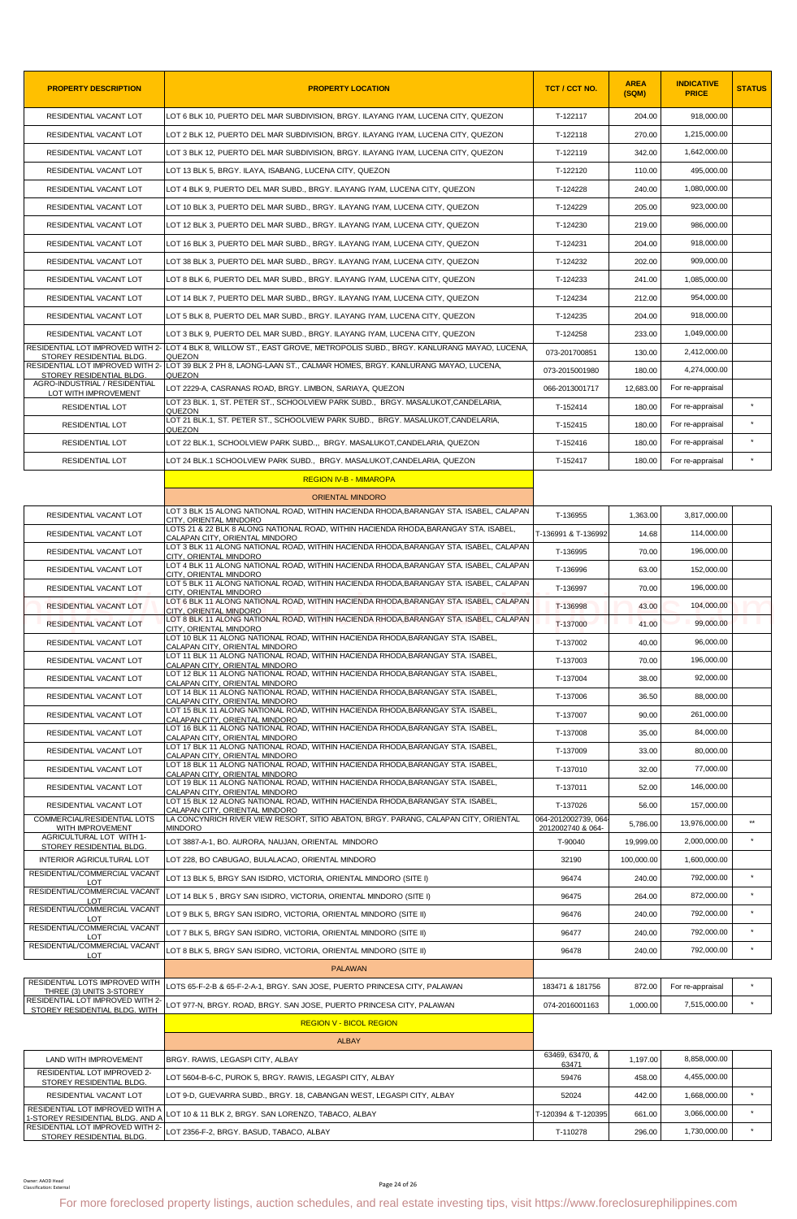| PROPERTY DESCRIPTION | PROPERTY LOCATION | TCT / CCT NO. | AREA (SQM) | INDICATIVE PRICE | STATUS |
|---|---|---|---|---|---|
| RESIDENTIAL VACANT LOT | LOT 6 BLK 10, PUERTO DEL MAR SUBDIVISION, BRGY. ILAYANG IYAM, LUCENA CITY, QUEZON | T-122117 | 204.00 | 918,000.00 | |
| RESIDENTIAL VACANT LOT | LOT 2 BLK 12, PUERTO DEL MAR SUBDIVISION, BRGY. ILAYANG IYAM, LUCENA CITY, QUEZON | T-122118 | 270.00 | 1,215,000.00 | |
| RESIDENTIAL VACANT LOT | LOT 3 BLK 12, PUERTO DEL MAR SUBDIVISION, BRGY. ILAYANG IYAM, LUCENA CITY, QUEZON | T-122119 | 342.00 | 1,642,000.00 | |
| RESIDENTIAL VACANT LOT | LOT 13 BLK 5, BRGY. ILAYA, ISABANG, LUCENA CITY, QUEZON | T-122120 | 110.00 | 495,000.00 | |
| RESIDENTIAL VACANT LOT | LOT 4 BLK 9, PUERTO DEL MAR SUBD., BRGY. ILAYANG IYAM, LUCENA CITY, QUEZON | T-124228 | 240.00 | 1,080,000.00 | |
| RESIDENTIAL VACANT LOT | LOT 10 BLK 3, PUERTO DEL MAR SUBD., BRGY. ILAYANG IYAM, LUCENA CITY, QUEZON | T-124229 | 205.00 | 923,000.00 | |
| RESIDENTIAL VACANT LOT | LOT 12 BLK 3, PUERTO DEL MAR SUBD., BRGY. ILAYANG IYAM, LUCENA CITY, QUEZON | T-124230 | 219.00 | 986,000.00 | |
| RESIDENTIAL VACANT LOT | LOT 16 BLK 3, PUERTO DEL MAR SUBD., BRGY. ILAYANG IYAM, LUCENA CITY, QUEZON | T-124231 | 204.00 | 918,000.00 | |
| RESIDENTIAL VACANT LOT | LOT 38 BLK 3, PUERTO DEL MAR SUBD., BRGY. ILAYANG IYAM, LUCENA CITY, QUEZON | T-124232 | 202.00 | 909,000.00 | |
| RESIDENTIAL VACANT LOT | LOT 8 BLK 6, PUERTO DEL MAR SUBD., BRGY. ILAYANG IYAM, LUCENA CITY, QUEZON | T-124233 | 241.00 | 1,085,000.00 | |
| RESIDENTIAL VACANT LOT | LOT 14 BLK 7, PUERTO DEL MAR SUBD., BRGY. ILAYANG IYAM, LUCENA CITY, QUEZON | T-124234 | 212.00 | 954,000.00 | |
| RESIDENTIAL VACANT LOT | LOT 5 BLK 8, PUERTO DEL MAR SUBD., BRGY. ILAYANG IYAM, LUCENA CITY, QUEZON | T-124235 | 204.00 | 918,000.00 | |
| RESIDENTIAL VACANT LOT | LOT 3 BLK 9, PUERTO DEL MAR SUBD., BRGY. ILAYANG IYAM, LUCENA CITY, QUEZON | T-124258 | 233.00 | 1,049,000.00 | |
| RESIDENTIAL LOT IMPROVED WITH 2-STOREY RESIDENTIAL BLDG. | LOT 4 BLK 8, WILLOW ST., EAST GROVE, METROPOLIS SUBD., BRGY. KANLURANG MAYAO, LUCENA, QUEZON | 073-201700851 | 130.00 | 2,412,000.00 | |
| RESIDENTIAL LOT IMPROVED WITH 2-STOREY RESIDENTIAL BLDG. | LOT 39 BLK 2 PH 8, LAONG-LAAN ST., CALMAR HOMES, BRGY. KANLURANG MAYAO, LUCENA, QUEZON | 073-2015001980 | 180.00 | 4,274,000.00 | |
| AGRO-INDUSTRIAL / RESIDENTIAL LOT WITH IMPROVEMENT | LOT 2229-A, CASRANAS ROAD, BRGY. LIMBON, SARIAYA, QUEZON | 066-2013001717 | 12,683.00 | For re-appraisal | |
| RESIDENTIAL LOT | LOT 23 BLK. 1, ST. PETER ST., SCHOOLVIEW PARK SUBD., BRGY. MASALUKOT,CANDELARIA, QUEZON | T-152414 | 180.00 | For re-appraisal | * |
| RESIDENTIAL LOT | LOT 21 BLK.1, ST. PETER ST., SCHOOLVIEW PARK SUBD., BRGY. MASALUKOT,CANDELARIA, QUEZON | T-152415 | 180.00 | For re-appraisal | * |
| RESIDENTIAL LOT | LOT 22 BLK.1, SCHOOLVIEW PARK SUBD.,, BRGY. MASALUKOT,CANDELARIA, QUEZON | T-152416 | 180.00 | For re-appraisal | * |
| RESIDENTIAL LOT | LOT 24 BLK.1 SCHOOLVIEW PARK SUBD., BRGY. MASALUKOT,CANDELARIA, QUEZON | T-152417 | 180.00 | For re-appraisal | * |
| | REGION IV-B - MIMAROPA | | | | |
| | ORIENTAL MINDORO | | | | |
| RESIDENTIAL VACANT LOT | LOT 3 BLK 15 ALONG NATIONAL ROAD, WITHIN HACIENDA RHODA,BARANGAY STA. ISABEL, CALAPAN CITY, ORIENTAL MINDORO | T-136955 | 1,363.00 | 3,817,000.00 | |
| RESIDENTIAL VACANT LOT | LOTS 21 & 22 BLK 8 ALONG NATIONAL ROAD, WITHIN HACIENDA RHODA,BARANGAY STA. ISABEL, CALAPAN CITY, ORIENTAL MINDORO | T-136991 & T-136992 | 14.68 | 114,000.00 | |
| RESIDENTIAL VACANT LOT | LOT 3 BLK 11 ALONG NATIONAL ROAD, WITHIN HACIENDA RHODA,BARANGAY STA. ISABEL, CALAPAN CITY, ORIENTAL MINDORO | T-136995 | 70.00 | 196,000.00 | |
| RESIDENTIAL VACANT LOT | LOT 4 BLK 11 ALONG NATIONAL ROAD, WITHIN HACIENDA RHODA,BARANGAY STA. ISABEL, CALAPAN CITY, ORIENTAL MINDORO | T-136996 | 63.00 | 152,000.00 | |
| RESIDENTIAL VACANT LOT | LOT 5 BLK 11 ALONG NATIONAL ROAD, WITHIN HACIENDA RHODA,BARANGAY STA. ISABEL, CALAPAN CITY, ORIENTAL MINDORO | T-136997 | 70.00 | 196,000.00 | |
| RESIDENTIAL VACANT LOT | LOT 6 BLK 11 ALONG NATIONAL ROAD, WITHIN HACIENDA RHODA,BARANGAY STA. ISABEL, CALAPAN CITY, ORIENTAL MINDORO | T-136998 | 43.00 | 104,000.00 | |
| RESIDENTIAL VACANT LOT | LOT 8 BLK 11 ALONG NATIONAL ROAD, WITHIN HACIENDA RHODA,BARANGAY STA. ISABEL, CALAPAN CITY, ORIENTAL MINDORO | T-137000 | 41.00 | 99,000.00 | |
| RESIDENTIAL VACANT LOT | LOT 10 BLK 11 ALONG NATIONAL ROAD, WITHIN HACIENDA RHODA,BARANGAY STA. ISABEL, CALAPAN CITY, ORIENTAL MINDORO | T-137002 | 40.00 | 96,000.00 | |
| RESIDENTIAL VACANT LOT | LOT 11 BLK 11 ALONG NATIONAL ROAD, WITHIN HACIENDA RHODA,BARANGAY STA. ISABEL, CALAPAN CITY, ORIENTAL MINDORO | T-137003 | 70.00 | 196,000.00 | |
| RESIDENTIAL VACANT LOT | LOT 12 BLK 11 ALONG NATIONAL ROAD, WITHIN HACIENDA RHODA,BARANGAY STA. ISABEL, CALAPAN CITY, ORIENTAL MINDORO | T-137004 | 38.00 | 92,000.00 | |
| RESIDENTIAL VACANT LOT | LOT 14 BLK 11 ALONG NATIONAL ROAD, WITHIN HACIENDA RHODA,BARANGAY STA. ISABEL, CALAPAN CITY, ORIENTAL MINDORO | T-137006 | 36.50 | 88,000.00 | |
| RESIDENTIAL VACANT LOT | LOT 15 BLK 11 ALONG NATIONAL ROAD, WITHIN HACIENDA RHODA,BARANGAY STA. ISABEL, CALAPAN CITY, ORIENTAL MINDORO | T-137007 | 90.00 | 261,000.00 | |
| RESIDENTIAL VACANT LOT | LOT 16 BLK 11 ALONG NATIONAL ROAD, WITHIN HACIENDA RHODA,BARANGAY STA. ISABEL, CALAPAN CITY, ORIENTAL MINDORO | T-137008 | 35.00 | 84,000.00 | |
| RESIDENTIAL VACANT LOT | LOT 17 BLK 11 ALONG NATIONAL ROAD, WITHIN HACIENDA RHODA,BARANGAY STA. ISABEL, CALAPAN CITY, ORIENTAL MINDORO | T-137009 | 33.00 | 80,000.00 | |
| RESIDENTIAL VACANT LOT | LOT 18 BLK 11 ALONG NATIONAL ROAD, WITHIN HACIENDA RHODA,BARANGAY STA. ISABEL, CALAPAN CITY, ORIENTAL MINDORO | T-137010 | 32.00 | 77,000.00 | |
| RESIDENTIAL VACANT LOT | LOT 19 BLK 11 ALONG NATIONAL ROAD, WITHIN HACIENDA RHODA,BARANGAY STA. ISABEL, CALAPAN CITY, ORIENTAL MINDORO | T-137011 | 52.00 | 146,000.00 | |
| RESIDENTIAL VACANT LOT | LOT 15 BLK 12 ALONG NATIONAL ROAD, WITHIN HACIENDA RHODA,BARANGAY STA. ISABEL, CALAPAN CITY, ORIENTAL MINDORO | T-137026 | 56.00 | 157,000.00 | |
| COMMERCIAL/RESIDENTIAL LOTS WITH IMPROVEMENT | LA CONCYNRICH RIVER VIEW RESORT, SITIO ABATON, BRGY. PARANG, CALAPAN CITY, ORIENTAL MINDORO | 064-2012002739, 064-2012002740 & 064- | 5,786.00 | 13,976,000.00 | ** |
| AGRICULTURAL LOT WITH 1-STOREY RESIDENTIAL BLDG. | LOT 3887-A-1, BO. AURORA, NAUJAN, ORIENTAL MINDORO | T-90040 | 19,999.00 | 2,000,000.00 | * |
| INTERIOR AGRICULTURAL LOT | LOT 228, BO CABUGAO, BULALACAO, ORIENTAL MINDORO | 32190 | 100,000.00 | 1,600,000.00 | |
| RESIDENTIAL/COMMERCIAL VACANT LOT | LOT 13 BLK 5, BRGY SAN ISIDRO, VICTORIA, ORIENTAL MINDORO (SITE I) | 96474 | 240.00 | 792,000.00 | * |
| RESIDENTIAL/COMMERCIAL VACANT LOT | LOT 14 BLK 5 , BRGY SAN ISIDRO, VICTORIA, ORIENTAL MINDORO (SITE I) | 96475 | 264.00 | 872,000.00 | * |
| RESIDENTIAL/COMMERCIAL VACANT LOT | LOT 9 BLK 5, BRGY SAN ISIDRO, VICTORIA, ORIENTAL MINDORO (SITE II) | 96476 | 240.00 | 792,000.00 | * |
| RESIDENTIAL/COMMERCIAL VACANT LOT | LOT 7 BLK 5, BRGY SAN ISIDRO, VICTORIA, ORIENTAL MINDORO (SITE II) | 96477 | 240.00 | 792,000.00 | * |
| RESIDENTIAL/COMMERCIAL VACANT LOT | LOT 8 BLK 5, BRGY SAN ISIDRO, VICTORIA, ORIENTAL MINDORO (SITE II) | 96478 | 240.00 | 792,000.00 | * |
| | PALAWAN | | | | |
| RESIDENTIAL LOTS IMPROVED WITH THREE (3) UNITS 3-STOREY | LOTS 65-F-2-B & 65-F-2-A-1, BRGY. SAN JOSE, PUERTO PRINCESA CITY, PALAWAN | 183471 & 181756 | 872.00 | For re-appraisal | * |
| RESIDENTIAL LOT IMPROVED WITH 2-STOREY RESIDENTIAL BLDG. WITH | LOT 977-N, BRGY. ROAD, BRGY. SAN JOSE, PUERTO PRINCESA CITY, PALAWAN | 074-2016001163 | 1,000.00 | 7,515,000.00 | * |
| | REGION V - BICOL REGION | | | | |
| | ALBAY | | | | |
| LAND WITH IMPROVEMENT | BRGY. RAWIS, LEGASPI CITY, ALBAY | 63469, 63470, & 63471 | 1,197.00 | 8,858,000.00 | |
| RESIDENTIAL LOT IMPROVED 2-STOREY RESIDENTIAL BLDG. | LOT 5604-B-6-C, PUROK 5, BRGY. RAWIS, LEGASPI CITY, ALBAY | 59476 | 458.00 | 4,455,000.00 | |
| RESIDENTIAL VACANT LOT | LOT 9-D, GUEVARRA SUBD., BRGY. 18, CABANGAN WEST, LEGASPI CITY, ALBAY | 52024 | 442.00 | 1,668,000.00 | * |
| RESIDENTIAL LOT IMPROVED WITH A 1-STOREY RESIDENTIAL BLDG. AND A | LOT 10 & 11 BLK 2, BRGY. SAN LORENZO, TABACO, ALBAY | T-120394 & T-120395 | 661.00 | 3,066,000.00 | * |
| RESIDENTIAL LOT IMPROVED WITH 2-STOREY RESIDENTIAL BLDG. | LOT 2356-F-2, BRGY. BASUD, TABACO, ALBAY | T-110278 | 296.00 | 1,730,000.00 | * |

Owner: AAOD Head
Classification: External

For more foreclosed property listings, auction schedules, and real estate investing tips, visit https://www.foreclosurephilippines.com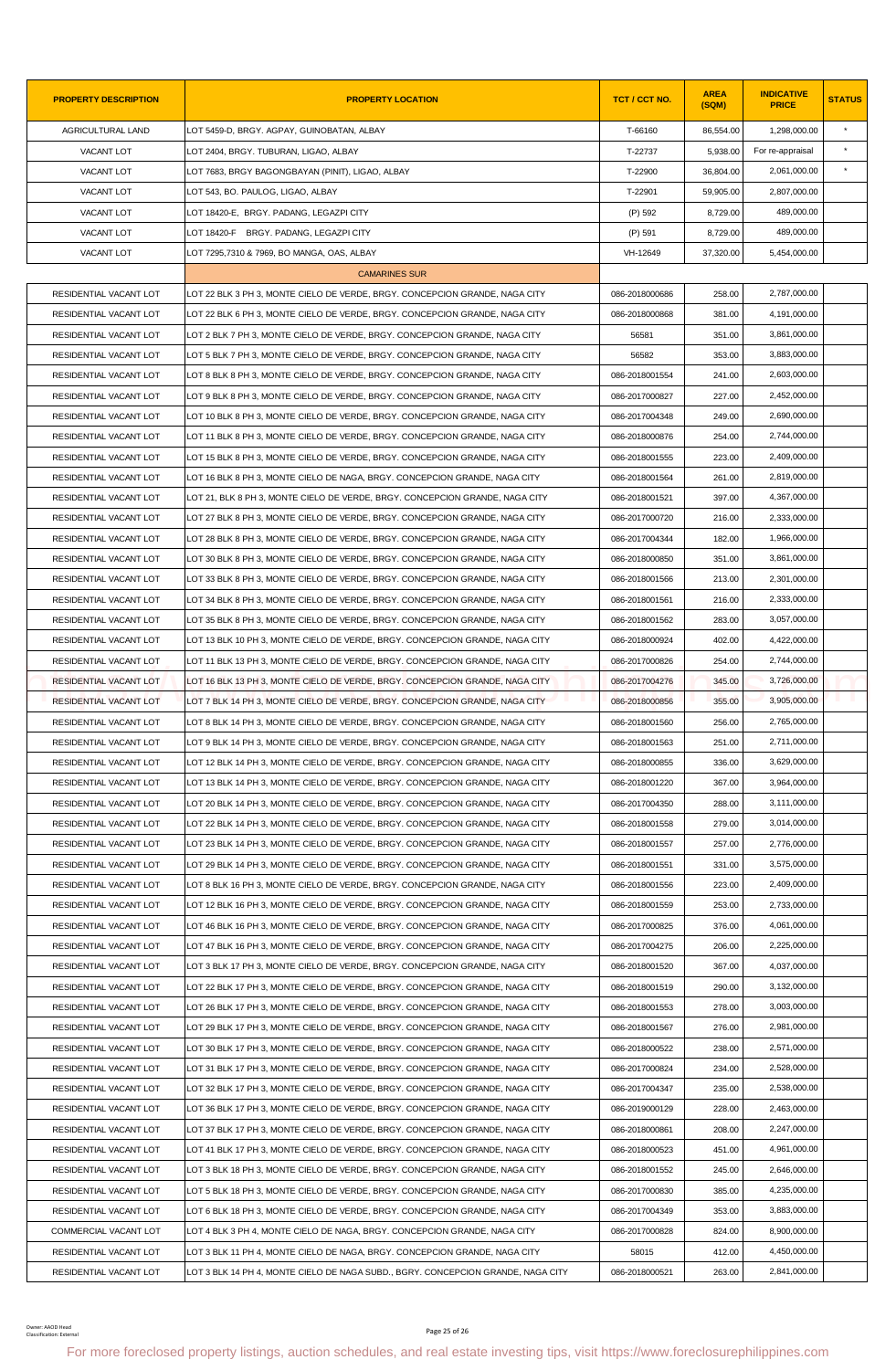| PROPERTY DESCRIPTION | PROPERTY LOCATION | TCT / CCT NO. | AREA (SQM) | INDICATIVE PRICE | STATUS |
|---|---|---|---|---|---|
| AGRICULTURAL LAND | LOT 5459-D, BRGY. AGPAY, GUINOBATAN, ALBAY | T-66160 | 86,554.00 | 1,298,000.00 | * |
| VACANT LOT | LOT 2404, BRGY. TUBURAN, LIGAO, ALBAY | T-22737 | 5,938.00 | For re-appraisal | * |
| VACANT LOT | LOT 7683, BRGY BAGONGBAYAN (PINIT), LIGAO, ALBAY | T-22900 | 36,804.00 | 2,061,000.00 | * |
| VACANT LOT | LOT 543, BO. PAULOG, LIGAO, ALBAY | T-22901 | 59,905.00 | 2,807,000.00 | |
| VACANT LOT | LOT 18420-E, BRGY. PADANG, LEGAZPI CITY | (P) 592 | 8,729.00 | 489,000.00 | |
| VACANT LOT | LOT 18420-F BRGY. PADANG, LEGAZPI CITY | (P) 591 | 8,729.00 | 489,000.00 | |
| VACANT LOT | LOT 7295,7310 & 7969, BO MANGA, OAS, ALBAY | VH-12649 | 37,320.00 | 5,454,000.00 | |
| | CAMARINES SUR | | | | |
| RESIDENTIAL VACANT LOT | LOT 22 BLK 3 PH 3, MONTE CIELO DE VERDE, BRGY. CONCEPCION GRANDE, NAGA CITY | 086-2018000686 | 258.00 | 2,787,000.00 | |
| RESIDENTIAL VACANT LOT | LOT 22 BLK 6 PH 3, MONTE CIELO DE VERDE, BRGY. CONCEPCION GRANDE, NAGA CITY | 086-2018000868 | 381.00 | 4,191,000.00 | |
| RESIDENTIAL VACANT LOT | LOT 2 BLK 7 PH 3, MONTE CIELO DE VERDE, BRGY. CONCEPCION GRANDE, NAGA CITY | 56581 | 351.00 | 3,861,000.00 | |
| RESIDENTIAL VACANT LOT | LOT 5 BLK 7 PH 3, MONTE CIELO DE VERDE, BRGY. CONCEPCION GRANDE, NAGA CITY | 56582 | 353.00 | 3,883,000.00 | |
| RESIDENTIAL VACANT LOT | LOT 8 BLK 8 PH 3, MONTE CIELO DE VERDE, BRGY. CONCEPCION GRANDE, NAGA CITY | 086-2018001554 | 241.00 | 2,603,000.00 | |
| RESIDENTIAL VACANT LOT | LOT 9 BLK 8 PH 3, MONTE CIELO DE VERDE, BRGY. CONCEPCION GRANDE, NAGA CITY | 086-2017000827 | 227.00 | 2,452,000.00 | |
| RESIDENTIAL VACANT LOT | LOT 10 BLK 8 PH 3, MONTE CIELO DE VERDE, BRGY. CONCEPCION GRANDE, NAGA CITY | 086-2017004348 | 249.00 | 2,690,000.00 | |
| RESIDENTIAL VACANT LOT | LOT 11 BLK 8 PH 3, MONTE CIELO DE VERDE, BRGY. CONCEPCION GRANDE, NAGA CITY | 086-2018000876 | 254.00 | 2,744,000.00 | |
| RESIDENTIAL VACANT LOT | LOT 15 BLK 8 PH 3, MONTE CIELO DE VERDE, BRGY. CONCEPCION GRANDE, NAGA CITY | 086-2018001555 | 223.00 | 2,409,000.00 | |
| RESIDENTIAL VACANT LOT | LOT 16 BLK 8 PH 3, MONTE CIELO DE NAGA, BRGY. CONCEPCION GRANDE, NAGA CITY | 086-2018001564 | 261.00 | 2,819,000.00 | |
| RESIDENTIAL VACANT LOT | LOT 21, BLK 8 PH 3, MONTE CIELO DE VERDE, BRGY. CONCEPCION GRANDE, NAGA CITY | 086-2018001521 | 397.00 | 4,367,000.00 | |
| RESIDENTIAL VACANT LOT | LOT 27 BLK 8 PH 3, MONTE CIELO DE VERDE, BRGY. CONCEPCION GRANDE, NAGA CITY | 086-2017000720 | 216.00 | 2,333,000.00 | |
| RESIDENTIAL VACANT LOT | LOT 28 BLK 8 PH 3, MONTE CIELO DE VERDE, BRGY. CONCEPCION GRANDE, NAGA CITY | 086-2017004344 | 182.00 | 1,966,000.00 | |
| RESIDENTIAL VACANT LOT | LOT 30 BLK 8 PH 3, MONTE CIELO DE VERDE, BRGY. CONCEPCION GRANDE, NAGA CITY | 086-2018000850 | 351.00 | 3,861,000.00 | |
| RESIDENTIAL VACANT LOT | LOT 33 BLK 8 PH 3, MONTE CIELO DE VERDE, BRGY. CONCEPCION GRANDE, NAGA CITY | 086-2018001566 | 213.00 | 2,301,000.00 | |
| RESIDENTIAL VACANT LOT | LOT 34 BLK 8 PH 3, MONTE CIELO DE VERDE, BRGY. CONCEPCION GRANDE, NAGA CITY | 086-2018001561 | 216.00 | 2,333,000.00 | |
| RESIDENTIAL VACANT LOT | LOT 35 BLK 8 PH 3, MONTE CIELO DE VERDE, BRGY. CONCEPCION GRANDE, NAGA CITY | 086-2018001562 | 283.00 | 3,057,000.00 | |
| RESIDENTIAL VACANT LOT | LOT 13 BLK 10 PH 3, MONTE CIELO DE VERDE, BRGY. CONCEPCION GRANDE, NAGA CITY | 086-2018000924 | 402.00 | 4,422,000.00 | |
| RESIDENTIAL VACANT LOT | LOT 11 BLK 13 PH 3, MONTE CIELO DE VERDE, BRGY. CONCEPCION GRANDE, NAGA CITY | 086-2017000826 | 254.00 | 2,744,000.00 | |
| RESIDENTIAL VACANT LOT | LOT 16 BLK 13 PH 3, MONTE CIELO DE VERDE, BRGY. CONCEPCION GRANDE, NAGA CITY | 086-2017004276 | 345.00 | 3,726,000.00 | |
| RESIDENTIAL VACANT LOT | LOT 7 BLK 14 PH 3, MONTE CIELO DE VERDE, BRGY. CONCEPCION GRANDE, NAGA CITY | 086-2018000856 | 355.00 | 3,905,000.00 | |
| RESIDENTIAL VACANT LOT | LOT 8 BLK 14 PH 3, MONTE CIELO DE VERDE, BRGY. CONCEPCION GRANDE, NAGA CITY | 086-2018001560 | 256.00 | 2,765,000.00 | |
| RESIDENTIAL VACANT LOT | LOT 9 BLK 14 PH 3, MONTE CIELO DE VERDE, BRGY. CONCEPCION GRANDE, NAGA CITY | 086-2018001563 | 251.00 | 2,711,000.00 | |
| RESIDENTIAL VACANT LOT | LOT 12 BLK 14 PH 3, MONTE CIELO DE VERDE, BRGY. CONCEPCION GRANDE, NAGA CITY | 086-2018000855 | 336.00 | 3,629,000.00 | |
| RESIDENTIAL VACANT LOT | LOT 13 BLK 14 PH 3, MONTE CIELO DE VERDE, BRGY. CONCEPCION GRANDE, NAGA CITY | 086-2018001220 | 367.00 | 3,964,000.00 | |
| RESIDENTIAL VACANT LOT | LOT 20 BLK 14 PH 3, MONTE CIELO DE VERDE, BRGY. CONCEPCION GRANDE, NAGA CITY | 086-2017004350 | 288.00 | 3,111,000.00 | |
| RESIDENTIAL VACANT LOT | LOT 22 BLK 14 PH 3, MONTE CIELO DE VERDE, BRGY. CONCEPCION GRANDE, NAGA CITY | 086-2018001558 | 279.00 | 3,014,000.00 | |
| RESIDENTIAL VACANT LOT | LOT 23 BLK 14 PH 3, MONTE CIELO DE VERDE, BRGY. CONCEPCION GRANDE, NAGA CITY | 086-2018001557 | 257.00 | 2,776,000.00 | |
| RESIDENTIAL VACANT LOT | LOT 29 BLK 14 PH 3, MONTE CIELO DE VERDE, BRGY. CONCEPCION GRANDE, NAGA CITY | 086-2018001551 | 331.00 | 3,575,000.00 | |
| RESIDENTIAL VACANT LOT | LOT 8 BLK 16 PH 3, MONTE CIELO DE VERDE, BRGY. CONCEPCION GRANDE, NAGA CITY | 086-2018001556 | 223.00 | 2,409,000.00 | |
| RESIDENTIAL VACANT LOT | LOT 12 BLK 16 PH 3, MONTE CIELO DE VERDE, BRGY. CONCEPCION GRANDE, NAGA CITY | 086-2018001559 | 253.00 | 2,733,000.00 | |
| RESIDENTIAL VACANT LOT | LOT 46 BLK 16 PH 3, MONTE CIELO DE VERDE, BRGY. CONCEPCION GRANDE, NAGA CITY | 086-2017000825 | 376.00 | 4,061,000.00 | |
| RESIDENTIAL VACANT LOT | LOT 47 BLK 16 PH 3, MONTE CIELO DE VERDE, BRGY. CONCEPCION GRANDE, NAGA CITY | 086-2017004275 | 206.00 | 2,225,000.00 | |
| RESIDENTIAL VACANT LOT | LOT 3 BLK 17 PH 3, MONTE CIELO DE VERDE, BRGY. CONCEPCION GRANDE, NAGA CITY | 086-2018001520 | 367.00 | 4,037,000.00 | |
| RESIDENTIAL VACANT LOT | LOT 22 BLK 17 PH 3, MONTE CIELO DE VERDE, BRGY. CONCEPCION GRANDE, NAGA CITY | 086-2018001519 | 290.00 | 3,132,000.00 | |
| RESIDENTIAL VACANT LOT | LOT 26 BLK 17 PH 3, MONTE CIELO DE VERDE, BRGY. CONCEPCION GRANDE, NAGA CITY | 086-2018001553 | 278.00 | 3,003,000.00 | |
| RESIDENTIAL VACANT LOT | LOT 29 BLK 17 PH 3, MONTE CIELO DE VERDE, BRGY. CONCEPCION GRANDE, NAGA CITY | 086-2018001567 | 276.00 | 2,981,000.00 | |
| RESIDENTIAL VACANT LOT | LOT 30 BLK 17 PH 3, MONTE CIELO DE VERDE, BRGY. CONCEPCION GRANDE, NAGA CITY | 086-2018000522 | 238.00 | 2,571,000.00 | |
| RESIDENTIAL VACANT LOT | LOT 31 BLK 17 PH 3, MONTE CIELO DE VERDE, BRGY. CONCEPCION GRANDE, NAGA CITY | 086-2017000824 | 234.00 | 2,528,000.00 | |
| RESIDENTIAL VACANT LOT | LOT 32 BLK 17 PH 3, MONTE CIELO DE VERDE, BRGY. CONCEPCION GRANDE, NAGA CITY | 086-2017004347 | 235.00 | 2,538,000.00 | |
| RESIDENTIAL VACANT LOT | LOT 36 BLK 17 PH 3, MONTE CIELO DE VERDE, BRGY. CONCEPCION GRANDE, NAGA CITY | 086-2019000129 | 228.00 | 2,463,000.00 | |
| RESIDENTIAL VACANT LOT | LOT 37 BLK 17 PH 3, MONTE CIELO DE VERDE, BRGY. CONCEPCION GRANDE, NAGA CITY | 086-2018000861 | 208.00 | 2,247,000.00 | |
| RESIDENTIAL VACANT LOT | LOT 41 BLK 17 PH 3, MONTE CIELO DE VERDE, BRGY. CONCEPCION GRANDE, NAGA CITY | 086-2018000523 | 451.00 | 4,961,000.00 | |
| RESIDENTIAL VACANT LOT | LOT 3 BLK 18 PH 3, MONTE CIELO DE VERDE, BRGY. CONCEPCION GRANDE, NAGA CITY | 086-2018001552 | 245.00 | 2,646,000.00 | |
| RESIDENTIAL VACANT LOT | LOT 5 BLK 18 PH 3, MONTE CIELO DE VERDE, BRGY. CONCEPCION GRANDE, NAGA CITY | 086-2017000830 | 385.00 | 4,235,000.00 | |
| RESIDENTIAL VACANT LOT | LOT 6 BLK 18 PH 3, MONTE CIELO DE VERDE, BRGY. CONCEPCION GRANDE, NAGA CITY | 086-2017004349 | 353.00 | 3,883,000.00 | |
| COMMERCIAL VACANT LOT | LOT 4 BLK 3 PH 4, MONTE CIELO DE NAGA, BRGY. CONCEPCION GRANDE, NAGA CITY | 086-2017000828 | 824.00 | 8,900,000.00 | |
| RESIDENTIAL VACANT LOT | LOT 3 BLK 11 PH 4, MONTE CIELO DE NAGA, BRGY. CONCEPCION GRANDE, NAGA CITY | 58015 | 412.00 | 4,450,000.00 | |
| RESIDENTIAL VACANT LOT | LOT 3 BLK 14 PH 4, MONTE CIELO DE NAGA SUBD., BGRY. CONCEPCION GRANDE, NAGA CITY | 086-2018000521 | 263.00 | 2,841,000.00 | |

Owner: AAOD Head
Classification: External

For more foreclosed property listings, auction schedules, and real estate investing tips, visit https://www.foreclosurephilippines.com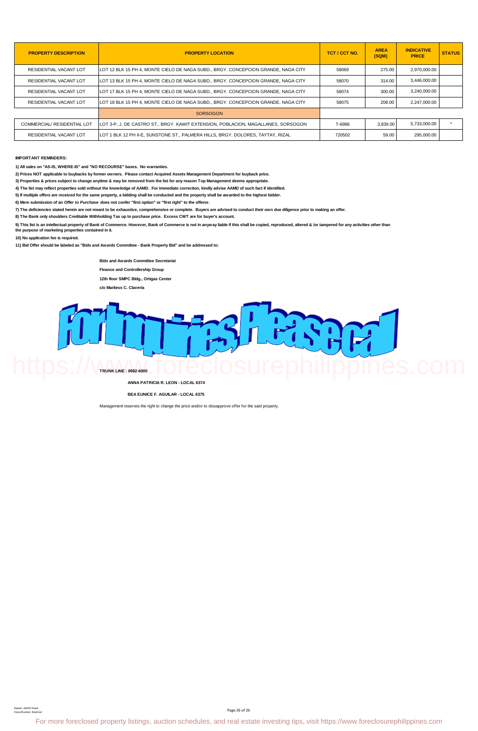| PROPERTY DESCRIPTION | PROPERTY LOCATION | TCT / CCT NO. | AREA (SQM) | INDICATIVE PRICE | STATUS |
|---|---|---|---|---|---|
| RESIDENTIAL VACANT LOT | LOT 12 BLK 15 PH 4, MONTE CIELO DE NAGA SUBD., BRGY. CONCEPCION GRANDE, NAGA CITY | 58069 | 275.00 | 2,970,000.00 | |
| RESIDENTIAL VACANT LOT | LOT 13 BLK 15 PH 4, MONTE CIELO DE NAGA SUBD., BRGY. CONCEPCION GRANDE, NAGA CITY | 58070 | 314.00 | 3,446,000.00 | |
| RESIDENTIAL VACANT LOT | LOT 17 BLK 15 PH 4, MONTE CIELO DE NAGA SUBD., BRGY. CONCEPCION GRANDE, NAGA CITY | 58074 | 300.00 | 3,240,000.00 | |
| RESIDENTIAL VACANT LOT | LOT 18 BLK 15 PH 4, MONTE CIELO DE NAGA SUBD., BRGY. CONCEPCION GRANDE, NAGA CITY | 58075 | 208.00 | 2,247,000.00 | |
| | SORSOGON | | | | |
| COMMERCIAL/ RESIDENTIAL LOT | LOT 3-P, J. DE CASTRO ST., BRGY. KAWIT EXTENSION, POBLACION, MAGALLANES, SORSOGON | T-6986 | 3,839.00 | 5,733,000.00 | * |
| RESIDENTIAL VACANT LOT | LOT 1 BLK 12 PH II-E, SUNSTONE ST., PALMERA HILLS, BRGY. DOLORES, TAYTAY, RIZAL | 720502 | 59.00 | 295,000.00 | |

**IMPORTANT REMINDERS:**

**1) All sales on "AS-IS, WHERE-IS" and "NO RECOURSE" bases. No warranties.**

**2) Prices NOT applicable to buybacks by former owners. Please contact Acquired Assets Management Department for buyback price.**

**3) Properties & prices subject to change anytime & may be removed from the list for any reason Top Management deems appropriate.**

**4) The list may reflect properties sold without the knowledge of AAMD. For immediate correction, kindly advise AAMD of such fact if identified.**

**5) If multiple offers are received for the same property, a bidding shall be conducted and the property shall be awarded to the highest bidder.**

**6) Mere submission of an *Offer to Purchase* does not confer "first option" or "first right" to the offeror.**

**7) The deficiencies stated herein are not meant to be exhaustive, comprehensive or complete. Buyers are advised to conduct their own due diligence prior to making an offer.**

**8) The Bank only shoulders Creditable Withholding Tax up to purchase price. Excess CWT are for buyer's account.**

**9) This list is an intellectual property of Bank of Commerce. However, Bank of Commerce is not in anyway liable if this shall be copied, reproduced, altered & /or tampered for any activities other than the purpose of marketing properties contained in it.**

**10) No application fee is required.**

**11) Bid Offer should be labeled as "Bids and Awards Committee - Bank Property Bid" and be addressed to:**

**Bids and Awards Committee Secretariat**

**Finance and Controllership Group**

**12th floor SMPC Bldg., Ortigas Center**

**c/o Maritess C. Claveria**

For Inquiries, Please call

**TRUNK LINE : 8982-6000**

**ANNA PATRICIA R. LEON - LOCAL 6374**

**BEA EUNICE F. AGUILAR - LOCAL 6375**

Management reserves the right to change the price and/or to dissapprove offer for the said property.